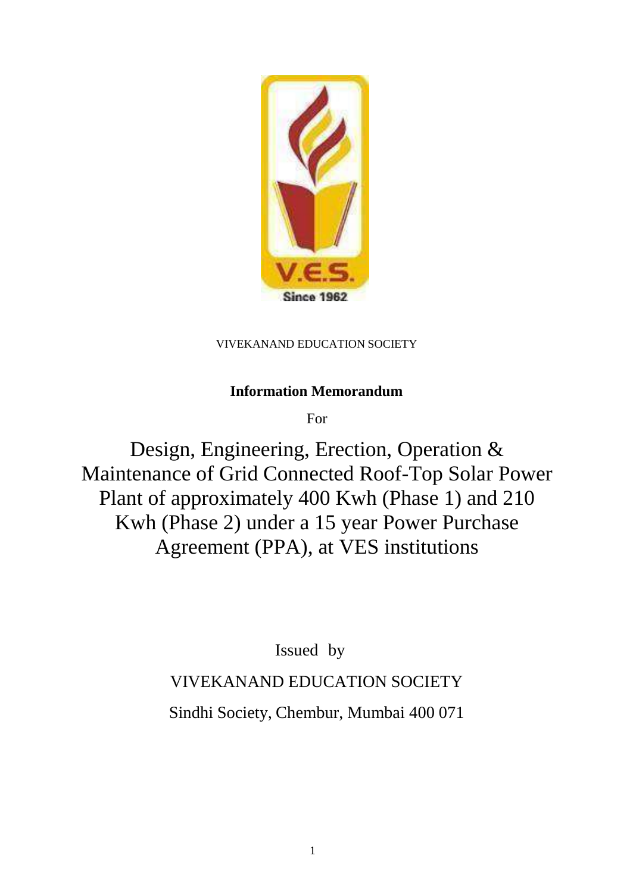V.E.S.

Since 1962

VIVEKANAND EDUCATION SOCIETY

**Information Memorandum**

For

# Design, Engineering, Erection, Operation & Maintenance of Grid Connected Roof-Top Solar Power Plant of approximately 400 Kwh (Phase 1) and 210 Kwh (Phase 2) under a 15 year Power Purchase Agreement (PPA), at VES institutions

Issued by

VIVEKANAND EDUCATION SOCIETY

Sindhi Society, Chembur, Mumbai 400 071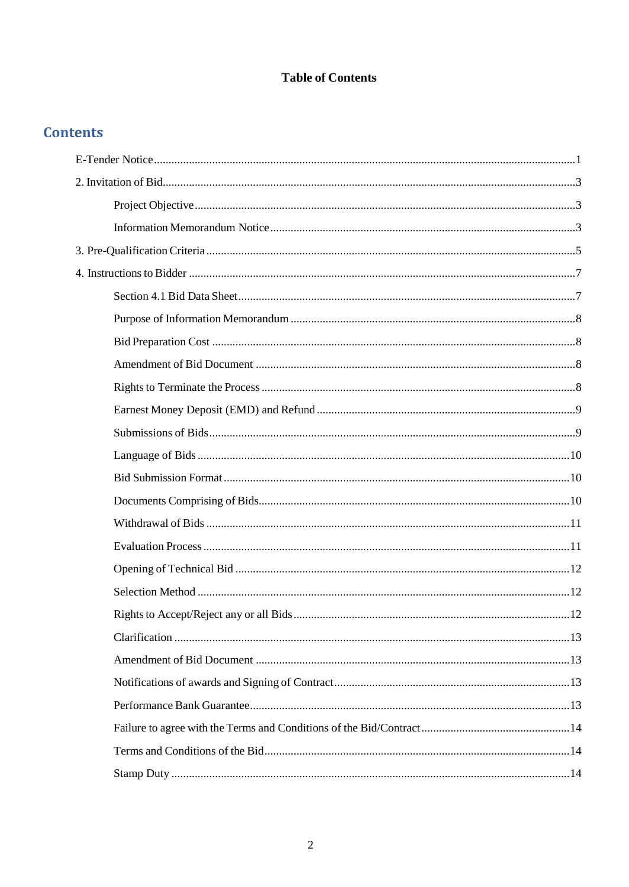**Table of Contents**

## Contents

E-Tender Notice ........................................................................................................................1

2. Invitation of Bid......................................................................................................................3

  Project Objective ..................................................................................................................3

  Information Memorandum Notice ........................................................................................3

3. Pre-Qualification Criteria .......................................................................................................5

4. Instructions to Bidder .............................................................................................................7

  Section 4.1 Bid Data Sheet ...................................................................................................7

  Purpose of Information Memorandum .................................................................................8

  Bid Preparation Cost ............................................................................................................8

  Amendment of Bid Document .............................................................................................8

  Rights to Terminate the Process ...........................................................................................8

  Earnest Money Deposit (EMD) and Refund .........................................................................9

  Submissions of Bids..............................................................................................................9

  Language of Bids ................................................................................................................10

  Bid Submission Format .......................................................................................................10

  Documents Comprising of Bids...........................................................................................10

  Withdrawal of Bids .............................................................................................................11

  Evaluation Process ..............................................................................................................11

  Opening of Technical Bid ...................................................................................................12

  Selection Method ................................................................................................................12

  Rights to Accept/Reject any or all Bids ...............................................................................12

  Clarification ........................................................................................................................13

  Amendment of Bid Document ............................................................................................13

  Notifications of awards and Signing of Contract.................................................................13

  Performance Bank Guarantee..............................................................................................13

  Failure to agree with the Terms and Conditions of the Bid/Contract ...................................14

  Terms and Conditions of the Bid.........................................................................................14

  Stamp Duty .........................................................................................................................14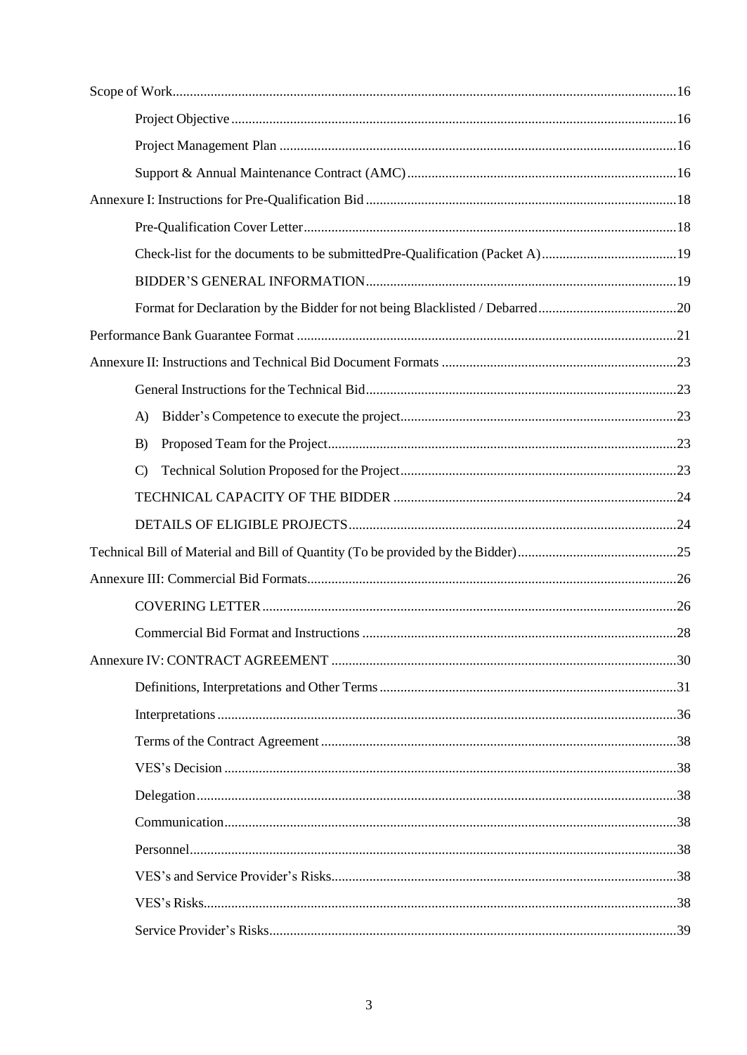Scope of Work....................................................................................................................................16

Project Objective...............................................................................................................16

Project Management Plan .................................................................................................16

Support & Annual Maintenance Contract (AMC)..............................................................16

Annexure I: Instructions for Pre-Qualification Bid.........................................................................18

Pre-Qualification Cover Letter...........................................................................................18

Check-list for the documents to be submittedPre-Qualification (Packet A).......................19

BIDDER'S GENERAL INFORMATION.........................................................................19

Format for Declaration by the Bidder for not being Blacklisted / Debarred........................20

Performance Bank Guarantee Format .............................................................................................21

Annexure II: Instructions and Technical Bid Document Formats ...................................................23

General Instructions for the Technical Bid.........................................................................23

A) Bidder's Competence to execute the project...............................................................23

B) Proposed Team for the Project....................................................................................23

C) Technical Solution Proposed for the Project...............................................................23

TECHNICAL CAPACITY OF THE BIDDER .................................................................24

DETAILS OF ELIGIBLE PROJECTS..............................................................................24

Technical Bill of Material and Bill of Quantity (To be provided by the Bidder).............................25

Annexure III: Commercial Bid Formats.........................................................................................26

COVERING LETTER.......................................................................................................26

Commercial Bid Format and Instructions ..........................................................................28

Annexure IV: CONTRACT AGREEMENT ..................................................................................30

Definitions, Interpretations and Other Terms.....................................................................31

Interpretations....................................................................................................................36

Terms of the Contract Agreement......................................................................................38

VES's Decision .................................................................................................................38

Delegation.........................................................................................................................38

Communication.................................................................................................................38

Personnel...........................................................................................................................38

VES's and Service Provider's Risks..................................................................................38

VES's Risks.......................................................................................................................38

Service Provider's Risks....................................................................................................39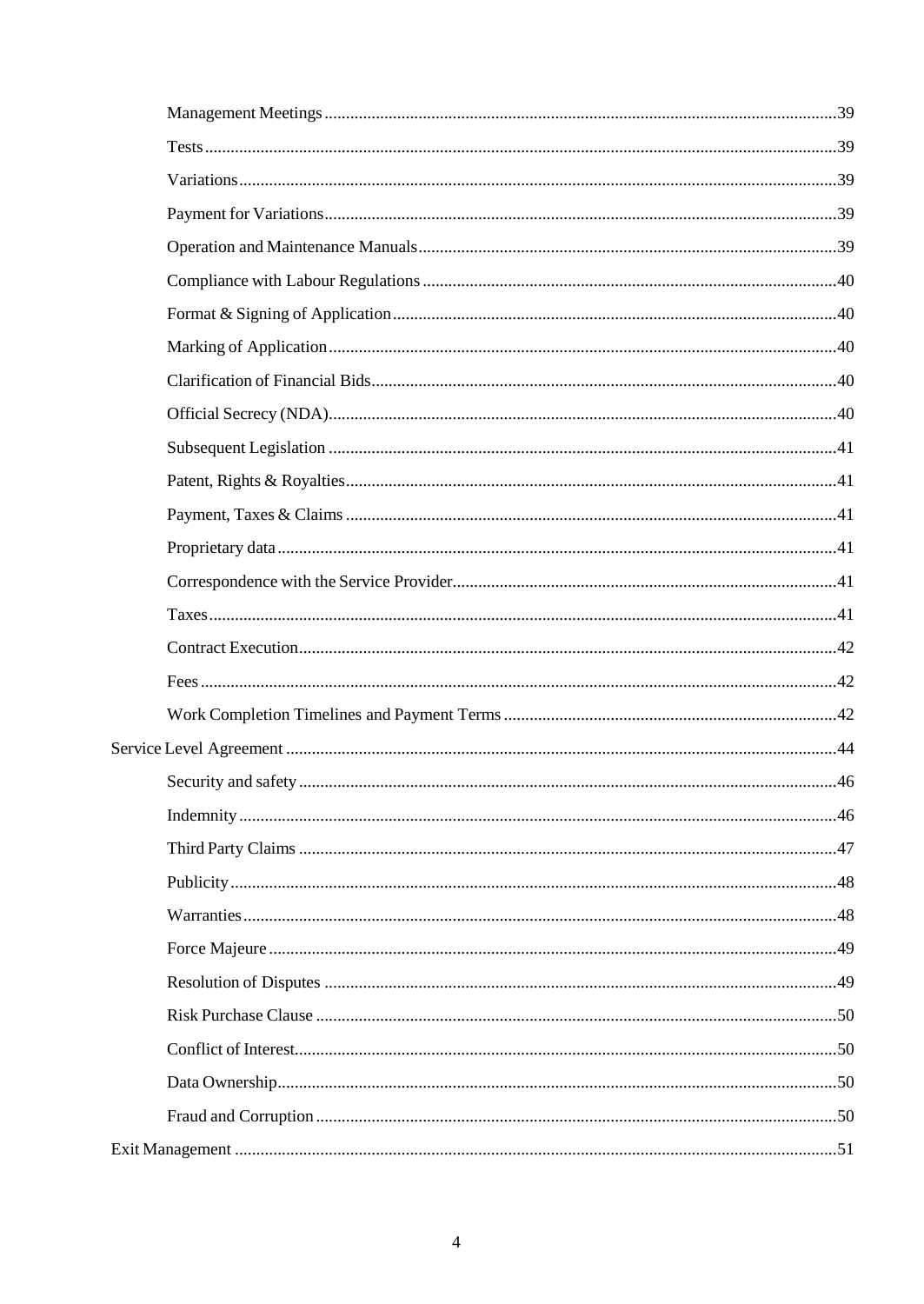- Management Meetings ....... 39
- Tests ....... 39
- Variations ....... 39
- Payment for Variations ....... 39
- Operation and Maintenance Manuals ....... 39
- Compliance with Labour Regulations ....... 40
- Format & Signing of Application ....... 40
- Marking of Application ....... 40
- Clarification of Financial Bids ....... 40
- Official Secrecy (NDA) ....... 40
- Subsequent Legislation ....... 41
- Patent, Rights & Royalties ....... 41
- Payment, Taxes & Claims ....... 41
- Proprietary data ....... 41
- Correspondence with the Service Provider ....... 41
- Taxes ....... 41
- Contract Execution ....... 42
- Fees ....... 42
- Work Completion Timelines and Payment Terms ....... 42

Service Level Agreement ....... 44

- Security and safety ....... 46
- Indemnity ....... 46
- Third Party Claims ....... 47
- Publicity ....... 48
- Warranties ....... 48
- Force Majeure ....... 49
- Resolution of Disputes ....... 49
- Risk Purchase Clause ....... 50
- Conflict of Interest ....... 50
- Data Ownership ....... 50
- Fraud and Corruption ....... 50

Exit Management ....... 51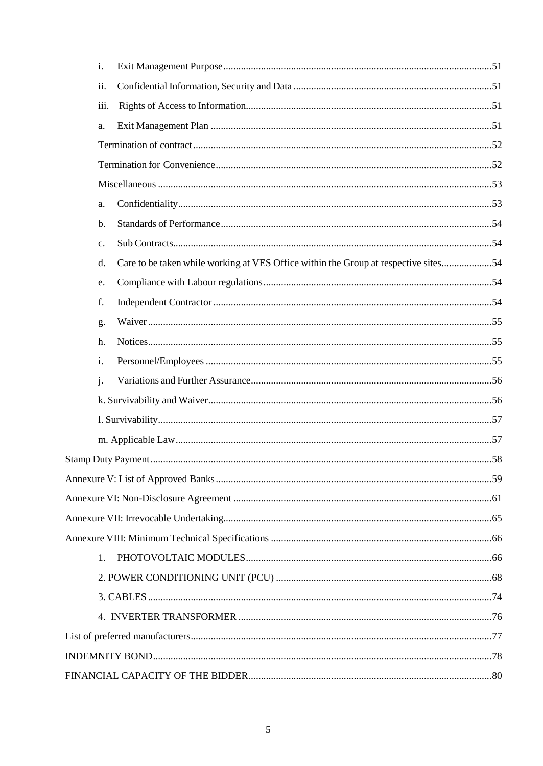- i. Exit Management Purpose ..........51
- ii. Confidential Information, Security and Data ..........51
- iii. Rights of Access to Information ..........51
- a. Exit Management Plan ..........51

Termination of contract ..........52

Termination for Convenience ..........52

Miscellaneous ..........53

- a. Confidentiality ..........53
- b. Standards of Performance ..........54
- c. Sub Contracts ..........54
- d. Care to be taken while working at VES Office within the Group at respective sites ..........54
- e. Compliance with Labour regulations ..........54
- f. Independent Contractor ..........54
- g. Waiver ..........55
- h. Notices ..........55
- i. Personnel/Employees ..........55
- j. Variations and Further Assurance ..........56

k. Survivability and Waiver ..........56

l. Survivability ..........57

m. Applicable Law ..........57

Stamp Duty Payment ..........58

Annexure V: List of Approved Banks ..........59

Annexure VI: Non-Disclosure Agreement ..........61

Annexure VII: Irrevocable Undertaking ..........65

Annexure VIII: Minimum Technical Specifications ..........66

1. PHOTOVOLTAIC MODULES ..........66

2. POWER CONDITIONING UNIT (PCU) ..........68

3. CABLES ..........74

4. INVERTER TRANSFORMER ..........76

List of preferred manufacturers ..........77

INDEMNITY BOND ..........78

FINANCIAL CAPACITY OF THE BIDDER ..........80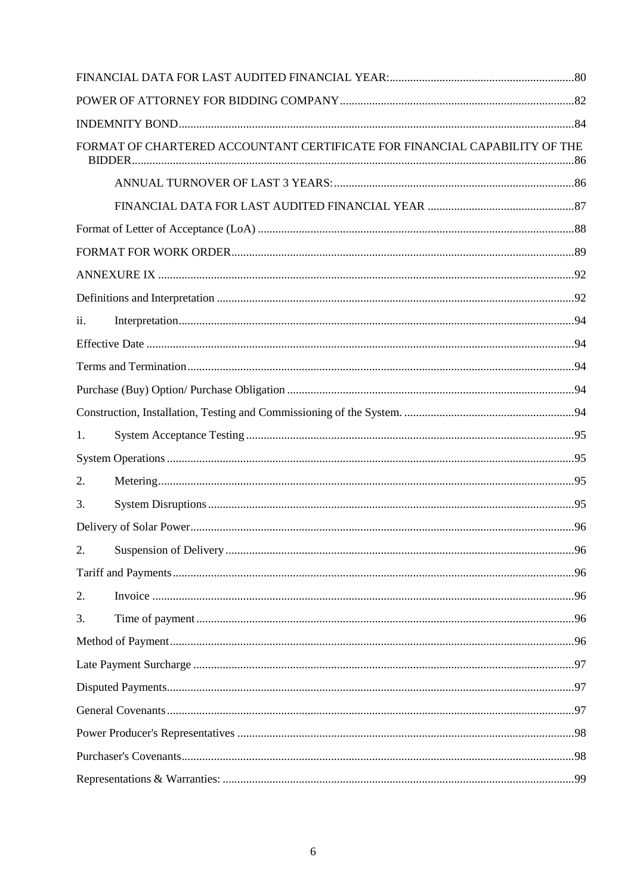FINANCIAL DATA FOR LAST AUDITED FINANCIAL YEAR:........................................................80

POWER OF ATTORNEY FOR BIDDING COMPANY........................................................82

INDEMNITY BOND........................................................................................................84

FORMAT OF CHARTERED ACCOUNTANT CERTIFICATE FOR FINANCIAL CAPABILITY OF THE BIDDER........................................................................................................86

ANNUAL TURNOVER OF LAST 3 YEARS:........................................................86

FINANCIAL DATA FOR LAST AUDITED FINANCIAL YEAR ........................................................87

Format of Letter of Acceptance (LoA) ........................................................................88

FORMAT FOR WORK ORDER........................................................................................89

ANNEXURE IX ........................................................................................................92

Definitions and Interpretation ........................................................................................92

ii. Interpretation........................................................................................................94

Effective Date ........................................................................................................94

Terms and Termination........................................................................................................94

Purchase (Buy) Option/ Purchase Obligation ........................................................................94

Construction, Installation, Testing and Commissioning of the System. ........................................................94

1. System Acceptance Testing........................................................................................95

System Operations........................................................................................................95

2. Metering........................................................................................................95

3. System Disruptions........................................................................................................95

Delivery of Solar Power........................................................................................................96

2. Suspension of Delivery........................................................................................................96

Tariff and Payments........................................................................................................96

2. Invoice ........................................................................................................96

3. Time of payment........................................................................................................96

Method of Payment........................................................................................................96

Late Payment Surcharge ........................................................................................................97

Disputed Payments........................................................................................................97

General Covenants........................................................................................................97

Power Producer's Representatives ........................................................................................98

Purchaser's Covenants........................................................................................................98

Representations & Warranties: ........................................................................................99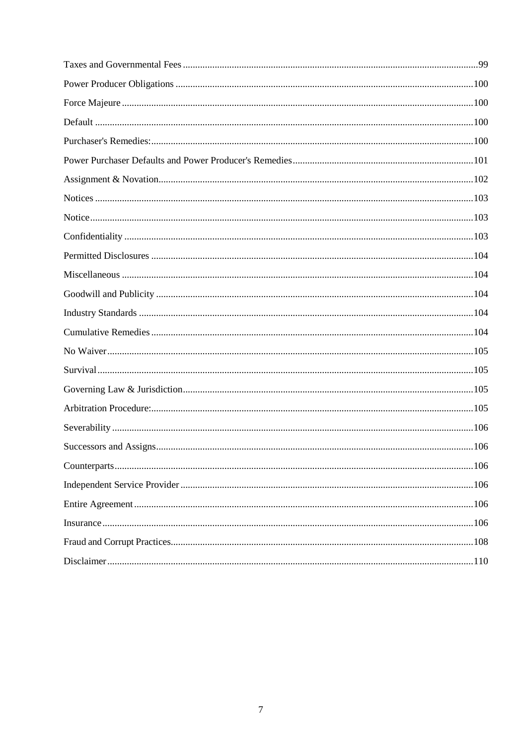Taxes and Governmental Fees ....................................................................................................................99

Power Producer Obligations ....................................................................................................................100

Force Majeure ..........................................................................................................................................100

Default ......................................................................................................................................................100

Purchaser's Remedies: ..............................................................................................................................100

Power Purchaser Defaults and Power Producer's Remedies ....................................................................101

Assignment & Novation ...........................................................................................................................102

Notices ......................................................................................................................................................103

Notice .......................................................................................................................................................103

Confidentiality .........................................................................................................................................103

Permitted Disclosures ..............................................................................................................................104

Miscellaneous ..........................................................................................................................................104

Goodwill and Publicity ............................................................................................................................104

Industry Standards ...................................................................................................................................104

Cumulative Remedies ..............................................................................................................................104

No Waiver ................................................................................................................................................105

Survival ....................................................................................................................................................105

Governing Law & Jurisdiction .................................................................................................................105

Arbitration Procedure: ..............................................................................................................................105

Severability ..............................................................................................................................................106

Successors and Assigns ............................................................................................................................106

Counterparts .............................................................................................................................................106

Independent Service Provider ..................................................................................................................106

Entire Agreement .....................................................................................................................................106

Insurance ..................................................................................................................................................106

Fraud and Corrupt Practices .....................................................................................................................108

Disclaimer ................................................................................................................................................110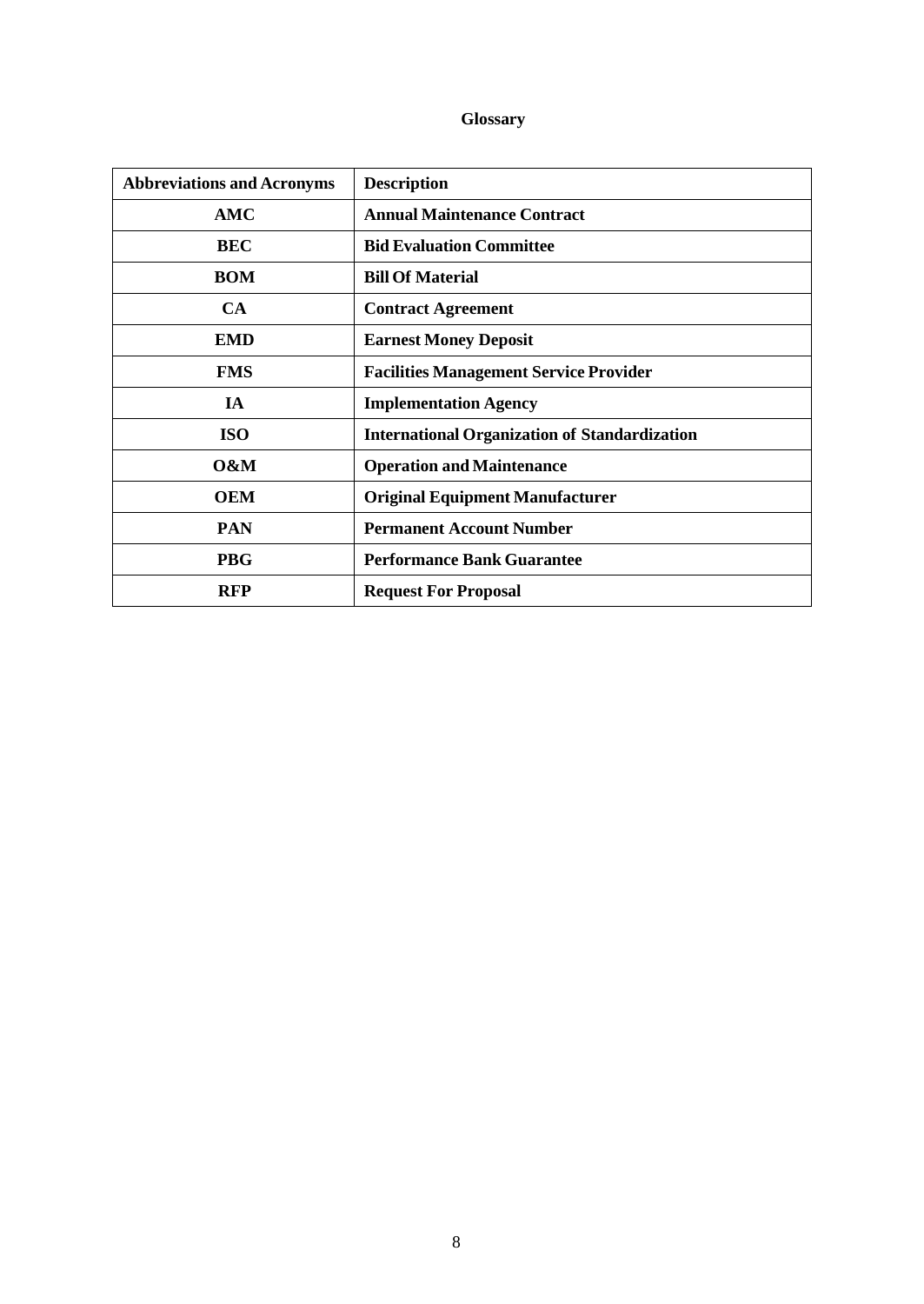# Glossary

| Abbreviations and Acronyms | Description |
| --- | --- |
| **AMC** | **Annual Maintenance Contract** |
| **BEC** | **Bid Evaluation Committee** |
| **BOM** | **Bill Of Material** |
| **CA** | **Contract Agreement** |
| **EMD** | **Earnest Money Deposit** |
| **FMS** | **Facilities Management Service Provider** |
| **IA** | **Implementation Agency** |
| **ISO** | **International Organization of Standardization** |
| **O&M** | **Operation and Maintenance** |
| **OEM** | **Original Equipment Manufacturer** |
| **PAN** | **Permanent Account Number** |
| **PBG** | **Performance Bank Guarantee** |
| **RFP** | **Request For Proposal** |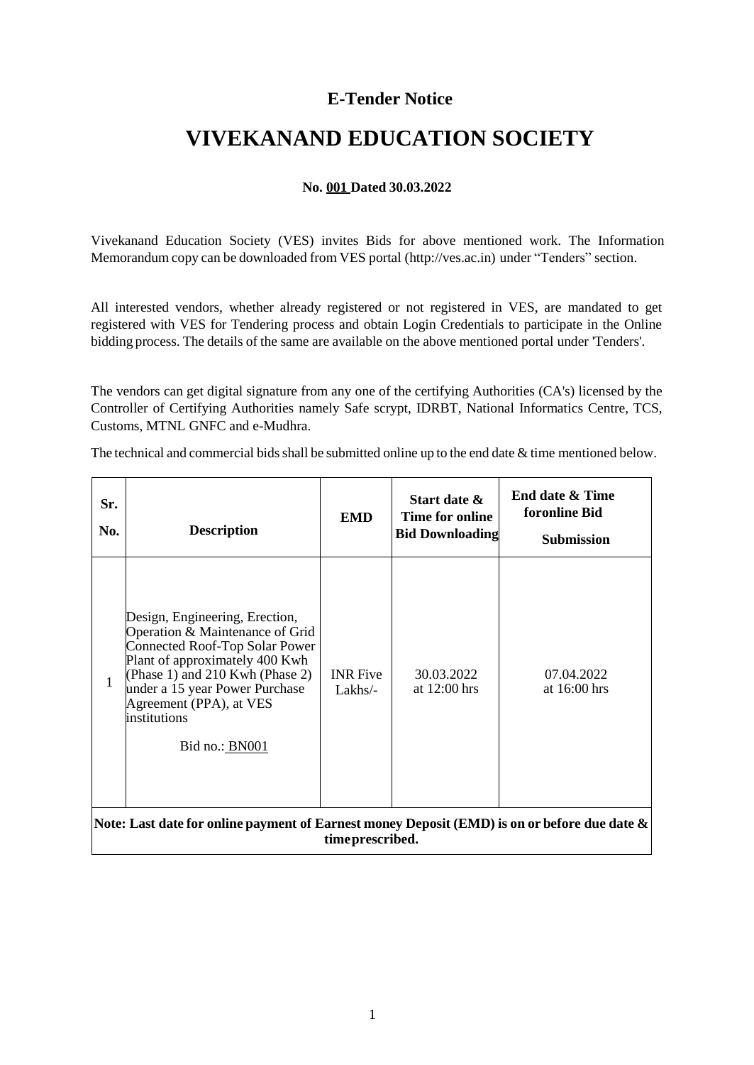## E-Tender Notice

# VIVEKANAND EDUCATION SOCIETY

**No. 001 Dated 30.03.2022**

Vivekanand Education Society (VES) invites Bids for above mentioned work. The Information Memorandum copy can be downloaded from VES portal (http://ves.ac.in) under "Tenders" section.

All interested vendors, whether already registered or not registered in VES, are mandated to get registered with VES for Tendering process and obtain Login Credentials to participate in the Online bidding process. The details of the same are available on the above mentioned portal under 'Tenders'.

The vendors can get digital signature from any one of the certifying Authorities (CA's) licensed by the Controller of Certifying Authorities namely Safe scrypt, IDRBT, National Informatics Centre, TCS, Customs, MTNL GNFC and e-Mudhra.

The technical and commercial bids shall be submitted online up to the end date & time mentioned below.

| Sr. No. | Description | EMD | Start date & Time for online Bid Downloading | End date & Time foronline Bid Submission |
|---|---|---|---|---|
| 1 | Design, Engineering, Erection, Operation & Maintenance of Grid Connected Roof-Top Solar Power Plant of approximately 400 Kwh (Phase 1) and 210 Kwh (Phase 2) under a 15 year Power Purchase Agreement (PPA), at VES institutions<br><br>Bid no.: BN001 | INR Five Lakhs/- | 30.03.2022 at 12:00 hrs | 07.04.2022 at 16:00 hrs |
| **Note: Last date for online payment of Earnest money Deposit (EMD) is on or before due date & timeprescribed.** | | | | |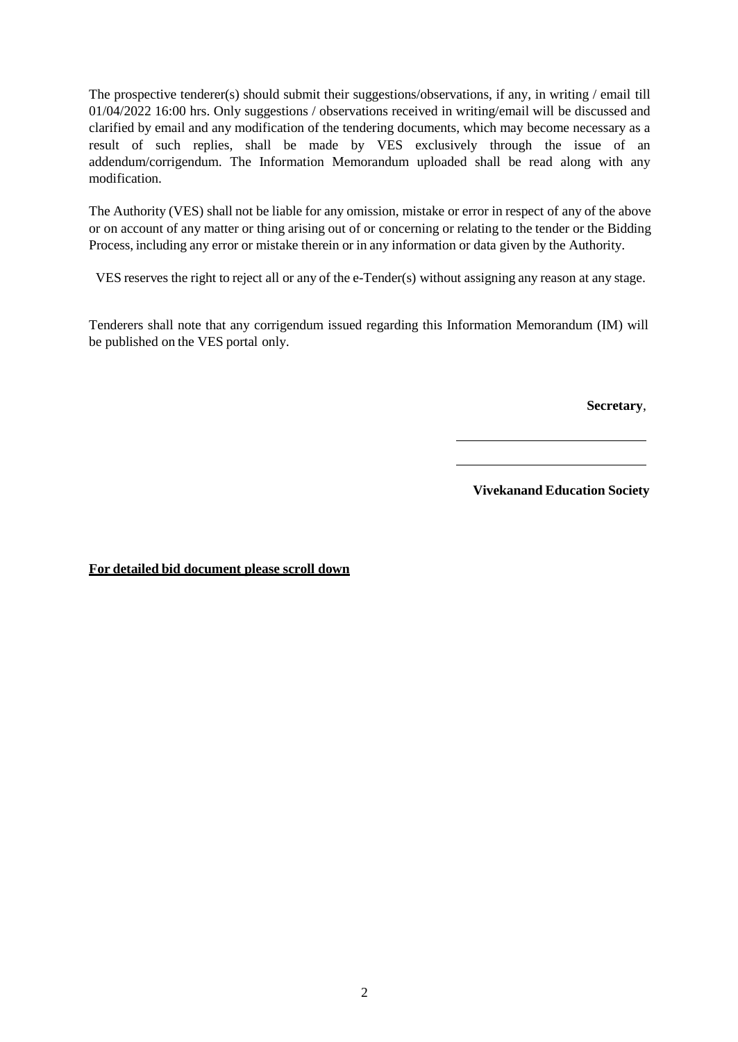The prospective tenderer(s) should submit their suggestions/observations, if any, in writing / email till 01/04/2022 16:00 hrs. Only suggestions / observations received in writing/email will be discussed and clarified by email and any modification of the tendering documents, which may become necessary as a result of such replies, shall be made by VES exclusively through the issue of an addendum/corrigendum. The Information Memorandum uploaded shall be read along with any modification.

The Authority (VES) shall not be liable for any omission, mistake or error in respect of any of the above or on account of any matter or thing arising out of or concerning or relating to the tender or the Bidding Process, including any error or mistake therein or in any information or data given by the Authority.

VES reserves the right to reject all or any of the e-Tender(s) without assigning any reason at any stage.

Tenderers shall note that any corrigendum issued regarding this Information Memorandum (IM) will be published on the VES portal only.

**Secretary**,

**Vivekanand Education Society**

**For detailed bid document please scroll down**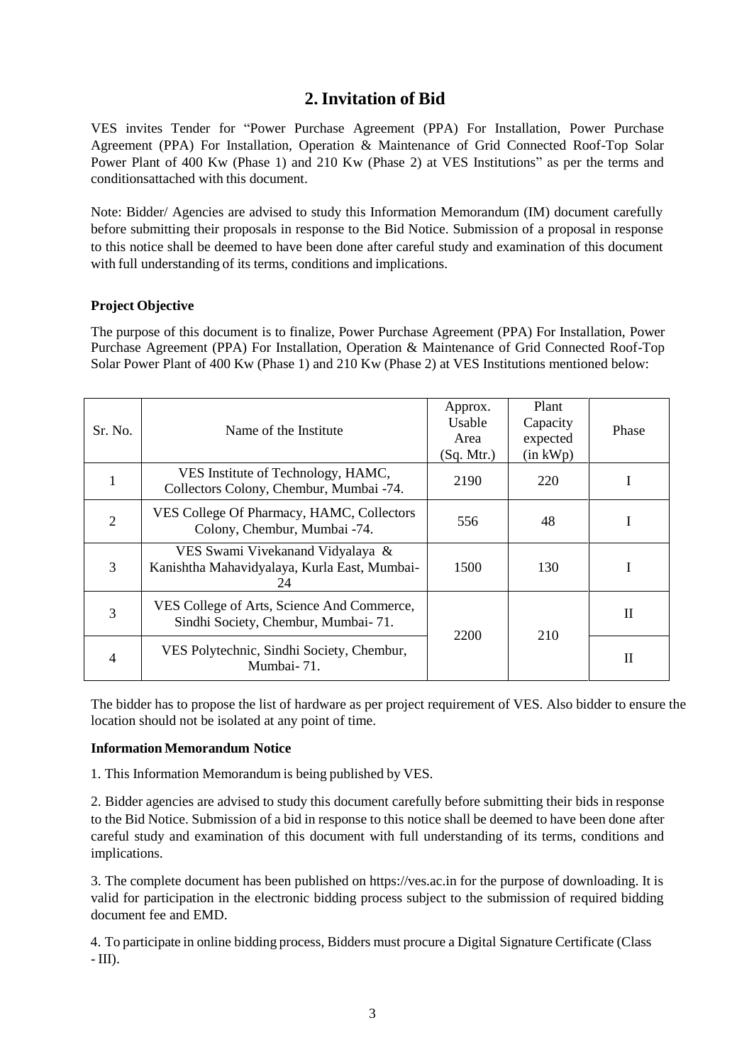## 2. Invitation of Bid

VES invites Tender for "Power Purchase Agreement (PPA) For Installation, Power Purchase Agreement (PPA) For Installation, Operation & Maintenance of Grid Connected Roof-Top Solar Power Plant of 400 Kw (Phase 1) and 210 Kw (Phase 2) at VES Institutions" as per the terms and conditionsattached with this document.

Note: Bidder/ Agencies are advised to study this Information Memorandum (IM) document carefully before submitting their proposals in response to the Bid Notice. Submission of a proposal in response to this notice shall be deemed to have been done after careful study and examination of this document with full understanding of its terms, conditions and implications.

**Project Objective**

The purpose of this document is to finalize, Power Purchase Agreement (PPA) For Installation, Power Purchase Agreement (PPA) For Installation, Operation & Maintenance of Grid Connected Roof-Top Solar Power Plant of 400 Kw (Phase 1) and 210 Kw (Phase 2) at VES Institutions mentioned below:

| Sr. No. | Name of the Institute | Approx. Usable Area (Sq. Mtr.) | Plant Capacity expected (in kWp) | Phase |
|---|---|---|---|---|
| 1 | VES Institute of Technology, HAMC, Collectors Colony, Chembur, Mumbai -74. | 2190 | 220 | I |
| 2 | VES College Of Pharmacy, HAMC, Collectors Colony, Chembur, Mumbai -74. | 556 | 48 | I |
| 3 | VES Swami Vivekanand Vidyalaya & Kanishtha Mahavidyalaya, Kurla East, Mumbai-24 | 1500 | 130 | I |
| 3 | VES College of Arts, Science And Commerce, Sindhi Society, Chembur, Mumbai- 71. | 2200 | 210 | II |
| 4 | VES Polytechnic, Sindhi Society, Chembur, Mumbai- 71. | | | II |

The bidder has to propose the list of hardware as per project requirement of VES. Also bidder to ensure the location should not be isolated at any point of time.

**Information Memorandum Notice**

1. This Information Memorandum is being published by VES.

2. Bidder agencies are advised to study this document carefully before submitting their bids in response to the Bid Notice. Submission of a bid in response to this notice shall be deemed to have been done after careful study and examination of this document with full understanding of its terms, conditions and implications.

3. The complete document has been published on https://ves.ac.in for the purpose of downloading. It is valid for participation in the electronic bidding process subject to the submission of required bidding document fee and EMD.

4. To participate in online bidding process, Bidders must procure a Digital Signature Certificate (Class - III).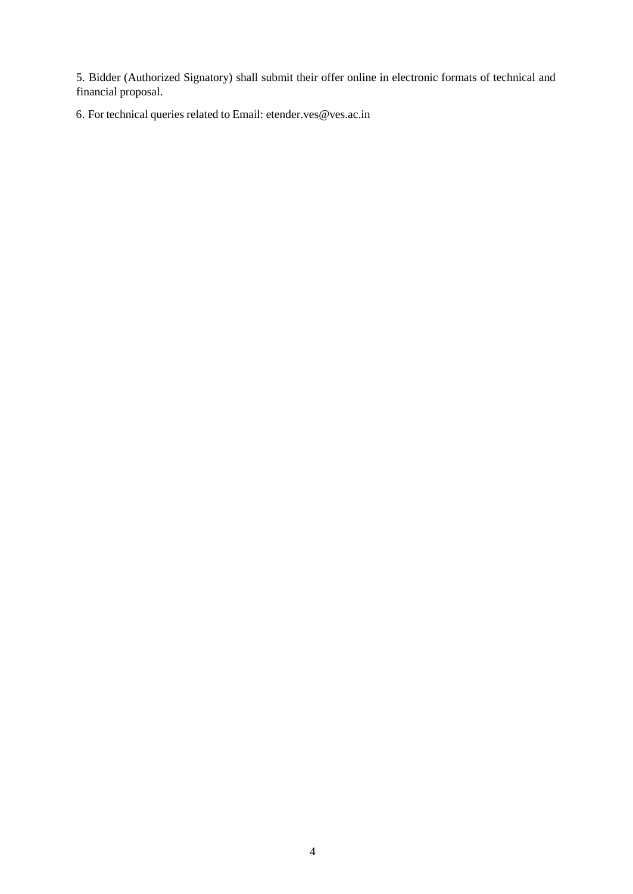5. Bidder (Authorized Signatory) shall submit their offer online in electronic formats of technical and financial proposal.

6. For technical queries related to Email: etender.ves@ves.ac.in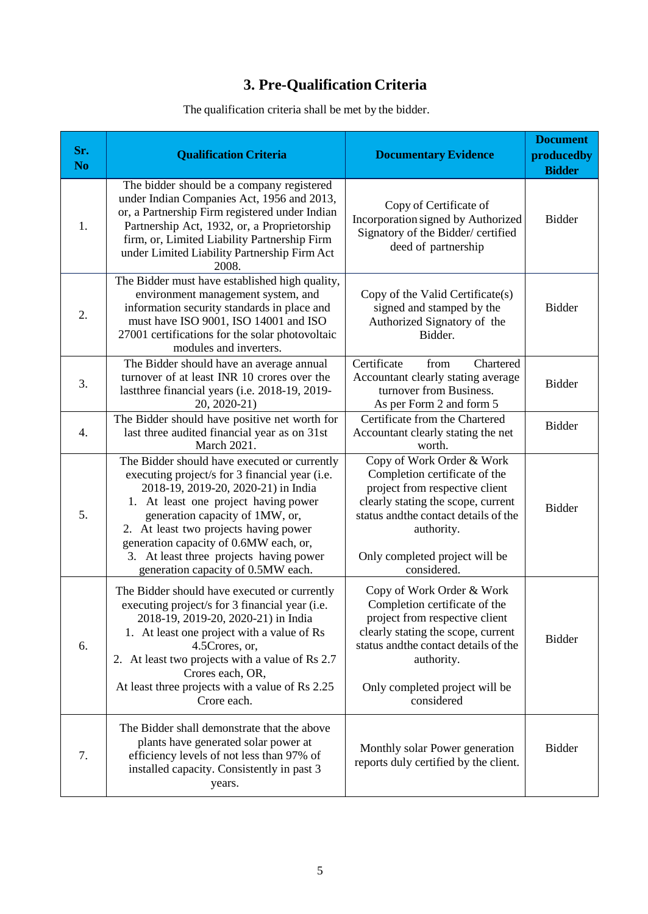# 3. Pre-Qualification Criteria

The qualification criteria shall be met by the bidder.

| Sr. No | Qualification Criteria | Documentary Evidence | Document producedby Bidder |
|---|---|---|---|
| 1. | The bidder should be a company registered under Indian Companies Act, 1956 and 2013, or, a Partnership Firm registered under Indian Partnership Act, 1932, or, a Proprietorship firm, or, Limited Liability Partnership Firm under Limited Liability Partnership Firm Act 2008. | Copy of Certificate of Incorporation signed by Authorized Signatory of the Bidder/ certified deed of partnership | Bidder |
| 2. | The Bidder must have established high quality, environment management system, and information security standards in place and must have ISO 9001, ISO 14001 and ISO 27001 certifications for the solar photovoltaic modules and inverters. | Copy of the Valid Certificate(s) signed and stamped by the Authorized Signatory of the Bidder. | Bidder |
| 3. | The Bidder should have an average annual turnover of at least INR 10 crores over the lastthree financial years (i.e. 2018-19, 2019-20, 2020-21) | Certificate from Chartered Accountant clearly stating average turnover from Business. As per Form 2 and form 5 | Bidder |
| 4. | The Bidder should have positive net worth for last three audited financial year as on 31st March 2021. | Certificate from the Chartered Accountant clearly stating the net worth. | Bidder |
| 5. | The Bidder should have executed or currently executing project/s for 3 financial year (i.e. 2018-19, 2019-20, 2020-21) in India<br>1. At least one project having power generation capacity of 1MW, or,<br>2. At least two projects having power generation capacity of 0.6MW each, or,<br>3. At least three projects having power generation capacity of 0.5MW each. | Copy of Work Order & Work Completion certificate of the project from respective client clearly stating the scope, current status andthe contact details of the authority.<br><br>Only completed project will be considered. | Bidder |
| 6. | The Bidder should have executed or currently executing project/s for 3 financial year (i.e. 2018-19, 2019-20, 2020-21) in India<br>1. At least one project with a value of Rs 4.5Crores, or,<br>2. At least two projects with a value of Rs 2.7 Crores each, OR,<br>At least three projects with a value of Rs 2.25 Crore each. | Copy of Work Order & Work Completion certificate of the project from respective client clearly stating the scope, current status andthe contact details of the authority.<br><br>Only completed project will be considered | Bidder |
| 7. | The Bidder shall demonstrate that the above plants have generated solar power at efficiency levels of not less than 97% of installed capacity. Consistently in past 3 years. | Monthly solar Power generation reports duly certified by the client. | Bidder |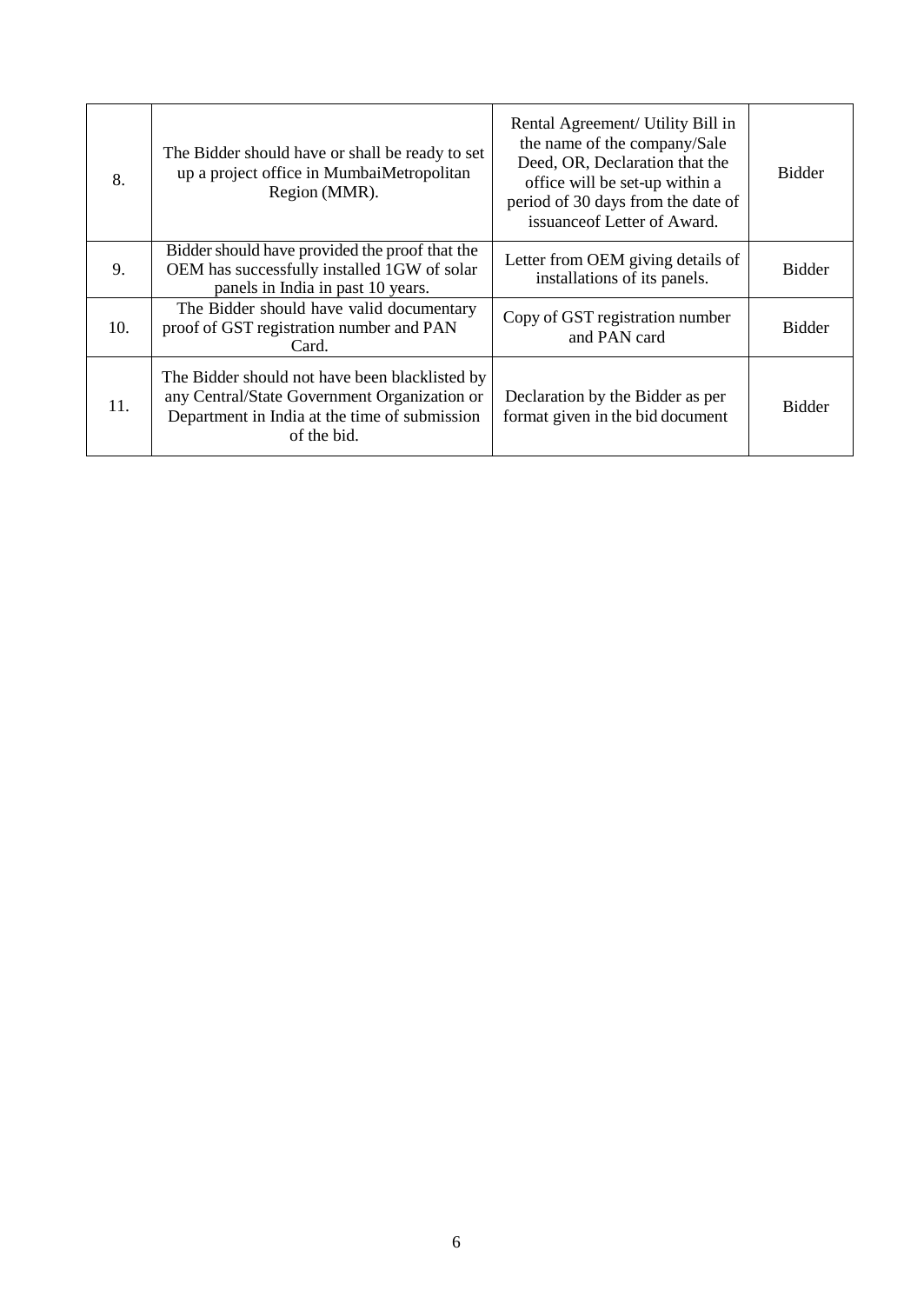| 8. | The Bidder should have or shall be ready to set up a project office in MumbaiMetropolitan Region (MMR). | Rental Agreement/ Utility Bill in the name of the company/Sale Deed, OR, Declaration that the office will be set-up within a period of 30 days from the date of issuanceof Letter of Award. | Bidder |
|---|---|---|---|
| 9. | Bidder should have provided the proof that the OEM has successfully installed 1GW of solar panels in India in past 10 years. | Letter from OEM giving details of installations of its panels. | Bidder |
| 10. | The Bidder should have valid documentary proof of GST registration number and PAN Card. | Copy of GST registration number and PAN card | Bidder |
| 11. | The Bidder should not have been blacklisted by any Central/State Government Organization or Department in India at the time of submission of the bid. | Declaration by the Bidder as per format given in the bid document | Bidder |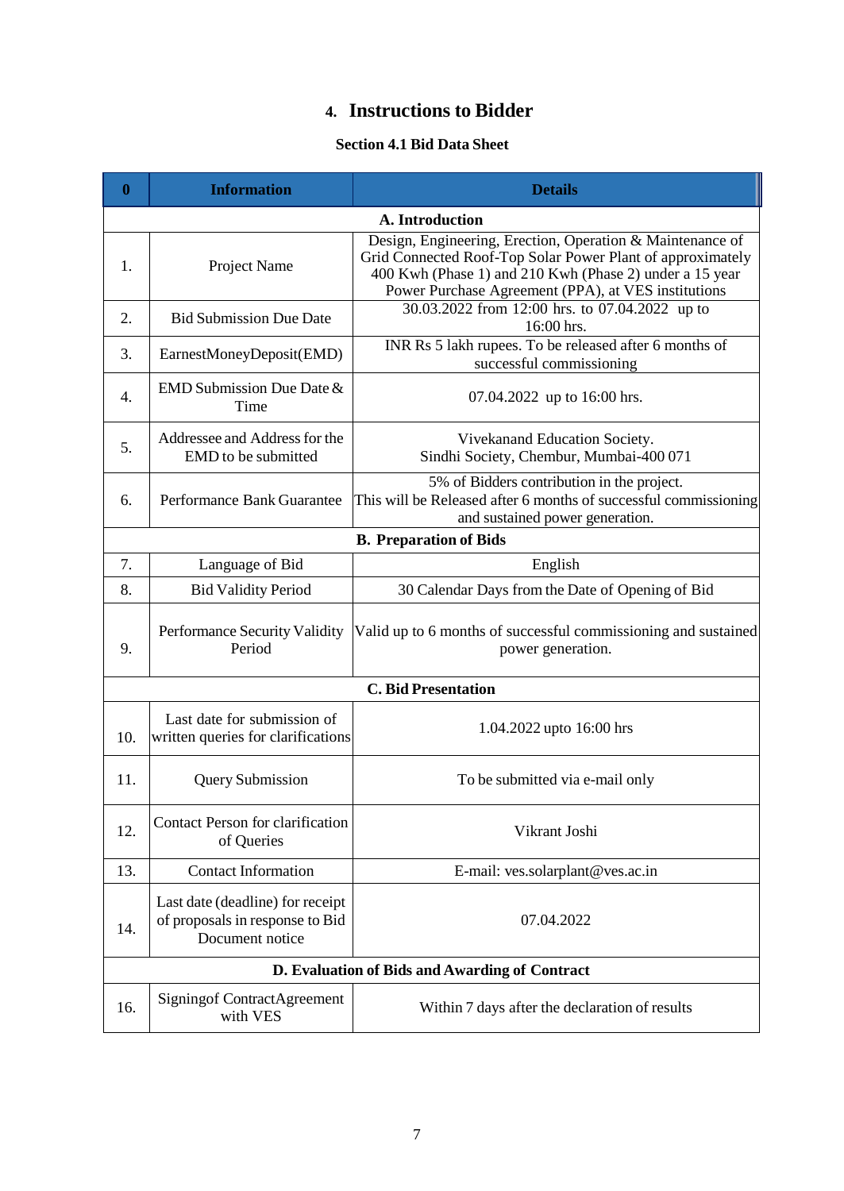## 4. Instructions to Bidder

### Section 4.1 Bid Data Sheet

| 0 | Information | Details |
|---|---|---|
| **A. Introduction** | | |
| 1. | Project Name | Design, Engineering, Erection, Operation & Maintenance of Grid Connected Roof-Top Solar Power Plant of approximately 400 Kwh (Phase 1) and 210 Kwh (Phase 2) under a 15 year Power Purchase Agreement (PPA), at VES institutions |
| 2. | Bid Submission Due Date | 30.03.2022 from 12:00 hrs. to 07.04.2022 up to 16:00 hrs. |
| 3. | EarnestMoneyDeposit(EMD) | INR Rs 5 lakh rupees. To be released after 6 months of successful commissioning |
| 4. | EMD Submission Due Date & Time | 07.04.2022 up to 16:00 hrs. |
| 5. | Addressee and Address for the EMD to be submitted | Vivekanand Education Society. Sindhi Society, Chembur, Mumbai-400 071 |
| 6. | Performance Bank Guarantee | 5% of Bidders contribution in the project. This will be Released after 6 months of successful commissioning and sustained power generation. |
| **B. Preparation of Bids** | | |
| 7. | Language of Bid | English |
| 8. | Bid Validity Period | 30 Calendar Days from the Date of Opening of Bid |
| 9. | Performance Security Validity Period | Valid up to 6 months of successful commissioning and sustained power generation. |
| **C. Bid Presentation** | | |
| 10. | Last date for submission of written queries for clarifications | 1.04.2022 upto 16:00 hrs |
| 11. | Query Submission | To be submitted via e-mail only |
| 12. | Contact Person for clarification of Queries | Vikrant Joshi |
| 13. | Contact Information | E-mail: ves.solarplant@ves.ac.in |
| 14. | Last date (deadline) for receipt of proposals in response to Bid Document notice | 07.04.2022 |
| **D. Evaluation of Bids and Awarding of Contract** | | |
| 16. | Signingof ContractAgreement with VES | Within 7 days after the declaration of results |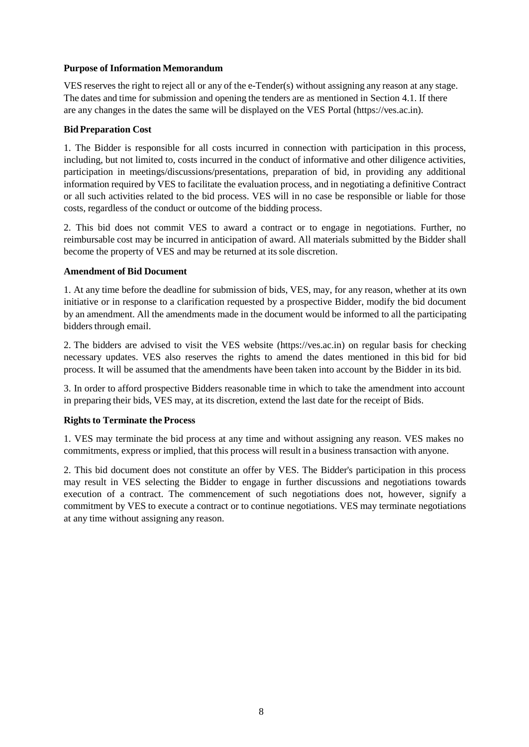**Purpose of Information Memorandum**

VES reserves the right to reject all or any of the e-Tender(s) without assigning any reason at any stage. The dates and time for submission and opening the tenders are as mentioned in Section 4.1. If there are any changes in the dates the same will be displayed on the VES Portal (https://ves.ac.in).

**Bid Preparation Cost**

1. The Bidder is responsible for all costs incurred in connection with participation in this process, including, but not limited to, costs incurred in the conduct of informative and other diligence activities, participation in meetings/discussions/presentations, preparation of bid, in providing any additional information required by VES to facilitate the evaluation process, and in negotiating a definitive Contract or all such activities related to the bid process. VES will in no case be responsible or liable for those costs, regardless of the conduct or outcome of the bidding process.

2. This bid does not commit VES to award a contract or to engage in negotiations. Further, no reimbursable cost may be incurred in anticipation of award. All materials submitted by the Bidder shall become the property of VES and may be returned at its sole discretion.

**Amendment of Bid Document**

1. At any time before the deadline for submission of bids, VES, may, for any reason, whether at its own initiative or in response to a clarification requested by a prospective Bidder, modify the bid document by an amendment. All the amendments made in the document would be informed to all the participating bidders through email.

2. The bidders are advised to visit the VES website (https://ves.ac.in) on regular basis for checking necessary updates. VES also reserves the rights to amend the dates mentioned in this bid for bid process. It will be assumed that the amendments have been taken into account by the Bidder in its bid.

3. In order to afford prospective Bidders reasonable time in which to take the amendment into account in preparing their bids, VES may, at its discretion, extend the last date for the receipt of Bids.

**Rights to Terminate the Process**

1. VES may terminate the bid process at any time and without assigning any reason. VES makes no commitments, express or implied, that this process will result in a business transaction with anyone.

2. This bid document does not constitute an offer by VES. The Bidder's participation in this process may result in VES selecting the Bidder to engage in further discussions and negotiations towards execution of a contract. The commencement of such negotiations does not, however, signify a commitment by VES to execute a contract or to continue negotiations. VES may terminate negotiations at any time without assigning any reason.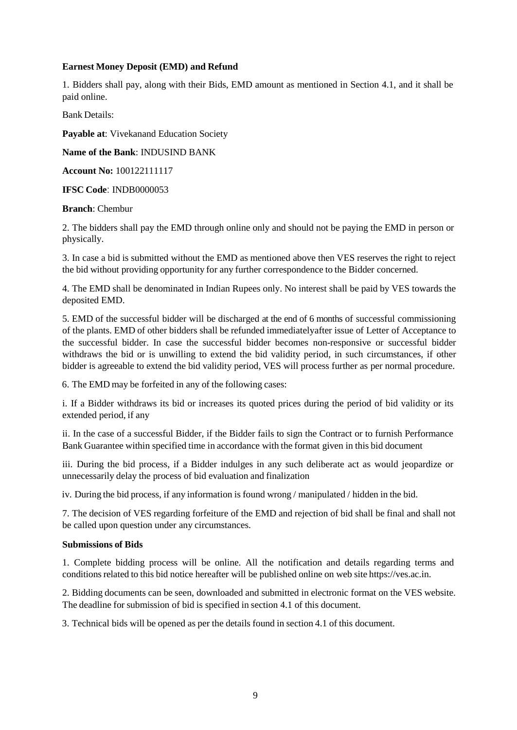**Earnest Money Deposit (EMD) and Refund**

1. Bidders shall pay, along with their Bids, EMD amount as mentioned in Section 4.1, and it shall be paid online.

Bank Details:

**Payable at**: Vivekanand Education Society

**Name of the Bank**: INDUSIND BANK

**Account No:** 100122111117

**IFSC Code**: INDB0000053

**Branch**: Chembur

2. The bidders shall pay the EMD through online only and should not be paying the EMD in person or physically.

3. In case a bid is submitted without the EMD as mentioned above then VES reserves the right to reject the bid without providing opportunity for any further correspondence to the Bidder concerned.

4. The EMD shall be denominated in Indian Rupees only. No interest shall be paid by VES towards the deposited EMD.

5. EMD of the successful bidder will be discharged at the end of 6 months of successful commissioning of the plants. EMD of other bidders shall be refunded immediatelyafter issue of Letter of Acceptance to the successful bidder. In case the successful bidder becomes non-responsive or successful bidder withdraws the bid or is unwilling to extend the bid validity period, in such circumstances, if other bidder is agreeable to extend the bid validity period, VES will process further as per normal procedure.

6. The EMD may be forfeited in any of the following cases:

i. If a Bidder withdraws its bid or increases its quoted prices during the period of bid validity or its extended period, if any

ii. In the case of a successful Bidder, if the Bidder fails to sign the Contract or to furnish Performance Bank Guarantee within specified time in accordance with the format given in this bid document

iii. During the bid process, if a Bidder indulges in any such deliberate act as would jeopardize or unnecessarily delay the process of bid evaluation and finalization

iv. During the bid process, if any information is found wrong / manipulated / hidden in the bid.

7. The decision of VES regarding forfeiture of the EMD and rejection of bid shall be final and shall not be called upon question under any circumstances.

**Submissions of Bids**

1. Complete bidding process will be online. All the notification and details regarding terms and conditions related to this bid notice hereafter will be published online on web site https://ves.ac.in.

2. Bidding documents can be seen, downloaded and submitted in electronic format on the VES website. The deadline for submission of bid is specified in section 4.1 of this document.

3. Technical bids will be opened as per the details found in section 4.1 of this document.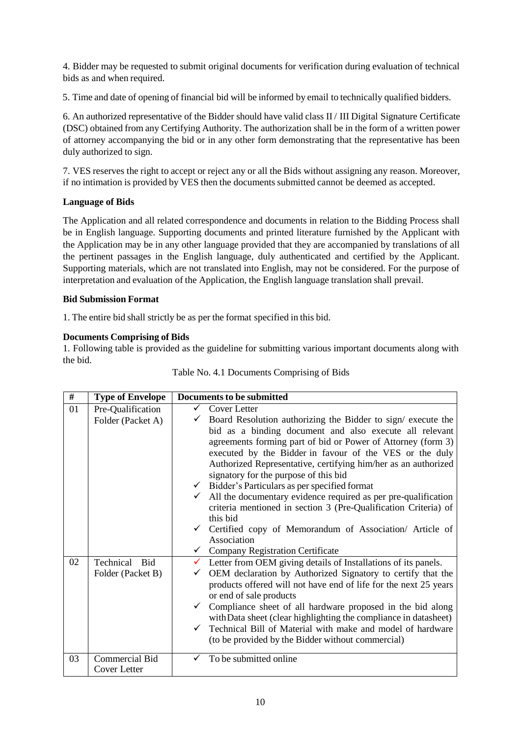4. Bidder may be requested to submit original documents for verification during evaluation of technical bids as and when required.

5. Time and date of opening of financial bid will be informed by email to technically qualified bidders.

6. An authorized representative of the Bidder should have valid class II / III Digital Signature Certificate (DSC) obtained from any Certifying Authority. The authorization shall be in the form of a written power of attorney accompanying the bid or in any other form demonstrating that the representative has been duly authorized to sign.

7. VES reserves the right to accept or reject any or all the Bids without assigning any reason. Moreover, if no intimation is provided by VES then the documents submitted cannot be deemed as accepted.

**Language of Bids**

The Application and all related correspondence and documents in relation to the Bidding Process shall be in English language. Supporting documents and printed literature furnished by the Applicant with the Application may be in any other language provided that they are accompanied by translations of all the pertinent passages in the English language, duly authenticated and certified by the Applicant. Supporting materials, which are not translated into English, may not be considered. For the purpose of interpretation and evaluation of the Application, the English language translation shall prevail.

**Bid Submission Format**

1. The entire bid shall strictly be as per the format specified in this bid.

**Documents Comprising of Bids**

1. Following table is provided as the guideline for submitting various important documents along with the bid.

Table No. 4.1 Documents Comprising of Bids

| # | Type of Envelope | Documents to be submitted |
|---|---|---|
| 01 | Pre-Qualification Folder (Packet A) | ✓ Cover Letter<br>✓ Board Resolution authorizing the Bidder to sign/ execute the bid as a binding document and also execute all relevant agreements forming part of bid or Power of Attorney (form 3) executed by the Bidder in favour of the VES or the duly Authorized Representative, certifying him/her as an authorized signatory for the purpose of this bid<br>✓ Bidder's Particulars as per specified format<br>✓ All the documentary evidence required as per pre-qualification criteria mentioned in section 3 (Pre-Qualification Criteria) of this bid<br>✓ Certified copy of Memorandum of Association/ Article of Association<br>✓ Company Registration Certificate |
| 02 | Technical Bid Folder (Packet B) | ✓ Letter from OEM giving details of Installations of its panels.<br>✓ OEM declaration by Authorized Signatory to certify that the products offered will not have end of life for the next 25 years or end of sale products<br>✓ Compliance sheet of all hardware proposed in the bid along with Data sheet (clear highlighting the compliance in datasheet)<br>✓ Technical Bill of Material with make and model of hardware (to be provided by the Bidder without commercial) |
| 03 | Commercial Bid Cover Letter | ✓ To be submitted online |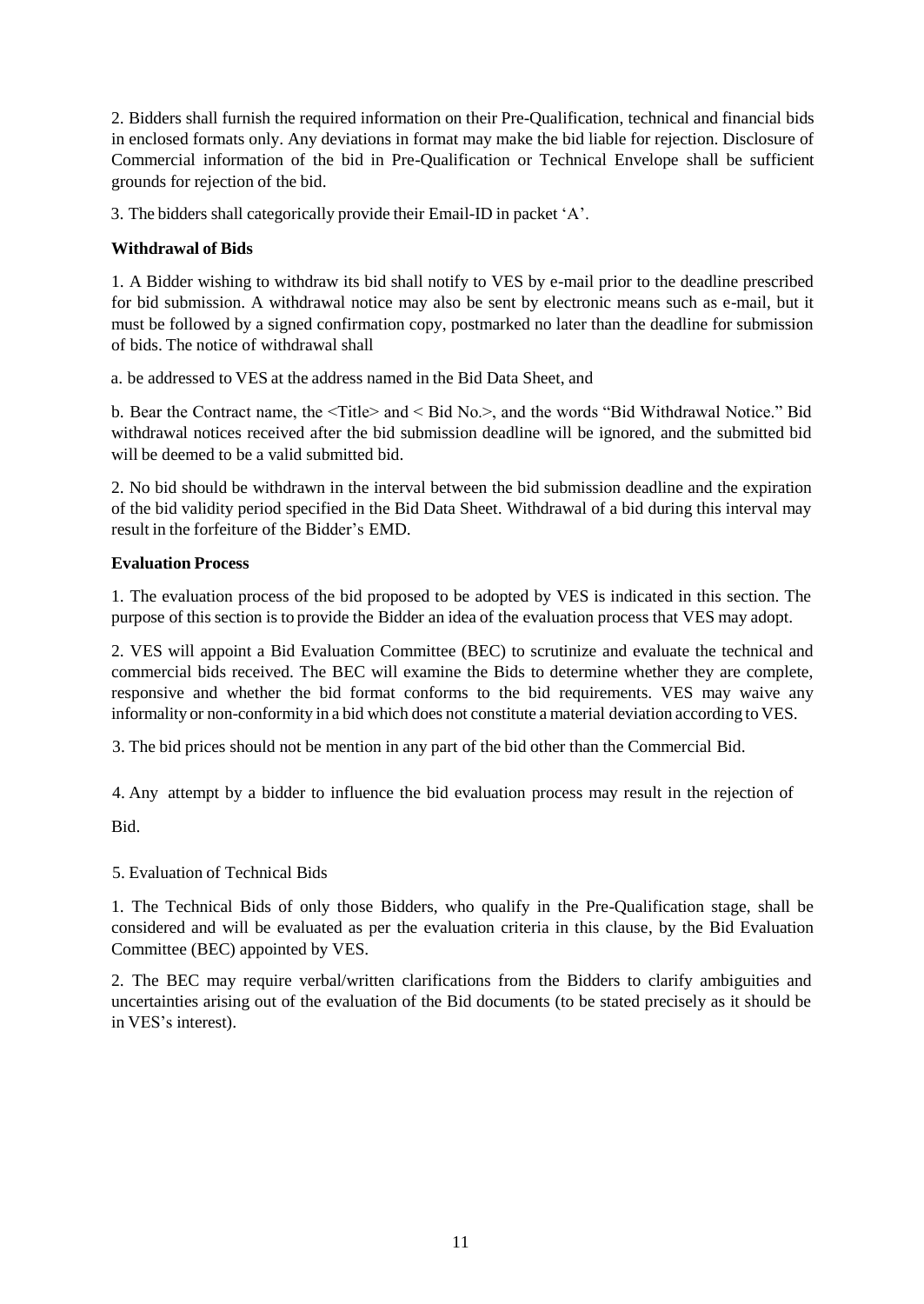2. Bidders shall furnish the required information on their Pre-Qualification, technical and financial bids in enclosed formats only. Any deviations in format may make the bid liable for rejection. Disclosure of Commercial information of the bid in Pre-Qualification or Technical Envelope shall be sufficient grounds for rejection of the bid.

3. The bidders shall categorically provide their Email-ID in packet 'A'.

**Withdrawal of Bids**

1. A Bidder wishing to withdraw its bid shall notify to VES by e-mail prior to the deadline prescribed for bid submission. A withdrawal notice may also be sent by electronic means such as e-mail, but it must be followed by a signed confirmation copy, postmarked no later than the deadline for submission of bids. The notice of withdrawal shall

a. be addressed to VES at the address named in the Bid Data Sheet, and

b. Bear the Contract name, the <Title> and < Bid No.>, and the words "Bid Withdrawal Notice." Bid withdrawal notices received after the bid submission deadline will be ignored, and the submitted bid will be deemed to be a valid submitted bid.

2. No bid should be withdrawn in the interval between the bid submission deadline and the expiration of the bid validity period specified in the Bid Data Sheet. Withdrawal of a bid during this interval may result in the forfeiture of the Bidder's EMD.

**Evaluation Process**

1. The evaluation process of the bid proposed to be adopted by VES is indicated in this section. The purpose of this section is to provide the Bidder an idea of the evaluation process that VES may adopt.

2. VES will appoint a Bid Evaluation Committee (BEC) to scrutinize and evaluate the technical and commercial bids received. The BEC will examine the Bids to determine whether they are complete, responsive and whether the bid format conforms to the bid requirements. VES may waive any informality or non-conformity in a bid which does not constitute a material deviation according to VES.

3. The bid prices should not be mention in any part of the bid other than the Commercial Bid.

4. Any attempt by a bidder to influence the bid evaluation process may result in the rejection of Bid.

5. Evaluation of Technical Bids

1. The Technical Bids of only those Bidders, who qualify in the Pre-Qualification stage, shall be considered and will be evaluated as per the evaluation criteria in this clause, by the Bid Evaluation Committee (BEC) appointed by VES.

2. The BEC may require verbal/written clarifications from the Bidders to clarify ambiguities and uncertainties arising out of the evaluation of the Bid documents (to be stated precisely as it should be in VES's interest).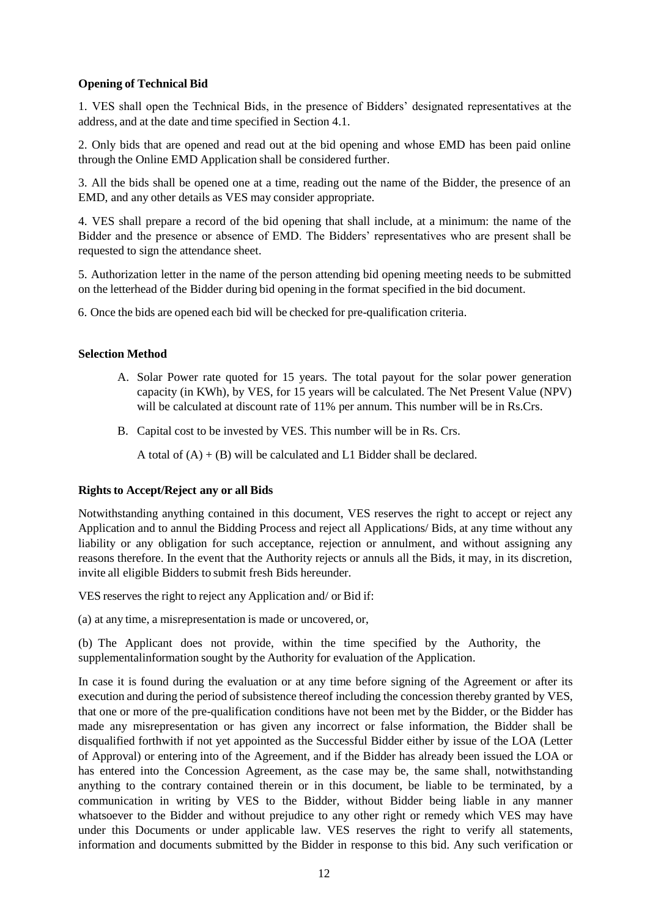**Opening of Technical Bid**

1. VES shall open the Technical Bids, in the presence of Bidders' designated representatives at the address, and at the date and time specified in Section 4.1.

2. Only bids that are opened and read out at the bid opening and whose EMD has been paid online through the Online EMD Application shall be considered further.

3. All the bids shall be opened one at a time, reading out the name of the Bidder, the presence of an EMD, and any other details as VES may consider appropriate.

4. VES shall prepare a record of the bid opening that shall include, at a minimum: the name of the Bidder and the presence or absence of EMD. The Bidders' representatives who are present shall be requested to sign the attendance sheet.

5. Authorization letter in the name of the person attending bid opening meeting needs to be submitted on the letterhead of the Bidder during bid opening in the format specified in the bid document.

6. Once the bids are opened each bid will be checked for pre-qualification criteria.

**Selection Method**

A. Solar Power rate quoted for 15 years. The total payout for the solar power generation capacity (in KWh), by VES, for 15 years will be calculated. The Net Present Value (NPV) will be calculated at discount rate of 11% per annum. This number will be in Rs.Crs.

B. Capital cost to be invested by VES. This number will be in Rs. Crs.

A total of (A) + (B) will be calculated and L1 Bidder shall be declared.

**Rights to Accept/Reject any or all Bids**

Notwithstanding anything contained in this document, VES reserves the right to accept or reject any Application and to annul the Bidding Process and reject all Applications/ Bids, at any time without any liability or any obligation for such acceptance, rejection or annulment, and without assigning any reasons therefore. In the event that the Authority rejects or annuls all the Bids, it may, in its discretion, invite all eligible Bidders to submit fresh Bids hereunder.

VES reserves the right to reject any Application and/ or Bid if:

(a) at any time, a misrepresentation is made or uncovered, or,

(b) The Applicant does not provide, within the time specified by the Authority, the supplementalinformation sought by the Authority for evaluation of the Application.

In case it is found during the evaluation or at any time before signing of the Agreement or after its execution and during the period of subsistence thereof including the concession thereby granted by VES, that one or more of the pre-qualification conditions have not been met by the Bidder, or the Bidder has made any misrepresentation or has given any incorrect or false information, the Bidder shall be disqualified forthwith if not yet appointed as the Successful Bidder either by issue of the LOA (Letter of Approval) or entering into of the Agreement, and if the Bidder has already been issued the LOA or has entered into the Concession Agreement, as the case may be, the same shall, notwithstanding anything to the contrary contained therein or in this document, be liable to be terminated, by a communication in writing by VES to the Bidder, without Bidder being liable in any manner whatsoever to the Bidder and without prejudice to any other right or remedy which VES may have under this Documents or under applicable law. VES reserves the right to verify all statements, information and documents submitted by the Bidder in response to this bid. Any such verification or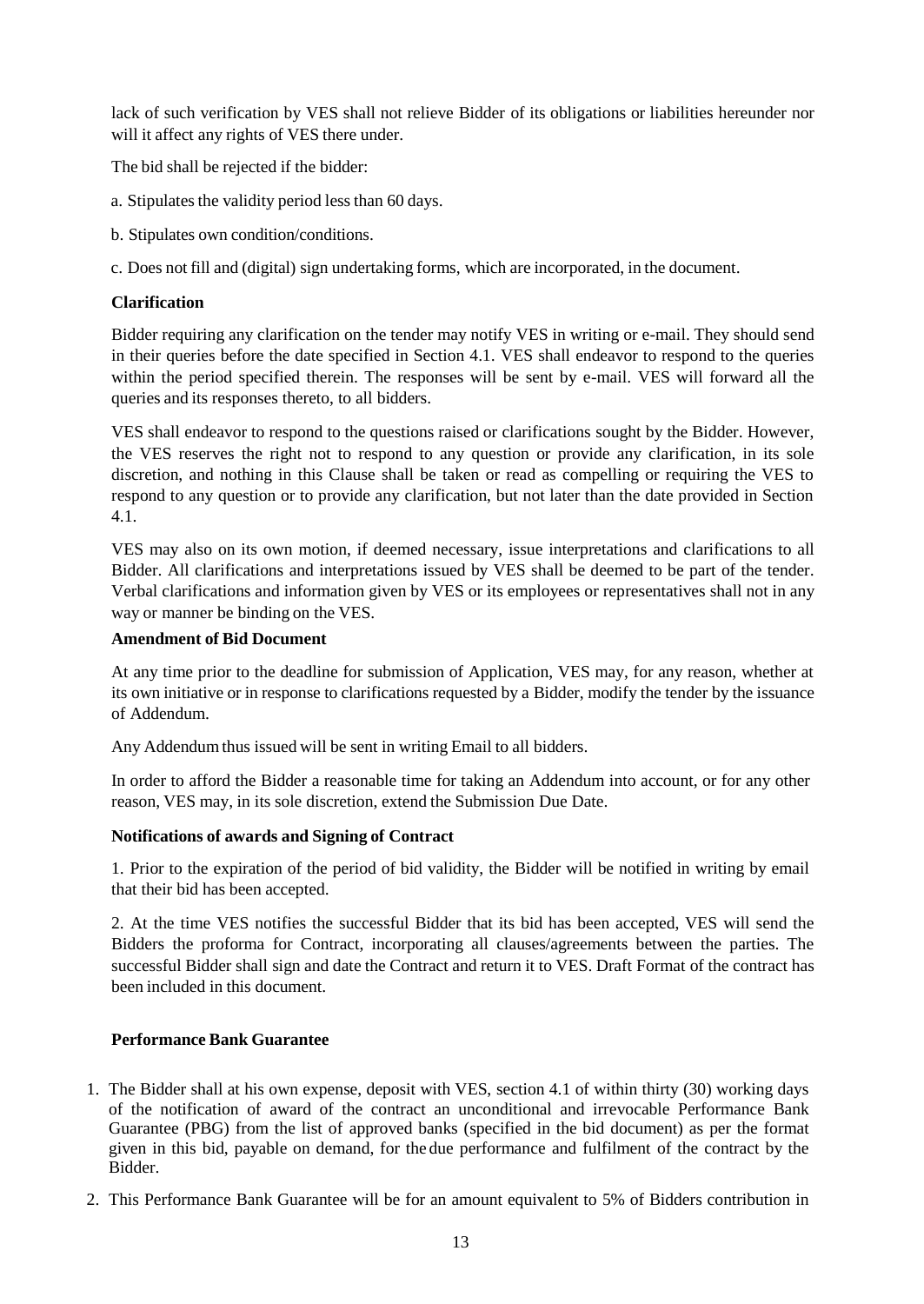lack of such verification by VES shall not relieve Bidder of its obligations or liabilities hereunder nor will it affect any rights of VES there under.

The bid shall be rejected if the bidder:

a. Stipulates the validity period less than 60 days.

b. Stipulates own condition/conditions.

c. Does not fill and (digital) sign undertaking forms, which are incorporated, in the document.

**Clarification**

Bidder requiring any clarification on the tender may notify VES in writing or e-mail. They should send in their queries before the date specified in Section 4.1. VES shall endeavor to respond to the queries within the period specified therein. The responses will be sent by e-mail. VES will forward all the queries and its responses thereto, to all bidders.

VES shall endeavor to respond to the questions raised or clarifications sought by the Bidder. However, the VES reserves the right not to respond to any question or provide any clarification, in its sole discretion, and nothing in this Clause shall be taken or read as compelling or requiring the VES to respond to any question or to provide any clarification, but not later than the date provided in Section 4.1.

VES may also on its own motion, if deemed necessary, issue interpretations and clarifications to all Bidder. All clarifications and interpretations issued by VES shall be deemed to be part of the tender. Verbal clarifications and information given by VES or its employees or representatives shall not in any way or manner be binding on the VES.

**Amendment of Bid Document**

At any time prior to the deadline for submission of Application, VES may, for any reason, whether at its own initiative or in response to clarifications requested by a Bidder, modify the tender by the issuance of Addendum.

Any Addendum thus issued will be sent in writing Email to all bidders.

In order to afford the Bidder a reasonable time for taking an Addendum into account, or for any other reason, VES may, in its sole discretion, extend the Submission Due Date.

**Notifications of awards and Signing of Contract**

1. Prior to the expiration of the period of bid validity, the Bidder will be notified in writing by email that their bid has been accepted.

2. At the time VES notifies the successful Bidder that its bid has been accepted, VES will send the Bidders the proforma for Contract, incorporating all clauses/agreements between the parties. The successful Bidder shall sign and date the Contract and return it to VES. Draft Format of the contract has been included in this document.

**Performance Bank Guarantee**

1. The Bidder shall at his own expense, deposit with VES, section 4.1 of within thirty (30) working days of the notification of award of the contract an unconditional and irrevocable Performance Bank Guarantee (PBG) from the list of approved banks (specified in the bid document) as per the format given in this bid, payable on demand, for the due performance and fulfilment of the contract by the Bidder.
2. This Performance Bank Guarantee will be for an amount equivalent to 5% of Bidders contribution in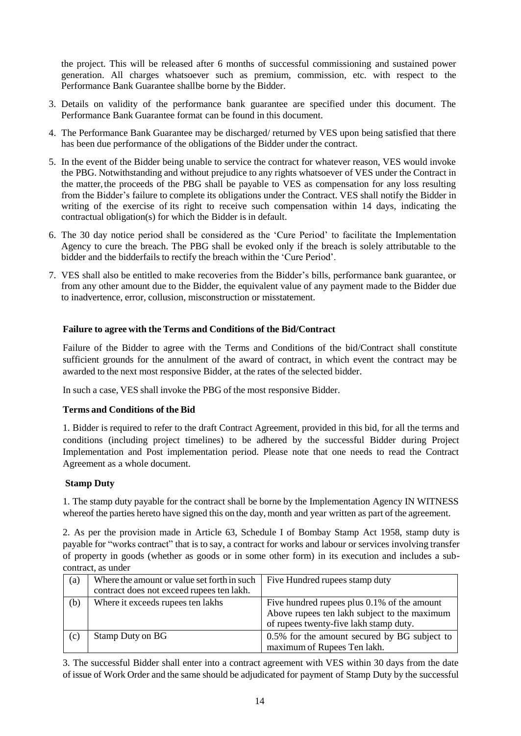the project. This will be released after 6 months of successful commissioning and sustained power generation. All charges whatsoever such as premium, commission, etc. with respect to the Performance Bank Guarantee shallbe borne by the Bidder.

3. Details on validity of the performance bank guarantee are specified under this document. The Performance Bank Guarantee format can be found in this document.
4. The Performance Bank Guarantee may be discharged/ returned by VES upon being satisfied that there has been due performance of the obligations of the Bidder under the contract.
5. In the event of the Bidder being unable to service the contract for whatever reason, VES would invoke the PBG. Notwithstanding and without prejudice to any rights whatsoever of VES under the Contract in the matter, the proceeds of the PBG shall be payable to VES as compensation for any loss resulting from the Bidder's failure to complete its obligations under the Contract. VES shall notify the Bidder in writing of the exercise of its right to receive such compensation within 14 days, indicating the contractual obligation(s) for which the Bidder is in default.
6. The 30 day notice period shall be considered as the 'Cure Period' to facilitate the Implementation Agency to cure the breach. The PBG shall be evoked only if the breach is solely attributable to the bidder and the bidderfails to rectify the breach within the 'Cure Period'.
7. VES shall also be entitled to make recoveries from the Bidder's bills, performance bank guarantee, or from any other amount due to the Bidder, the equivalent value of any payment made to the Bidder due to inadvertence, error, collusion, misconstruction or misstatement.

**Failure to agree with the Terms and Conditions of the Bid/Contract**

Failure of the Bidder to agree with the Terms and Conditions of the bid/Contract shall constitute sufficient grounds for the annulment of the award of contract, in which event the contract may be awarded to the next most responsive Bidder, at the rates of the selected bidder.

In such a case, VES shall invoke the PBG of the most responsive Bidder.

**Terms and Conditions of the Bid**

1. Bidder is required to refer to the draft Contract Agreement, provided in this bid, for all the terms and conditions (including project timelines) to be adhered by the successful Bidder during Project Implementation and Post implementation period. Please note that one needs to read the Contract Agreement as a whole document.

**Stamp Duty**

1. The stamp duty payable for the contract shall be borne by the Implementation Agency IN WITNESS whereof the parties hereto have signed this on the day, month and year written as part of the agreement.

2. As per the provision made in Article 63, Schedule I of Bombay Stamp Act 1958, stamp duty is payable for "works contract" that is to say, a contract for works and labour or services involving transfer of property in goods (whether as goods or in some other form) in its execution and includes a sub-contract, as under

| (a) | Where the amount or value set forth in such contract does not exceed rupees ten lakh. | Five Hundred rupees stamp duty |
|---|---|---|
| (b) | Where it exceeds rupees ten lakhs | Five hundred rupees plus 0.1% of the amount Above rupees ten lakh subject to the maximum of rupees twenty-five lakh stamp duty. |
| (c) | Stamp Duty on BG | 0.5% for the amount secured by BG subject to maximum of Rupees Ten lakh. |

3. The successful Bidder shall enter into a contract agreement with VES within 30 days from the date of issue of Work Order and the same should be adjudicated for payment of Stamp Duty by the successful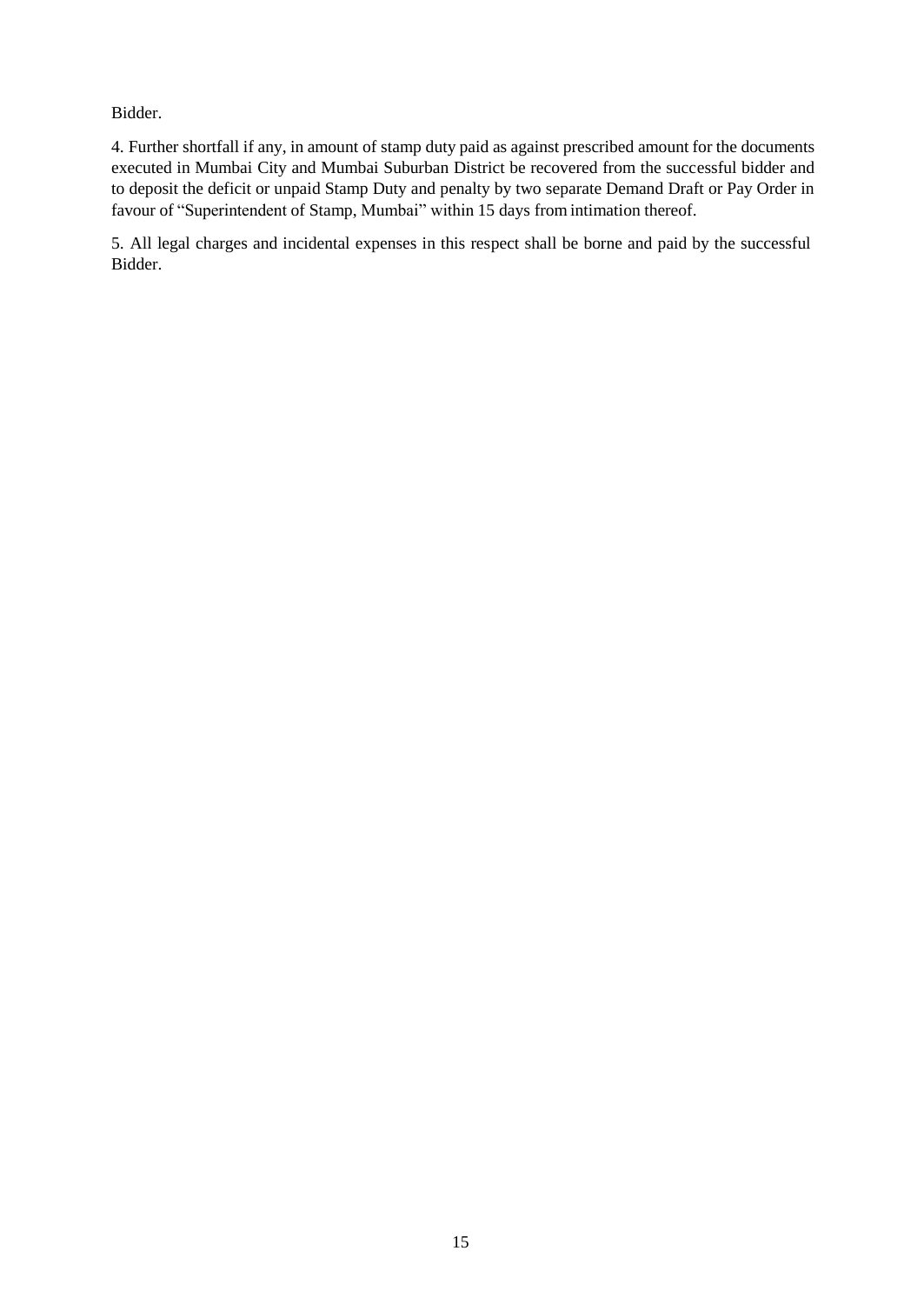Bidder.

4. Further shortfall if any, in amount of stamp duty paid as against prescribed amount for the documents executed in Mumbai City and Mumbai Suburban District be recovered from the successful bidder and to deposit the deficit or unpaid Stamp Duty and penalty by two separate Demand Draft or Pay Order in favour of "Superintendent of Stamp, Mumbai" within 15 days from intimation thereof.

5. All legal charges and incidental expenses in this respect shall be borne and paid by the successful Bidder.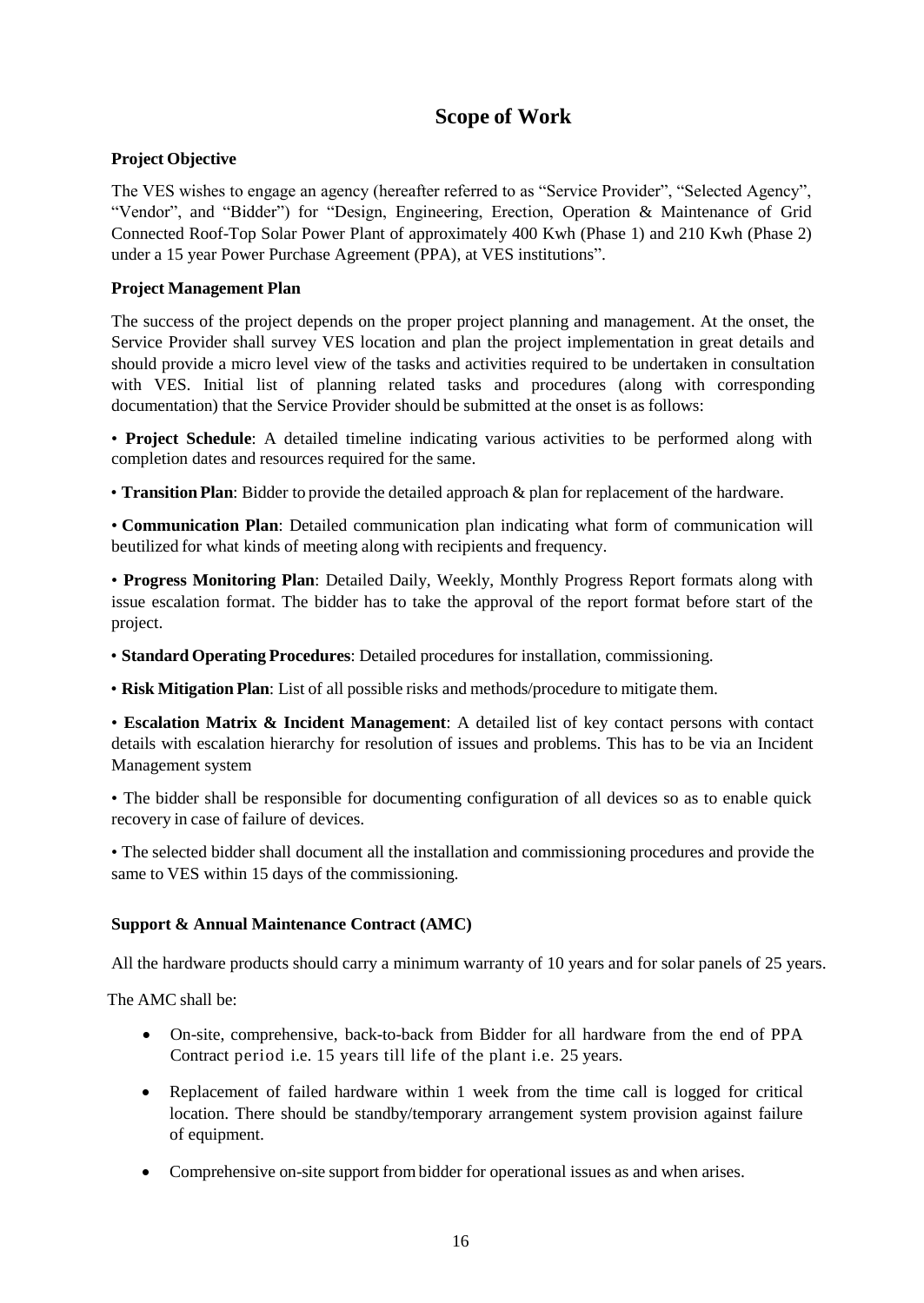# Scope of Work

**Project Objective**

The VES wishes to engage an agency (hereafter referred to as "Service Provider", "Selected Agency", "Vendor", and "Bidder") for "Design, Engineering, Erection, Operation & Maintenance of Grid Connected Roof-Top Solar Power Plant of approximately 400 Kwh (Phase 1) and 210 Kwh (Phase 2) under a 15 year Power Purchase Agreement (PPA), at VES institutions".

**Project Management Plan**

The success of the project depends on the proper project planning and management. At the onset, the Service Provider shall survey VES location and plan the project implementation in great details and should provide a micro level view of the tasks and activities required to be undertaken in consultation with VES. Initial list of planning related tasks and procedures (along with corresponding documentation) that the Service Provider should be submitted at the onset is as follows:

• **Project Schedule**: A detailed timeline indicating various activities to be performed along with completion dates and resources required for the same.

• **Transition Plan**: Bidder to provide the detailed approach & plan for replacement of the hardware.

• **Communication Plan**: Detailed communication plan indicating what form of communication will beutilized for what kinds of meeting along with recipients and frequency.

• **Progress Monitoring Plan**: Detailed Daily, Weekly, Monthly Progress Report formats along with issue escalation format. The bidder has to take the approval of the report format before start of the project.

• **Standard Operating Procedures**: Detailed procedures for installation, commissioning.

• **Risk Mitigation Plan**: List of all possible risks and methods/procedure to mitigate them.

• **Escalation Matrix & Incident Management**: A detailed list of key contact persons with contact details with escalation hierarchy for resolution of issues and problems. This has to be via an Incident Management system

• The bidder shall be responsible for documenting configuration of all devices so as to enable quick recovery in case of failure of devices.

• The selected bidder shall document all the installation and commissioning procedures and provide the same to VES within 15 days of the commissioning.

**Support & Annual Maintenance Contract (AMC)**

All the hardware products should carry a minimum warranty of 10 years and for solar panels of 25 years.

The AMC shall be:

- On-site, comprehensive, back-to-back from Bidder for all hardware from the end of PPA Contract period i.e. 15 years till life of the plant i.e. 25 years.
- Replacement of failed hardware within 1 week from the time call is logged for critical location. There should be standby/temporary arrangement system provision against failure of equipment.
- Comprehensive on-site support from bidder for operational issues as and when arises.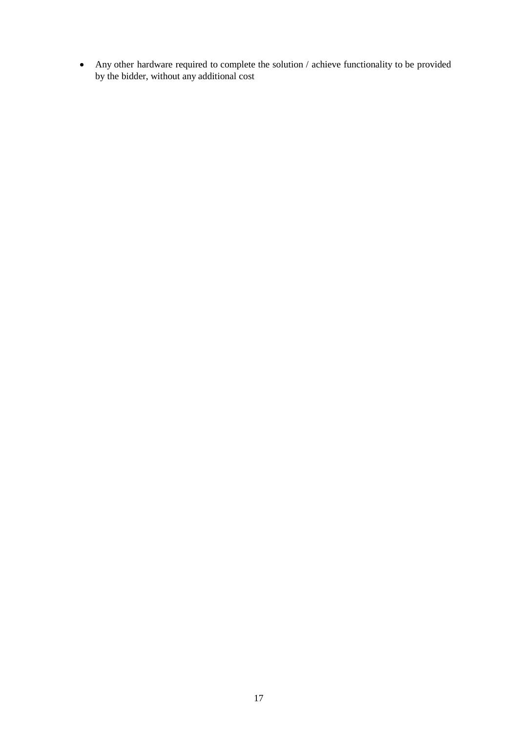- Any other hardware required to complete the solution / achieve functionality to be provided by the bidder, without any additional cost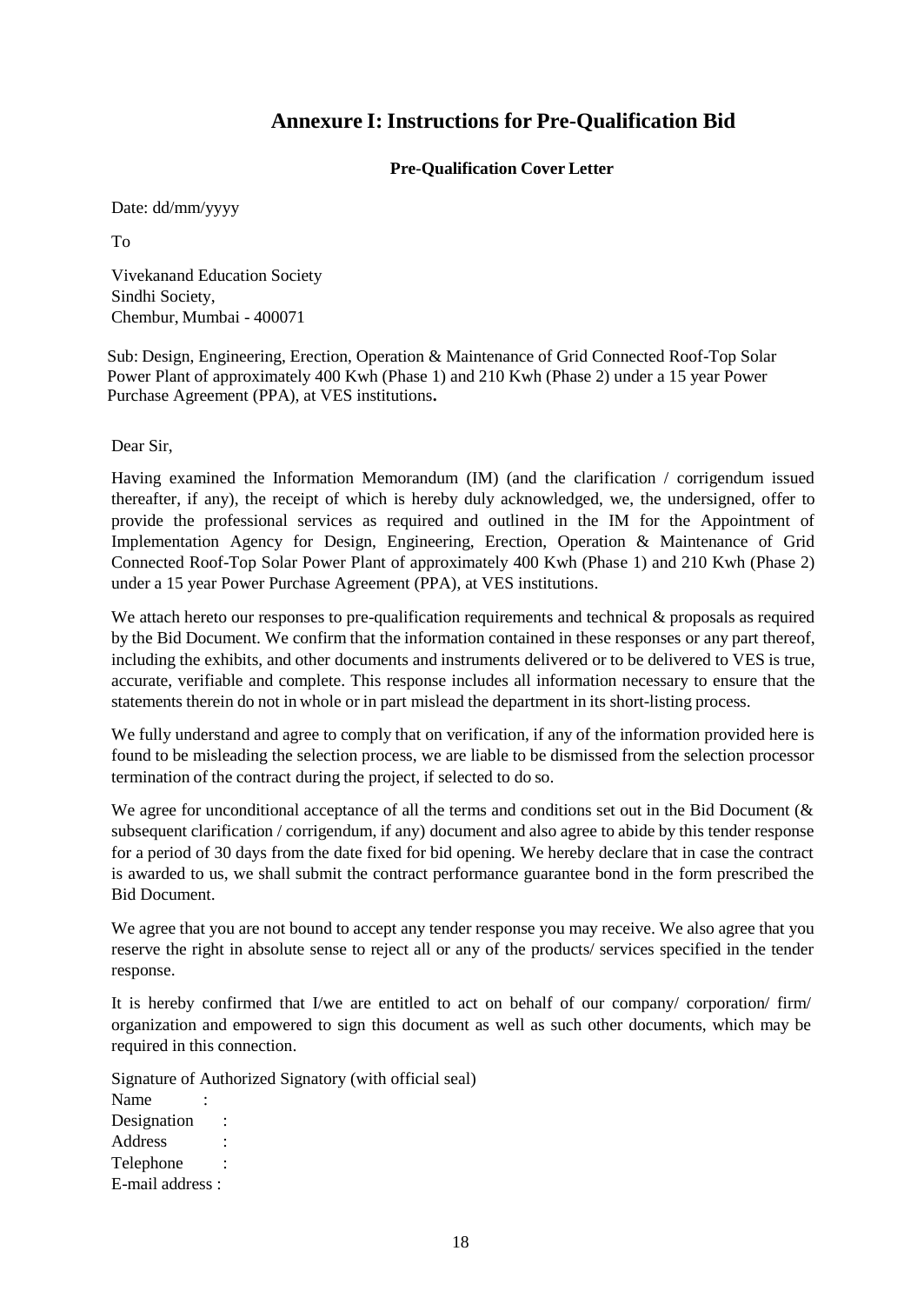# Annexure I: Instructions for Pre-Qualification Bid

**Pre-Qualification Cover Letter**

Date: dd/mm/yyyy

To

Vivekanand Education Society
Sindhi Society,
Chembur, Mumbai - 400071

Sub: Design, Engineering, Erection, Operation & Maintenance of Grid Connected Roof-Top Solar Power Plant of approximately 400 Kwh (Phase 1) and 210 Kwh (Phase 2) under a 15 year Power Purchase Agreement (PPA), at VES institutions**.**

Dear Sir,

Having examined the Information Memorandum (IM) (and the clarification / corrigendum issued thereafter, if any), the receipt of which is hereby duly acknowledged, we, the undersigned, offer to provide the professional services as required and outlined in the IM for the Appointment of Implementation Agency for Design, Engineering, Erection, Operation & Maintenance of Grid Connected Roof-Top Solar Power Plant of approximately 400 Kwh (Phase 1) and 210 Kwh (Phase 2) under a 15 year Power Purchase Agreement (PPA), at VES institutions.

We attach hereto our responses to pre-qualification requirements and technical & proposals as required by the Bid Document. We confirm that the information contained in these responses or any part thereof, including the exhibits, and other documents and instruments delivered or to be delivered to VES is true, accurate, verifiable and complete. This response includes all information necessary to ensure that the statements therein do not in whole or in part mislead the department in its short-listing process.

We fully understand and agree to comply that on verification, if any of the information provided here is found to be misleading the selection process, we are liable to be dismissed from the selection processor termination of the contract during the project, if selected to do so.

We agree for unconditional acceptance of all the terms and conditions set out in the Bid Document (& subsequent clarification / corrigendum, if any) document and also agree to abide by this tender response for a period of 30 days from the date fixed for bid opening. We hereby declare that in case the contract is awarded to us, we shall submit the contract performance guarantee bond in the form prescribed the Bid Document.

We agree that you are not bound to accept any tender response you may receive. We also agree that you reserve the right in absolute sense to reject all or any of the products/ services specified in the tender response.

It is hereby confirmed that I/we are entitled to act on behalf of our company/ corporation/ firm/ organization and empowered to sign this document as well as such other documents, which may be required in this connection.

Signature of Authorized Signatory (with official seal)
Name :
Designation :
Address :
Telephone :
E-mail address :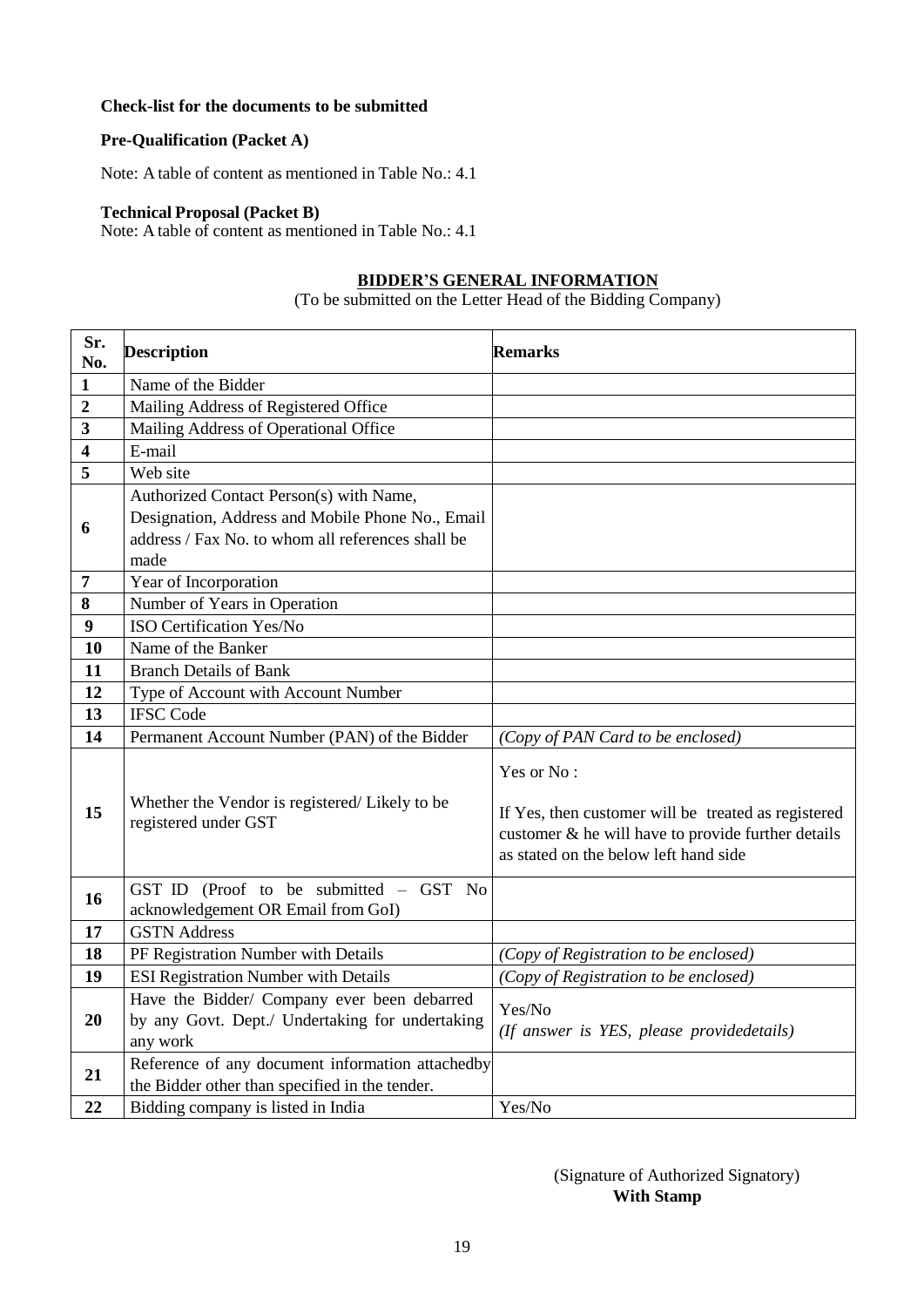**Check-list for the documents to be submitted**

**Pre-Qualification (Packet A)**

Note: A table of content as mentioned in Table No.: 4.1

**Technical Proposal (Packet B)**

Note: A table of content as mentioned in Table No.: 4.1

## BIDDER'S GENERAL INFORMATION

(To be submitted on the Letter Head of the Bidding Company)

| Sr. No. | Description | Remarks |
|---|---|---|
| 1 | Name of the Bidder | |
| 2 | Mailing Address of Registered Office | |
| 3 | Mailing Address of Operational Office | |
| 4 | E-mail | |
| 5 | Web site | |
| 6 | Authorized Contact Person(s) with Name, Designation, Address and Mobile Phone No., Email address / Fax No. to whom all references shall be made | |
| 7 | Year of Incorporation | |
| 8 | Number of Years in Operation | |
| 9 | ISO Certification Yes/No | |
| 10 | Name of the Banker | |
| 11 | Branch Details of Bank | |
| 12 | Type of Account with Account Number | |
| 13 | IFSC Code | |
| 14 | Permanent Account Number (PAN) of the Bidder | *(Copy of PAN Card to be enclosed)* |
| 15 | Whether the Vendor is registered/ Likely to be registered under GST | Yes or No :<br><br>If Yes, then customer will be treated as registered customer & he will have to provide further details as stated on the below left hand side |
| 16 | GST ID (Proof to be submitted – GST No acknowledgement OR Email from GoI) | |
| 17 | GSTN Address | |
| 18 | PF Registration Number with Details | *(Copy of Registration to be enclosed)* |
| 19 | ESI Registration Number with Details | *(Copy of Registration to be enclosed)* |
| 20 | Have the Bidder/ Company ever been debarred by any Govt. Dept./ Undertaking for undertaking any work | Yes/No<br>*(If answer is YES, please providedetails)* |
| 21 | Reference of any document information attachedby the Bidder other than specified in the tender. | |
| 22 | Bidding company is listed in India | Yes/No |

(Signature of Authorized Signatory)
**With Stamp**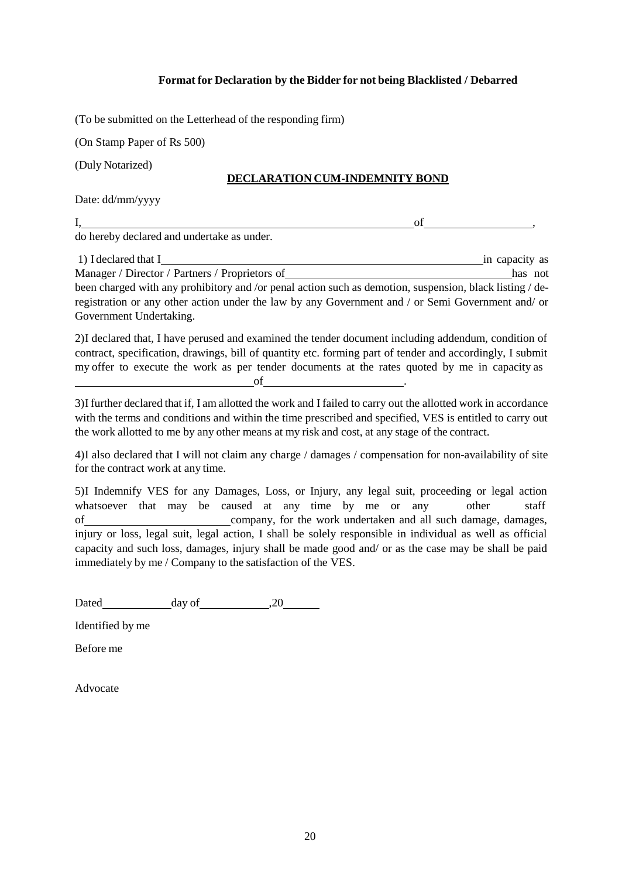**Format for Declaration by the Bidder for not being Blacklisted / Debarred**

(To be submitted on the Letterhead of the responding firm)

(On Stamp Paper of Rs 500)

(Duly Notarized)

**DECLARATION CUM-INDEMNITY BOND**

Date: dd/mm/yyyy

I,\_\_\_\_\_\_\_\_\_\_\_\_\_\_\_\_\_\_\_\_\_\_\_\_\_\_\_\_\_\_\_\_\_\_\_\_\_\_\_\_\_\_\_\_\_\_\_\_\_\_\_\_\_\_\_\_\_\_of\_\_\_\_\_\_\_\_\_\_\_\_\_\_\_\_\_\_\_\_\_\_,
do hereby declared and undertake as under.

1) I declared that I\_\_\_\_\_\_\_\_\_\_\_\_\_\_\_\_\_\_\_\_\_\_\_\_\_\_\_\_\_\_\_\_\_\_\_\_\_\_\_\_\_\_\_\_\_\_\_\_\_\_\_\_\_\_\_\_\_\_in capacity as Manager / Director / Partners / Proprietors of\_\_\_\_\_\_\_\_\_\_\_\_\_\_\_\_\_\_\_\_\_\_\_\_\_\_\_\_\_\_\_\_\_\_\_\_\_\_\_\_has not been charged with any prohibitory and /or penal action such as demotion, suspension, black listing / de-registration or any other action under the law by any Government and / or Semi Government and/ or Government Undertaking.

2)I declared that, I have perused and examined the tender document including addendum, condition of contract, specification, drawings, bill of quantity etc. forming part of tender and accordingly, I submit my offer to execute the work as per tender documents at the rates quoted by me in capacity as \_\_\_\_\_\_\_\_\_\_\_\_\_\_\_\_\_\_\_\_\_\_\_\_\_\_\_\_\_\_\_\_\_\_of\_\_\_\_\_\_\_\_\_\_\_\_\_\_\_\_\_\_\_\_\_\_\_\_\_\_\_\_.

3)I further declared that if, I am allotted the work and I failed to carry out the allotted work in accordance with the terms and conditions and within the time prescribed and specified, VES is entitled to carry out the work allotted to me by any other means at my risk and cost, at any stage of the contract.

4)I also declared that I will not claim any charge / damages / compensation for non-availability of site for the contract work at any time.

5)I Indemnify VES for any Damages, Loss, or Injury, any legal suit, proceeding or legal action whatsoever that may be caused at any time by me or any other staff of\_\_\_\_\_\_\_\_\_\_\_\_\_\_\_\_\_\_\_\_\_\_\_\_\_\_\_\_company, for the work undertaken and all such damage, damages, injury or loss, legal suit, legal action, I shall be solely responsible in individual as well as official capacity and such loss, damages, injury shall be made good and/ or as the case may be shall be paid immediately by me / Company to the satisfaction of the VES.

Dated\_\_\_\_\_\_\_\_\_\_\_\_\_day of\_\_\_\_\_\_\_\_\_\_\_\_\_,20\_\_\_\_\_\_\_

Identified by me

Before me

Advocate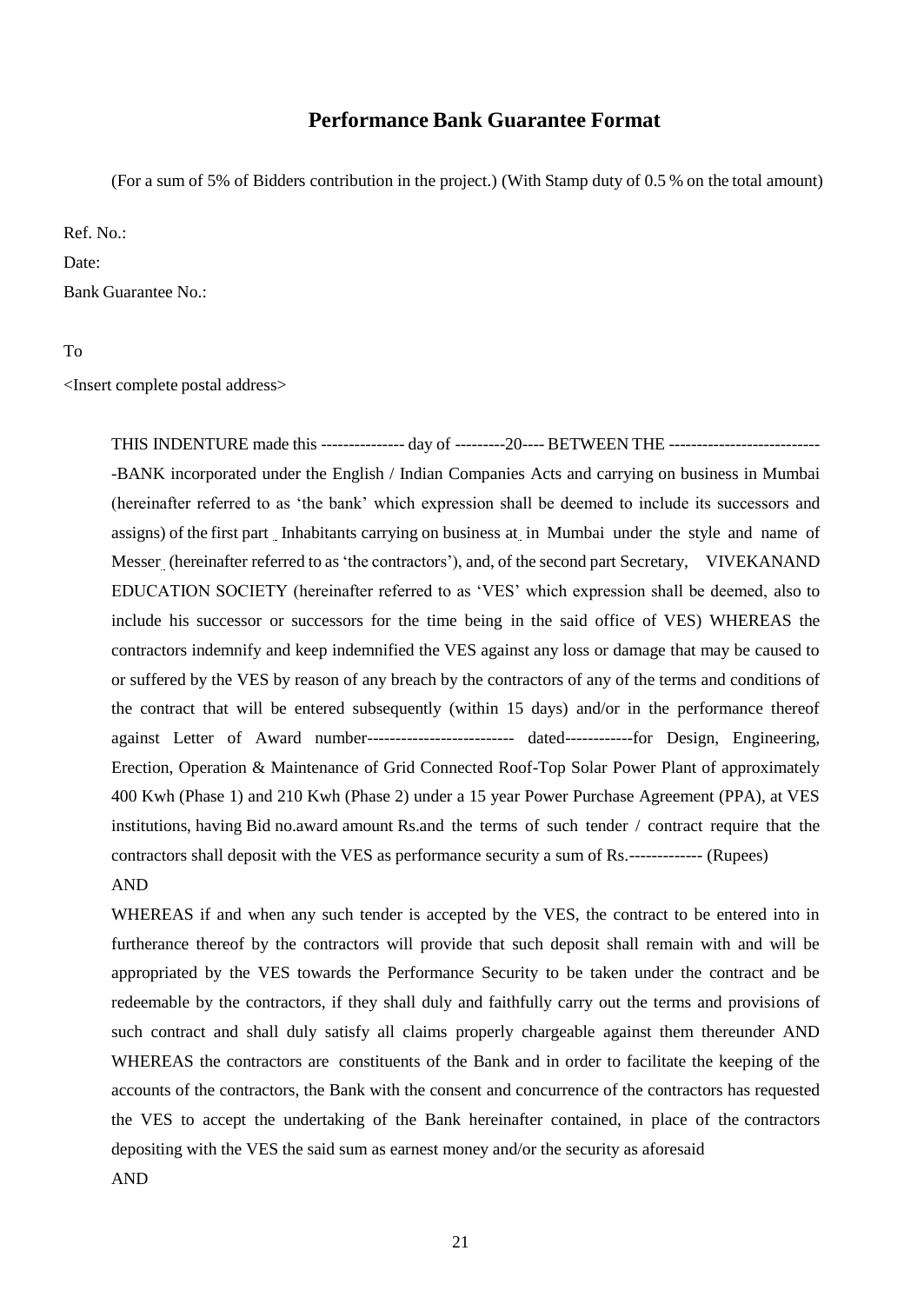## Performance Bank Guarantee Format

(For a sum of 5% of Bidders contribution in the project.) (With Stamp duty of 0.5 % on the total amount)

Ref. No.:

Date:

Bank Guarantee No.:

To

<Insert complete postal address>

THIS INDENTURE made this --------------- day of ---------20---- BETWEEN THE ---------------------------BANK incorporated under the English / Indian Companies Acts and carrying on business in Mumbai (hereinafter referred to as 'the bank' which expression shall be deemed to include its successors and assigns) of the first part Inhabitants carrying on business at in Mumbai under the style and name of Messer (hereinafter referred to as 'the contractors'), and, of the second part Secretary, VIVEKANAND EDUCATION SOCIETY (hereinafter referred to as 'VES' which expression shall be deemed, also to include his successor or successors for the time being in the said office of VES) WHEREAS the contractors indemnify and keep indemnified the VES against any loss or damage that may be caused to or suffered by the VES by reason of any breach by the contractors of any of the terms and conditions of the contract that will be entered subsequently (within 15 days) and/or in the performance thereof against Letter of Award number-------------------------- dated------------for Design, Engineering, Erection, Operation & Maintenance of Grid Connected Roof-Top Solar Power Plant of approximately 400 Kwh (Phase 1) and 210 Kwh (Phase 2) under a 15 year Power Purchase Agreement (PPA), at VES institutions, having Bid no.award amount Rs.and the terms of such tender / contract require that the contractors shall deposit with the VES as performance security a sum of Rs.------------- (Rupees) AND

WHEREAS if and when any such tender is accepted by the VES, the contract to be entered into in furtherance thereof by the contractors will provide that such deposit shall remain with and will be appropriated by the VES towards the Performance Security to be taken under the contract and be redeemable by the contractors, if they shall duly and faithfully carry out the terms and provisions of such contract and shall duly satisfy all claims properly chargeable against them thereunder AND WHEREAS the contractors are constituents of the Bank and in order to facilitate the keeping of the accounts of the contractors, the Bank with the consent and concurrence of the contractors has requested the VES to accept the undertaking of the Bank hereinafter contained, in place of the contractors depositing with the VES the said sum as earnest money and/or the security as aforesaid

AND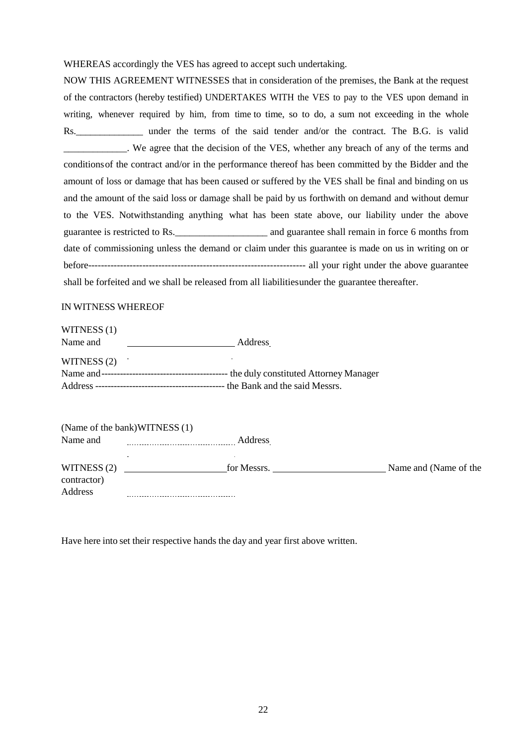WHEREAS accordingly the VES has agreed to accept such undertaking.

NOW THIS AGREEMENT WITNESSES that in consideration of the premises, the Bank at the request of the contractors (hereby testified) UNDERTAKES WITH the VES to pay to the VES upon demand in writing, whenever required by him, from time to time, so to do, a sum not exceeding in the whole Rs.______________ under the terms of the said tender and/or the contract. The B.G. is valid _____________. We agree that the decision of the VES, whether any breach of any of the terms and conditionsof the contract and/or in the performance thereof has been committed by the Bidder and the amount of loss or damage that has been caused or suffered by the VES shall be final and binding on us and the amount of the said loss or damage shall be paid by us forthwith on demand and without demur to the VES. Notwithstanding anything what has been state above, our liability under the above guarantee is restricted to Rs.___________________ and guarantee shall remain in force 6 months from date of commissioning unless the demand or claim under this guarantee is made on us in writing on or before-------------------------------------------------------------------- all your right under the above guarantee shall be forfeited and we shall be released from all liabilitiesunder the guarantee thereafter.

IN WITNESS WHEREOF

WITNESS (1)
Name and ______________________ Address

WITNESS (2)
Name and---------------------------------------- the duly constituted Attorney Manager
Address ----------------------------------------- the Bank and the said Messrs.

(Name of the bank)WITNESS (1)
Name and ........................................ Address

WITNESS (2) _____________________for Messrs. ________________________ Name and (Name of the contractor)
Address ........................................

Have here into set their respective hands the day and year first above written.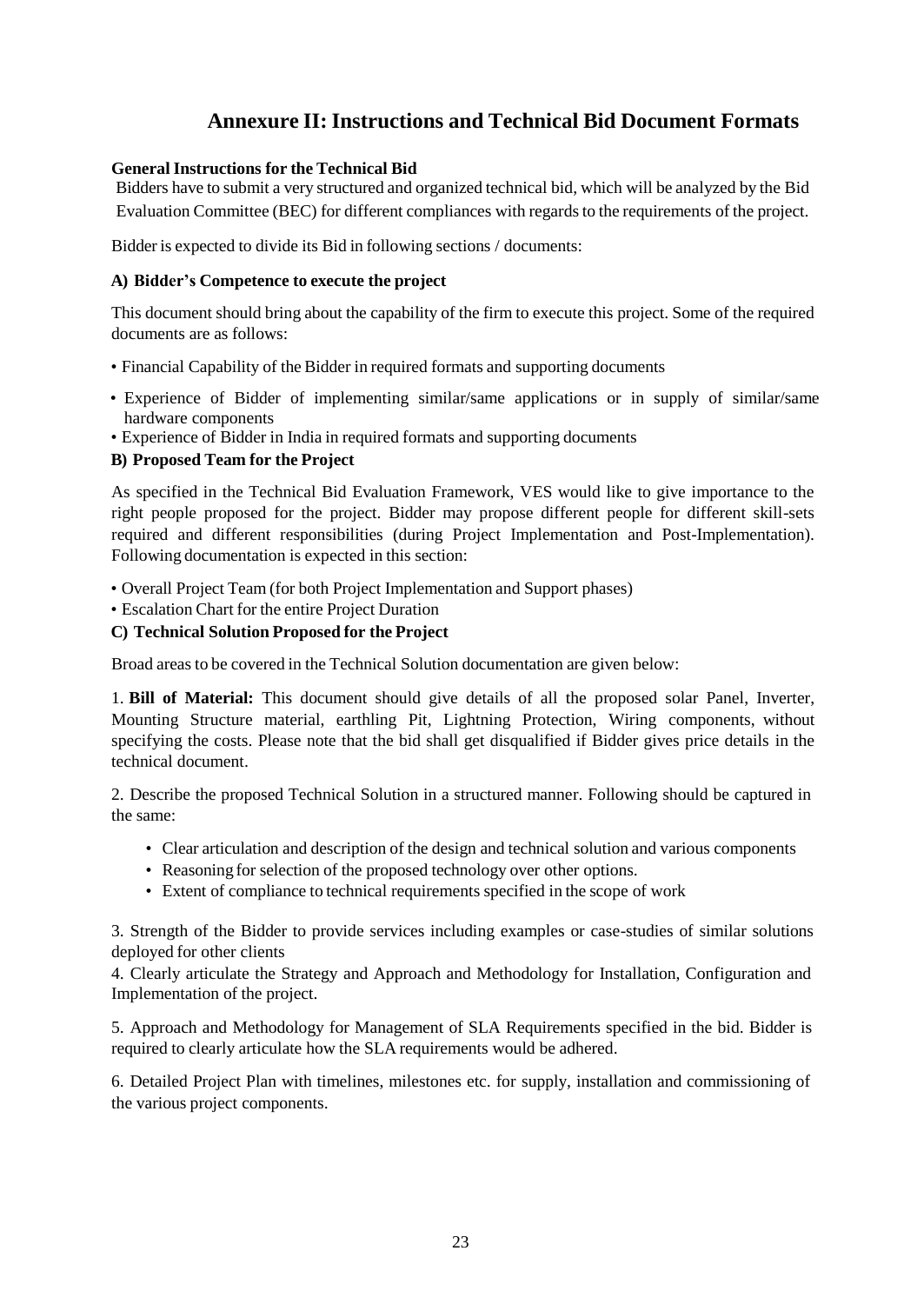# Annexure II: Instructions and Technical Bid Document Formats

**General Instructions for the Technical Bid**

Bidders have to submit a very structured and organized technical bid, which will be analyzed by the Bid Evaluation Committee (BEC) for different compliances with regards to the requirements of the project.

Bidder is expected to divide its Bid in following sections / documents:

**A) Bidder's Competence to execute the project**

This document should bring about the capability of the firm to execute this project. Some of the required documents are as follows:

- Financial Capability of the Bidder in required formats and supporting documents
- Experience of Bidder of implementing similar/same applications or in supply of similar/same hardware components
- Experience of Bidder in India in required formats and supporting documents

**B) Proposed Team for the Project**

As specified in the Technical Bid Evaluation Framework, VES would like to give importance to the right people proposed for the project. Bidder may propose different people for different skill-sets required and different responsibilities (during Project Implementation and Post-Implementation). Following documentation is expected in this section:

- Overall Project Team (for both Project Implementation and Support phases)
- Escalation Chart for the entire Project Duration

**C) Technical Solution Proposed for the Project**

Broad areas to be covered in the Technical Solution documentation are given below:

1. **Bill of Material:** This document should give details of all the proposed solar Panel, Inverter, Mounting Structure material, earthling Pit, Lightning Protection, Wiring components, without specifying the costs. Please note that the bid shall get disqualified if Bidder gives price details in the technical document.

2. Describe the proposed Technical Solution in a structured manner. Following should be captured in the same:

   - Clear articulation and description of the design and technical solution and various components
   - Reasoning for selection of the proposed technology over other options.
   - Extent of compliance to technical requirements specified in the scope of work

3. Strength of the Bidder to provide services including examples or case-studies of similar solutions deployed for other clients

4. Clearly articulate the Strategy and Approach and Methodology for Installation, Configuration and Implementation of the project.

5. Approach and Methodology for Management of SLA Requirements specified in the bid. Bidder is required to clearly articulate how the SLA requirements would be adhered.

6. Detailed Project Plan with timelines, milestones etc. for supply, installation and commissioning of the various project components.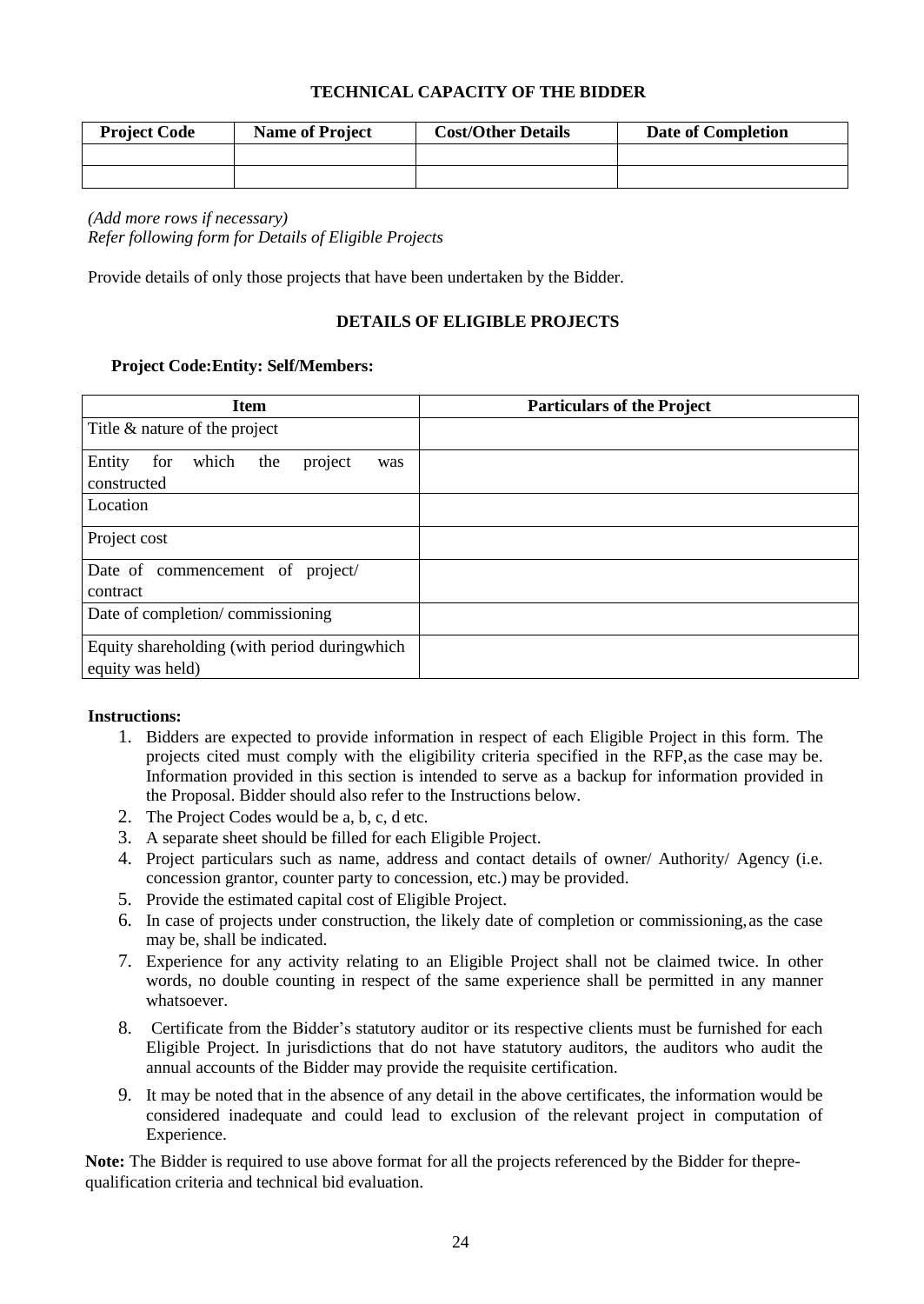### TECHNICAL CAPACITY OF THE BIDDER

| Project Code | Name of Project | Cost/Other Details | Date of Completion |
|---|---|---|---|
| | | | |
| | | | |

*(Add more rows if necessary)*
*Refer following form for Details of Eligible Projects*

Provide details of only those projects that have been undertaken by the Bidder.

### DETAILS OF ELIGIBLE PROJECTS

**Project Code:Entity: Self/Members:**

| Item | Particulars of the Project |
|---|---|
| Title & nature of the project | |
| Entity for which the project was constructed | |
| Location | |
| Project cost | |
| Date of commencement of project/ contract | |
| Date of completion/ commissioning | |
| Equity shareholding (with period duringwhich equity was held) | |

**Instructions:**

1. Bidders are expected to provide information in respect of each Eligible Project in this form. The projects cited must comply with the eligibility criteria specified in the RFP,as the case may be. Information provided in this section is intended to serve as a backup for information provided in the Proposal. Bidder should also refer to the Instructions below.
2. The Project Codes would be a, b, c, d etc.
3. A separate sheet should be filled for each Eligible Project.
4. Project particulars such as name, address and contact details of owner/ Authority/ Agency (i.e. concession grantor, counter party to concession, etc.) may be provided.
5. Provide the estimated capital cost of Eligible Project.
6. In case of projects under construction, the likely date of completion or commissioning, as the case may be, shall be indicated.
7. Experience for any activity relating to an Eligible Project shall not be claimed twice. In other words, no double counting in respect of the same experience shall be permitted in any manner whatsoever.
8. Certificate from the Bidder's statutory auditor or its respective clients must be furnished for each Eligible Project. In jurisdictions that do not have statutory auditors, the auditors who audit the annual accounts of the Bidder may provide the requisite certification.
9. It may be noted that in the absence of any detail in the above certificates, the information would be considered inadequate and could lead to exclusion of the relevant project in computation of Experience.

**Note:** The Bidder is required to use above format for all the projects referenced by the Bidder for thepre-qualification criteria and technical bid evaluation.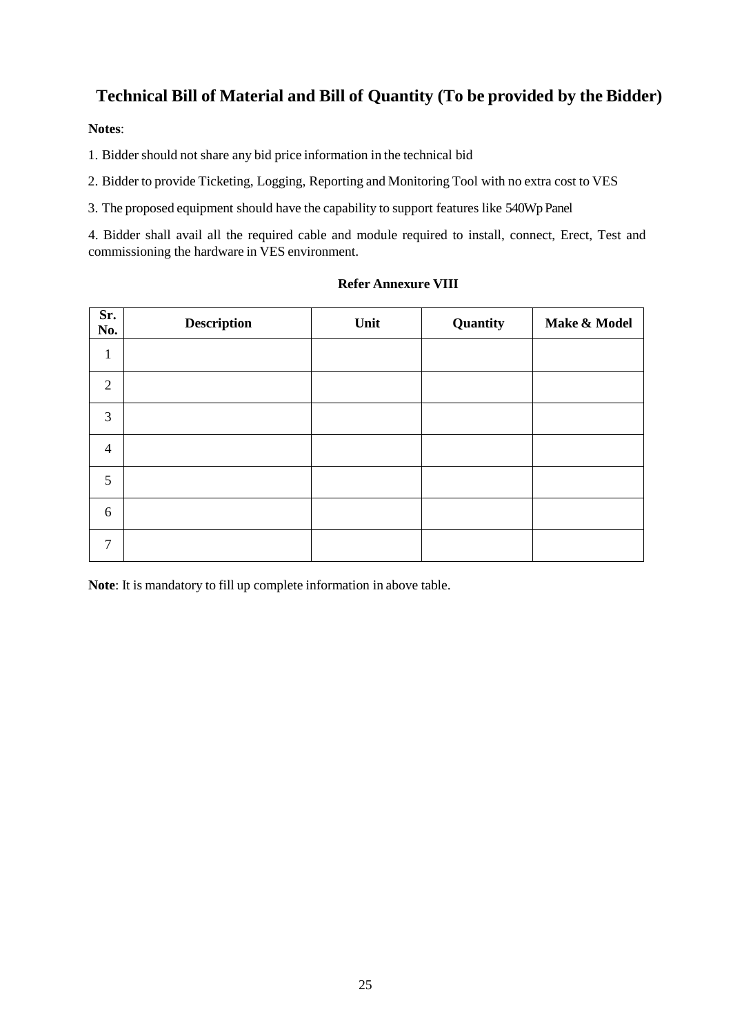## Technical Bill of Material and Bill of Quantity (To be provided by the Bidder)

**Notes**:

1. Bidder should not share any bid price information in the technical bid

2. Bidder to provide Ticketing, Logging, Reporting and Monitoring Tool with no extra cost to VES

3. The proposed equipment should have the capability to support features like 540Wp Panel

4. Bidder shall avail all the required cable and module required to install, connect, Erect, Test and commissioning the hardware in VES environment.

**Refer Annexure VIII**

| Sr. No. | Description | Unit | Quantity | Make & Model |
|---|---|---|---|---|
| 1 | | | | |
| 2 | | | | |
| 3 | | | | |
| 4 | | | | |
| 5 | | | | |
| 6 | | | | |
| 7 | | | | |

**Note**: It is mandatory to fill up complete information in above table.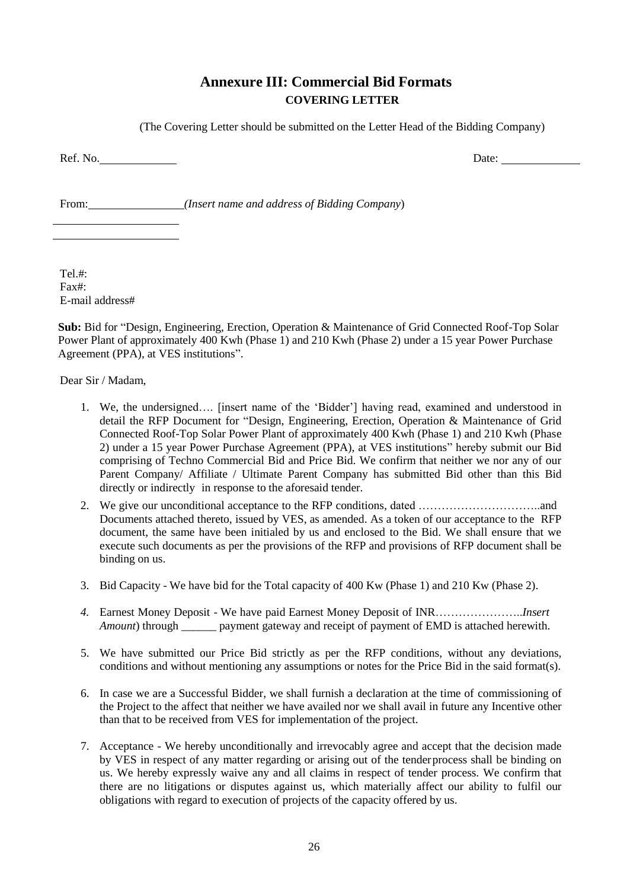# Annexure III: Commercial Bid Formats

## COVERING LETTER

(The Covering Letter should be submitted on the Letter Head of the Bidding Company)

Ref. No.____________ Date: ____________

From:_______________(*Insert name and address of Bidding Company*)

____________________

____________________

Tel.#:
Fax#:
E-mail address#

**Sub:** Bid for "Design, Engineering, Erection, Operation & Maintenance of Grid Connected Roof-Top Solar Power Plant of approximately 400 Kwh (Phase 1) and 210 Kwh (Phase 2) under a 15 year Power Purchase Agreement (PPA), at VES institutions".

Dear Sir / Madam,

1. We, the undersigned…. [insert name of the 'Bidder'] having read, examined and understood in detail the RFP Document for "Design, Engineering, Erection, Operation & Maintenance of Grid Connected Roof-Top Solar Power Plant of approximately 400 Kwh (Phase 1) and 210 Kwh (Phase 2) under a 15 year Power Purchase Agreement (PPA), at VES institutions" hereby submit our Bid comprising of Techno Commercial Bid and Price Bid. We confirm that neither we nor any of our Parent Company/ Affiliate / Ultimate Parent Company has submitted Bid other than this Bid directly or indirectly in response to the aforesaid tender.
2. We give our unconditional acceptance to the RFP conditions, dated …………………………..and Documents attached thereto, issued by VES, as amended. As a token of our acceptance to the RFP document, the same have been initialed by us and enclosed to the Bid. We shall ensure that we execute such documents as per the provisions of the RFP and provisions of RFP document shall be binding on us.
3. Bid Capacity - We have bid for the Total capacity of 400 Kw (Phase 1) and 210 Kw (Phase 2).
4. Earnest Money Deposit - We have paid Earnest Money Deposit of INR…………………..*Insert Amount*) through ______ payment gateway and receipt of payment of EMD is attached herewith.
5. We have submitted our Price Bid strictly as per the RFP conditions, without any deviations, conditions and without mentioning any assumptions or notes for the Price Bid in the said format(s).
6. In case we are a Successful Bidder, we shall furnish a declaration at the time of commissioning of the Project to the affect that neither we have availed nor we shall avail in future any Incentive other than that to be received from VES for implementation of the project.
7. Acceptance - We hereby unconditionally and irrevocably agree and accept that the decision made by VES in respect of any matter regarding or arising out of the tender process shall be binding on us. We hereby expressly waive any and all claims in respect of tender process. We confirm that there are no litigations or disputes against us, which materially affect our ability to fulfil our obligations with regard to execution of projects of the capacity offered by us.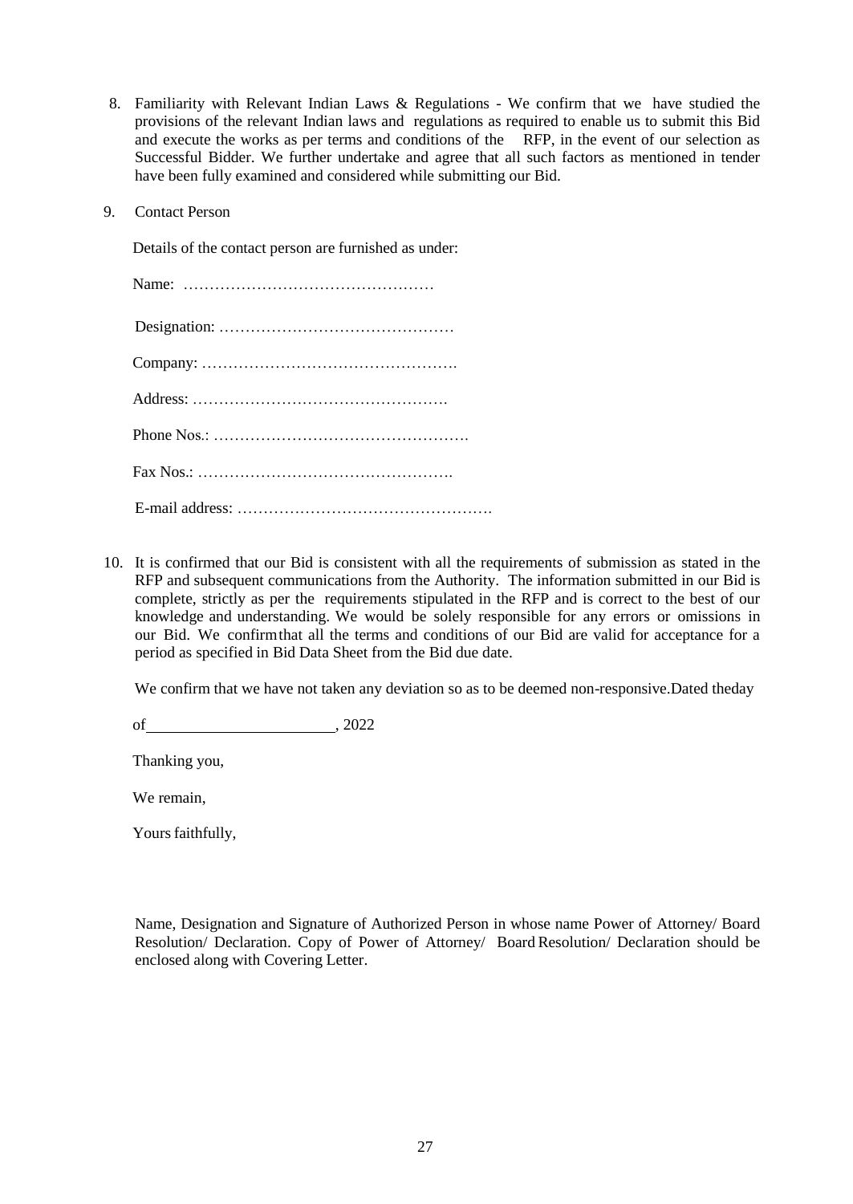8. Familiarity with Relevant Indian Laws & Regulations - We confirm that we have studied the provisions of the relevant Indian laws and regulations as required to enable us to submit this Bid and execute the works as per terms and conditions of the RFP, in the event of our selection as Successful Bidder. We further undertake and agree that all such factors as mentioned in tender have been fully examined and considered while submitting our Bid.

9. Contact Person

   Details of the contact person are furnished as under:

   Name: …………………………………………

   Designation: ………………………………………

   Company: ………………………………………….

   Address: ………………………………………….

   Phone Nos.: ………………………………………….

   Fax Nos.: ………………………………………….

   E-mail address: ………………………………………….

10. It is confirmed that our Bid is consistent with all the requirements of submission as stated in the RFP and subsequent communications from the Authority. The information submitted in our Bid is complete, strictly as per the requirements stipulated in the RFP and is correct to the best of our knowledge and understanding. We would be solely responsible for any errors or omissions in our Bid. We confirm that all the terms and conditions of our Bid are valid for acceptance for a period as specified in Bid Data Sheet from the Bid due date.

    We confirm that we have not taken any deviation so as to be deemed non-responsive.Dated theday

    of \_\_\_\_\_\_\_\_\_\_\_\_\_\_\_\_\_\_\_\_\_\_\_\_, 2022

    Thanking you,

    We remain,

    Yours faithfully,

    Name, Designation and Signature of Authorized Person in whose name Power of Attorney/ Board Resolution/ Declaration. Copy of Power of Attorney/ Board Resolution/ Declaration should be enclosed along with Covering Letter.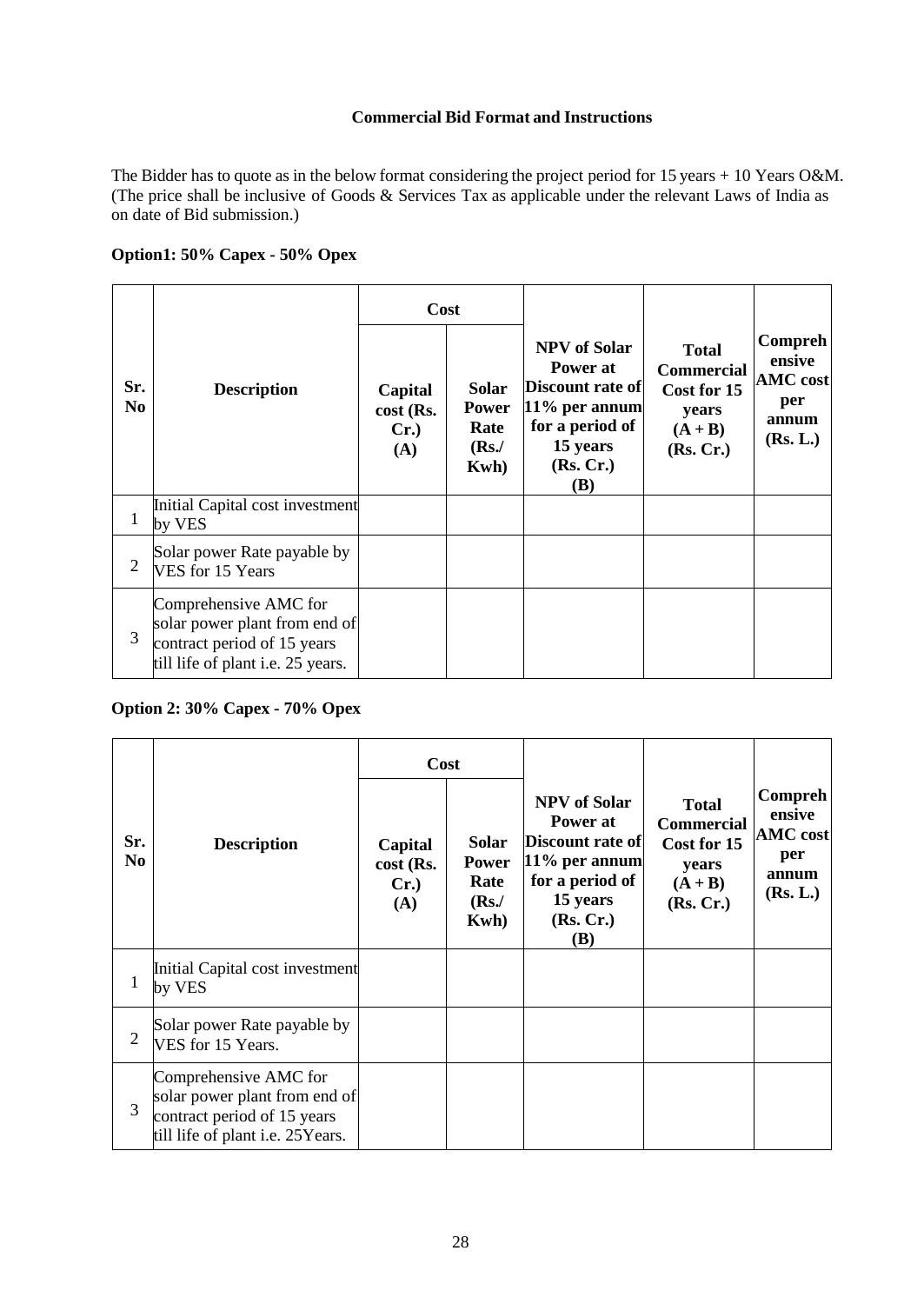### Commercial Bid Format and Instructions

The Bidder has to quote as in the below format considering the project period for 15 years + 10 Years O&M. (The price shall be inclusive of Goods & Services Tax as applicable under the relevant Laws of India as on date of Bid submission.)

**Option1: 50% Capex - 50% Opex**

| Sr. No | Description | Cost | | NPV of Solar Power at Discount rate of 11% per annum for a period of 15 years (Rs. Cr.) (B) | Total Commercial Cost for 15 years (A + B) (Rs. Cr.) | Comprehensive AMC cost per annum (Rs. L.) |
|---|---|---|---|---|---|---|
| | | Capital cost (Rs. Cr.) (A) | Solar Power Rate (Rs./ Kwh) | | | |
| 1 | Initial Capital cost investment by VES | | | | | |
| 2 | Solar power Rate payable by VES for 15 Years | | | | | |
| 3 | Comprehensive AMC for solar power plant from end of contract period of 15 years till life of plant i.e. 25 years. | | | | | |

**Option 2: 30% Capex - 70% Opex**

| Sr. No | Description | Cost | | NPV of Solar Power at Discount rate of 11% per annum for a period of 15 years (Rs. Cr.) (B) | Total Commercial Cost for 15 years (A + B) (Rs. Cr.) | Comprehensive AMC cost per annum (Rs. L.) |
|---|---|---|---|---|---|---|
| | | Capital cost (Rs. Cr.) (A) | Solar Power Rate (Rs./ Kwh) | | | |
| 1 | Initial Capital cost investment by VES | | | | | |
| 2 | Solar power Rate payable by VES for 15 Years. | | | | | |
| 3 | Comprehensive AMC for solar power plant from end of contract period of 15 years till life of plant i.e. 25Years. | | | | | |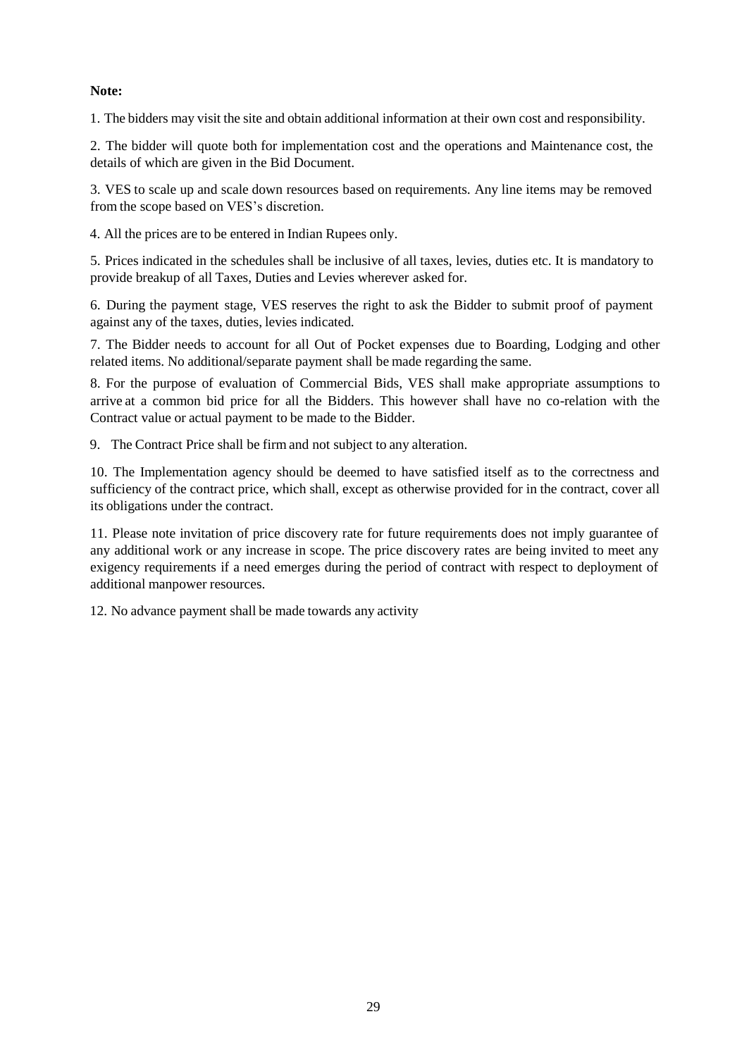**Note:**

1. The bidders may visit the site and obtain additional information at their own cost and responsibility.

2. The bidder will quote both for implementation cost and the operations and Maintenance cost, the details of which are given in the Bid Document.

3. VES to scale up and scale down resources based on requirements. Any line items may be removed from the scope based on VES's discretion.

4. All the prices are to be entered in Indian Rupees only.

5. Prices indicated in the schedules shall be inclusive of all taxes, levies, duties etc. It is mandatory to provide breakup of all Taxes, Duties and Levies wherever asked for.

6. During the payment stage, VES reserves the right to ask the Bidder to submit proof of payment against any of the taxes, duties, levies indicated.

7. The Bidder needs to account for all Out of Pocket expenses due to Boarding, Lodging and other related items. No additional/separate payment shall be made regarding the same.

8. For the purpose of evaluation of Commercial Bids, VES shall make appropriate assumptions to arrive at a common bid price for all the Bidders. This however shall have no co-relation with the Contract value or actual payment to be made to the Bidder.

9. The Contract Price shall be firm and not subject to any alteration.

10. The Implementation agency should be deemed to have satisfied itself as to the correctness and sufficiency of the contract price, which shall, except as otherwise provided for in the contract, cover all its obligations under the contract.

11. Please note invitation of price discovery rate for future requirements does not imply guarantee of any additional work or any increase in scope. The price discovery rates are being invited to meet any exigency requirements if a need emerges during the period of contract with respect to deployment of additional manpower resources.

12. No advance payment shall be made towards any activity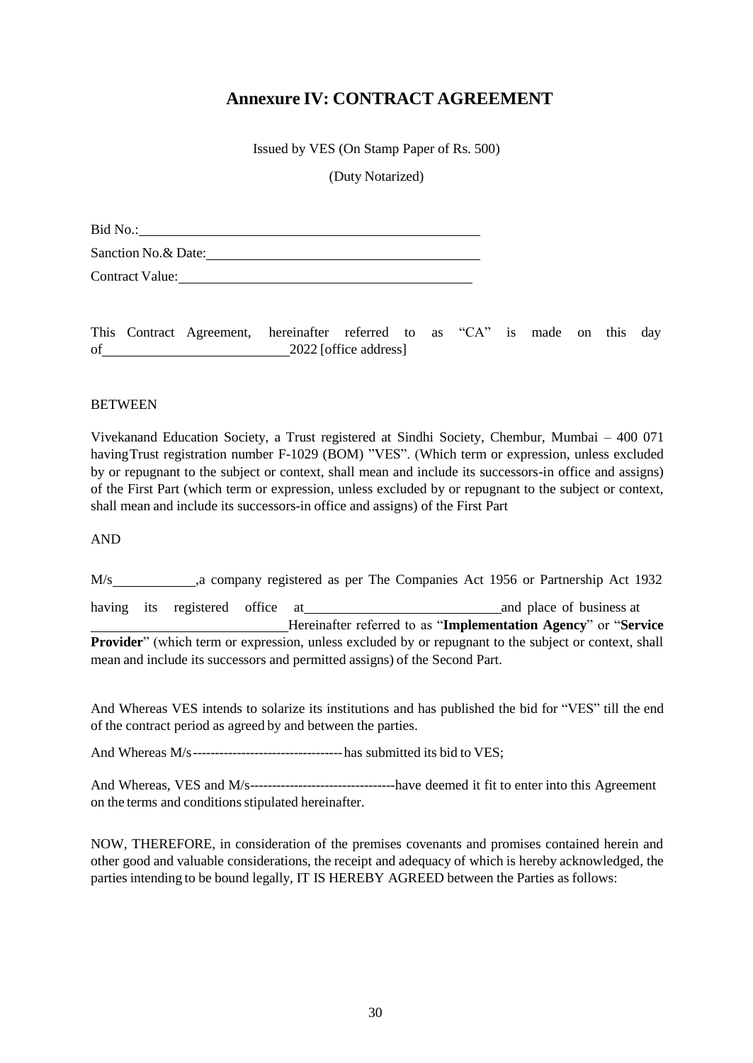# Annexure IV: CONTRACT AGREEMENT

Issued by VES (On Stamp Paper of Rs. 500)

(Duty Notarized)

Bid No.:\_\_\_\_\_\_\_\_\_\_\_\_\_\_\_\_\_\_\_\_\_\_\_\_\_\_\_\_\_\_\_\_\_\_\_\_\_\_\_\_\_\_

Sanction No.& Date:\_\_\_\_\_\_\_\_\_\_\_\_\_\_\_\_\_\_\_\_\_\_\_\_\_\_\_\_\_\_\_\_\_\_\_

Contract Value:\_\_\_\_\_\_\_\_\_\_\_\_\_\_\_\_\_\_\_\_\_\_\_\_\_\_\_\_\_\_\_\_\_\_\_\_\_\_

This Contract Agreement, hereinafter referred to as "CA" is made on this day of\_\_\_\_\_\_\_\_\_\_\_\_\_\_\_\_\_\_\_\_\_\_\_\_2022 [office address]

BETWEEN

Vivekanand Education Society, a Trust registered at Sindhi Society, Chembur, Mumbai – 400 071 having Trust registration number F-1029 (BOM) "VES". (Which term or expression, unless excluded by or repugnant to the subject or context, shall mean and include its successors-in office and assigns) of the First Part (which term or expression, unless excluded by or repugnant to the subject or context, shall mean and include its successors-in office and assigns) of the First Part

AND

M/s\_\_\_\_\_\_\_\_\_\_\_,a company registered as per The Companies Act 1956 or Partnership Act 1932 having its registered office at\_\_\_\_\_\_\_\_\_\_\_\_\_\_\_\_\_\_\_\_\_\_\_\_\_\_and place of business at \_\_\_\_\_\_\_\_\_\_\_\_\_\_\_\_\_\_\_\_\_\_\_\_\_\_Hereinafter referred to as "**Implementation Agency**" or "**Service Provider**" (which term or expression, unless excluded by or repugnant to the subject or context, shall mean and include its successors and permitted assigns) of the Second Part.

And Whereas VES intends to solarize its institutions and has published the bid for "VES" till the end of the contract period as agreed by and between the parties.

And Whereas M/s---------------------------------has submitted its bid to VES;

And Whereas, VES and M/s---------------------------------have deemed it fit to enter into this Agreement on the terms and conditions stipulated hereinafter.

NOW, THEREFORE, in consideration of the premises covenants and promises contained herein and other good and valuable considerations, the receipt and adequacy of which is hereby acknowledged, the parties intending to be bound legally, IT IS HEREBY AGREED between the Parties as follows: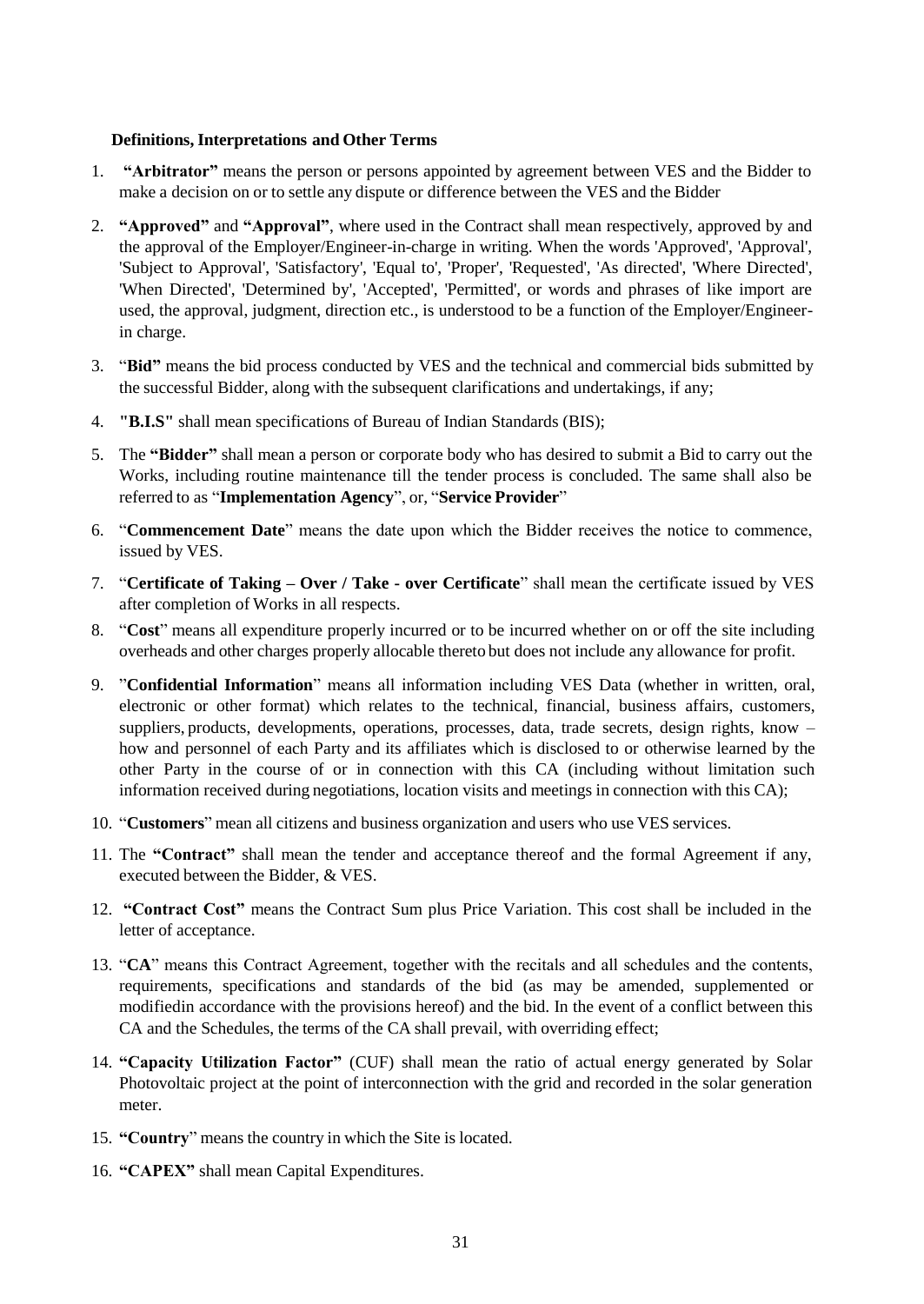**Definitions, Interpretations and Other Terms**

1. **"Arbitrator"** means the person or persons appointed by agreement between VES and the Bidder to make a decision on or to settle any dispute or difference between the VES and the Bidder
2. **"Approved"** and **"Approval"**, where used in the Contract shall mean respectively, approved by and the approval of the Employer/Engineer-in-charge in writing. When the words 'Approved', 'Approval', 'Subject to Approval', 'Satisfactory', 'Equal to', 'Proper', 'Requested', 'As directed', 'Where Directed', 'When Directed', 'Determined by', 'Accepted', 'Permitted', or words and phrases of like import are used, the approval, judgment, direction etc., is understood to be a function of the Employer/Engineer-in charge.
3. "**Bid"** means the bid process conducted by VES and the technical and commercial bids submitted by the successful Bidder, along with the subsequent clarifications and undertakings, if any;
4. **"B.I.S"** shall mean specifications of Bureau of Indian Standards (BIS);
5. The **"Bidder"** shall mean a person or corporate body who has desired to submit a Bid to carry out the Works, including routine maintenance till the tender process is concluded. The same shall also be referred to as "**Implementation Agency**", or, "**Service Provider**"
6. "**Commencement Date**" means the date upon which the Bidder receives the notice to commence, issued by VES.
7. "**Certificate of Taking – Over / Take - over Certificate**" shall mean the certificate issued by VES after completion of Works in all respects.
8. "**Cost**" means all expenditure properly incurred or to be incurred whether on or off the site including overheads and other charges properly allocable thereto but does not include any allowance for profit.
9. "**Confidential Information**" means all information including VES Data (whether in written, oral, electronic or other format) which relates to the technical, financial, business affairs, customers, suppliers, products, developments, operations, processes, data, trade secrets, design rights, know – how and personnel of each Party and its affiliates which is disclosed to or otherwise learned by the other Party in the course of or in connection with this CA (including without limitation such information received during negotiations, location visits and meetings in connection with this CA);
10. "**Customers**" mean all citizens and business organization and users who use VES services.
11. The **"Contract"** shall mean the tender and acceptance thereof and the formal Agreement if any, executed between the Bidder, & VES.
12. **"Contract Cost"** means the Contract Sum plus Price Variation. This cost shall be included in the letter of acceptance.
13. "**CA**" means this Contract Agreement, together with the recitals and all schedules and the contents, requirements, specifications and standards of the bid (as may be amended, supplemented or modifiedin accordance with the provisions hereof) and the bid. In the event of a conflict between this CA and the Schedules, the terms of the CA shall prevail, with overriding effect;
14. **"Capacity Utilization Factor"** (CUF) shall mean the ratio of actual energy generated by Solar Photovoltaic project at the point of interconnection with the grid and recorded in the solar generation meter.
15. **"Country**" means the country in which the Site is located.
16. **"CAPEX"** shall mean Capital Expenditures.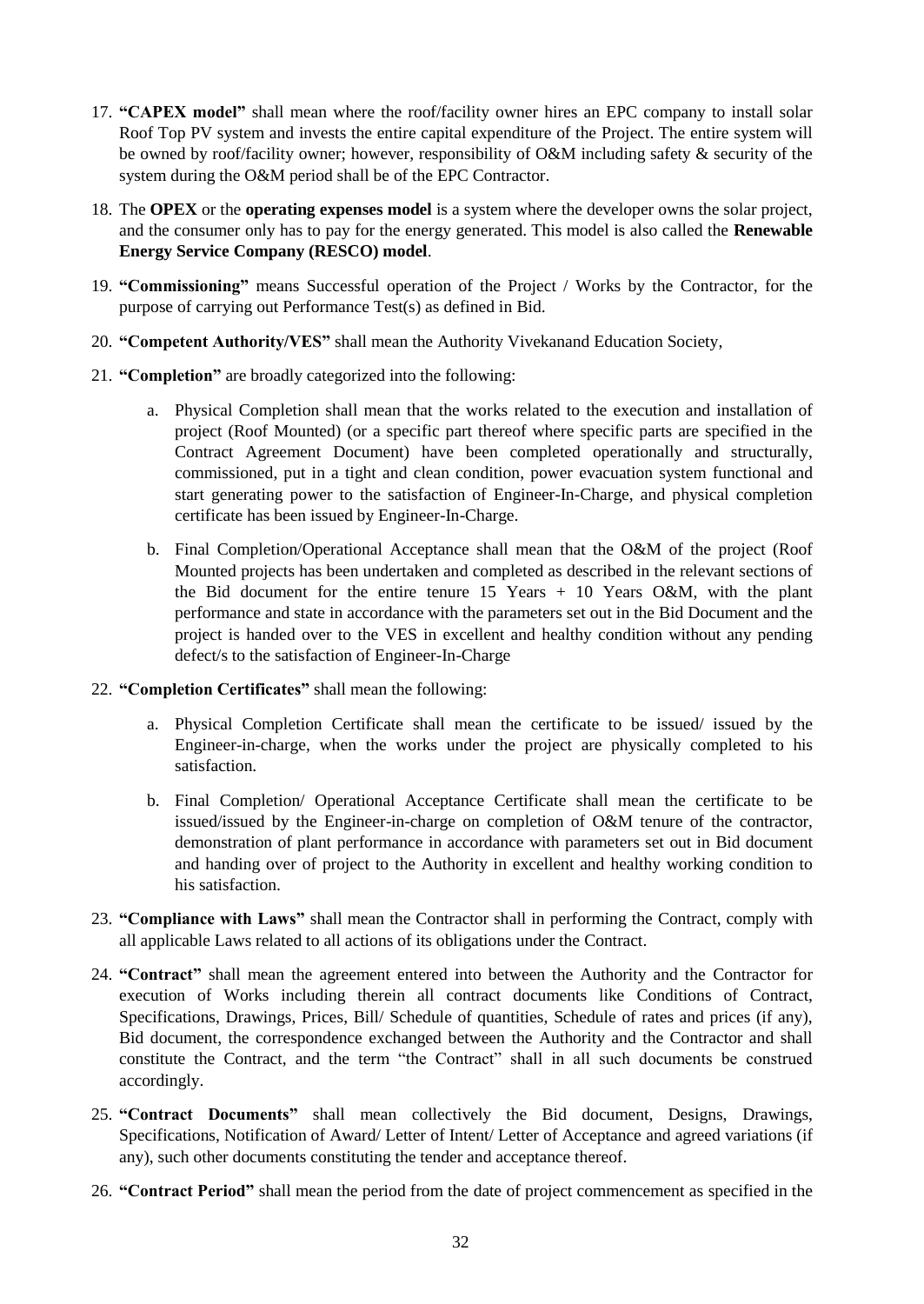17. **"CAPEX model"** shall mean where the roof/facility owner hires an EPC company to install solar Roof Top PV system and invests the entire capital expenditure of the Project. The entire system will be owned by roof/facility owner; however, responsibility of O&M including safety & security of the system during the O&M period shall be of the EPC Contractor.

18. The **OPEX** or the **operating expenses model** is a system where the developer owns the solar project, and the consumer only has to pay for the energy generated. This model is also called the **Renewable Energy Service Company (RESCO) model**.

19. **"Commissioning"** means Successful operation of the Project / Works by the Contractor, for the purpose of carrying out Performance Test(s) as defined in Bid.

20. **"Competent Authority/VES"** shall mean the Authority Vivekanand Education Society,

21. **"Completion"** are broadly categorized into the following:

    a. Physical Completion shall mean that the works related to the execution and installation of project (Roof Mounted) (or a specific part thereof where specific parts are specified in the Contract Agreement Document) have been completed operationally and structurally, commissioned, put in a tight and clean condition, power evacuation system functional and start generating power to the satisfaction of Engineer-In-Charge, and physical completion certificate has been issued by Engineer-In-Charge.

    b. Final Completion/Operational Acceptance shall mean that the O&M of the project (Roof Mounted projects has been undertaken and completed as described in the relevant sections of the Bid document for the entire tenure 15 Years + 10 Years O&M, with the plant performance and state in accordance with the parameters set out in the Bid Document and the project is handed over to the VES in excellent and healthy condition without any pending defect/s to the satisfaction of Engineer-In-Charge

22. **"Completion Certificates"** shall mean the following:

    a. Physical Completion Certificate shall mean the certificate to be issued/ issued by the Engineer-in-charge, when the works under the project are physically completed to his satisfaction.

    b. Final Completion/ Operational Acceptance Certificate shall mean the certificate to be issued/issued by the Engineer-in-charge on completion of O&M tenure of the contractor, demonstration of plant performance in accordance with parameters set out in Bid document and handing over of project to the Authority in excellent and healthy working condition to his satisfaction.

23. **"Compliance with Laws"** shall mean the Contractor shall in performing the Contract, comply with all applicable Laws related to all actions of its obligations under the Contract.

24. **"Contract"** shall mean the agreement entered into between the Authority and the Contractor for execution of Works including therein all contract documents like Conditions of Contract, Specifications, Drawings, Prices, Bill/ Schedule of quantities, Schedule of rates and prices (if any), Bid document, the correspondence exchanged between the Authority and the Contractor and shall constitute the Contract, and the term "the Contract" shall in all such documents be construed accordingly.

25. **"Contract Documents"** shall mean collectively the Bid document, Designs, Drawings, Specifications, Notification of Award/ Letter of Intent/ Letter of Acceptance and agreed variations (if any), such other documents constituting the tender and acceptance thereof.

26. **"Contract Period"** shall mean the period from the date of project commencement as specified in the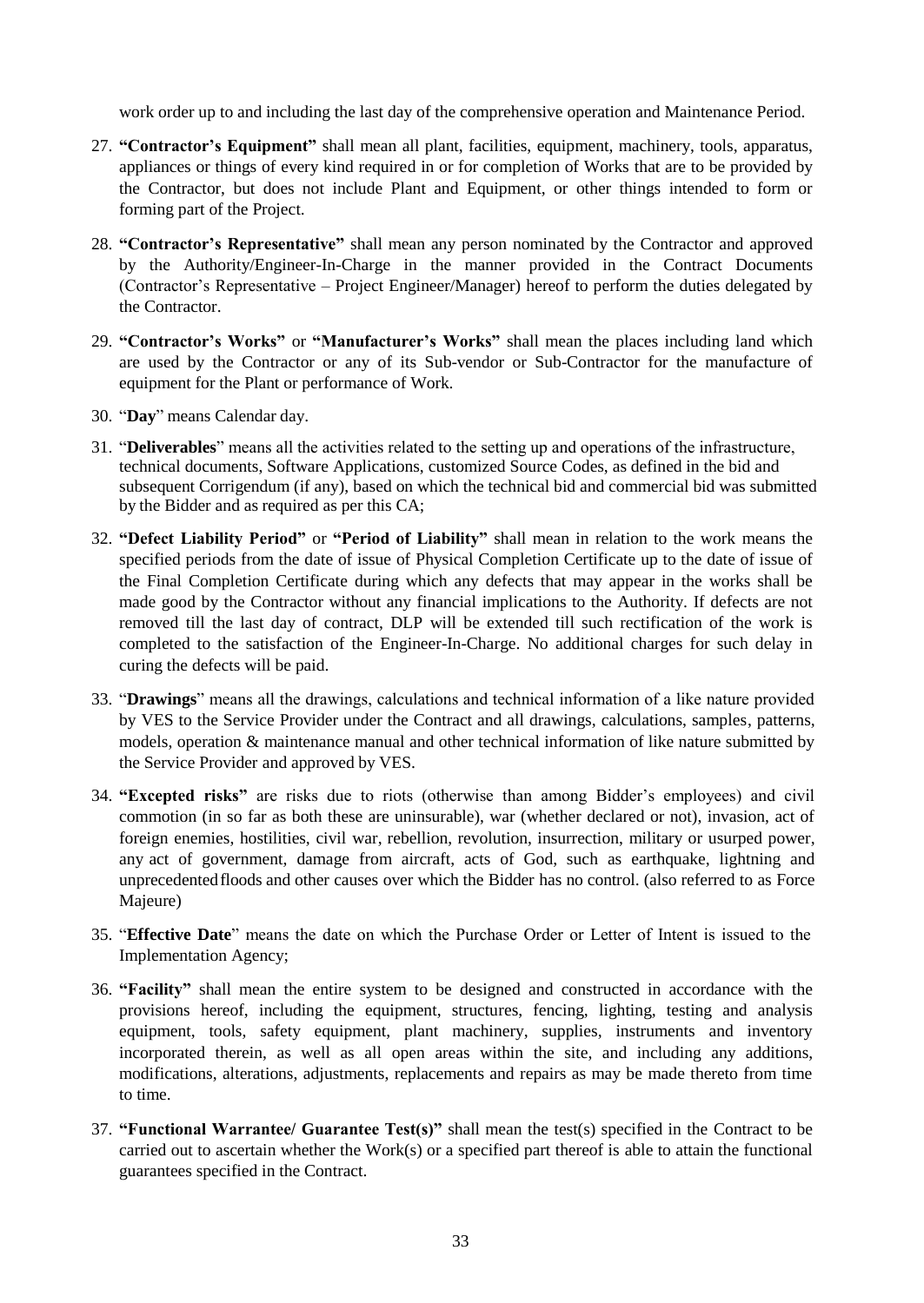work order up to and including the last day of the comprehensive operation and Maintenance Period.

27. **"Contractor's Equipment"** shall mean all plant, facilities, equipment, machinery, tools, apparatus, appliances or things of every kind required in or for completion of Works that are to be provided by the Contractor, but does not include Plant and Equipment, or other things intended to form or forming part of the Project.

28. **"Contractor's Representative"** shall mean any person nominated by the Contractor and approved by the Authority/Engineer-In-Charge in the manner provided in the Contract Documents (Contractor's Representative – Project Engineer/Manager) hereof to perform the duties delegated by the Contractor.

29. **"Contractor's Works"** or **"Manufacturer's Works"** shall mean the places including land which are used by the Contractor or any of its Sub-vendor or Sub-Contractor for the manufacture of equipment for the Plant or performance of Work.

30. "**Day**" means Calendar day.

31. "**Deliverables**" means all the activities related to the setting up and operations of the infrastructure, technical documents, Software Applications, customized Source Codes, as defined in the bid and subsequent Corrigendum (if any), based on which the technical bid and commercial bid was submitted by the Bidder and as required as per this CA;

32. **"Defect Liability Period"** or **"Period of Liability"** shall mean in relation to the work means the specified periods from the date of issue of Physical Completion Certificate up to the date of issue of the Final Completion Certificate during which any defects that may appear in the works shall be made good by the Contractor without any financial implications to the Authority. If defects are not removed till the last day of contract, DLP will be extended till such rectification of the work is completed to the satisfaction of the Engineer-In-Charge. No additional charges for such delay in curing the defects will be paid.

33. "**Drawings**" means all the drawings, calculations and technical information of a like nature provided by VES to the Service Provider under the Contract and all drawings, calculations, samples, patterns, models, operation & maintenance manual and other technical information of like nature submitted by the Service Provider and approved by VES.

34. **"Excepted risks"** are risks due to riots (otherwise than among Bidder's employees) and civil commotion (in so far as both these are uninsurable), war (whether declared or not), invasion, act of foreign enemies, hostilities, civil war, rebellion, revolution, insurrection, military or usurped power, any act of government, damage from aircraft, acts of God, such as earthquake, lightning and unprecedented floods and other causes over which the Bidder has no control. (also referred to as Force Majeure)

35. "**Effective Date**" means the date on which the Purchase Order or Letter of Intent is issued to the Implementation Agency;

36. **"Facility"** shall mean the entire system to be designed and constructed in accordance with the provisions hereof, including the equipment, structures, fencing, lighting, testing and analysis equipment, tools, safety equipment, plant machinery, supplies, instruments and inventory incorporated therein, as well as all open areas within the site, and including any additions, modifications, alterations, adjustments, replacements and repairs as may be made thereto from time to time.

37. **"Functional Warrantee/ Guarantee Test(s)"** shall mean the test(s) specified in the Contract to be carried out to ascertain whether the Work(s) or a specified part thereof is able to attain the functional guarantees specified in the Contract.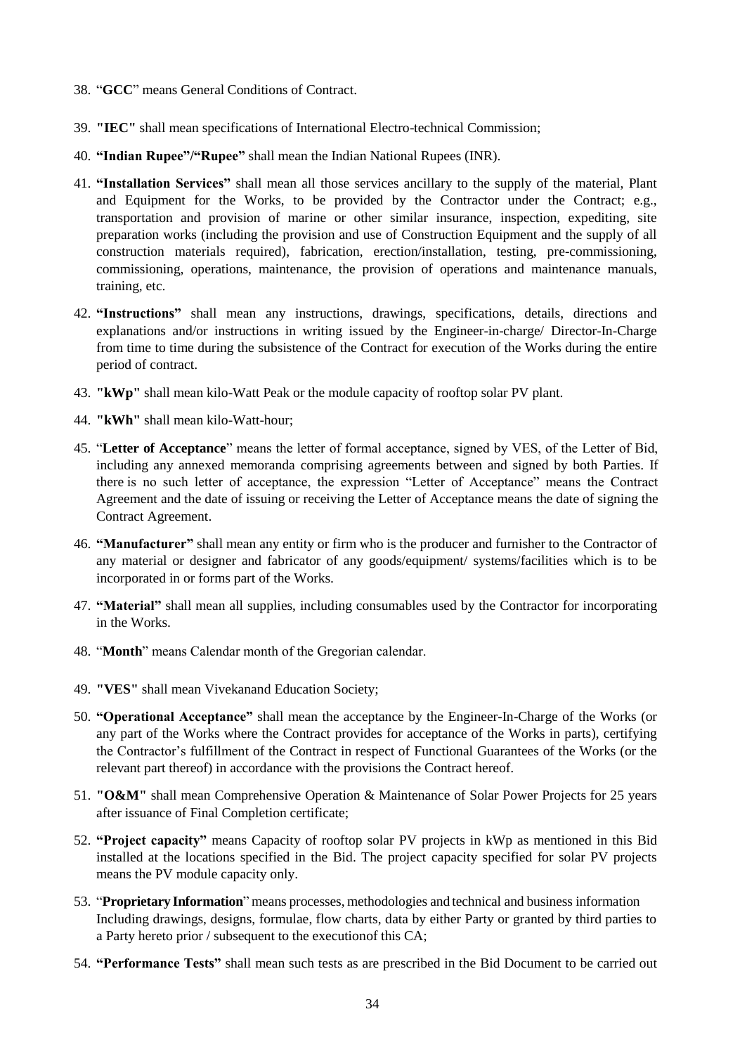38. "**GCC**" means General Conditions of Contract.

39. **"IEC"** shall mean specifications of International Electro-technical Commission;

40. **"Indian Rupee"/"Rupee"** shall mean the Indian National Rupees (INR).

41. **"Installation Services"** shall mean all those services ancillary to the supply of the material, Plant and Equipment for the Works, to be provided by the Contractor under the Contract; e.g., transportation and provision of marine or other similar insurance, inspection, expediting, site preparation works (including the provision and use of Construction Equipment and the supply of all construction materials required), fabrication, erection/installation, testing, pre-commissioning, commissioning, operations, maintenance, the provision of operations and maintenance manuals, training, etc.

42. **"Instructions"** shall mean any instructions, drawings, specifications, details, directions and explanations and/or instructions in writing issued by the Engineer-in-charge/ Director-In-Charge from time to time during the subsistence of the Contract for execution of the Works during the entire period of contract.

43. **"kWp"** shall mean kilo-Watt Peak or the module capacity of rooftop solar PV plant.

44. **"kWh"** shall mean kilo-Watt-hour;

45. "**Letter of Acceptance**" means the letter of formal acceptance, signed by VES, of the Letter of Bid, including any annexed memoranda comprising agreements between and signed by both Parties. If there is no such letter of acceptance, the expression "Letter of Acceptance" means the Contract Agreement and the date of issuing or receiving the Letter of Acceptance means the date of signing the Contract Agreement.

46. **"Manufacturer"** shall mean any entity or firm who is the producer and furnisher to the Contractor of any material or designer and fabricator of any goods/equipment/ systems/facilities which is to be incorporated in or forms part of the Works.

47. **"Material"** shall mean all supplies, including consumables used by the Contractor for incorporating in the Works.

48. "**Month**" means Calendar month of the Gregorian calendar.

49. **"VES"** shall mean Vivekanand Education Society;

50. **"Operational Acceptance"** shall mean the acceptance by the Engineer-In-Charge of the Works (or any part of the Works where the Contract provides for acceptance of the Works in parts), certifying the Contractor's fulfillment of the Contract in respect of Functional Guarantees of the Works (or the relevant part thereof) in accordance with the provisions the Contract hereof.

51. **"O&M"** shall mean Comprehensive Operation & Maintenance of Solar Power Projects for 25 years after issuance of Final Completion certificate;

52. **"Project capacity"** means Capacity of rooftop solar PV projects in kWp as mentioned in this Bid installed at the locations specified in the Bid. The project capacity specified for solar PV projects means the PV module capacity only.

53. "**Proprietary Information**" means processes, methodologies and technical and business information Including drawings, designs, formulae, flow charts, data by either Party or granted by third parties to a Party hereto prior / subsequent to the executionof this CA;

54. **"Performance Tests"** shall mean such tests as are prescribed in the Bid Document to be carried out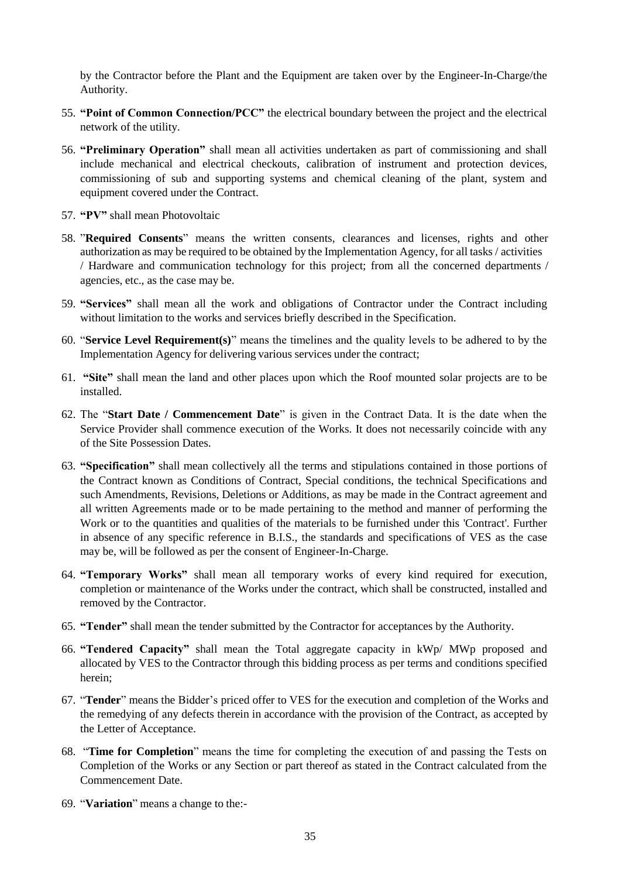by the Contractor before the Plant and the Equipment are taken over by the Engineer-In-Charge/the Authority.

55. **"Point of Common Connection/PCC"** the electrical boundary between the project and the electrical network of the utility.

56. **"Preliminary Operation"** shall mean all activities undertaken as part of commissioning and shall include mechanical and electrical checkouts, calibration of instrument and protection devices, commissioning of sub and supporting systems and chemical cleaning of the plant, system and equipment covered under the Contract.

57. **"PV"** shall mean Photovoltaic

58. "**Required Consents**" means the written consents, clearances and licenses, rights and other authorization as may be required to be obtained by the Implementation Agency, for all tasks / activities / Hardware and communication technology for this project; from all the concerned departments / agencies, etc., as the case may be.

59. **"Services"** shall mean all the work and obligations of Contractor under the Contract including without limitation to the works and services briefly described in the Specification.

60. "**Service Level Requirement(s)**" means the timelines and the quality levels to be adhered to by the Implementation Agency for delivering various services under the contract;

61. **"Site"** shall mean the land and other places upon which the Roof mounted solar projects are to be installed.

62. The "**Start Date / Commencement Date**" is given in the Contract Data. It is the date when the Service Provider shall commence execution of the Works. It does not necessarily coincide with any of the Site Possession Dates.

63. **"Specification"** shall mean collectively all the terms and stipulations contained in those portions of the Contract known as Conditions of Contract, Special conditions, the technical Specifications and such Amendments, Revisions, Deletions or Additions, as may be made in the Contract agreement and all written Agreements made or to be made pertaining to the method and manner of performing the Work or to the quantities and qualities of the materials to be furnished under this 'Contract'. Further in absence of any specific reference in B.I.S., the standards and specifications of VES as the case may be, will be followed as per the consent of Engineer-In-Charge.

64. **"Temporary Works"** shall mean all temporary works of every kind required for execution, completion or maintenance of the Works under the contract, which shall be constructed, installed and removed by the Contractor.

65. **"Tender"** shall mean the tender submitted by the Contractor for acceptances by the Authority.

66. **"Tendered Capacity"** shall mean the Total aggregate capacity in kWp/ MWp proposed and allocated by VES to the Contractor through this bidding process as per terms and conditions specified herein;

67. "**Tender**" means the Bidder's priced offer to VES for the execution and completion of the Works and the remedying of any defects therein in accordance with the provision of the Contract, as accepted by the Letter of Acceptance.

68. "**Time for Completion**" means the time for completing the execution of and passing the Tests on Completion of the Works or any Section or part thereof as stated in the Contract calculated from the Commencement Date.

69. "**Variation**" means a change to the:-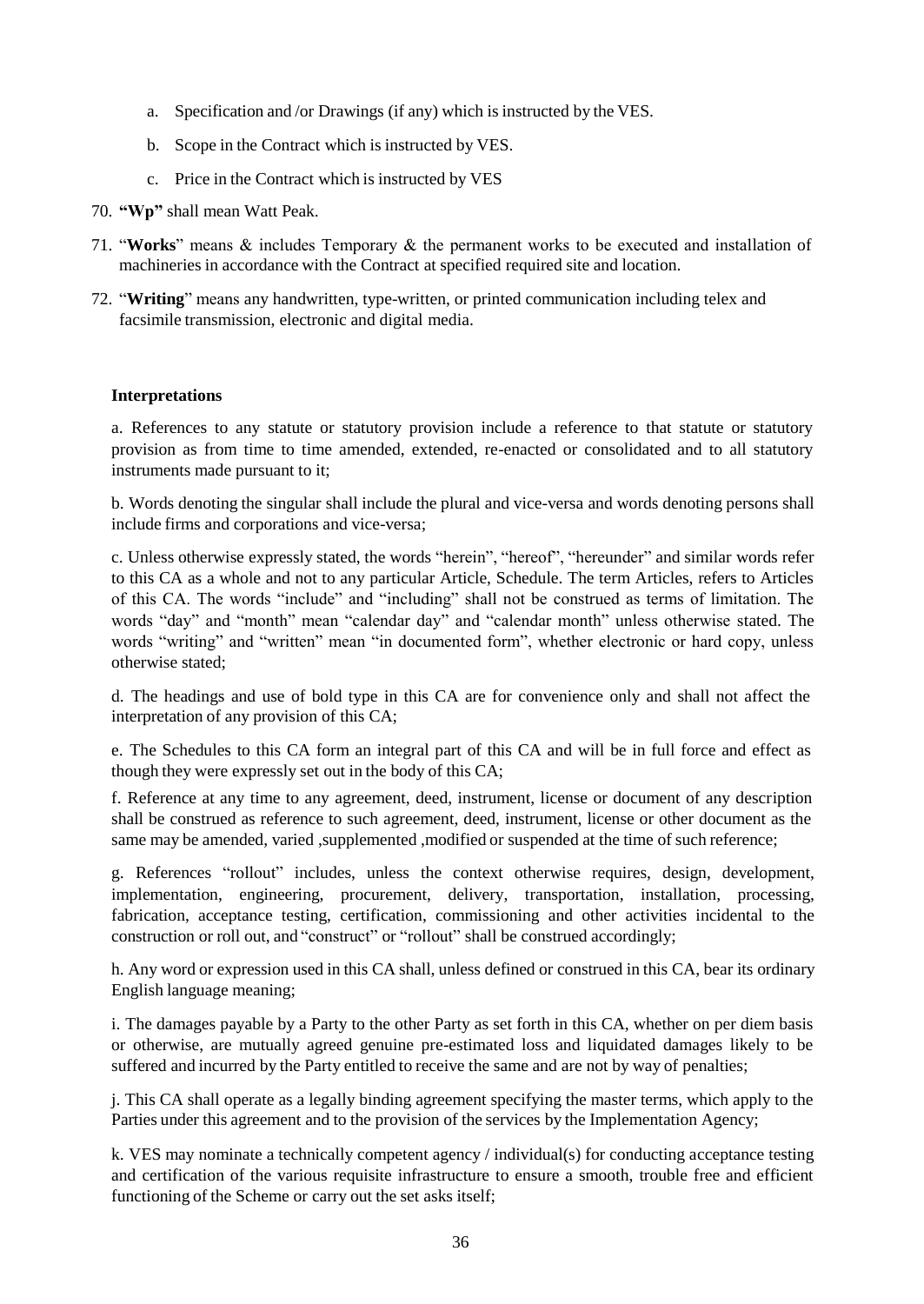a. Specification and /or Drawings (if any) which is instructed by the VES.

b. Scope in the Contract which is instructed by VES.

c. Price in the Contract which is instructed by VES

70. **"Wp"** shall mean Watt Peak.

71. "**Works**" means & includes Temporary & the permanent works to be executed and installation of machineries in accordance with the Contract at specified required site and location.

72. "**Writing**" means any handwritten, type-written, or printed communication including telex and facsimile transmission, electronic and digital media.

**Interpretations**

a. References to any statute or statutory provision include a reference to that statute or statutory provision as from time to time amended, extended, re-enacted or consolidated and to all statutory instruments made pursuant to it;

b. Words denoting the singular shall include the plural and vice-versa and words denoting persons shall include firms and corporations and vice-versa;

c. Unless otherwise expressly stated, the words "herein", "hereof", "hereunder" and similar words refer to this CA as a whole and not to any particular Article, Schedule. The term Articles, refers to Articles of this CA. The words "include" and "including" shall not be construed as terms of limitation. The words "day" and "month" mean "calendar day" and "calendar month" unless otherwise stated. The words "writing" and "written" mean "in documented form", whether electronic or hard copy, unless otherwise stated;

d. The headings and use of bold type in this CA are for convenience only and shall not affect the interpretation of any provision of this CA;

e. The Schedules to this CA form an integral part of this CA and will be in full force and effect as though they were expressly set out in the body of this CA;

f. Reference at any time to any agreement, deed, instrument, license or document of any description shall be construed as reference to such agreement, deed, instrument, license or other document as the same may be amended, varied ,supplemented ,modified or suspended at the time of such reference;

g. References "rollout" includes, unless the context otherwise requires, design, development, implementation, engineering, procurement, delivery, transportation, installation, processing, fabrication, acceptance testing, certification, commissioning and other activities incidental to the construction or roll out, and "construct" or "rollout" shall be construed accordingly;

h. Any word or expression used in this CA shall, unless defined or construed in this CA, bear its ordinary English language meaning;

i. The damages payable by a Party to the other Party as set forth in this CA, whether on per diem basis or otherwise, are mutually agreed genuine pre-estimated loss and liquidated damages likely to be suffered and incurred by the Party entitled to receive the same and are not by way of penalties;

j. This CA shall operate as a legally binding agreement specifying the master terms, which apply to the Parties under this agreement and to the provision of the services by the Implementation Agency;

k. VES may nominate a technically competent agency / individual(s) for conducting acceptance testing and certification of the various requisite infrastructure to ensure a smooth, trouble free and efficient functioning of the Scheme or carry out the set asks itself;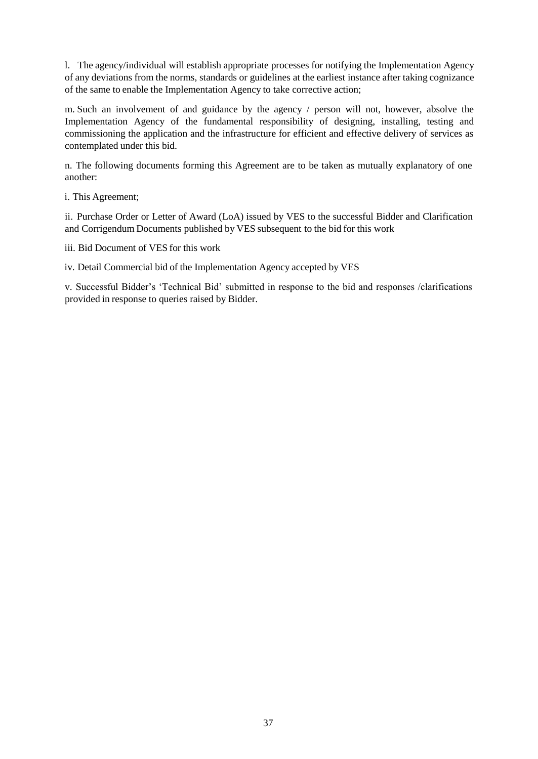l. The agency/individual will establish appropriate processes for notifying the Implementation Agency of any deviations from the norms, standards or guidelines at the earliest instance after taking cognizance of the same to enable the Implementation Agency to take corrective action;

m. Such an involvement of and guidance by the agency / person will not, however, absolve the Implementation Agency of the fundamental responsibility of designing, installing, testing and commissioning the application and the infrastructure for efficient and effective delivery of services as contemplated under this bid.

n. The following documents forming this Agreement are to be taken as mutually explanatory of one another:

i. This Agreement;

ii. Purchase Order or Letter of Award (LoA) issued by VES to the successful Bidder and Clarification and Corrigendum Documents published by VES subsequent to the bid for this work

iii. Bid Document of VES for this work

iv. Detail Commercial bid of the Implementation Agency accepted by VES

v. Successful Bidder's 'Technical Bid' submitted in response to the bid and responses /clarifications provided in response to queries raised by Bidder.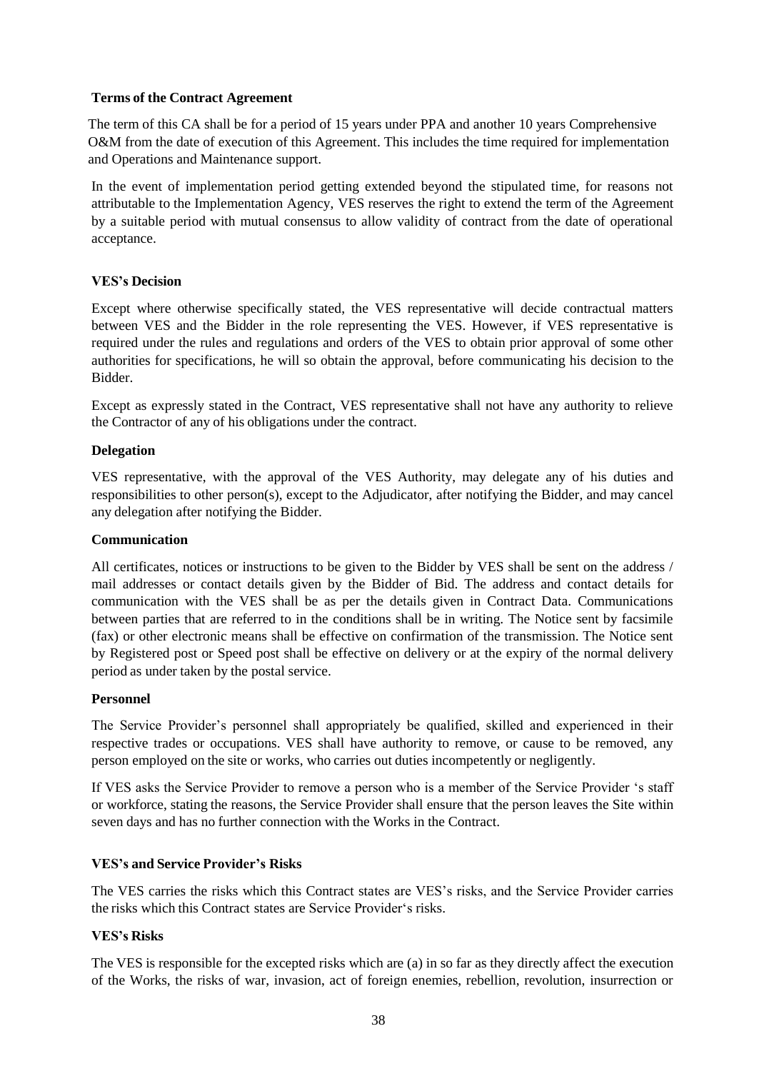**Terms of the Contract Agreement**

The term of this CA shall be for a period of 15 years under PPA and another 10 years Comprehensive O&M from the date of execution of this Agreement. This includes the time required for implementation and Operations and Maintenance support.

In the event of implementation period getting extended beyond the stipulated time, for reasons not attributable to the Implementation Agency, VES reserves the right to extend the term of the Agreement by a suitable period with mutual consensus to allow validity of contract from the date of operational acceptance.

**VES's Decision**

Except where otherwise specifically stated, the VES representative will decide contractual matters between VES and the Bidder in the role representing the VES. However, if VES representative is required under the rules and regulations and orders of the VES to obtain prior approval of some other authorities for specifications, he will so obtain the approval, before communicating his decision to the Bidder.

Except as expressly stated in the Contract, VES representative shall not have any authority to relieve the Contractor of any of his obligations under the contract.

**Delegation**

VES representative, with the approval of the VES Authority, may delegate any of his duties and responsibilities to other person(s), except to the Adjudicator, after notifying the Bidder, and may cancel any delegation after notifying the Bidder.

**Communication**

All certificates, notices or instructions to be given to the Bidder by VES shall be sent on the address / mail addresses or contact details given by the Bidder of Bid. The address and contact details for communication with the VES shall be as per the details given in Contract Data. Communications between parties that are referred to in the conditions shall be in writing. The Notice sent by facsimile (fax) or other electronic means shall be effective on confirmation of the transmission. The Notice sent by Registered post or Speed post shall be effective on delivery or at the expiry of the normal delivery period as under taken by the postal service.

**Personnel**

The Service Provider's personnel shall appropriately be qualified, skilled and experienced in their respective trades or occupations. VES shall have authority to remove, or cause to be removed, any person employed on the site or works, who carries out duties incompetently or negligently.

If VES asks the Service Provider to remove a person who is a member of the Service Provider 's staff or workforce, stating the reasons, the Service Provider shall ensure that the person leaves the Site within seven days and has no further connection with the Works in the Contract.

**VES's and Service Provider's Risks**

The VES carries the risks which this Contract states are VES's risks, and the Service Provider carries the risks which this Contract states are Service Provider's risks.

**VES's Risks**

The VES is responsible for the excepted risks which are (a) in so far as they directly affect the execution of the Works, the risks of war, invasion, act of foreign enemies, rebellion, revolution, insurrection or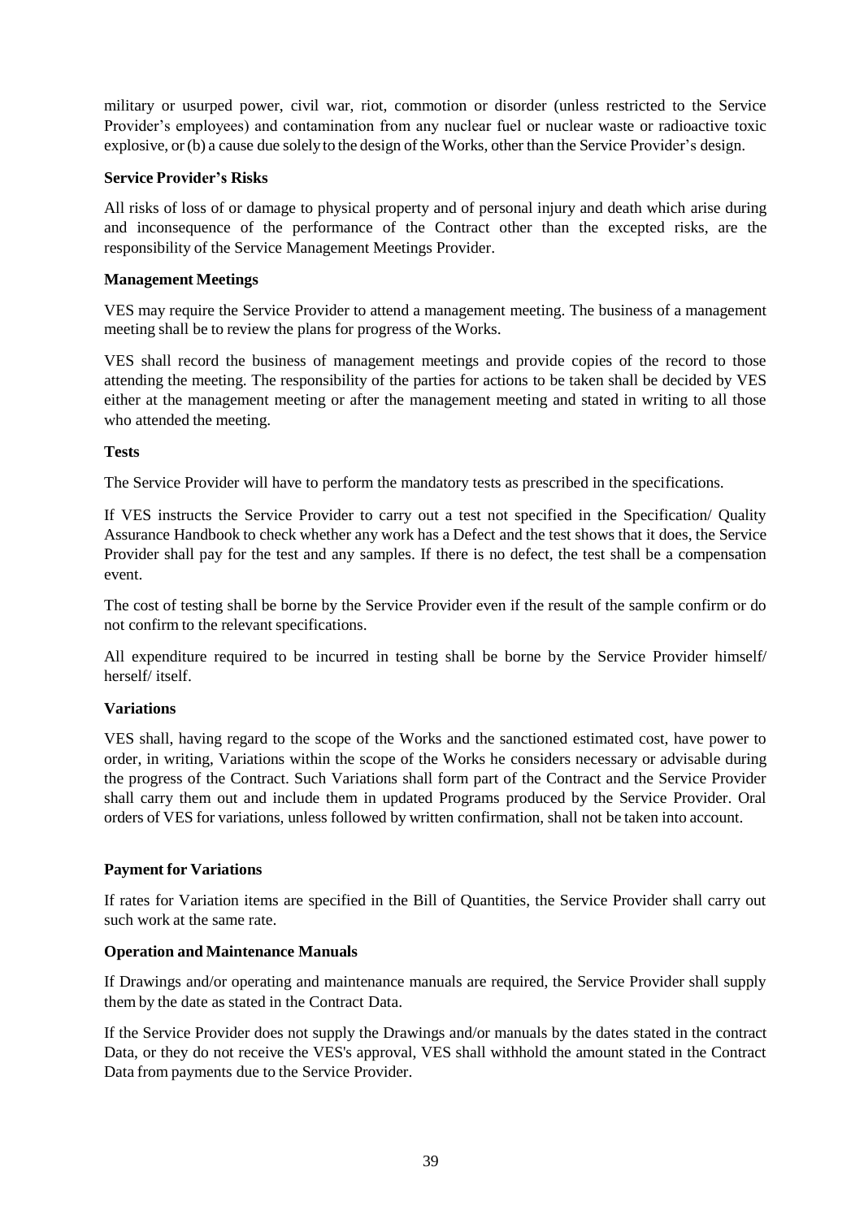military or usurped power, civil war, riot, commotion or disorder (unless restricted to the Service Provider's employees) and contamination from any nuclear fuel or nuclear waste or radioactive toxic explosive, or (b) a cause due solely to the design of the Works, other than the Service Provider's design.

**Service Provider's Risks**

All risks of loss of or damage to physical property and of personal injury and death which arise during and inconsequence of the performance of the Contract other than the excepted risks, are the responsibility of the Service Management Meetings Provider.

**Management Meetings**

VES may require the Service Provider to attend a management meeting. The business of a management meeting shall be to review the plans for progress of the Works.

VES shall record the business of management meetings and provide copies of the record to those attending the meeting. The responsibility of the parties for actions to be taken shall be decided by VES either at the management meeting or after the management meeting and stated in writing to all those who attended the meeting.

**Tests**

The Service Provider will have to perform the mandatory tests as prescribed in the specifications.

If VES instructs the Service Provider to carry out a test not specified in the Specification/ Quality Assurance Handbook to check whether any work has a Defect and the test shows that it does, the Service Provider shall pay for the test and any samples. If there is no defect, the test shall be a compensation event.

The cost of testing shall be borne by the Service Provider even if the result of the sample confirm or do not confirm to the relevant specifications.

All expenditure required to be incurred in testing shall be borne by the Service Provider himself/ herself/ itself.

**Variations**

VES shall, having regard to the scope of the Works and the sanctioned estimated cost, have power to order, in writing, Variations within the scope of the Works he considers necessary or advisable during the progress of the Contract. Such Variations shall form part of the Contract and the Service Provider shall carry them out and include them in updated Programs produced by the Service Provider. Oral orders of VES for variations, unless followed by written confirmation, shall not be taken into account.

**Payment for Variations**

If rates for Variation items are specified in the Bill of Quantities, the Service Provider shall carry out such work at the same rate.

**Operation and Maintenance Manuals**

If Drawings and/or operating and maintenance manuals are required, the Service Provider shall supply them by the date as stated in the Contract Data.

If the Service Provider does not supply the Drawings and/or manuals by the dates stated in the contract Data, or they do not receive the VES's approval, VES shall withhold the amount stated in the Contract Data from payments due to the Service Provider.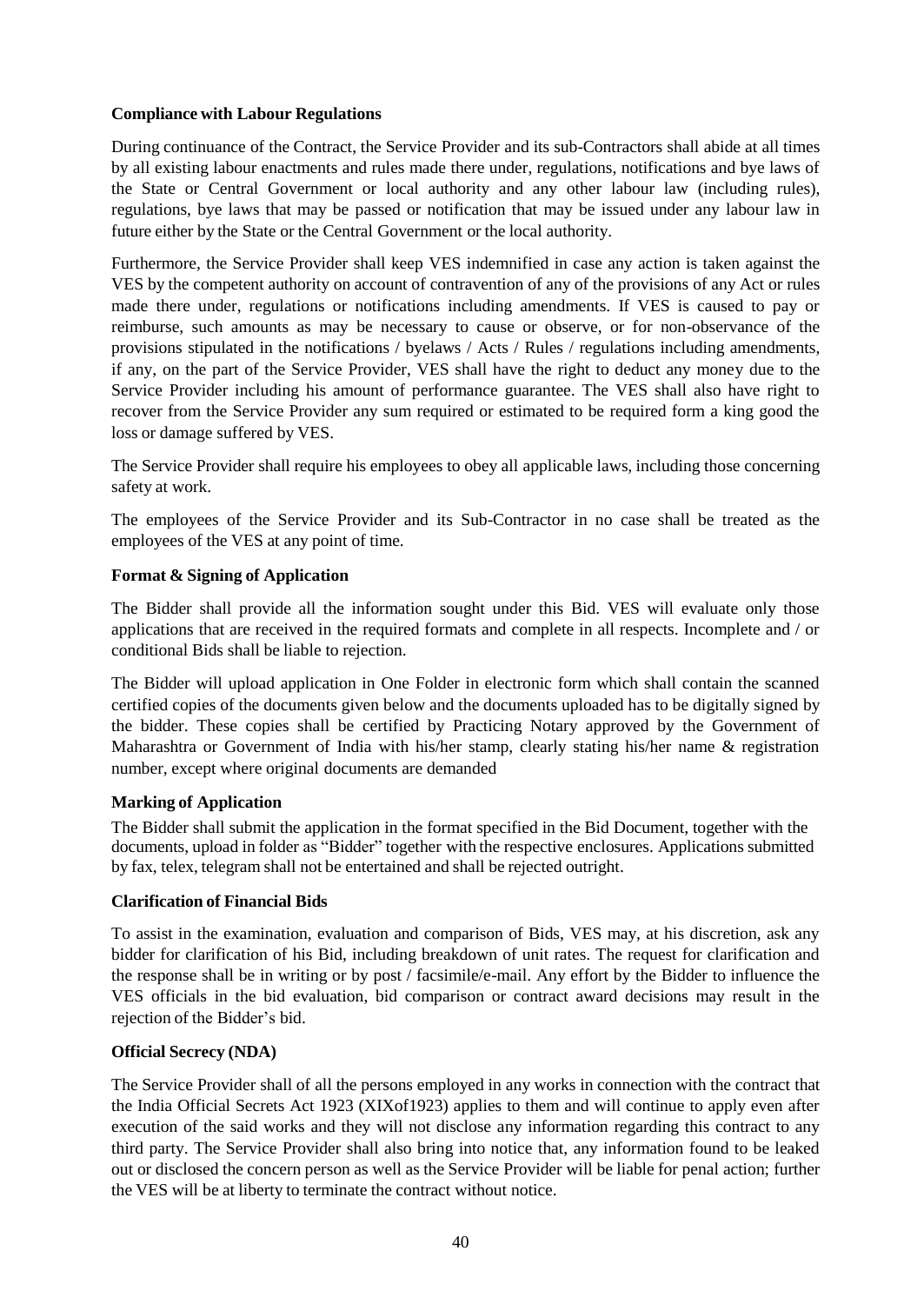**Compliance with Labour Regulations**

During continuance of the Contract, the Service Provider and its sub-Contractors shall abide at all times by all existing labour enactments and rules made there under, regulations, notifications and bye laws of the State or Central Government or local authority and any other labour law (including rules), regulations, bye laws that may be passed or notification that may be issued under any labour law in future either by the State or the Central Government or the local authority.

Furthermore, the Service Provider shall keep VES indemnified in case any action is taken against the VES by the competent authority on account of contravention of any of the provisions of any Act or rules made there under, regulations or notifications including amendments. If VES is caused to pay or reimburse, such amounts as may be necessary to cause or observe, or for non-observance of the provisions stipulated in the notifications / byelaws / Acts / Rules / regulations including amendments, if any, on the part of the Service Provider, VES shall have the right to deduct any money due to the Service Provider including his amount of performance guarantee. The VES shall also have right to recover from the Service Provider any sum required or estimated to be required form a king good the loss or damage suffered by VES.

The Service Provider shall require his employees to obey all applicable laws, including those concerning safety at work.

The employees of the Service Provider and its Sub-Contractor in no case shall be treated as the employees of the VES at any point of time.

**Format & Signing of Application**

The Bidder shall provide all the information sought under this Bid. VES will evaluate only those applications that are received in the required formats and complete in all respects. Incomplete and / or conditional Bids shall be liable to rejection.

The Bidder will upload application in One Folder in electronic form which shall contain the scanned certified copies of the documents given below and the documents uploaded has to be digitally signed by the bidder. These copies shall be certified by Practicing Notary approved by the Government of Maharashtra or Government of India with his/her stamp, clearly stating his/her name & registration number, except where original documents are demanded

**Marking of Application**

The Bidder shall submit the application in the format specified in the Bid Document, together with the documents, upload in folder as "Bidder" together with the respective enclosures. Applications submitted by fax, telex, telegram shall not be entertained and shall be rejected outright.

**Clarification of Financial Bids**

To assist in the examination, evaluation and comparison of Bids, VES may, at his discretion, ask any bidder for clarification of his Bid, including breakdown of unit rates. The request for clarification and the response shall be in writing or by post / facsimile/e-mail. Any effort by the Bidder to influence the VES officials in the bid evaluation, bid comparison or contract award decisions may result in the rejection of the Bidder's bid.

**Official Secrecy (NDA)**

The Service Provider shall of all the persons employed in any works in connection with the contract that the India Official Secrets Act 1923 (XIXof1923) applies to them and will continue to apply even after execution of the said works and they will not disclose any information regarding this contract to any third party. The Service Provider shall also bring into notice that, any information found to be leaked out or disclosed the concern person as well as the Service Provider will be liable for penal action; further the VES will be at liberty to terminate the contract without notice.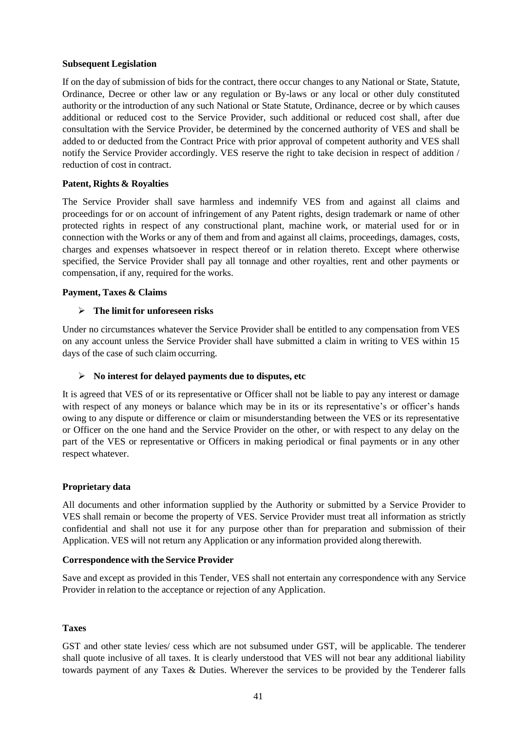**Subsequent Legislation**

If on the day of submission of bids for the contract, there occur changes to any National or State, Statute, Ordinance, Decree or other law or any regulation or By-laws or any local or other duly constituted authority or the introduction of any such National or State Statute, Ordinance, decree or by which causes additional or reduced cost to the Service Provider, such additional or reduced cost shall, after due consultation with the Service Provider, be determined by the concerned authority of VES and shall be added to or deducted from the Contract Price with prior approval of competent authority and VES shall notify the Service Provider accordingly. VES reserve the right to take decision in respect of addition / reduction of cost in contract.

**Patent, Rights & Royalties**

The Service Provider shall save harmless and indemnify VES from and against all claims and proceedings for or on account of infringement of any Patent rights, design trademark or name of other protected rights in respect of any constructional plant, machine work, or material used for or in connection with the Works or any of them and from and against all claims, proceedings, damages, costs, charges and expenses whatsoever in respect thereof or in relation thereto. Except where otherwise specified, the Service Provider shall pay all tonnage and other royalties, rent and other payments or compensation, if any, required for the works.

**Payment, Taxes & Claims**

- **The limit for unforeseen risks**

Under no circumstances whatever the Service Provider shall be entitled to any compensation from VES on any account unless the Service Provider shall have submitted a claim in writing to VES within 15 days of the case of such claim occurring.

- **No interest for delayed payments due to disputes, etc**

It is agreed that VES of or its representative or Officer shall not be liable to pay any interest or damage with respect of any moneys or balance which may be in its or its representative's or officer's hands owing to any dispute or difference or claim or misunderstanding between the VES or its representative or Officer on the one hand and the Service Provider on the other, or with respect to any delay on the part of the VES or representative or Officers in making periodical or final payments or in any other respect whatever.

**Proprietary data**

All documents and other information supplied by the Authority or submitted by a Service Provider to VES shall remain or become the property of VES. Service Provider must treat all information as strictly confidential and shall not use it for any purpose other than for preparation and submission of their Application. VES will not return any Application or any information provided along therewith.

**Correspondence with the Service Provider**

Save and except as provided in this Tender, VES shall not entertain any correspondence with any Service Provider in relation to the acceptance or rejection of any Application.

**Taxes**

GST and other state levies/ cess which are not subsumed under GST, will be applicable. The tenderer shall quote inclusive of all taxes. It is clearly understood that VES will not bear any additional liability towards payment of any Taxes & Duties. Wherever the services to be provided by the Tenderer falls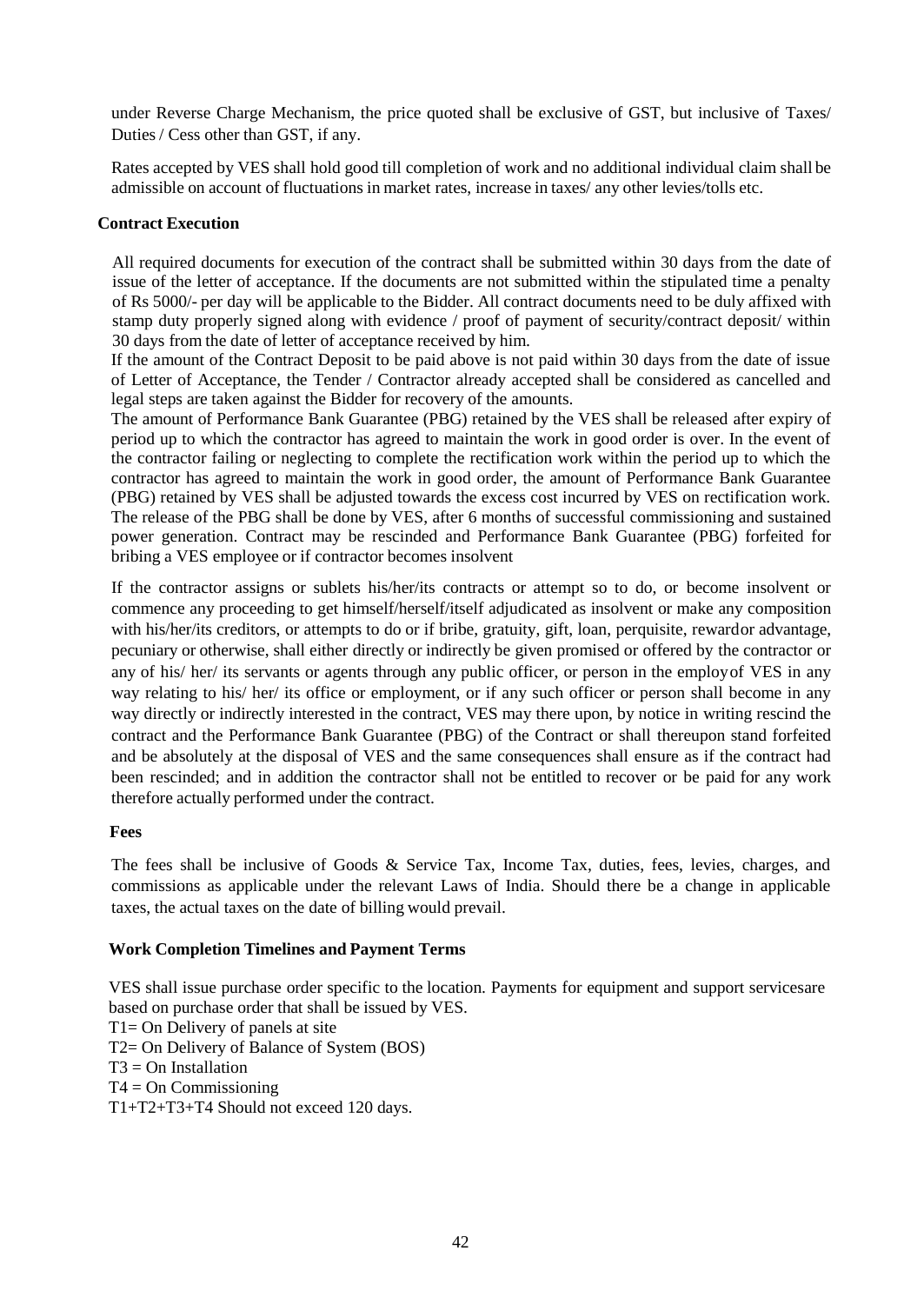under Reverse Charge Mechanism, the price quoted shall be exclusive of GST, but inclusive of Taxes/ Duties / Cess other than GST, if any.

Rates accepted by VES shall hold good till completion of work and no additional individual claim shall be admissible on account of fluctuations in market rates, increase in taxes/ any other levies/tolls etc.

**Contract Execution**

All required documents for execution of the contract shall be submitted within 30 days from the date of issue of the letter of acceptance. If the documents are not submitted within the stipulated time a penalty of Rs 5000/- per day will be applicable to the Bidder. All contract documents need to be duly affixed with stamp duty properly signed along with evidence / proof of payment of security/contract deposit/ within 30 days from the date of letter of acceptance received by him.

If the amount of the Contract Deposit to be paid above is not paid within 30 days from the date of issue of Letter of Acceptance, the Tender / Contractor already accepted shall be considered as cancelled and legal steps are taken against the Bidder for recovery of the amounts.

The amount of Performance Bank Guarantee (PBG) retained by the VES shall be released after expiry of period up to which the contractor has agreed to maintain the work in good order is over. In the event of the contractor failing or neglecting to complete the rectification work within the period up to which the contractor has agreed to maintain the work in good order, the amount of Performance Bank Guarantee (PBG) retained by VES shall be adjusted towards the excess cost incurred by VES on rectification work. The release of the PBG shall be done by VES, after 6 months of successful commissioning and sustained power generation. Contract may be rescinded and Performance Bank Guarantee (PBG) forfeited for bribing a VES employee or if contractor becomes insolvent

If the contractor assigns or sublets his/her/its contracts or attempt so to do, or become insolvent or commence any proceeding to get himself/herself/itself adjudicated as insolvent or make any composition with his/her/its creditors, or attempts to do or if bribe, gratuity, gift, loan, perquisite, rewardor advantage, pecuniary or otherwise, shall either directly or indirectly be given promised or offered by the contractor or any of his/ her/ its servants or agents through any public officer, or person in the employof VES in any way relating to his/ her/ its office or employment, or if any such officer or person shall become in any way directly or indirectly interested in the contract, VES may there upon, by notice in writing rescind the contract and the Performance Bank Guarantee (PBG) of the Contract or shall thereupon stand forfeited and be absolutely at the disposal of VES and the same consequences shall ensure as if the contract had been rescinded; and in addition the contractor shall not be entitled to recover or be paid for any work therefore actually performed under the contract.

**Fees**

The fees shall be inclusive of Goods & Service Tax, Income Tax, duties, fees, levies, charges, and commissions as applicable under the relevant Laws of India. Should there be a change in applicable taxes, the actual taxes on the date of billing would prevail.

**Work Completion Timelines and Payment Terms**

VES shall issue purchase order specific to the location. Payments for equipment and support servicesare based on purchase order that shall be issued by VES.

T1= On Delivery of panels at site  
T2= On Delivery of Balance of System (BOS)  
T3 = On Installation  
T4 = On Commissioning  
T1+T2+T3+T4 Should not exceed 120 days.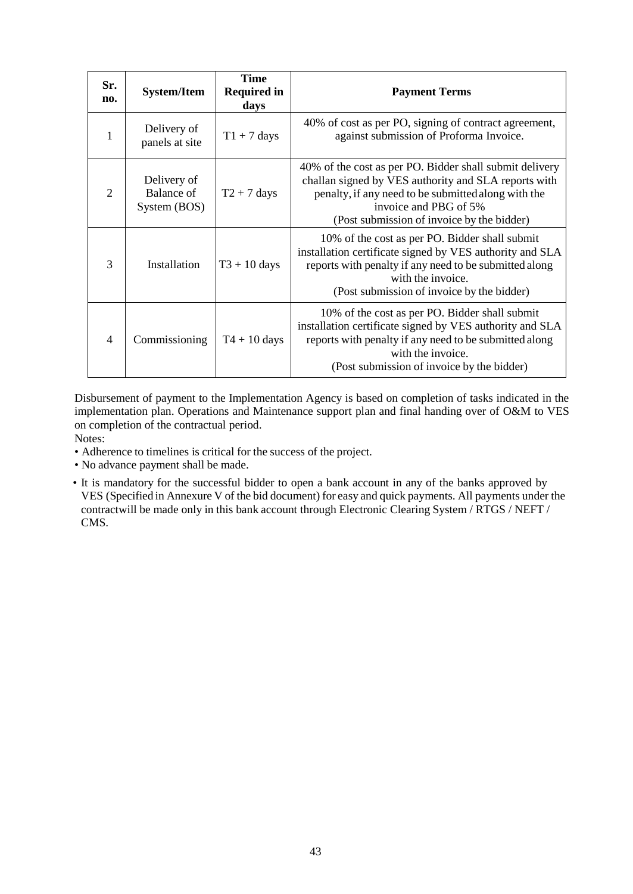| Sr. no. | System/Item | Time Required in days | Payment Terms |
|---|---|---|---|
| 1 | Delivery of panels at site | T1 + 7 days | 40% of cost as per PO, signing of contract agreement, against submission of Proforma Invoice. |
| 2 | Delivery of Balance of System (BOS) | T2 + 7 days | 40% of the cost as per PO. Bidder shall submit delivery challan signed by VES authority and SLA reports with penalty, if any need to be submitted along with the invoice and PBG of 5% (Post submission of invoice by the bidder) |
| 3 | Installation | T3 + 10 days | 10% of the cost as per PO. Bidder shall submit installation certificate signed by VES authority and SLA reports with penalty if any need to be submitted along with the invoice. (Post submission of invoice by the bidder) |
| 4 | Commissioning | T4 + 10 days | 10% of the cost as per PO. Bidder shall submit installation certificate signed by VES authority and SLA reports with penalty if any need to be submitted along with the invoice. (Post submission of invoice by the bidder) |

Disbursement of payment to the Implementation Agency is based on completion of tasks indicated in the implementation plan. Operations and Maintenance support plan and final handing over of O&M to VES on completion of the contractual period.

Notes:

- Adherence to timelines is critical for the success of the project.
- No advance payment shall be made.
- It is mandatory for the successful bidder to open a bank account in any of the banks approved by VES (Specified in Annexure V of the bid document) for easy and quick payments. All payments under the contractwill be made only in this bank account through Electronic Clearing System / RTGS / NEFT / CMS.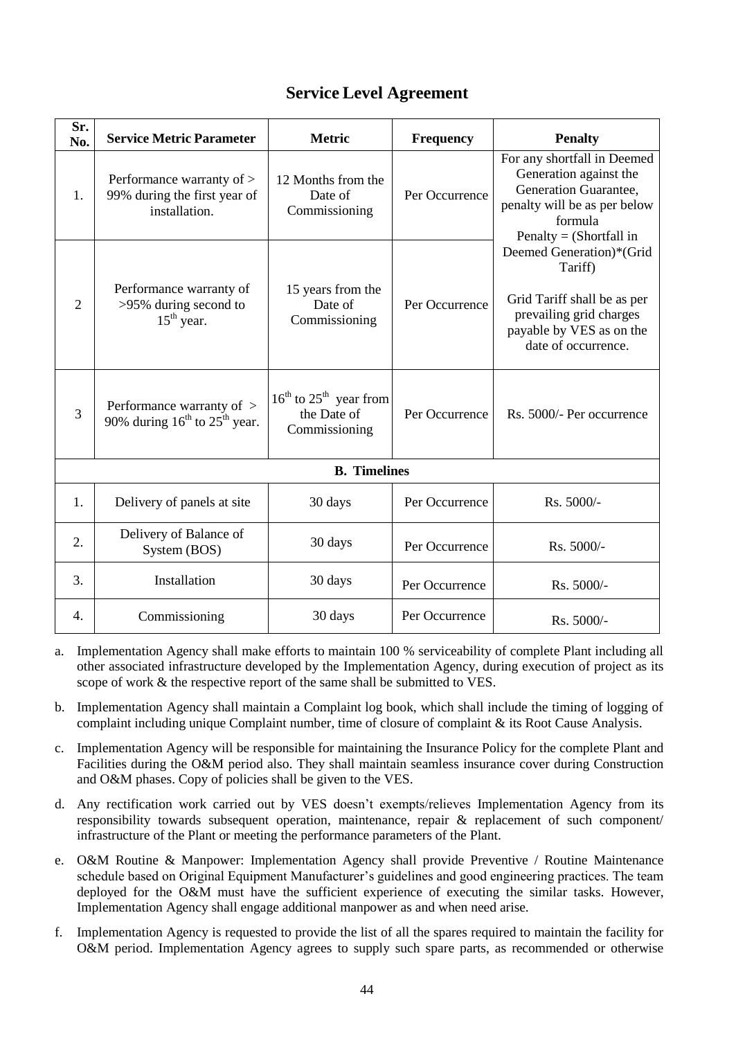## Service Level Agreement

| Sr. No. | Service Metric Parameter | Metric | Frequency | Penalty |
|---|---|---|---|---|
| 1. | Performance warranty of > 99% during the first year of installation. | 12 Months from the Date of Commissioning | Per Occurrence | For any shortfall in Deemed Generation against the Generation Guarantee, penalty will be as per below formula<br>Penalty = (Shortfall in Deemed Generation)*(Grid Tariff)<br><br>Grid Tariff shall be as per prevailing grid charges payable by VES as on the date of occurrence. |
| 2 | Performance warranty of >95% during second to 15th year. | 15 years from the Date of Commissioning | Per Occurrence | |
| 3 | Performance warranty of > 90% during 16th to 25th year. | 16th to 25th year from the Date of Commissioning | Per Occurrence | Rs. 5000/- Per occurrence |
| **B. Timelines** | | | | |
| 1. | Delivery of panels at site | 30 days | Per Occurrence | Rs. 5000/- |
| 2. | Delivery of Balance of System (BOS) | 30 days | Per Occurrence | Rs. 5000/- |
| 3. | Installation | 30 days | Per Occurrence | Rs. 5000/- |
| 4. | Commissioning | 30 days | Per Occurrence | Rs. 5000/- |

a. Implementation Agency shall make efforts to maintain 100 % serviceability of complete Plant including all other associated infrastructure developed by the Implementation Agency, during execution of project as its scope of work & the respective report of the same shall be submitted to VES.

b. Implementation Agency shall maintain a Complaint log book, which shall include the timing of logging of complaint including unique Complaint number, time of closure of complaint & its Root Cause Analysis.

c. Implementation Agency will be responsible for maintaining the Insurance Policy for the complete Plant and Facilities during the O&M period also. They shall maintain seamless insurance cover during Construction and O&M phases. Copy of policies shall be given to the VES.

d. Any rectification work carried out by VES doesn't exempts/relieves Implementation Agency from its responsibility towards subsequent operation, maintenance, repair & replacement of such component/ infrastructure of the Plant or meeting the performance parameters of the Plant.

e. O&M Routine & Manpower: Implementation Agency shall provide Preventive / Routine Maintenance schedule based on Original Equipment Manufacturer's guidelines and good engineering practices. The team deployed for the O&M must have the sufficient experience of executing the similar tasks. However, Implementation Agency shall engage additional manpower as and when need arise.

f. Implementation Agency is requested to provide the list of all the spares required to maintain the facility for O&M period. Implementation Agency agrees to supply such spare parts, as recommended or otherwise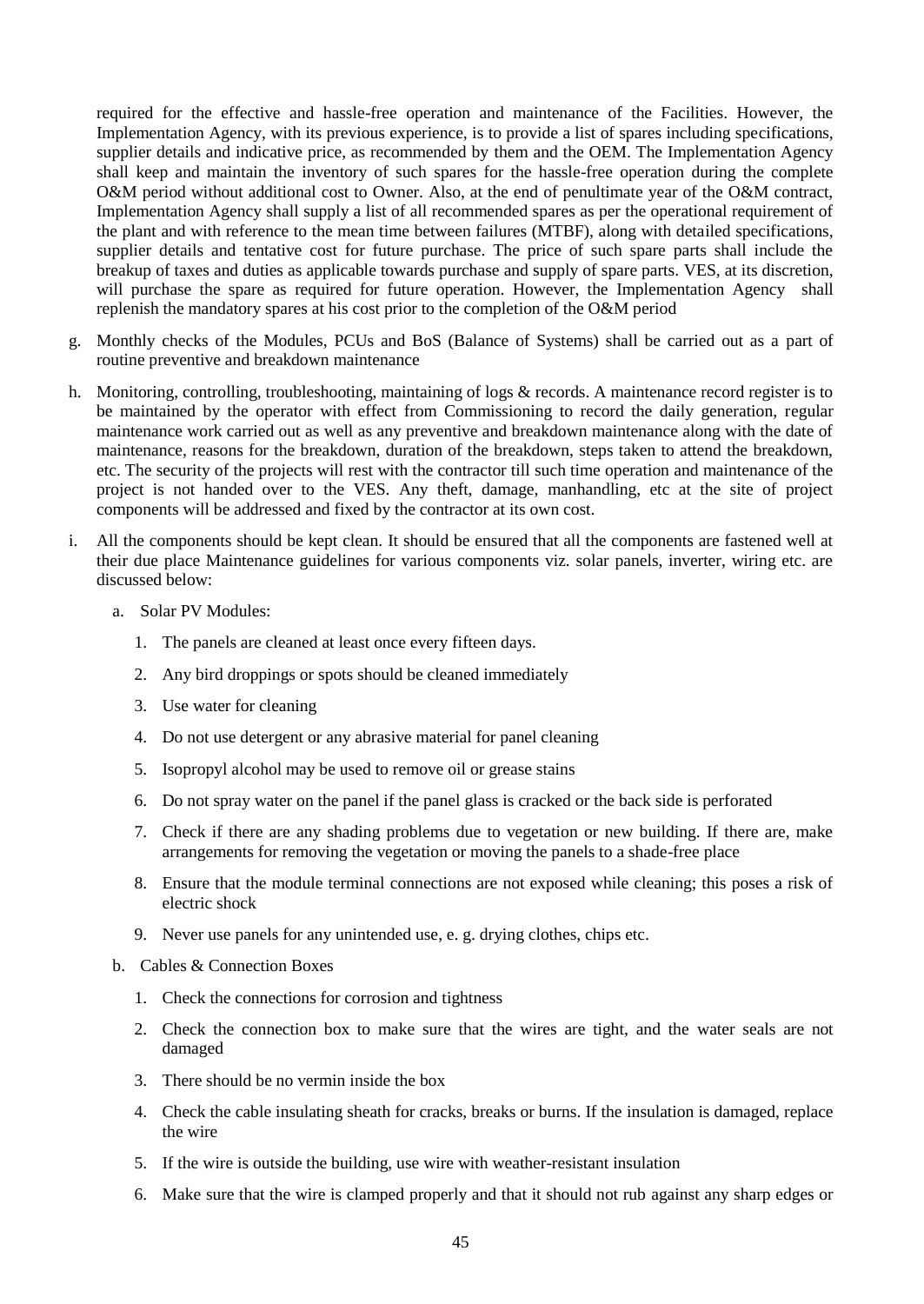required for the effective and hassle-free operation and maintenance of the Facilities. However, the Implementation Agency, with its previous experience, is to provide a list of spares including specifications, supplier details and indicative price, as recommended by them and the OEM. The Implementation Agency shall keep and maintain the inventory of such spares for the hassle-free operation during the complete O&M period without additional cost to Owner. Also, at the end of penultimate year of the O&M contract, Implementation Agency shall supply a list of all recommended spares as per the operational requirement of the plant and with reference to the mean time between failures (MTBF), along with detailed specifications, supplier details and tentative cost for future purchase. The price of such spare parts shall include the breakup of taxes and duties as applicable towards purchase and supply of spare parts. VES, at its discretion, will purchase the spare as required for future operation. However, the Implementation Agency shall replenish the mandatory spares at his cost prior to the completion of the O&M period

g. Monthly checks of the Modules, PCUs and BoS (Balance of Systems) shall be carried out as a part of routine preventive and breakdown maintenance

h. Monitoring, controlling, troubleshooting, maintaining of logs & records. A maintenance record register is to be maintained by the operator with effect from Commissioning to record the daily generation, regular maintenance work carried out as well as any preventive and breakdown maintenance along with the date of maintenance, reasons for the breakdown, duration of the breakdown, steps taken to attend the breakdown, etc. The security of the projects will rest with the contractor till such time operation and maintenance of the project is not handed over to the VES. Any theft, damage, manhandling, etc at the site of project components will be addressed and fixed by the contractor at its own cost.

i. All the components should be kept clean. It should be ensured that all the components are fastened well at their due place Maintenance guidelines for various components viz. solar panels, inverter, wiring etc. are discussed below:

   a. Solar PV Modules:

      1. The panels are cleaned at least once every fifteen days.
      2. Any bird droppings or spots should be cleaned immediately
      3. Use water for cleaning
      4. Do not use detergent or any abrasive material for panel cleaning
      5. Isopropyl alcohol may be used to remove oil or grease stains
      6. Do not spray water on the panel if the panel glass is cracked or the back side is perforated
      7. Check if there are any shading problems due to vegetation or new building. If there are, make arrangements for removing the vegetation or moving the panels to a shade-free place
      8. Ensure that the module terminal connections are not exposed while cleaning; this poses a risk of electric shock
      9. Never use panels for any unintended use, e. g. drying clothes, chips etc.

   b. Cables & Connection Boxes

      1. Check the connections for corrosion and tightness
      2. Check the connection box to make sure that the wires are tight, and the water seals are not damaged
      3. There should be no vermin inside the box
      4. Check the cable insulating sheath for cracks, breaks or burns. If the insulation is damaged, replace the wire
      5. If the wire is outside the building, use wire with weather-resistant insulation
      6. Make sure that the wire is clamped properly and that it should not rub against any sharp edges or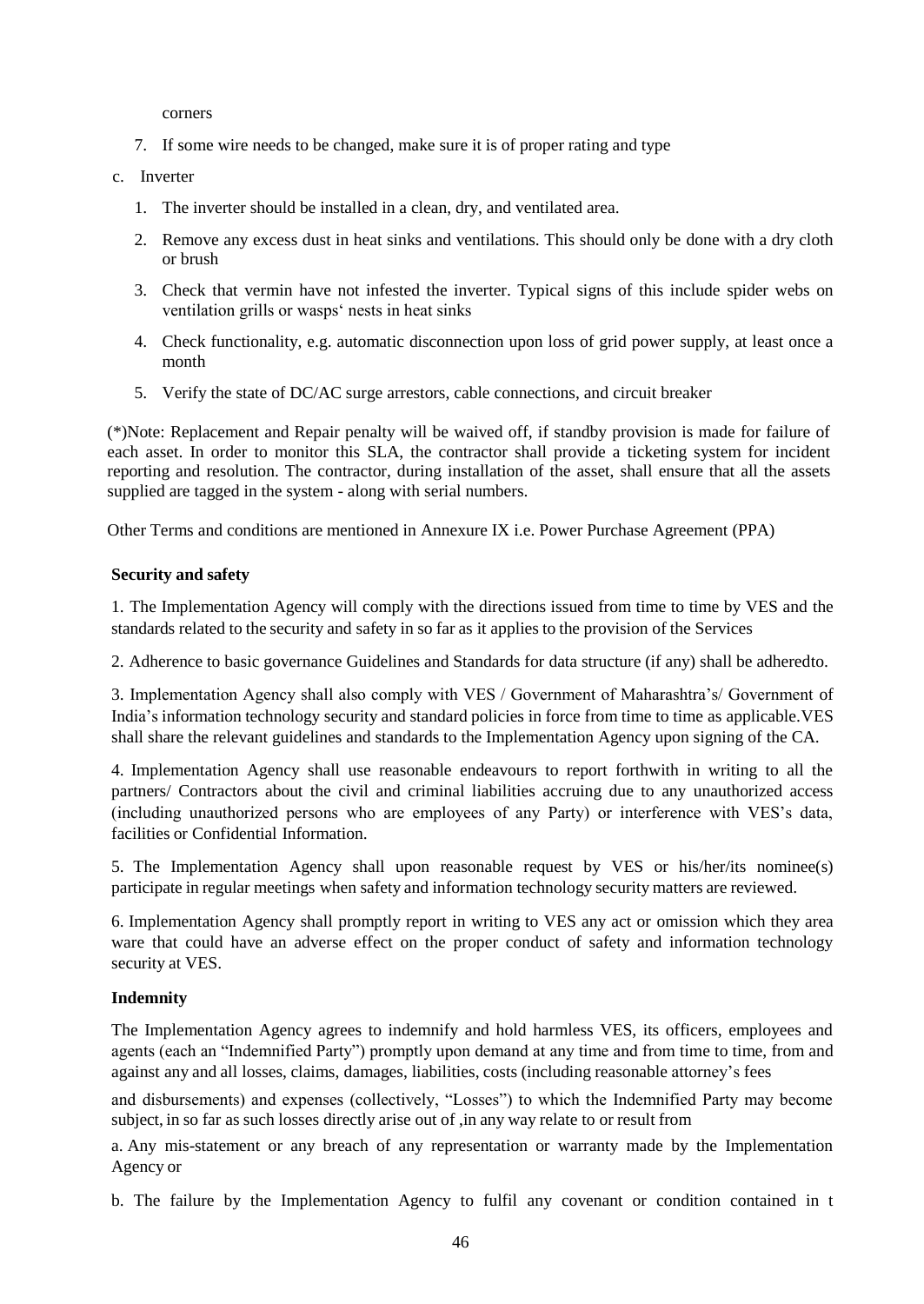corners

7. If some wire needs to be changed, make sure it is of proper rating and type

c. Inverter

   1. The inverter should be installed in a clean, dry, and ventilated area.
   2. Remove any excess dust in heat sinks and ventilations. This should only be done with a dry cloth or brush
   3. Check that vermin have not infested the inverter. Typical signs of this include spider webs on ventilation grills or wasps' nests in heat sinks
   4. Check functionality, e.g. automatic disconnection upon loss of grid power supply, at least once a month
   5. Verify the state of DC/AC surge arrestors, cable connections, and circuit breaker

(*)Note: Replacement and Repair penalty will be waived off, if standby provision is made for failure of each asset. In order to monitor this SLA, the contractor shall provide a ticketing system for incident reporting and resolution. The contractor, during installation of the asset, shall ensure that all the assets supplied are tagged in the system - along with serial numbers.

Other Terms and conditions are mentioned in Annexure IX i.e. Power Purchase Agreement (PPA)

**Security and safety**

1. The Implementation Agency will comply with the directions issued from time to time by VES and the standards related to the security and safety in so far as it applies to the provision of the Services

2. Adherence to basic governance Guidelines and Standards for data structure (if any) shall be adheredto.

3. Implementation Agency shall also comply with VES / Government of Maharashtra's/ Government of India's information technology security and standard policies in force from time to time as applicable.VES shall share the relevant guidelines and standards to the Implementation Agency upon signing of the CA.

4. Implementation Agency shall use reasonable endeavours to report forthwith in writing to all the partners/ Contractors about the civil and criminal liabilities accruing due to any unauthorized access (including unauthorized persons who are employees of any Party) or interference with VES's data, facilities or Confidential Information.

5. The Implementation Agency shall upon reasonable request by VES or his/her/its nominee(s) participate in regular meetings when safety and information technology security matters are reviewed.

6. Implementation Agency shall promptly report in writing to VES any act or omission which they area ware that could have an adverse effect on the proper conduct of safety and information technology security at VES.

**Indemnity**

The Implementation Agency agrees to indemnify and hold harmless VES, its officers, employees and agents (each an "Indemnified Party") promptly upon demand at any time and from time to time, from and against any and all losses, claims, damages, liabilities, costs (including reasonable attorney's fees and disbursements) and expenses (collectively, "Losses") to which the Indemnified Party may become subject, in so far as such losses directly arise out of ,in any way relate to or result from

a. Any mis-statement or any breach of any representation or warranty made by the Implementation Agency or

b. The failure by the Implementation Agency to fulfil any covenant or condition contained in t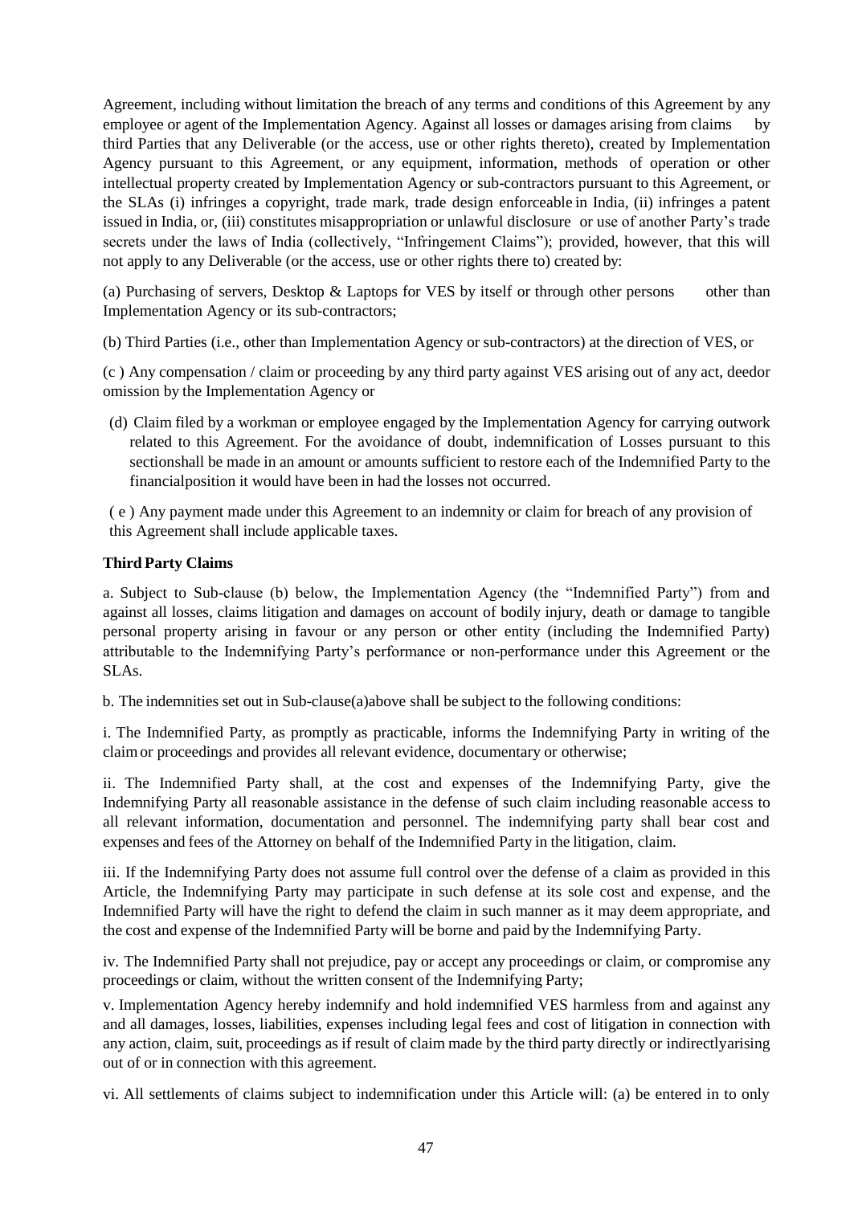Agreement, including without limitation the breach of any terms and conditions of this Agreement by any employee or agent of the Implementation Agency. Against all losses or damages arising from claims by third Parties that any Deliverable (or the access, use or other rights thereto), created by Implementation Agency pursuant to this Agreement, or any equipment, information, methods of operation or other intellectual property created by Implementation Agency or sub-contractors pursuant to this Agreement, or the SLAs (i) infringes a copyright, trade mark, trade design enforceable in India, (ii) infringes a patent issued in India, or, (iii) constitutes misappropriation or unlawful disclosure or use of another Party's trade secrets under the laws of India (collectively, "Infringement Claims"); provided, however, that this will not apply to any Deliverable (or the access, use or other rights there to) created by:

(a) Purchasing of servers, Desktop & Laptops for VES by itself or through other persons other than Implementation Agency or its sub-contractors;

(b) Third Parties (i.e., other than Implementation Agency or sub-contractors) at the direction of VES, or

(c ) Any compensation / claim or proceeding by any third party against VES arising out of any act, deedor omission by the Implementation Agency or

(d) Claim filed by a workman or employee engaged by the Implementation Agency for carrying outwork related to this Agreement. For the avoidance of doubt, indemnification of Losses pursuant to this sectionshall be made in an amount or amounts sufficient to restore each of the Indemnified Party to the financialposition it would have been in had the losses not occurred.

( e ) Any payment made under this Agreement to an indemnity or claim for breach of any provision of this Agreement shall include applicable taxes.

**Third Party Claims**

a. Subject to Sub-clause (b) below, the Implementation Agency (the "Indemnified Party") from and against all losses, claims litigation and damages on account of bodily injury, death or damage to tangible personal property arising in favour or any person or other entity (including the Indemnified Party) attributable to the Indemnifying Party's performance or non-performance under this Agreement or the SLAs.

b. The indemnities set out in Sub-clause(a)above shall be subject to the following conditions:

i. The Indemnified Party, as promptly as practicable, informs the Indemnifying Party in writing of the claim or proceedings and provides all relevant evidence, documentary or otherwise;

ii. The Indemnified Party shall, at the cost and expenses of the Indemnifying Party, give the Indemnifying Party all reasonable assistance in the defense of such claim including reasonable access to all relevant information, documentation and personnel. The indemnifying party shall bear cost and expenses and fees of the Attorney on behalf of the Indemnified Party in the litigation, claim.

iii. If the Indemnifying Party does not assume full control over the defense of a claim as provided in this Article, the Indemnifying Party may participate in such defense at its sole cost and expense, and the Indemnified Party will have the right to defend the claim in such manner as it may deem appropriate, and the cost and expense of the Indemnified Party will be borne and paid by the Indemnifying Party.

iv. The Indemnified Party shall not prejudice, pay or accept any proceedings or claim, or compromise any proceedings or claim, without the written consent of the Indemnifying Party;

v. Implementation Agency hereby indemnify and hold indemnified VES harmless from and against any and all damages, losses, liabilities, expenses including legal fees and cost of litigation in connection with any action, claim, suit, proceedings as if result of claim made by the third party directly or indirectlyarising out of or in connection with this agreement.

vi. All settlements of claims subject to indemnification under this Article will: (a) be entered in to only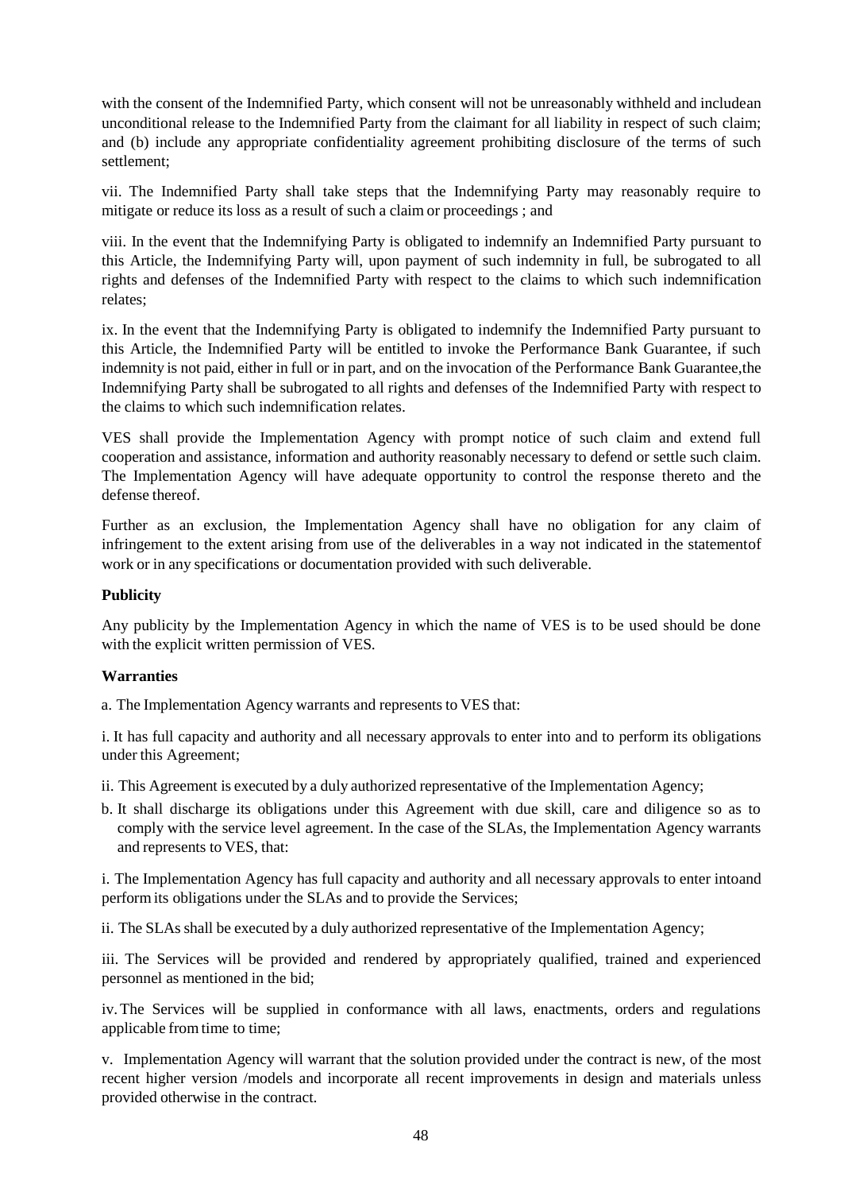with the consent of the Indemnified Party, which consent will not be unreasonably withheld and includean unconditional release to the Indemnified Party from the claimant for all liability in respect of such claim; and (b) include any appropriate confidentiality agreement prohibiting disclosure of the terms of such settlement;

vii. The Indemnified Party shall take steps that the Indemnifying Party may reasonably require to mitigate or reduce its loss as a result of such a claim or proceedings ; and

viii. In the event that the Indemnifying Party is obligated to indemnify an Indemnified Party pursuant to this Article, the Indemnifying Party will, upon payment of such indemnity in full, be subrogated to all rights and defenses of the Indemnified Party with respect to the claims to which such indemnification relates;

ix. In the event that the Indemnifying Party is obligated to indemnify the Indemnified Party pursuant to this Article, the Indemnified Party will be entitled to invoke the Performance Bank Guarantee, if such indemnity is not paid, either in full or in part, and on the invocation of the Performance Bank Guarantee,the Indemnifying Party shall be subrogated to all rights and defenses of the Indemnified Party with respect to the claims to which such indemnification relates.

VES shall provide the Implementation Agency with prompt notice of such claim and extend full cooperation and assistance, information and authority reasonably necessary to defend or settle such claim. The Implementation Agency will have adequate opportunity to control the response thereto and the defense thereof.

Further as an exclusion, the Implementation Agency shall have no obligation for any claim of infringement to the extent arising from use of the deliverables in a way not indicated in the statementof work or in any specifications or documentation provided with such deliverable.

**Publicity**

Any publicity by the Implementation Agency in which the name of VES is to be used should be done with the explicit written permission of VES.

**Warranties**

a. The Implementation Agency warrants and represents to VES that:

i. It has full capacity and authority and all necessary approvals to enter into and to perform its obligations under this Agreement;

ii. This Agreement is executed by a duly authorized representative of the Implementation Agency;

b. It shall discharge its obligations under this Agreement with due skill, care and diligence so as to comply with the service level agreement. In the case of the SLAs, the Implementation Agency warrants and represents to VES, that:

i. The Implementation Agency has full capacity and authority and all necessary approvals to enter intoand perform its obligations under the SLAs and to provide the Services;

ii. The SLAs shall be executed by a duly authorized representative of the Implementation Agency;

iii. The Services will be provided and rendered by appropriately qualified, trained and experienced personnel as mentioned in the bid;

iv. The Services will be supplied in conformance with all laws, enactments, orders and regulations applicable from time to time;

v. Implementation Agency will warrant that the solution provided under the contract is new, of the most recent higher version /models and incorporate all recent improvements in design and materials unless provided otherwise in the contract.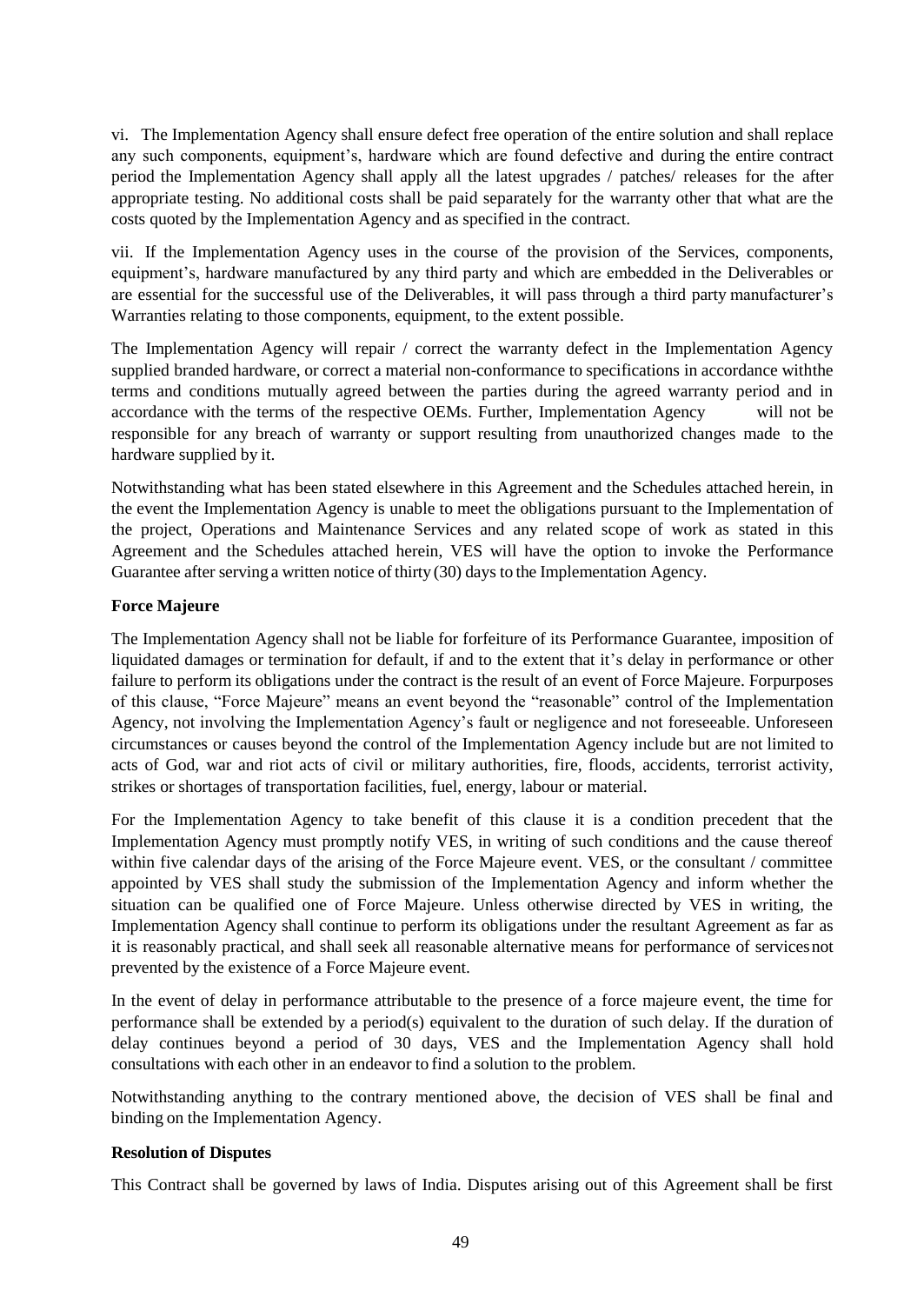vi. The Implementation Agency shall ensure defect free operation of the entire solution and shall replace any such components, equipment's, hardware which are found defective and during the entire contract period the Implementation Agency shall apply all the latest upgrades / patches/ releases for the after appropriate testing. No additional costs shall be paid separately for the warranty other that what are the costs quoted by the Implementation Agency and as specified in the contract.

vii. If the Implementation Agency uses in the course of the provision of the Services, components, equipment's, hardware manufactured by any third party and which are embedded in the Deliverables or are essential for the successful use of the Deliverables, it will pass through a third party manufacturer's Warranties relating to those components, equipment, to the extent possible.

The Implementation Agency will repair / correct the warranty defect in the Implementation Agency supplied branded hardware, or correct a material non-conformance to specifications in accordance withthe terms and conditions mutually agreed between the parties during the agreed warranty period and in accordance with the terms of the respective OEMs. Further, Implementation Agency will not be responsible for any breach of warranty or support resulting from unauthorized changes made to the hardware supplied by it.

Notwithstanding what has been stated elsewhere in this Agreement and the Schedules attached herein, in the event the Implementation Agency is unable to meet the obligations pursuant to the Implementation of the project, Operations and Maintenance Services and any related scope of work as stated in this Agreement and the Schedules attached herein, VES will have the option to invoke the Performance Guarantee after serving a written notice of thirty (30) days to the Implementation Agency.

**Force Majeure**

The Implementation Agency shall not be liable for forfeiture of its Performance Guarantee, imposition of liquidated damages or termination for default, if and to the extent that it's delay in performance or other failure to perform its obligations under the contract is the result of an event of Force Majeure. Forpurposes of this clause, "Force Majeure" means an event beyond the "reasonable" control of the Implementation Agency, not involving the Implementation Agency's fault or negligence and not foreseeable. Unforeseen circumstances or causes beyond the control of the Implementation Agency include but are not limited to acts of God, war and riot acts of civil or military authorities, fire, floods, accidents, terrorist activity, strikes or shortages of transportation facilities, fuel, energy, labour or material.

For the Implementation Agency to take benefit of this clause it is a condition precedent that the Implementation Agency must promptly notify VES, in writing of such conditions and the cause thereof within five calendar days of the arising of the Force Majeure event. VES, or the consultant / committee appointed by VES shall study the submission of the Implementation Agency and inform whether the situation can be qualified one of Force Majeure. Unless otherwise directed by VES in writing, the Implementation Agency shall continue to perform its obligations under the resultant Agreement as far as it is reasonably practical, and shall seek all reasonable alternative means for performance of servicesnot prevented by the existence of a Force Majeure event.

In the event of delay in performance attributable to the presence of a force majeure event, the time for performance shall be extended by a period(s) equivalent to the duration of such delay. If the duration of delay continues beyond a period of 30 days, VES and the Implementation Agency shall hold consultations with each other in an endeavor to find a solution to the problem.

Notwithstanding anything to the contrary mentioned above, the decision of VES shall be final and binding on the Implementation Agency.

**Resolution of Disputes**

This Contract shall be governed by laws of India. Disputes arising out of this Agreement shall be first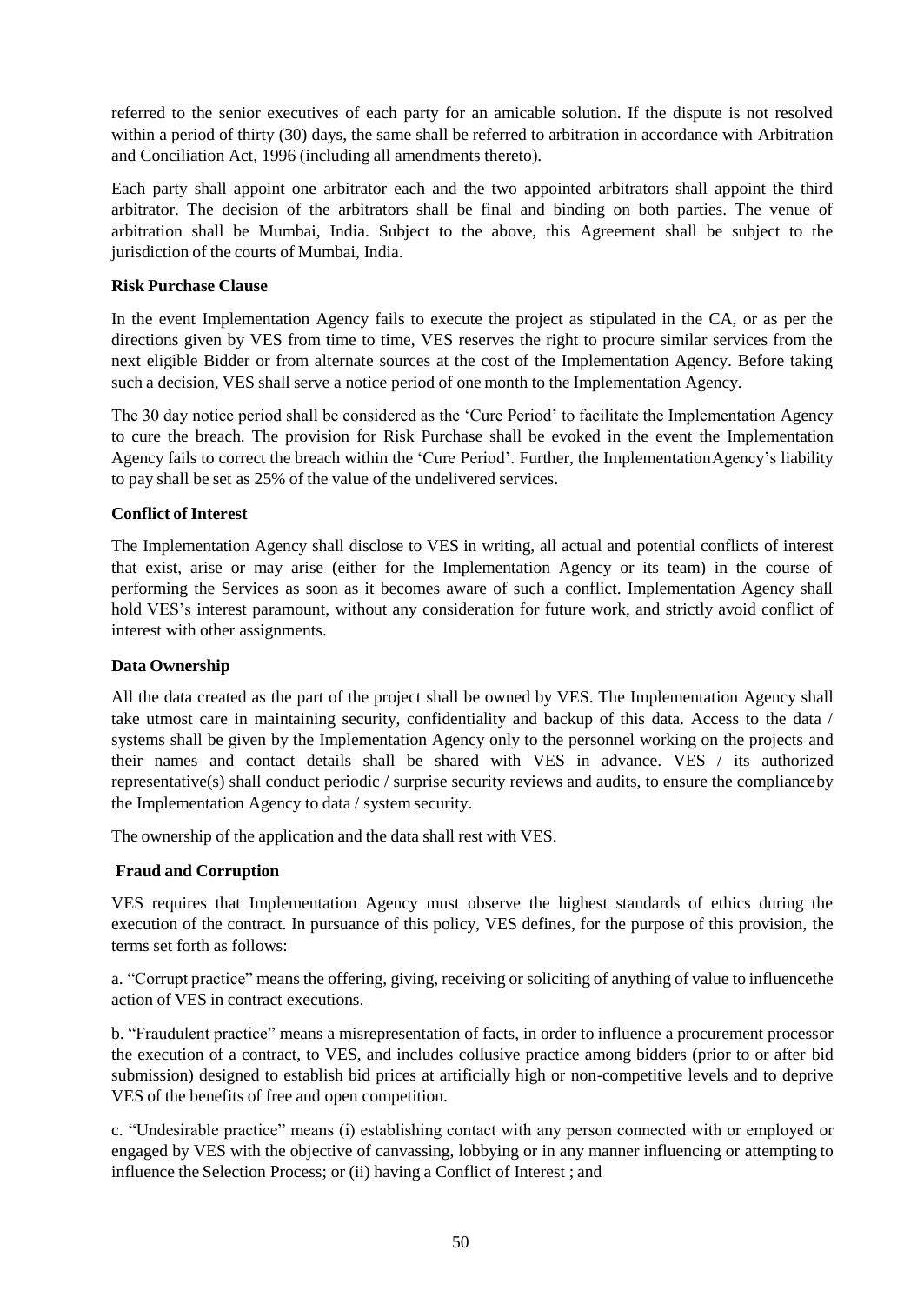referred to the senior executives of each party for an amicable solution. If the dispute is not resolved within a period of thirty (30) days, the same shall be referred to arbitration in accordance with Arbitration and Conciliation Act, 1996 (including all amendments thereto).

Each party shall appoint one arbitrator each and the two appointed arbitrators shall appoint the third arbitrator. The decision of the arbitrators shall be final and binding on both parties. The venue of arbitration shall be Mumbai, India. Subject to the above, this Agreement shall be subject to the jurisdiction of the courts of Mumbai, India.

**Risk Purchase Clause**

In the event Implementation Agency fails to execute the project as stipulated in the CA, or as per the directions given by VES from time to time, VES reserves the right to procure similar services from the next eligible Bidder or from alternate sources at the cost of the Implementation Agency. Before taking such a decision, VES shall serve a notice period of one month to the Implementation Agency.

The 30 day notice period shall be considered as the 'Cure Period' to facilitate the Implementation Agency to cure the breach. The provision for Risk Purchase shall be evoked in the event the Implementation Agency fails to correct the breach within the 'Cure Period'. Further, the ImplementationAgency's liability to pay shall be set as 25% of the value of the undelivered services.

**Conflict of Interest**

The Implementation Agency shall disclose to VES in writing, all actual and potential conflicts of interest that exist, arise or may arise (either for the Implementation Agency or its team) in the course of performing the Services as soon as it becomes aware of such a conflict. Implementation Agency shall hold VES's interest paramount, without any consideration for future work, and strictly avoid conflict of interest with other assignments.

**Data Ownership**

All the data created as the part of the project shall be owned by VES. The Implementation Agency shall take utmost care in maintaining security, confidentiality and backup of this data. Access to the data / systems shall be given by the Implementation Agency only to the personnel working on the projects and their names and contact details shall be shared with VES in advance. VES / its authorized representative(s) shall conduct periodic / surprise security reviews and audits, to ensure the complianceby the Implementation Agency to data / system security.

The ownership of the application and the data shall rest with VES.

**Fraud and Corruption**

VES requires that Implementation Agency must observe the highest standards of ethics during the execution of the contract. In pursuance of this policy, VES defines, for the purpose of this provision, the terms set forth as follows:

a. "Corrupt practice" means the offering, giving, receiving or soliciting of anything of value to influencethe action of VES in contract executions.

b. "Fraudulent practice" means a misrepresentation of facts, in order to influence a procurement processor the execution of a contract, to VES, and includes collusive practice among bidders (prior to or after bid submission) designed to establish bid prices at artificially high or non-competitive levels and to deprive VES of the benefits of free and open competition.

c. "Undesirable practice" means (i) establishing contact with any person connected with or employed or engaged by VES with the objective of canvassing, lobbying or in any manner influencing or attempting to influence the Selection Process; or (ii) having a Conflict of Interest ; and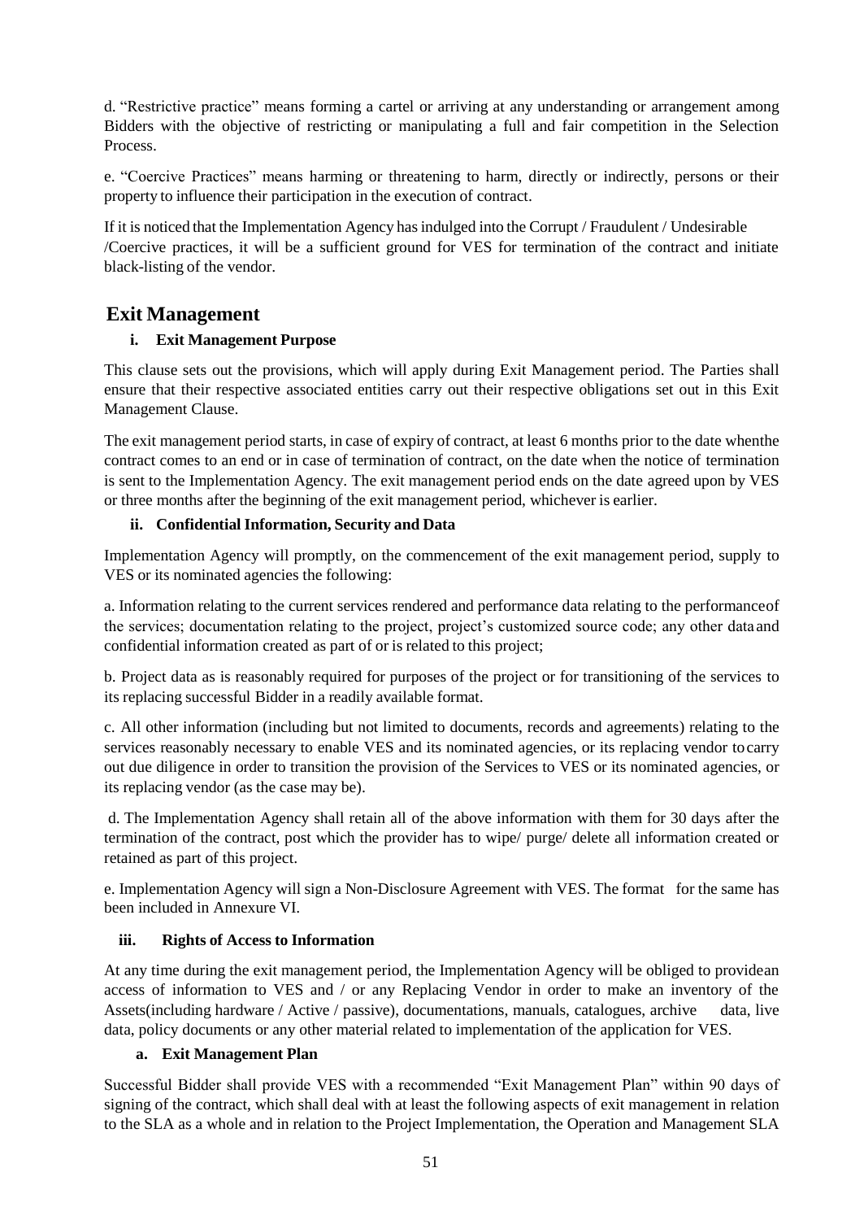d. "Restrictive practice" means forming a cartel or arriving at any understanding or arrangement among Bidders with the objective of restricting or manipulating a full and fair competition in the Selection Process.

e. "Coercive Practices" means harming or threatening to harm, directly or indirectly, persons or their property to influence their participation in the execution of contract.

If it is noticed that the Implementation Agency has indulged into the Corrupt / Fraudulent / Undesirable /Coercive practices, it will be a sufficient ground for VES for termination of the contract and initiate black-listing of the vendor.

## Exit Management

### i. Exit Management Purpose

This clause sets out the provisions, which will apply during Exit Management period. The Parties shall ensure that their respective associated entities carry out their respective obligations set out in this Exit Management Clause.

The exit management period starts, in case of expiry of contract, at least 6 months prior to the date whenthe contract comes to an end or in case of termination of contract, on the date when the notice of termination is sent to the Implementation Agency. The exit management period ends on the date agreed upon by VES or three months after the beginning of the exit management period, whichever is earlier.

### ii. Confidential Information, Security and Data

Implementation Agency will promptly, on the commencement of the exit management period, supply to VES or its nominated agencies the following:

a. Information relating to the current services rendered and performance data relating to the performanceof the services; documentation relating to the project, project's customized source code; any other data and confidential information created as part of or is related to this project;

b. Project data as is reasonably required for purposes of the project or for transitioning of the services to its replacing successful Bidder in a readily available format.

c. All other information (including but not limited to documents, records and agreements) relating to the services reasonably necessary to enable VES and its nominated agencies, or its replacing vendor tocarry out due diligence in order to transition the provision of the Services to VES or its nominated agencies, or its replacing vendor (as the case may be).

d. The Implementation Agency shall retain all of the above information with them for 30 days after the termination of the contract, post which the provider has to wipe/ purge/ delete all information created or retained as part of this project.

e. Implementation Agency will sign a Non-Disclosure Agreement with VES. The format for the same has been included in Annexure VI.

### iii. Rights of Access to Information

At any time during the exit management period, the Implementation Agency will be obliged to providean access of information to VES and / or any Replacing Vendor in order to make an inventory of the Assets(including hardware / Active / passive), documentations, manuals, catalogues, archive data, live data, policy documents or any other material related to implementation of the application for VES.

#### a. Exit Management Plan

Successful Bidder shall provide VES with a recommended "Exit Management Plan" within 90 days of signing of the contract, which shall deal with at least the following aspects of exit management in relation to the SLA as a whole and in relation to the Project Implementation, the Operation and Management SLA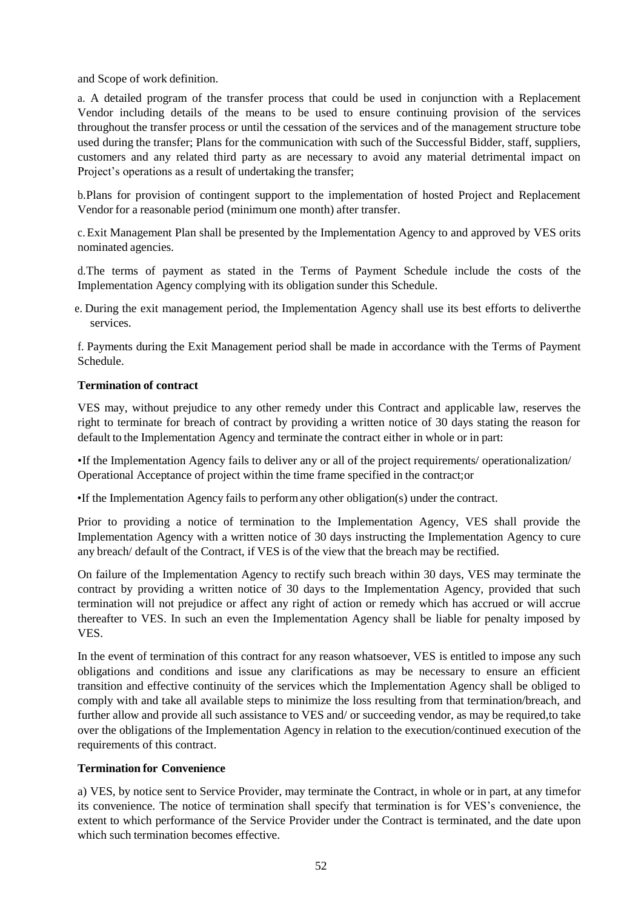and Scope of work definition.

a. A detailed program of the transfer process that could be used in conjunction with a Replacement Vendor including details of the means to be used to ensure continuing provision of the services throughout the transfer process or until the cessation of the services and of the management structure tobe used during the transfer; Plans for the communication with such of the Successful Bidder, staff, suppliers, customers and any related third party as are necessary to avoid any material detrimental impact on Project's operations as a result of undertaking the transfer;

b.Plans for provision of contingent support to the implementation of hosted Project and Replacement Vendor for a reasonable period (minimum one month) after transfer.

c. Exit Management Plan shall be presented by the Implementation Agency to and approved by VES orits nominated agencies.

d.The terms of payment as stated in the Terms of Payment Schedule include the costs of the Implementation Agency complying with its obligation sunder this Schedule.

e. During the exit management period, the Implementation Agency shall use its best efforts to deliverthe services.

f. Payments during the Exit Management period shall be made in accordance with the Terms of Payment Schedule.

**Termination of contract**

VES may, without prejudice to any other remedy under this Contract and applicable law, reserves the right to terminate for breach of contract by providing a written notice of 30 days stating the reason for default to the Implementation Agency and terminate the contract either in whole or in part:

•If the Implementation Agency fails to deliver any or all of the project requirements/ operationalization/ Operational Acceptance of project within the time frame specified in the contract;or

•If the Implementation Agency fails to perform any other obligation(s) under the contract.

Prior to providing a notice of termination to the Implementation Agency, VES shall provide the Implementation Agency with a written notice of 30 days instructing the Implementation Agency to cure any breach/ default of the Contract, if VES is of the view that the breach may be rectified.

On failure of the Implementation Agency to rectify such breach within 30 days, VES may terminate the contract by providing a written notice of 30 days to the Implementation Agency, provided that such termination will not prejudice or affect any right of action or remedy which has accrued or will accrue thereafter to VES. In such an even the Implementation Agency shall be liable for penalty imposed by VES.

In the event of termination of this contract for any reason whatsoever, VES is entitled to impose any such obligations and conditions and issue any clarifications as may be necessary to ensure an efficient transition and effective continuity of the services which the Implementation Agency shall be obliged to comply with and take all available steps to minimize the loss resulting from that termination/breach, and further allow and provide all such assistance to VES and/ or succeeding vendor, as may be required,to take over the obligations of the Implementation Agency in relation to the execution/continued execution of the requirements of this contract.

**Termination for Convenience**

a) VES, by notice sent to Service Provider, may terminate the Contract, in whole or in part, at any timefor its convenience. The notice of termination shall specify that termination is for VES's convenience, the extent to which performance of the Service Provider under the Contract is terminated, and the date upon which such termination becomes effective.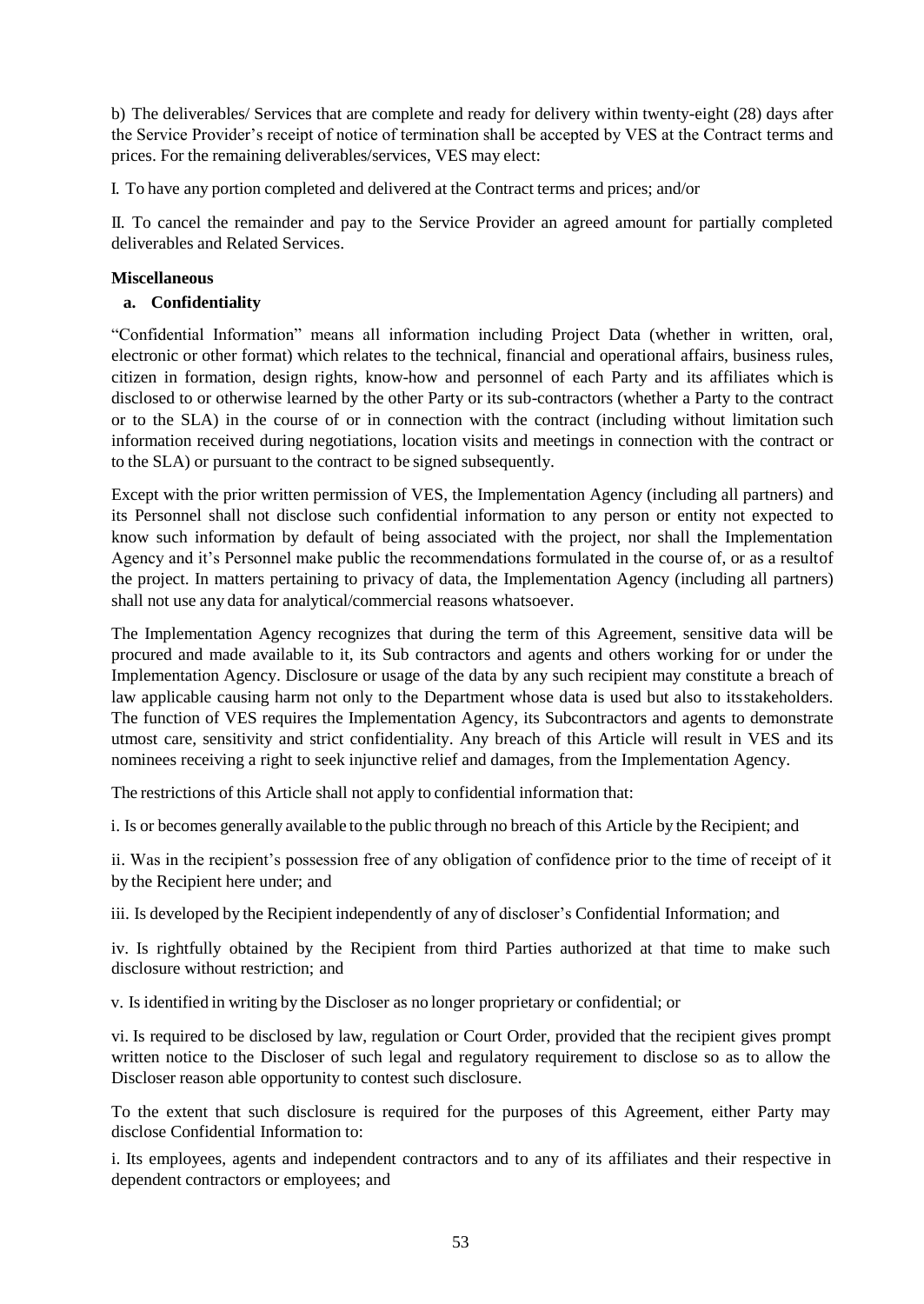b) The deliverables/ Services that are complete and ready for delivery within twenty-eight (28) days after the Service Provider's receipt of notice of termination shall be accepted by VES at the Contract terms and prices. For the remaining deliverables/services, VES may elect:

I. To have any portion completed and delivered at the Contract terms and prices; and/or

II. To cancel the remainder and pay to the Service Provider an agreed amount for partially completed deliverables and Related Services.

**Miscellaneous**

**a. Confidentiality**

"Confidential Information" means all information including Project Data (whether in written, oral, electronic or other format) which relates to the technical, financial and operational affairs, business rules, citizen in formation, design rights, know-how and personnel of each Party and its affiliates which is disclosed to or otherwise learned by the other Party or its sub-contractors (whether a Party to the contract or to the SLA) in the course of or in connection with the contract (including without limitation such information received during negotiations, location visits and meetings in connection with the contract or to the SLA) or pursuant to the contract to be signed subsequently.

Except with the prior written permission of VES, the Implementation Agency (including all partners) and its Personnel shall not disclose such confidential information to any person or entity not expected to know such information by default of being associated with the project, nor shall the Implementation Agency and it's Personnel make public the recommendations formulated in the course of, or as a resultof the project. In matters pertaining to privacy of data, the Implementation Agency (including all partners) shall not use any data for analytical/commercial reasons whatsoever.

The Implementation Agency recognizes that during the term of this Agreement, sensitive data will be procured and made available to it, its Sub contractors and agents and others working for or under the Implementation Agency. Disclosure or usage of the data by any such recipient may constitute a breach of law applicable causing harm not only to the Department whose data is used but also to itsstakeholders. The function of VES requires the Implementation Agency, its Subcontractors and agents to demonstrate utmost care, sensitivity and strict confidentiality. Any breach of this Article will result in VES and its nominees receiving a right to seek injunctive relief and damages, from the Implementation Agency.

The restrictions of this Article shall not apply to confidential information that:

i. Is or becomes generally available to the public through no breach of this Article by the Recipient; and

ii. Was in the recipient's possession free of any obligation of confidence prior to the time of receipt of it by the Recipient here under; and

iii. Is developed by the Recipient independently of any of discloser's Confidential Information; and

iv. Is rightfully obtained by the Recipient from third Parties authorized at that time to make such disclosure without restriction; and

v. Is identified in writing by the Discloser as no longer proprietary or confidential; or

vi. Is required to be disclosed by law, regulation or Court Order, provided that the recipient gives prompt written notice to the Discloser of such legal and regulatory requirement to disclose so as to allow the Discloser reason able opportunity to contest such disclosure.

To the extent that such disclosure is required for the purposes of this Agreement, either Party may disclose Confidential Information to:

i. Its employees, agents and independent contractors and to any of its affiliates and their respective in dependent contractors or employees; and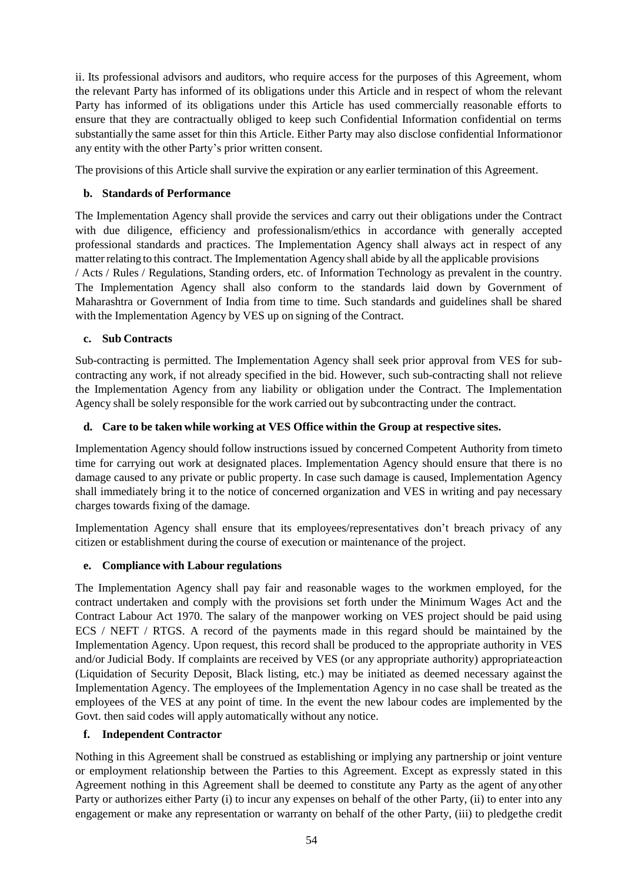ii. Its professional advisors and auditors, who require access for the purposes of this Agreement, whom the relevant Party has informed of its obligations under this Article and in respect of whom the relevant Party has informed of its obligations under this Article has used commercially reasonable efforts to ensure that they are contractually obliged to keep such Confidential Information confidential on terms substantially the same asset for thin this Article. Either Party may also disclose confidential Informationor any entity with the other Party's prior written consent.

The provisions of this Article shall survive the expiration or any earlier termination of this Agreement.

**b. Standards of Performance**

The Implementation Agency shall provide the services and carry out their obligations under the Contract with due diligence, efficiency and professionalism/ethics in accordance with generally accepted professional standards and practices. The Implementation Agency shall always act in respect of any matter relating to this contract. The Implementation Agency shall abide by all the applicable provisions / Acts / Rules / Regulations, Standing orders, etc. of Information Technology as prevalent in the country. The Implementation Agency shall also conform to the standards laid down by Government of Maharashtra or Government of India from time to time. Such standards and guidelines shall be shared with the Implementation Agency by VES up on signing of the Contract.

**c. Sub Contracts**

Sub-contracting is permitted. The Implementation Agency shall seek prior approval from VES for sub-contracting any work, if not already specified in the bid. However, such sub-contracting shall not relieve the Implementation Agency from any liability or obligation under the Contract. The Implementation Agency shall be solely responsible for the work carried out by subcontracting under the contract.

**d. Care to be taken while working at VES Office within the Group at respective sites.**

Implementation Agency should follow instructions issued by concerned Competent Authority from timeto time for carrying out work at designated places. Implementation Agency should ensure that there is no damage caused to any private or public property. In case such damage is caused, Implementation Agency shall immediately bring it to the notice of concerned organization and VES in writing and pay necessary charges towards fixing of the damage.

Implementation Agency shall ensure that its employees/representatives don't breach privacy of any citizen or establishment during the course of execution or maintenance of the project.

**e. Compliance with Labour regulations**

The Implementation Agency shall pay fair and reasonable wages to the workmen employed, for the contract undertaken and comply with the provisions set forth under the Minimum Wages Act and the Contract Labour Act 1970. The salary of the manpower working on VES project should be paid using ECS / NEFT / RTGS. A record of the payments made in this regard should be maintained by the Implementation Agency. Upon request, this record shall be produced to the appropriate authority in VES and/or Judicial Body. If complaints are received by VES (or any appropriate authority) appropriateaction (Liquidation of Security Deposit, Black listing, etc.) may be initiated as deemed necessary against the Implementation Agency. The employees of the Implementation Agency in no case shall be treated as the employees of the VES at any point of time. In the event the new labour codes are implemented by the Govt. then said codes will apply automatically without any notice.

**f. Independent Contractor**

Nothing in this Agreement shall be construed as establishing or implying any partnership or joint venture or employment relationship between the Parties to this Agreement. Except as expressly stated in this Agreement nothing in this Agreement shall be deemed to constitute any Party as the agent of anyother Party or authorizes either Party (i) to incur any expenses on behalf of the other Party, (ii) to enter into any engagement or make any representation or warranty on behalf of the other Party, (iii) to pledgethe credit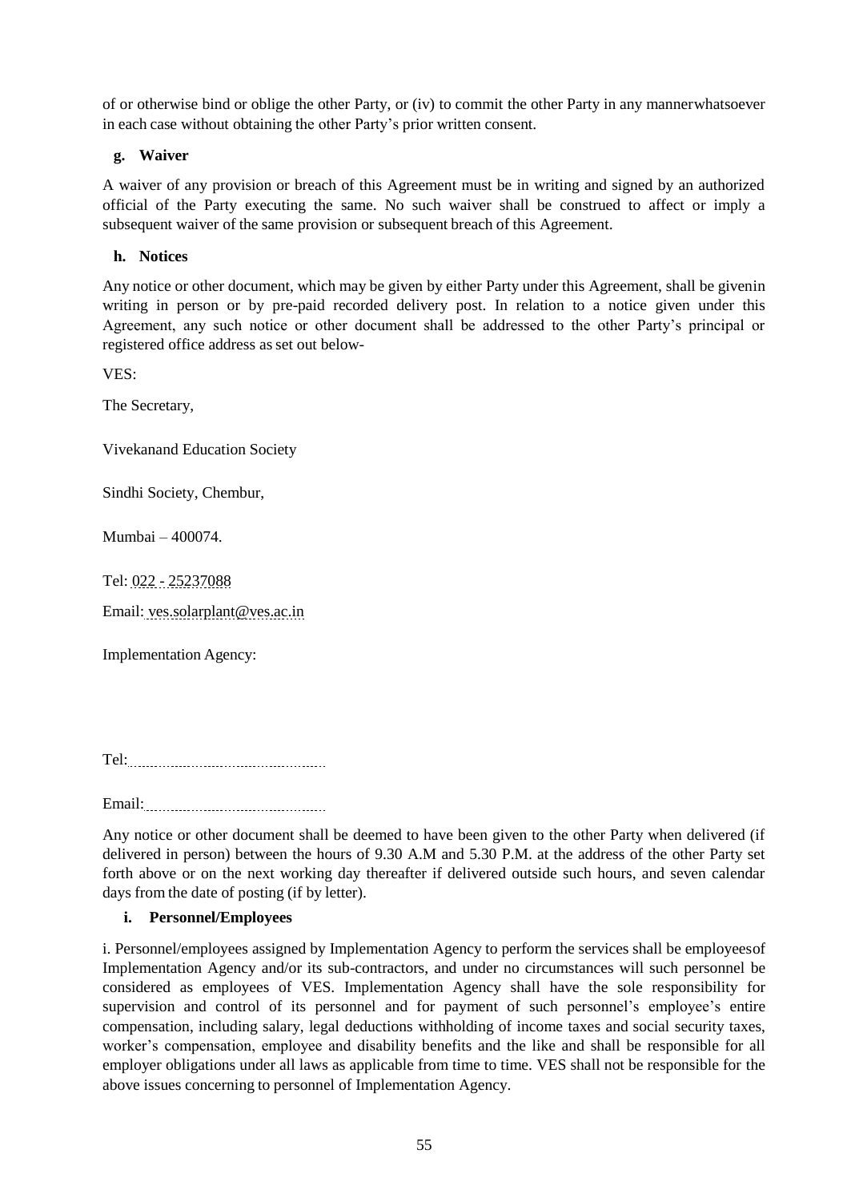of or otherwise bind or oblige the other Party, or (iv) to commit the other Party in any mannerwhatsoever in each case without obtaining the other Party's prior written consent.

**g. Waiver**

A waiver of any provision or breach of this Agreement must be in writing and signed by an authorized official of the Party executing the same. No such waiver shall be construed to affect or imply a subsequent waiver of the same provision or subsequent breach of this Agreement.

**h. Notices**

Any notice or other document, which may be given by either Party under this Agreement, shall be givenin writing in person or by pre-paid recorded delivery post. In relation to a notice given under this Agreement, any such notice or other document shall be addressed to the other Party's principal or registered office address as set out below-

VES:

The Secretary,

Vivekanand Education Society

Sindhi Society, Chembur,

Mumbai – 400074.

Tel: 022 - 25237088

Email: ves.solarplant@ves.ac.in

Implementation Agency:

Tel:............................................

Email:............................................

Any notice or other document shall be deemed to have been given to the other Party when delivered (if delivered in person) between the hours of 9.30 A.M and 5.30 P.M. at the address of the other Party set forth above or on the next working day thereafter if delivered outside such hours, and seven calendar days from the date of posting (if by letter).

**i. Personnel/Employees**

i. Personnel/employees assigned by Implementation Agency to perform the services shall be employeesof Implementation Agency and/or its sub-contractors, and under no circumstances will such personnel be considered as employees of VES. Implementation Agency shall have the sole responsibility for supervision and control of its personnel and for payment of such personnel's employee's entire compensation, including salary, legal deductions withholding of income taxes and social security taxes, worker's compensation, employee and disability benefits and the like and shall be responsible for all employer obligations under all laws as applicable from time to time. VES shall not be responsible for the above issues concerning to personnel of Implementation Agency.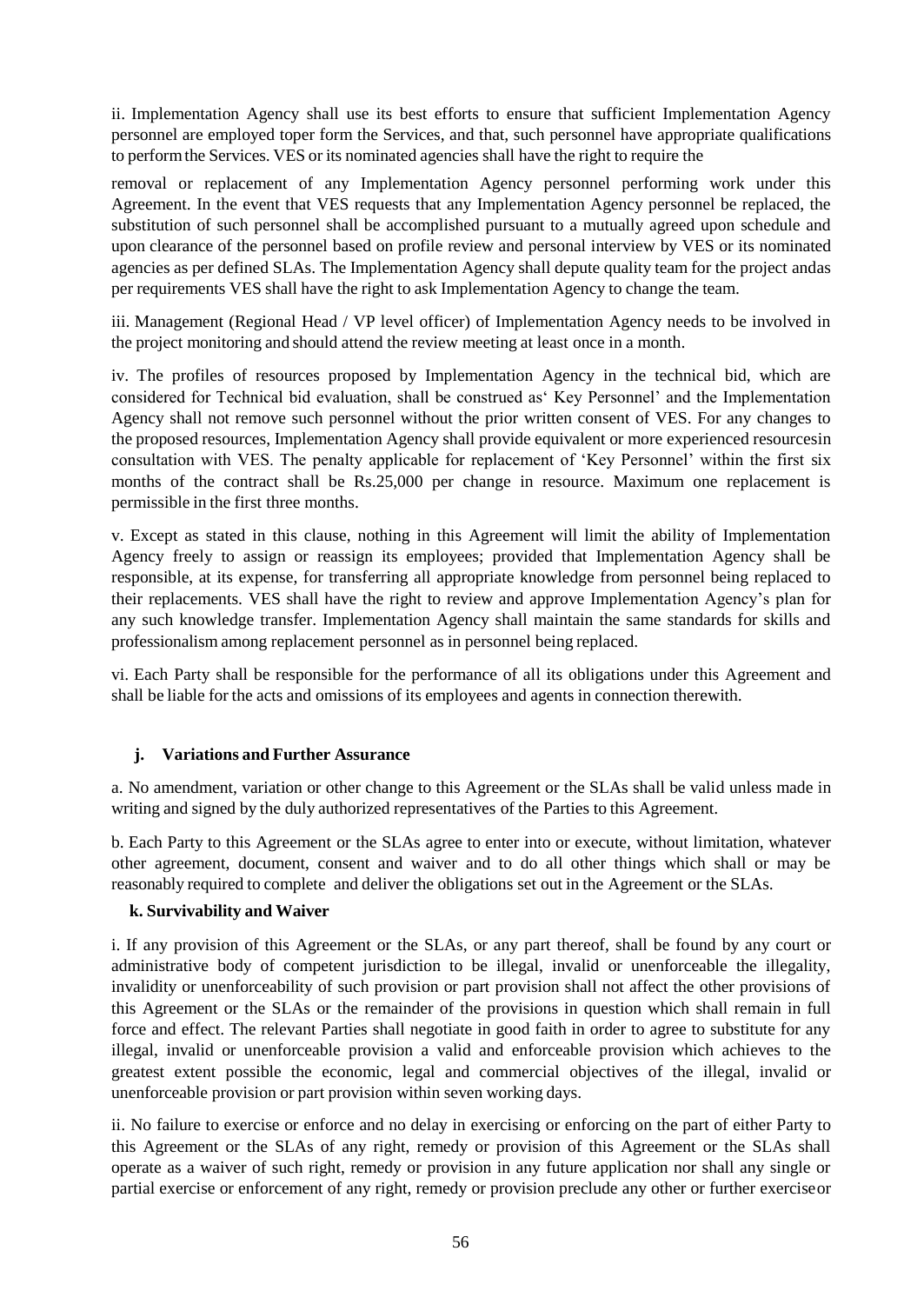ii. Implementation Agency shall use its best efforts to ensure that sufficient Implementation Agency personnel are employed toper form the Services, and that, such personnel have appropriate qualifications to perform the Services. VES or its nominated agencies shall have the right to require the

removal or replacement of any Implementation Agency personnel performing work under this Agreement. In the event that VES requests that any Implementation Agency personnel be replaced, the substitution of such personnel shall be accomplished pursuant to a mutually agreed upon schedule and upon clearance of the personnel based on profile review and personal interview by VES or its nominated agencies as per defined SLAs. The Implementation Agency shall depute quality team for the project andas per requirements VES shall have the right to ask Implementation Agency to change the team.

iii. Management (Regional Head / VP level officer) of Implementation Agency needs to be involved in the project monitoring and should attend the review meeting at least once in a month.

iv. The profiles of resources proposed by Implementation Agency in the technical bid, which are considered for Technical bid evaluation, shall be construed as' Key Personnel' and the Implementation Agency shall not remove such personnel without the prior written consent of VES. For any changes to the proposed resources, Implementation Agency shall provide equivalent or more experienced resourcesin consultation with VES. The penalty applicable for replacement of 'Key Personnel' within the first six months of the contract shall be Rs.25,000 per change in resource. Maximum one replacement is permissible in the first three months.

v. Except as stated in this clause, nothing in this Agreement will limit the ability of Implementation Agency freely to assign or reassign its employees; provided that Implementation Agency shall be responsible, at its expense, for transferring all appropriate knowledge from personnel being replaced to their replacements. VES shall have the right to review and approve Implementation Agency's plan for any such knowledge transfer. Implementation Agency shall maintain the same standards for skills and professionalism among replacement personnel as in personnel being replaced.

vi. Each Party shall be responsible for the performance of all its obligations under this Agreement and shall be liable for the acts and omissions of its employees and agents in connection therewith.

### j. Variations and Further Assurance

a. No amendment, variation or other change to this Agreement or the SLAs shall be valid unless made in writing and signed by the duly authorized representatives of the Parties to this Agreement.

b. Each Party to this Agreement or the SLAs agree to enter into or execute, without limitation, whatever other agreement, document, consent and waiver and to do all other things which shall or may be reasonably required to complete and deliver the obligations set out in the Agreement or the SLAs.

### k. Survivability and Waiver

i. If any provision of this Agreement or the SLAs, or any part thereof, shall be found by any court or administrative body of competent jurisdiction to be illegal, invalid or unenforceable the illegality, invalidity or unenforceability of such provision or part provision shall not affect the other provisions of this Agreement or the SLAs or the remainder of the provisions in question which shall remain in full force and effect. The relevant Parties shall negotiate in good faith in order to agree to substitute for any illegal, invalid or unenforceable provision a valid and enforceable provision which achieves to the greatest extent possible the economic, legal and commercial objectives of the illegal, invalid or unenforceable provision or part provision within seven working days.

ii. No failure to exercise or enforce and no delay in exercising or enforcing on the part of either Party to this Agreement or the SLAs of any right, remedy or provision of this Agreement or the SLAs shall operate as a waiver of such right, remedy or provision in any future application nor shall any single or partial exercise or enforcement of any right, remedy or provision preclude any other or further exerciseor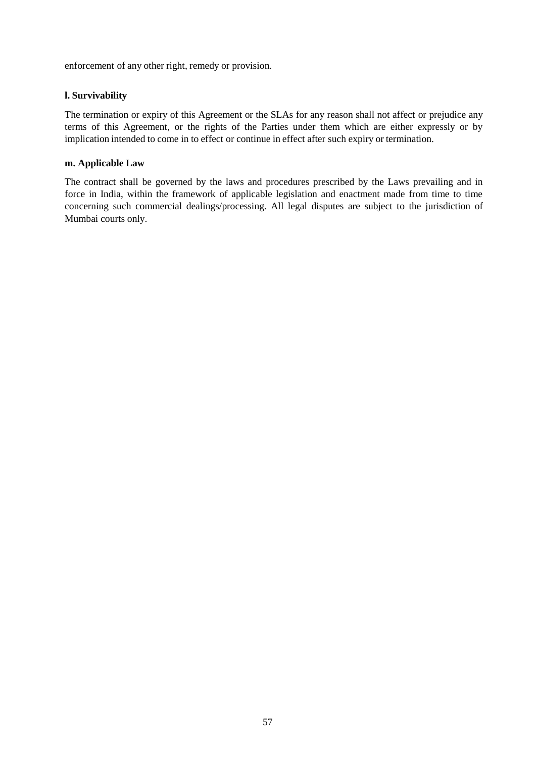enforcement of any other right, remedy or provision.

**l. Survivability**

The termination or expiry of this Agreement or the SLAs for any reason shall not affect or prejudice any terms of this Agreement, or the rights of the Parties under them which are either expressly or by implication intended to come in to effect or continue in effect after such expiry or termination.

**m. Applicable Law**

The contract shall be governed by the laws and procedures prescribed by the Laws prevailing and in force in India, within the framework of applicable legislation and enactment made from time to time concerning such commercial dealings/processing. All legal disputes are subject to the jurisdiction of Mumbai courts only.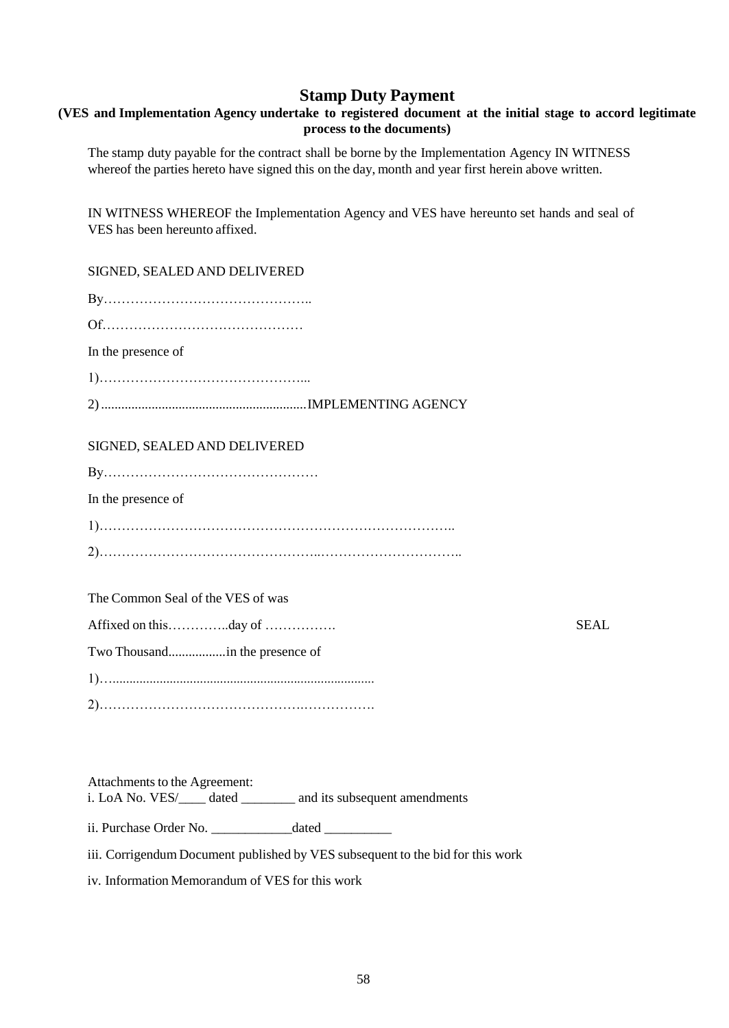## Stamp Duty Payment

**(VES and Implementation Agency undertake to registered document at the initial stage to accord legitimate process to the documents)**

The stamp duty payable for the contract shall be borne by the Implementation Agency IN WITNESS whereof the parties hereto have signed this on the day, month and year first herein above written.

IN WITNESS WHEREOF the Implementation Agency and VES have hereunto set hands and seal of VES has been hereunto affixed.

SIGNED, SEALED AND DELIVERED

By……………………………………..

Of………………………………………

In the presence of

1)………………………………………...

2).............................................................IMPLEMENTING AGENCY

SIGNED, SEALED AND DELIVERED

By…………………………………………

In the presence of

1)……………………………………………………………………..

2)…………………………………………..…………………………..

The Common Seal of the VES of was

Affixed on this…………..day of ……………. SEAL

Two Thousand.................in the presence of

1)…..............................................................................

2)……………………………………….…………….

Attachments to the Agreement:

i. LoA No. VES/____ dated ________ and its subsequent amendments

ii. Purchase Order No. ____________dated __________

iii. Corrigendum Document published by VES subsequent to the bid for this work

iv. Information Memorandum of VES for this work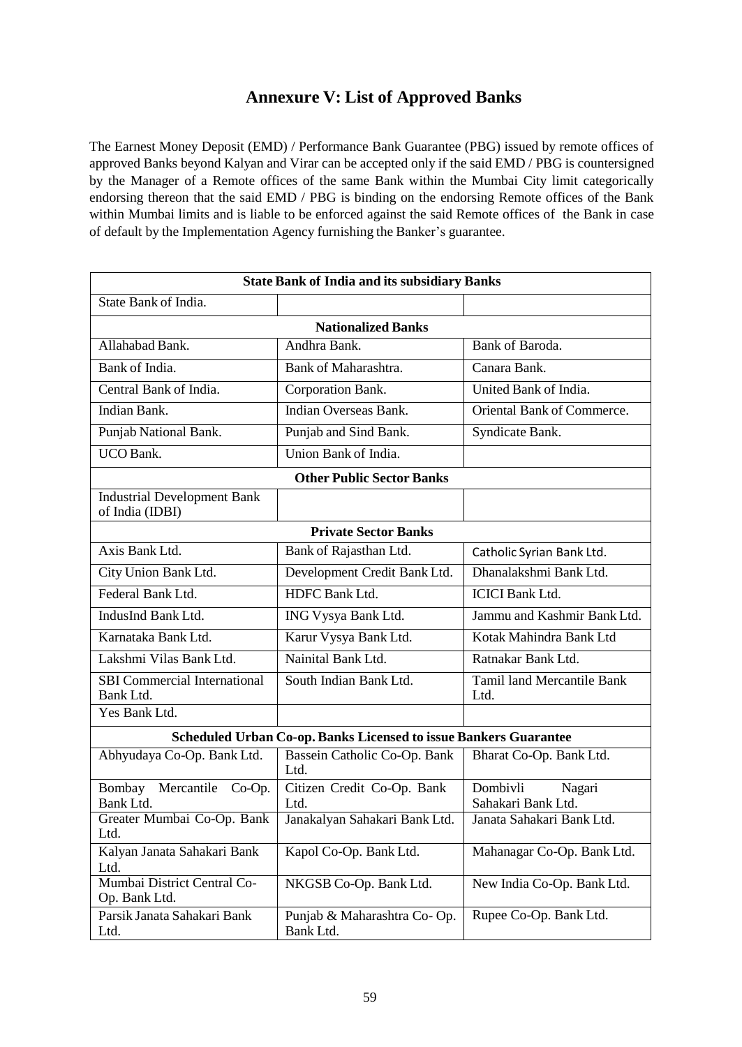# Annexure V: List of Approved Banks

The Earnest Money Deposit (EMD) / Performance Bank Guarantee (PBG) issued by remote offices of approved Banks beyond Kalyan and Virar can be accepted only if the said EMD / PBG is countersigned by the Manager of a Remote offices of the same Bank within the Mumbai City limit categorically endorsing thereon that the said EMD / PBG is binding on the endorsing Remote offices of the Bank within Mumbai limits and is liable to be enforced against the said Remote offices of the Bank in case of default by the Implementation Agency furnishing the Banker's guarantee.

| **State Bank of India and its subsidiary Banks** | | |
|---|---|---|
| State Bank of India. | | |
| **Nationalized Banks** | | |
| Allahabad Bank. | Andhra Bank. | Bank of Baroda. |
| Bank of India. | Bank of Maharashtra. | Canara Bank. |
| Central Bank of India. | Corporation Bank. | United Bank of India. |
| Indian Bank. | Indian Overseas Bank. | Oriental Bank of Commerce. |
| Punjab National Bank. | Punjab and Sind Bank. | Syndicate Bank. |
| UCO Bank. | Union Bank of India. | |
| **Other Public Sector Banks** | | |
| Industrial Development Bank of India (IDBI) | | |
| **Private Sector Banks** | | |
| Axis Bank Ltd. | Bank of Rajasthan Ltd. | Catholic Syrian Bank Ltd. |
| City Union Bank Ltd. | Development Credit Bank Ltd. | Dhanalakshmi Bank Ltd. |
| Federal Bank Ltd. | HDFC Bank Ltd. | ICICI Bank Ltd. |
| IndusInd Bank Ltd. | ING Vysya Bank Ltd. | Jammu and Kashmir Bank Ltd. |
| Karnataka Bank Ltd. | Karur Vysya Bank Ltd. | Kotak Mahindra Bank Ltd |
| Lakshmi Vilas Bank Ltd. | Nainital Bank Ltd. | Ratnakar Bank Ltd. |
| SBI Commercial International Bank Ltd. | South Indian Bank Ltd. | Tamil land Mercantile Bank Ltd. |
| Yes Bank Ltd. | | |
| **Scheduled Urban Co-op. Banks Licensed to issue Bankers Guarantee** | | |
| Abhyudaya Co-Op. Bank Ltd. | Bassein Catholic Co-Op. Bank Ltd. | Bharat Co-Op. Bank Ltd. |
| Bombay Mercantile Co-Op. Bank Ltd. | Citizen Credit Co-Op. Bank Ltd. | Dombivli Nagari Sahakari Bank Ltd. |
| Greater Mumbai Co-Op. Bank Ltd. | Janakalyan Sahakari Bank Ltd. | Janata Sahakari Bank Ltd. |
| Kalyan Janata Sahakari Bank Ltd. | Kapol Co-Op. Bank Ltd. | Mahanagar Co-Op. Bank Ltd. |
| Mumbai District Central Co-Op. Bank Ltd. | NKGSB Co-Op. Bank Ltd. | New India Co-Op. Bank Ltd. |
| Parsik Janata Sahakari Bank Ltd. | Punjab & Maharashtra Co- Op. Bank Ltd. | Rupee Co-Op. Bank Ltd. |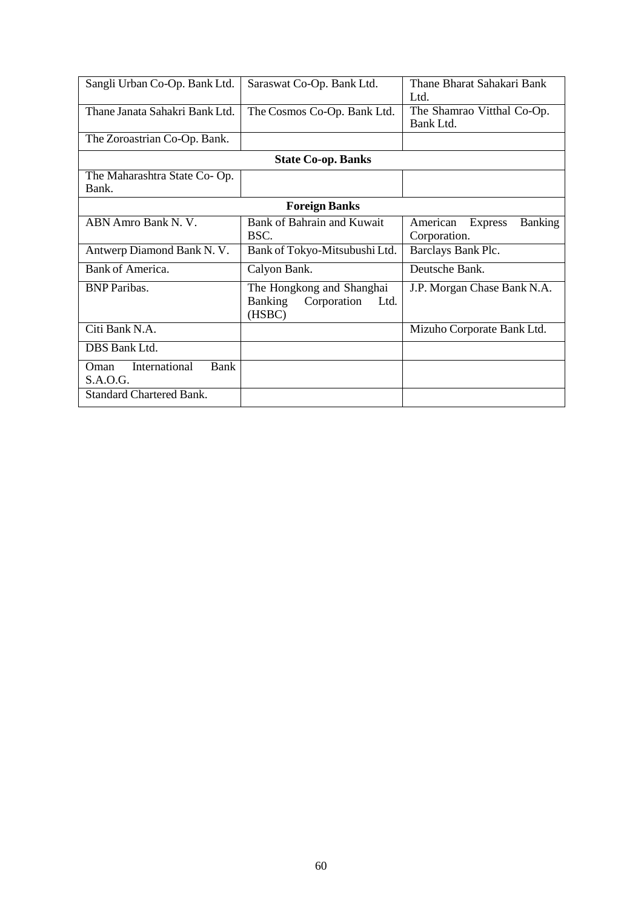| | | |
|---|---|---|
| Sangli Urban Co-Op. Bank Ltd. | Saraswat Co-Op. Bank Ltd. | Thane Bharat Sahakari Bank Ltd. |
| Thane Janata Sahakri Bank Ltd. | The Cosmos Co-Op. Bank Ltd. | The Shamrao Vitthal Co-Op. Bank Ltd. |
| The Zoroastrian Co-Op. Bank. | | |
| **State Co-op. Banks** | | |
| The Maharashtra State Co- Op. Bank. | | |
| **Foreign Banks** | | |
| ABN Amro Bank N. V. | Bank of Bahrain and Kuwait BSC. | American Express Banking Corporation. |
| Antwerp Diamond Bank N. V. | Bank of Tokyo-Mitsubushi Ltd. | Barclays Bank Plc. |
| Bank of America. | Calyon Bank. | Deutsche Bank. |
| BNP Paribas. | The Hongkong and Shanghai Banking Corporation Ltd. (HSBC) | J.P. Morgan Chase Bank N.A. |
| Citi Bank N.A. | | Mizuho Corporate Bank Ltd. |
| DBS Bank Ltd. | | |
| Oman International Bank S.A.O.G. | | |
| Standard Chartered Bank. | | |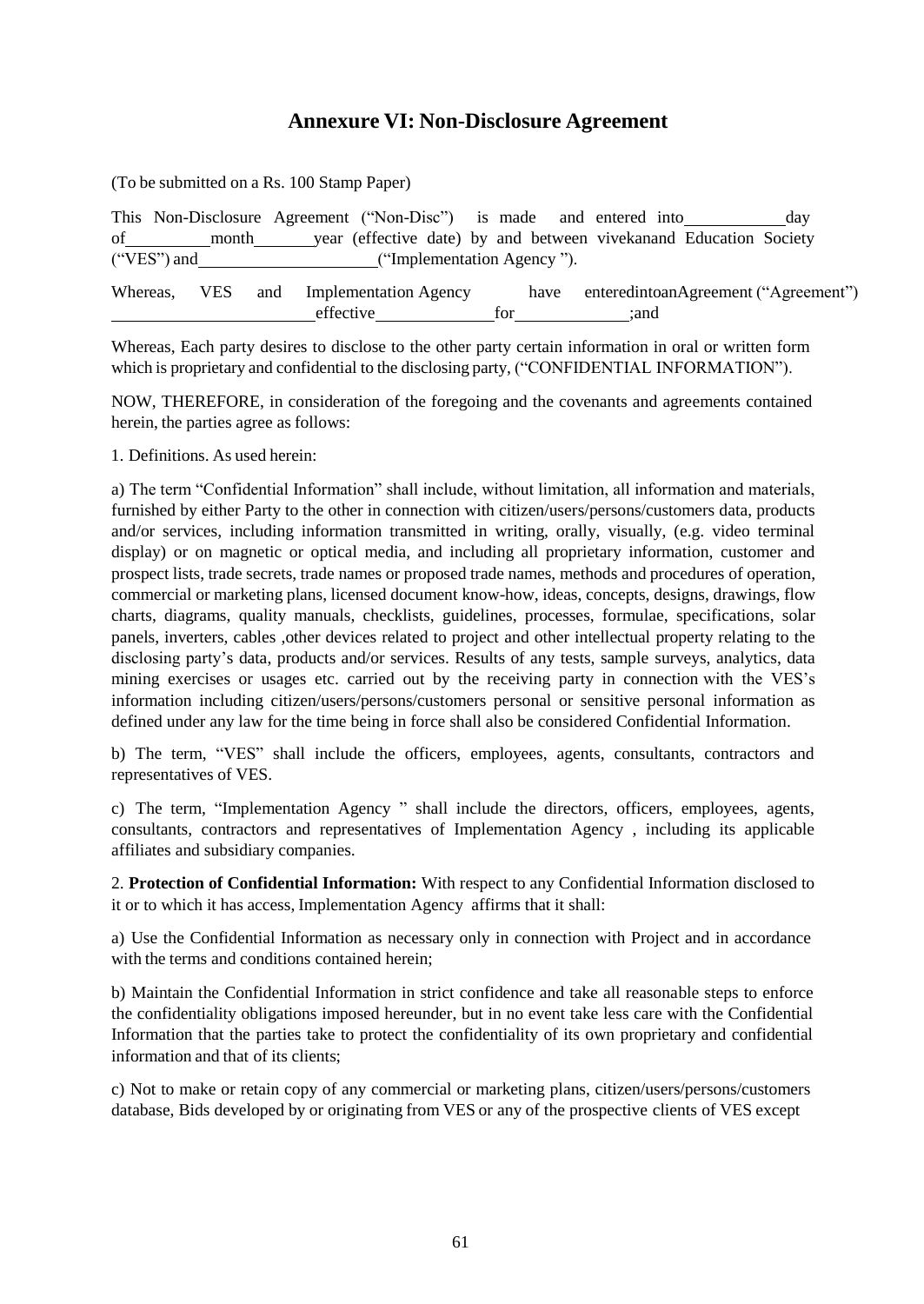# Annexure VI: Non-Disclosure Agreement

(To be submitted on a Rs. 100 Stamp Paper)

This Non-Disclosure Agreement ("Non-Disc") is made and entered into ____________ day of __________ month ________ year (effective date) by and between vivekanand Education Society ("VES") and ______________________ ("Implementation Agency ").

Whereas, VES and Implementation Agency have enteredintoanAgreement ("Agreement") ________________________ effective ______________ for ______________ ;and

Whereas, Each party desires to disclose to the other party certain information in oral or written form which is proprietary and confidential to the disclosing party, ("CONFIDENTIAL INFORMATION").

NOW, THEREFORE, in consideration of the foregoing and the covenants and agreements contained herein, the parties agree as follows:

1. Definitions. As used herein:

a) The term "Confidential Information" shall include, without limitation, all information and materials, furnished by either Party to the other in connection with citizen/users/persons/customers data, products and/or services, including information transmitted in writing, orally, visually, (e.g. video terminal display) or on magnetic or optical media, and including all proprietary information, customer and prospect lists, trade secrets, trade names or proposed trade names, methods and procedures of operation, commercial or marketing plans, licensed document know-how, ideas, concepts, designs, drawings, flow charts, diagrams, quality manuals, checklists, guidelines, processes, formulae, specifications, solar panels, inverters, cables ,other devices related to project and other intellectual property relating to the disclosing party's data, products and/or services. Results of any tests, sample surveys, analytics, data mining exercises or usages etc. carried out by the receiving party in connection with the VES's information including citizen/users/persons/customers personal or sensitive personal information as defined under any law for the time being in force shall also be considered Confidential Information.

b) The term, "VES" shall include the officers, employees, agents, consultants, contractors and representatives of VES.

c) The term, "Implementation Agency " shall include the directors, officers, employees, agents, consultants, contractors and representatives of Implementation Agency , including its applicable affiliates and subsidiary companies.

2. **Protection of Confidential Information:** With respect to any Confidential Information disclosed to it or to which it has access, Implementation Agency affirms that it shall:

a) Use the Confidential Information as necessary only in connection with Project and in accordance with the terms and conditions contained herein;

b) Maintain the Confidential Information in strict confidence and take all reasonable steps to enforce the confidentiality obligations imposed hereunder, but in no event take less care with the Confidential Information that the parties take to protect the confidentiality of its own proprietary and confidential information and that of its clients;

c) Not to make or retain copy of any commercial or marketing plans, citizen/users/persons/customers database, Bids developed by or originating from VES or any of the prospective clients of VES except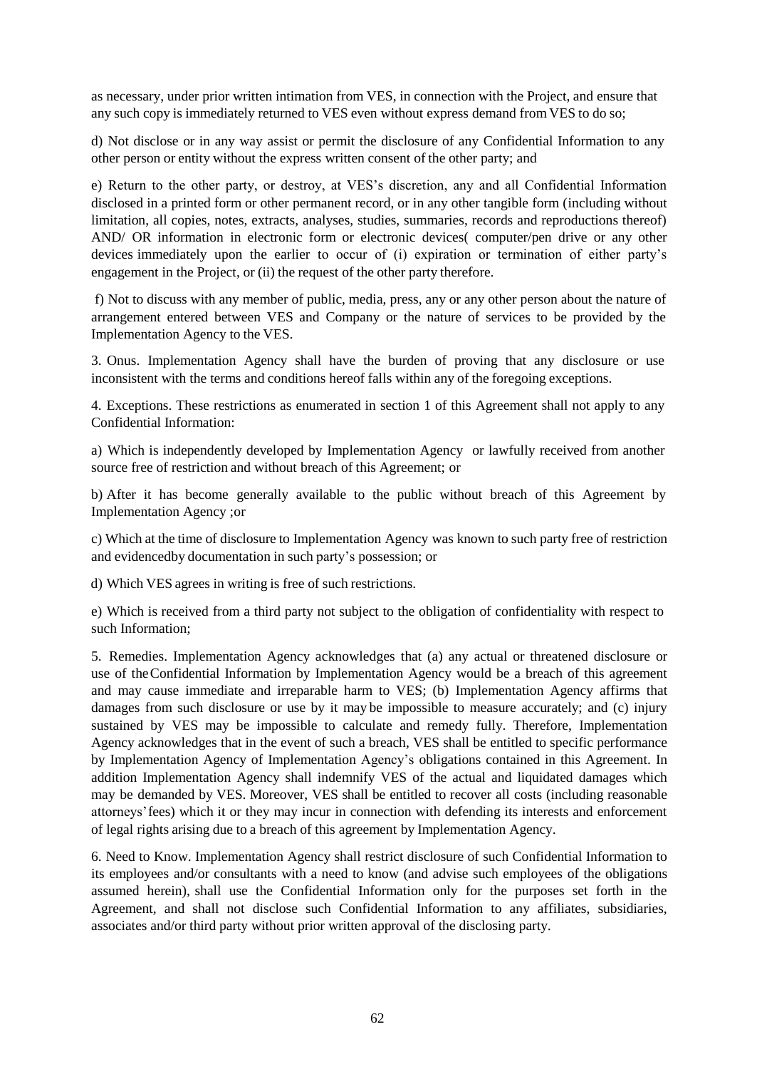as necessary, under prior written intimation from VES, in connection with the Project, and ensure that any such copy is immediately returned to VES even without express demand from VES to do so;

d) Not disclose or in any way assist or permit the disclosure of any Confidential Information to any other person or entity without the express written consent of the other party; and

e) Return to the other party, or destroy, at VES's discretion, any and all Confidential Information disclosed in a printed form or other permanent record, or in any other tangible form (including without limitation, all copies, notes, extracts, analyses, studies, summaries, records and reproductions thereof) AND/ OR information in electronic form or electronic devices( computer/pen drive or any other devices immediately upon the earlier to occur of (i) expiration or termination of either party's engagement in the Project, or (ii) the request of the other party therefore.

f) Not to discuss with any member of public, media, press, any or any other person about the nature of arrangement entered between VES and Company or the nature of services to be provided by the Implementation Agency to the VES.

3. Onus. Implementation Agency shall have the burden of proving that any disclosure or use inconsistent with the terms and conditions hereof falls within any of the foregoing exceptions.

4. Exceptions. These restrictions as enumerated in section 1 of this Agreement shall not apply to any Confidential Information:

a) Which is independently developed by Implementation Agency or lawfully received from another source free of restriction and without breach of this Agreement; or

b) After it has become generally available to the public without breach of this Agreement by Implementation Agency ;or

c) Which at the time of disclosure to Implementation Agency was known to such party free of restriction and evidencedby documentation in such party's possession; or

d) Which VES agrees in writing is free of such restrictions.

e) Which is received from a third party not subject to the obligation of confidentiality with respect to such Information;

5. Remedies. Implementation Agency acknowledges that (a) any actual or threatened disclosure or use of theConfidential Information by Implementation Agency would be a breach of this agreement and may cause immediate and irreparable harm to VES; (b) Implementation Agency affirms that damages from such disclosure or use by it may be impossible to measure accurately; and (c) injury sustained by VES may be impossible to calculate and remedy fully. Therefore, Implementation Agency acknowledges that in the event of such a breach, VES shall be entitled to specific performance by Implementation Agency of Implementation Agency's obligations contained in this Agreement. In addition Implementation Agency shall indemnify VES of the actual and liquidated damages which may be demanded by VES. Moreover, VES shall be entitled to recover all costs (including reasonable attorneys' fees) which it or they may incur in connection with defending its interests and enforcement of legal rights arising due to a breach of this agreement by Implementation Agency.

6. Need to Know. Implementation Agency shall restrict disclosure of such Confidential Information to its employees and/or consultants with a need to know (and advise such employees of the obligations assumed herein), shall use the Confidential Information only for the purposes set forth in the Agreement, and shall not disclose such Confidential Information to any affiliates, subsidiaries, associates and/or third party without prior written approval of the disclosing party.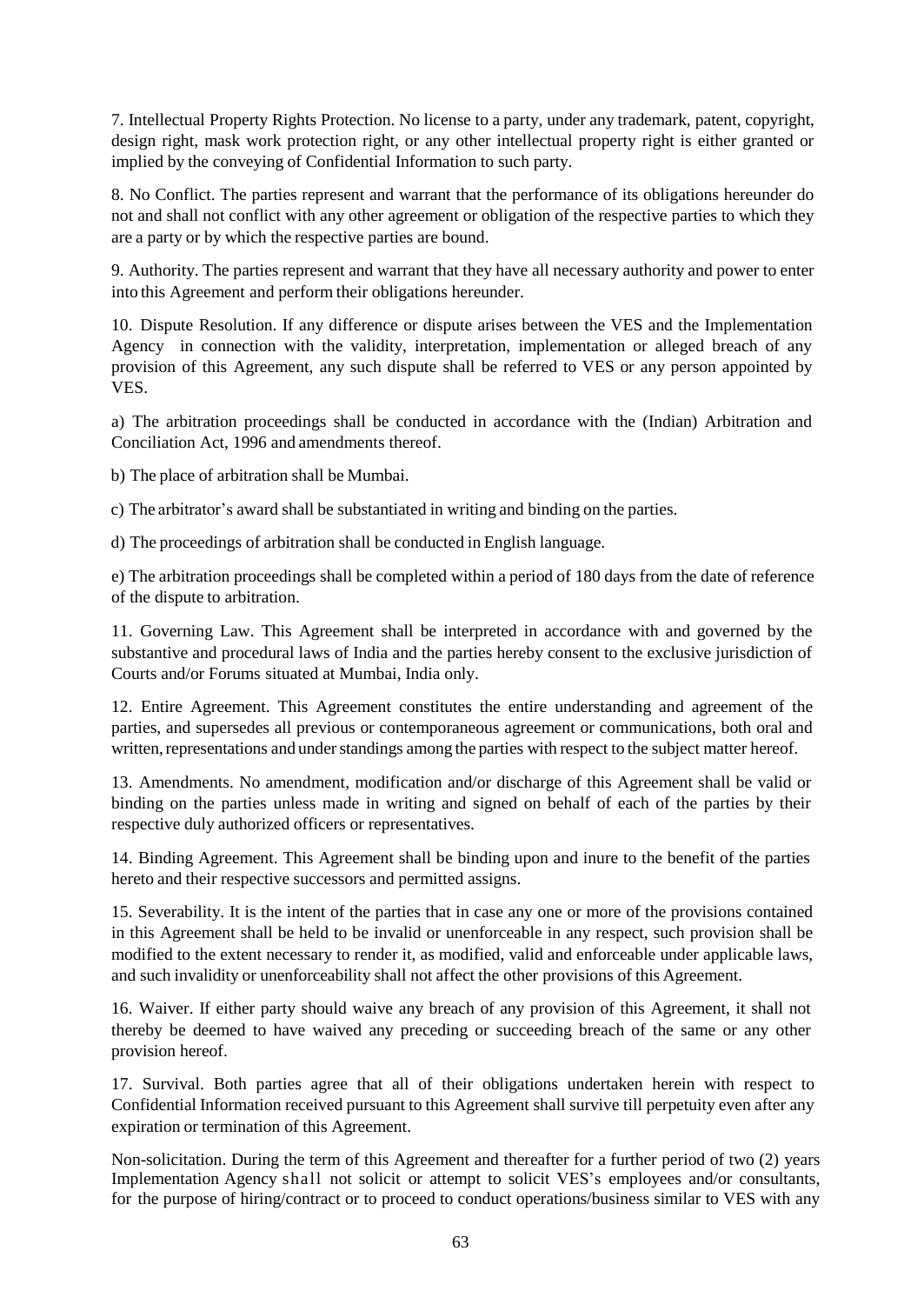7. Intellectual Property Rights Protection. No license to a party, under any trademark, patent, copyright, design right, mask work protection right, or any other intellectual property right is either granted or implied by the conveying of Confidential Information to such party.

8. No Conflict. The parties represent and warrant that the performance of its obligations hereunder do not and shall not conflict with any other agreement or obligation of the respective parties to which they are a party or by which the respective parties are bound.

9. Authority. The parties represent and warrant that they have all necessary authority and power to enter into this Agreement and perform their obligations hereunder.

10. Dispute Resolution. If any difference or dispute arises between the VES and the Implementation Agency in connection with the validity, interpretation, implementation or alleged breach of any provision of this Agreement, any such dispute shall be referred to VES or any person appointed by VES.

a) The arbitration proceedings shall be conducted in accordance with the (Indian) Arbitration and Conciliation Act, 1996 and amendments thereof.

b) The place of arbitration shall be Mumbai.

c) The arbitrator's award shall be substantiated in writing and binding on the parties.

d) The proceedings of arbitration shall be conducted in English language.

e) The arbitration proceedings shall be completed within a period of 180 days from the date of reference of the dispute to arbitration.

11. Governing Law. This Agreement shall be interpreted in accordance with and governed by the substantive and procedural laws of India and the parties hereby consent to the exclusive jurisdiction of Courts and/or Forums situated at Mumbai, India only.

12. Entire Agreement. This Agreement constitutes the entire understanding and agreement of the parties, and supersedes all previous or contemporaneous agreement or communications, both oral and written, representations and under standings among the parties with respect to the subject matter hereof.

13. Amendments. No amendment, modification and/or discharge of this Agreement shall be valid or binding on the parties unless made in writing and signed on behalf of each of the parties by their respective duly authorized officers or representatives.

14. Binding Agreement. This Agreement shall be binding upon and inure to the benefit of the parties hereto and their respective successors and permitted assigns.

15. Severability. It is the intent of the parties that in case any one or more of the provisions contained in this Agreement shall be held to be invalid or unenforceable in any respect, such provision shall be modified to the extent necessary to render it, as modified, valid and enforceable under applicable laws, and such invalidity or unenforceability shall not affect the other provisions of this Agreement.

16. Waiver. If either party should waive any breach of any provision of this Agreement, it shall not thereby be deemed to have waived any preceding or succeeding breach of the same or any other provision hereof.

17. Survival. Both parties agree that all of their obligations undertaken herein with respect to Confidential Information received pursuant to this Agreement shall survive till perpetuity even after any expiration or termination of this Agreement.

Non-solicitation. During the term of this Agreement and thereafter for a further period of two (2) years Implementation Agency shall not solicit or attempt to solicit VES's employees and/or consultants, for the purpose of hiring/contract or to proceed to conduct operations/business similar to VES with any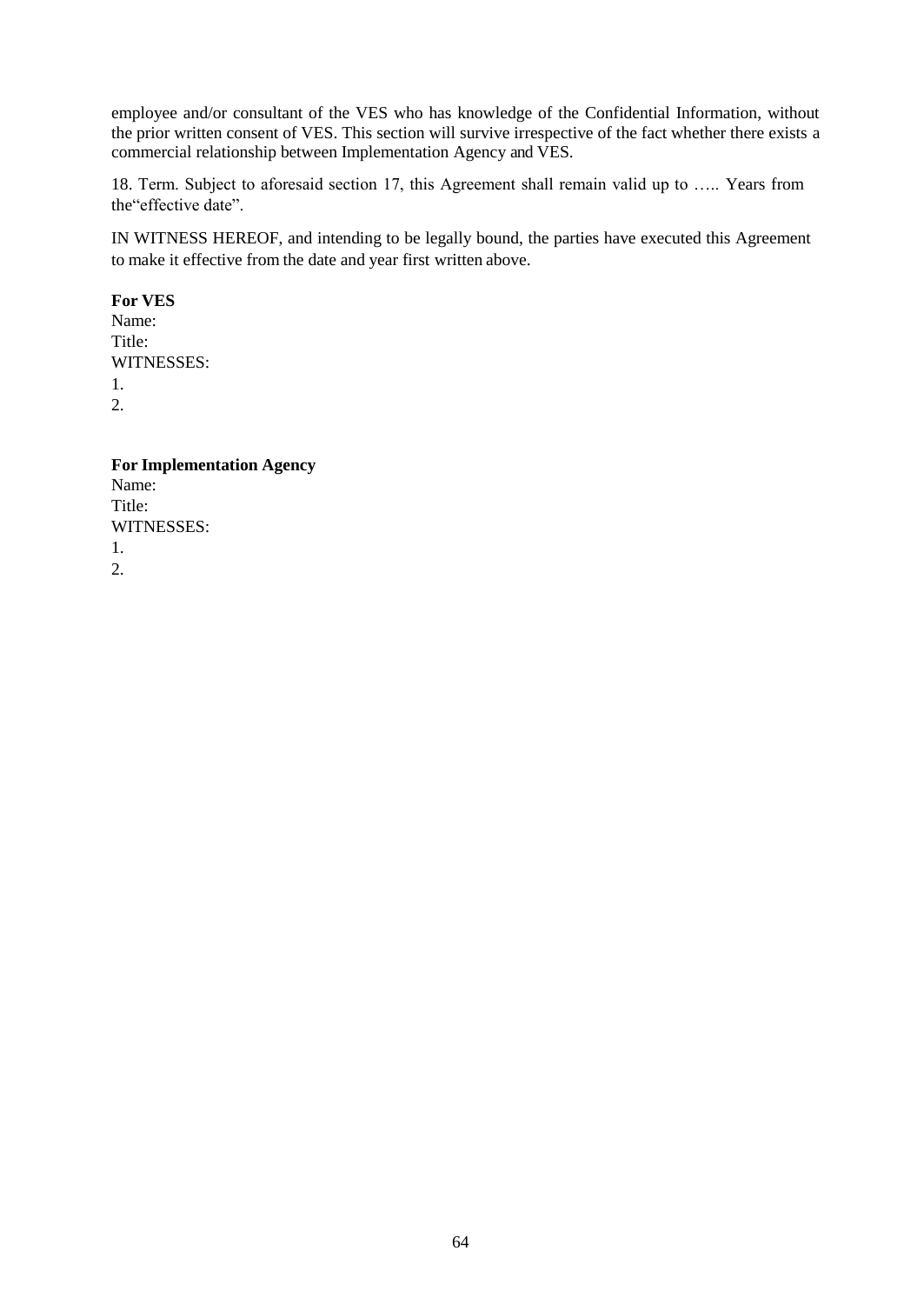employee and/or consultant of the VES who has knowledge of the Confidential Information, without the prior written consent of VES. This section will survive irrespective of the fact whether there exists a commercial relationship between Implementation Agency and VES.

18. Term. Subject to aforesaid section 17, this Agreement shall remain valid up to ….. Years from the"effective date".

IN WITNESS HEREOF, and intending to be legally bound, the parties have executed this Agreement to make it effective from the date and year first written above.

**For VES**
Name:
Title:
WITNESSES:
1.
2.

**For Implementation Agency**
Name:
Title:
WITNESSES:
1.
2.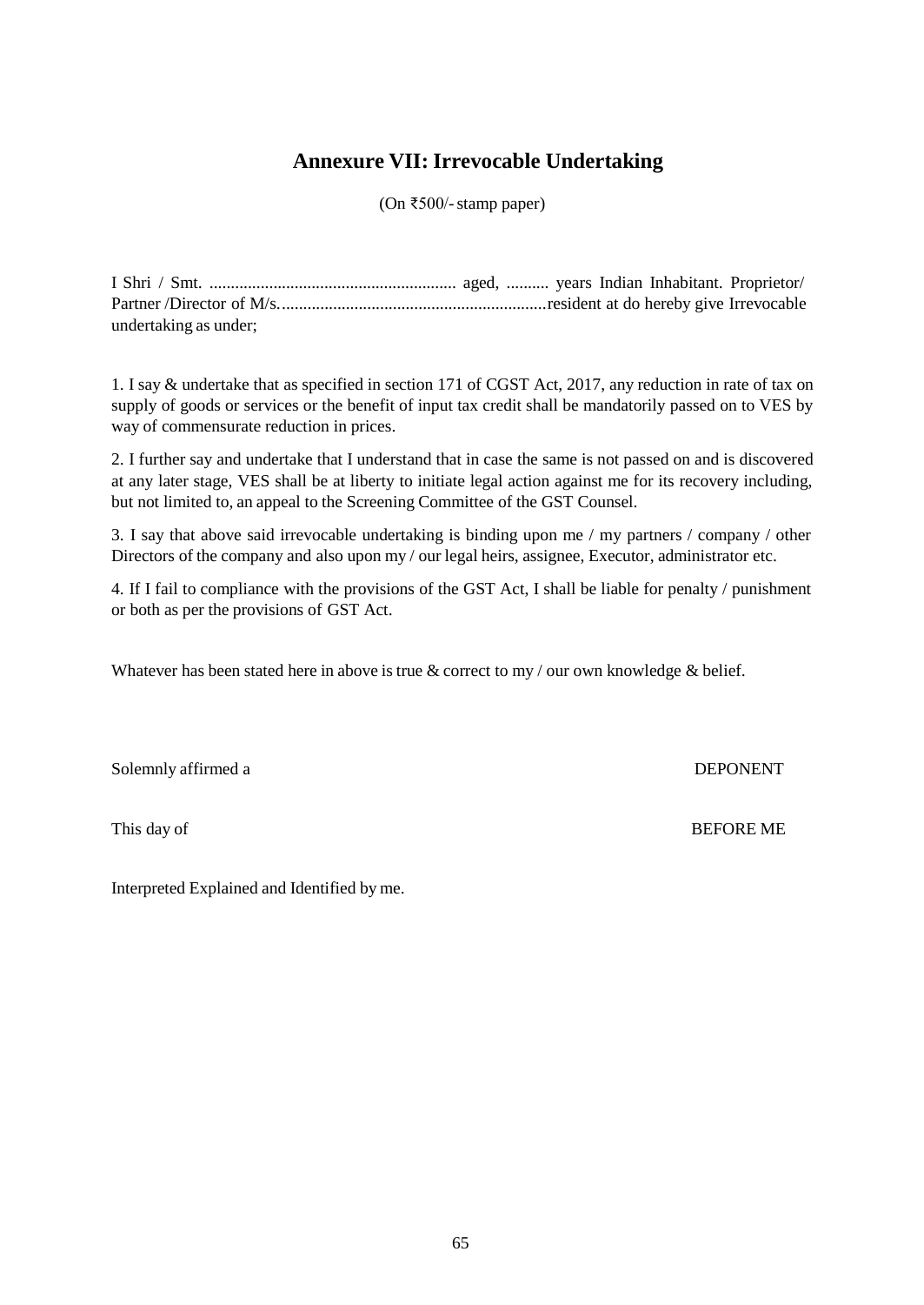## Annexure VII: Irrevocable Undertaking

(On ₹500/- stamp paper)

I Shri / Smt. .......................................................... aged, .......... years Indian Inhabitant. Proprietor/ Partner /Director of M/s...............................................................resident at do hereby give Irrevocable undertaking as under;

1. I say & undertake that as specified in section 171 of CGST Act, 2017, any reduction in rate of tax on supply of goods or services or the benefit of input tax credit shall be mandatorily passed on to VES by way of commensurate reduction in prices.

2. I further say and undertake that I understand that in case the same is not passed on and is discovered at any later stage, VES shall be at liberty to initiate legal action against me for its recovery including, but not limited to, an appeal to the Screening Committee of the GST Counsel.

3. I say that above said irrevocable undertaking is binding upon me / my partners / company / other Directors of the company and also upon my / our legal heirs, assignee, Executor, administrator etc.

4. If I fail to compliance with the provisions of the GST Act, I shall be liable for penalty / punishment or both as per the provisions of GST Act.

Whatever has been stated here in above is true & correct to my / our own knowledge & belief.

Solemnly affirmed a DEPONENT

This day of BEFORE ME

Interpreted Explained and Identified by me.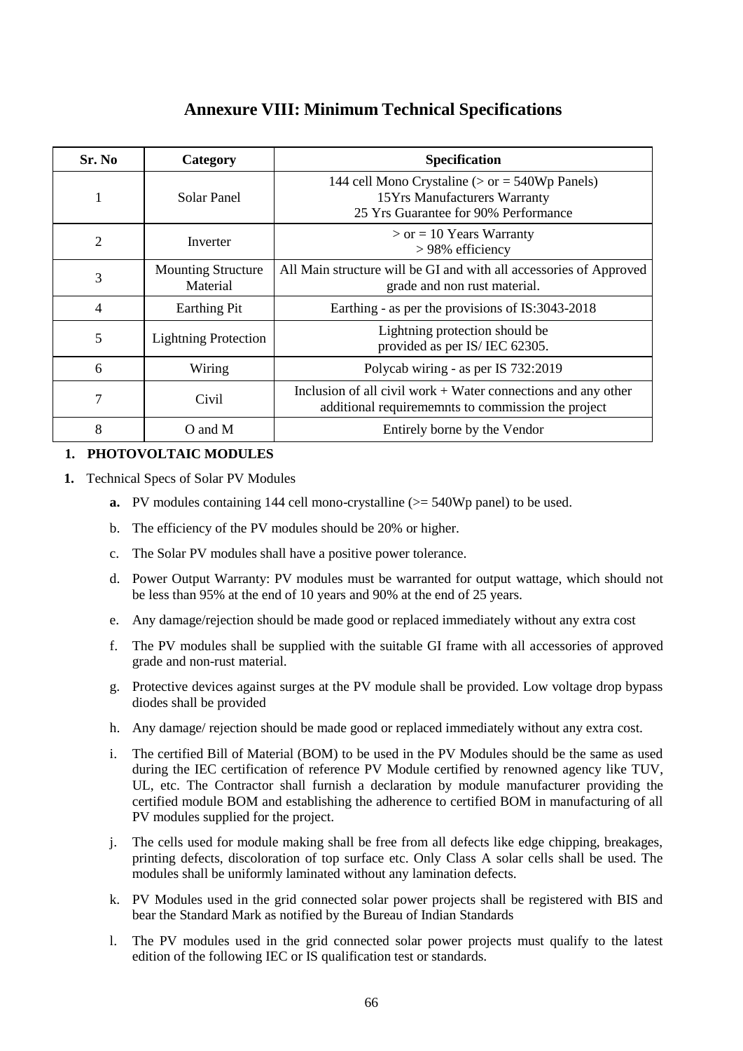# Annexure VIII: Minimum Technical Specifications

| Sr. No | Category | Specification |
|---|---|---|
| 1 | Solar Panel | 144 cell Mono Crystaline (> or = 540Wp Panels)<br>15Yrs Manufacturers Warranty<br>25 Yrs Guarantee for 90% Performance |
| 2 | Inverter | > or = 10 Years Warranty<br>> 98% efficiency |
| 3 | Mounting Structure Material | All Main structure will be GI and with all accessories of Approved grade and non rust material. |
| 4 | Earthing Pit | Earthing - as per the provisions of IS:3043-2018 |
| 5 | Lightning Protection | Lightning protection should be provided as per IS/ IEC 62305. |
| 6 | Wiring | Polycab wiring - as per IS 732:2019 |
| 7 | Civil | Inclusion of all civil work + Water connections and any other additional requirememnts to commission the project |
| 8 | O and M | Entirely borne by the Vendor |

## 1. PHOTOVOLTAIC MODULES

**1.** Technical Specs of Solar PV Modules

- **a.** PV modules containing 144 cell mono-crystalline (>= 540Wp panel) to be used.
- b. The efficiency of the PV modules should be 20% or higher.
- c. The Solar PV modules shall have a positive power tolerance.
- d. Power Output Warranty: PV modules must be warranted for output wattage, which should not be less than 95% at the end of 10 years and 90% at the end of 25 years.
- e. Any damage/rejection should be made good or replaced immediately without any extra cost
- f. The PV modules shall be supplied with the suitable GI frame with all accessories of approved grade and non-rust material.
- g. Protective devices against surges at the PV module shall be provided. Low voltage drop bypass diodes shall be provided
- h. Any damage/ rejection should be made good or replaced immediately without any extra cost.
- i. The certified Bill of Material (BOM) to be used in the PV Modules should be the same as used during the IEC certification of reference PV Module certified by renowned agency like TUV, UL, etc. The Contractor shall furnish a declaration by module manufacturer providing the certified module BOM and establishing the adherence to certified BOM in manufacturing of all PV modules supplied for the project.
- j. The cells used for module making shall be free from all defects like edge chipping, breakages, printing defects, discoloration of top surface etc. Only Class A solar cells shall be used. The modules shall be uniformly laminated without any lamination defects.
- k. PV Modules used in the grid connected solar power projects shall be registered with BIS and bear the Standard Mark as notified by the Bureau of Indian Standards
- l. The PV modules used in the grid connected solar power projects must qualify to the latest edition of the following IEC or IS qualification test or standards.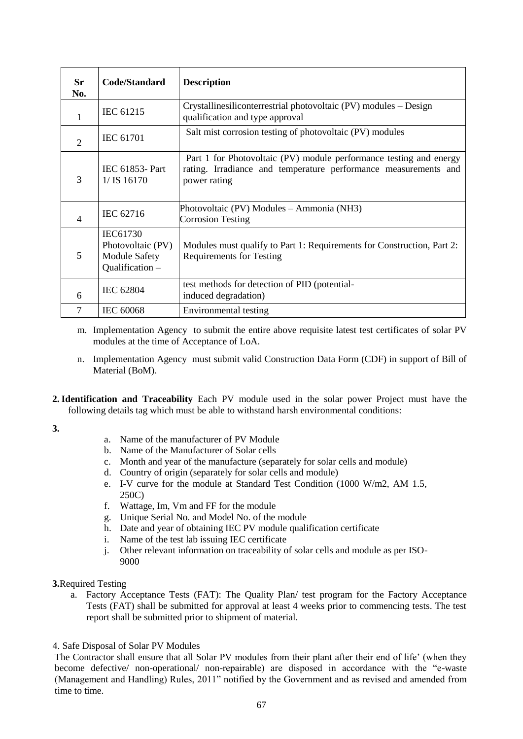| Sr No. | Code/Standard | Description |
|---|---|---|
| 1 | IEC 61215 | Crystallinesiliconterrestrial photovoltaic (PV) modules – Design qualification and type approval |
| 2 | IEC 61701 | Salt mist corrosion testing of photovoltaic (PV) modules |
| 3 | IEC 61853- Part 1/ IS 16170 | Part 1 for Photovoltaic (PV) module performance testing and energy rating. Irradiance and temperature performance measurements and power rating |
| 4 | IEC 62716 | Photovoltaic (PV) Modules – Ammonia (NH3) Corrosion Testing |
| 5 | IEC61730 Photovoltaic (PV) Module Safety Qualification – | Modules must qualify to Part 1: Requirements for Construction, Part 2: Requirements for Testing |
| 6 | IEC 62804 | test methods for detection of PID (potential-induced degradation) |
| 7 | IEC 60068 | Environmental testing |

m. Implementation Agency to submit the entire above requisite latest test certificates of solar PV modules at the time of Acceptance of LoA.

n. Implementation Agency must submit valid Construction Data Form (CDF) in support of Bill of Material (BoM).

**2. Identification and Traceability** Each PV module used in the solar power Project must have the following details tag which must be able to withstand harsh environmental conditions:

**3.**

a. Name of the manufacturer of PV Module
b. Name of the Manufacturer of Solar cells
c. Month and year of the manufacture (separately for solar cells and module)
d. Country of origin (separately for solar cells and module)
e. I-V curve for the module at Standard Test Condition (1000 W/m2, AM 1.5, 250C)
f. Wattage, Im, Vm and FF for the module
g. Unique Serial No. and Model No. of the module
h. Date and year of obtaining IEC PV module qualification certificate
i. Name of the test lab issuing IEC certificate
j. Other relevant information on traceability of solar cells and module as per ISO-9000

**3.**Required Testing

a. Factory Acceptance Tests (FAT): The Quality Plan/ test program for the Factory Acceptance Tests (FAT) shall be submitted for approval at least 4 weeks prior to commencing tests. The test report shall be submitted prior to shipment of material.

4. Safe Disposal of Solar PV Modules

The Contractor shall ensure that all Solar PV modules from their plant after their end of life' (when they become defective/ non-operational/ non-repairable) are disposed in accordance with the "e-waste (Management and Handling) Rules, 2011" notified by the Government and as revised and amended from time to time.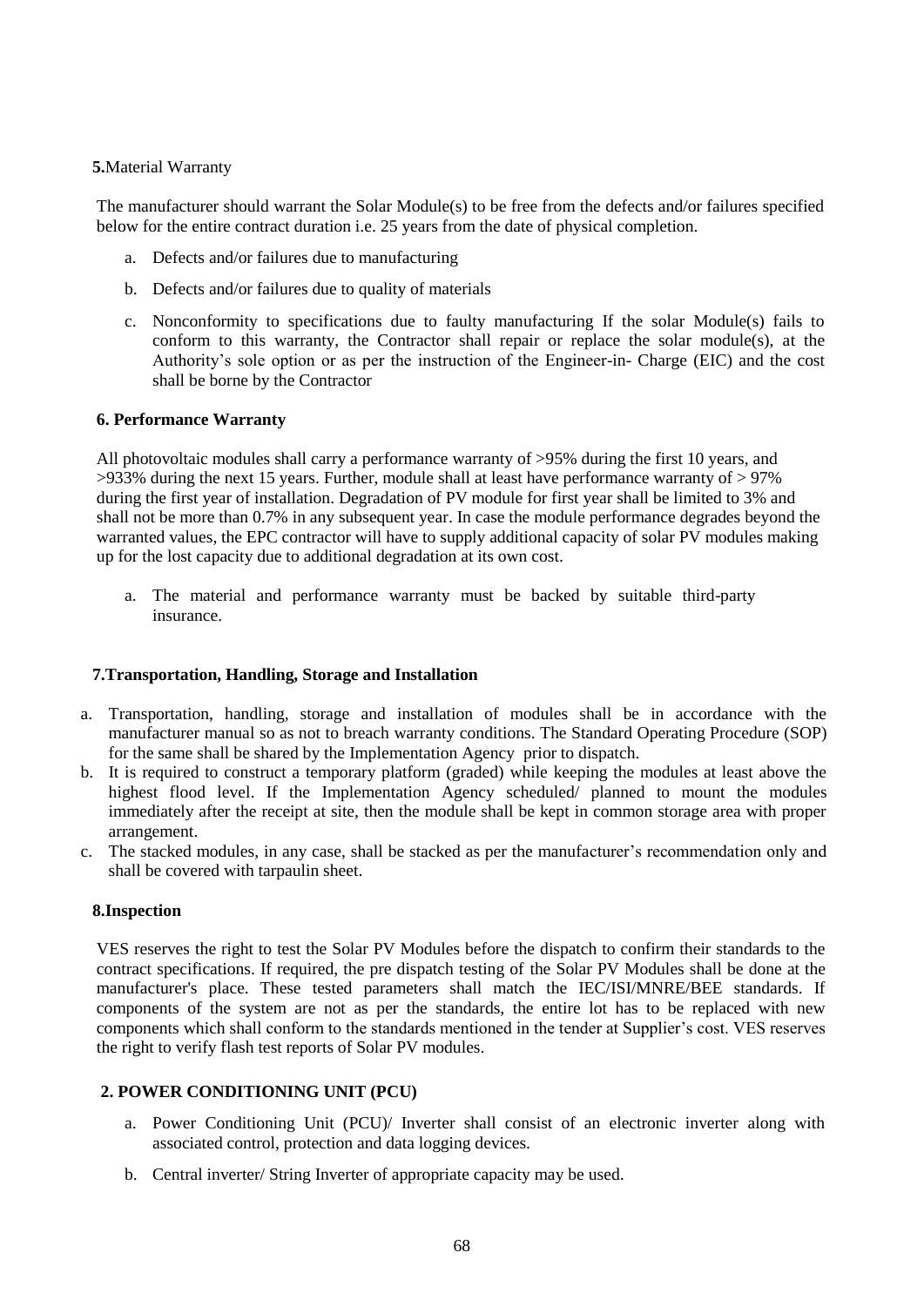**5.**Material Warranty

The manufacturer should warrant the Solar Module(s) to be free from the defects and/or failures specified below for the entire contract duration i.e. 25 years from the date of physical completion.

a. Defects and/or failures due to manufacturing
b. Defects and/or failures due to quality of materials
c. Nonconformity to specifications due to faulty manufacturing If the solar Module(s) fails to conform to this warranty, the Contractor shall repair or replace the solar module(s), at the Authority's sole option or as per the instruction of the Engineer-in- Charge (EIC) and the cost shall be borne by the Contractor

**6. Performance Warranty**

All photovoltaic modules shall carry a performance warranty of >95% during the first 10 years, and >933% during the next 15 years. Further, module shall at least have performance warranty of > 97% during the first year of installation. Degradation of PV module for first year shall be limited to 3% and shall not be more than 0.7% in any subsequent year. In case the module performance degrades beyond the warranted values, the EPC contractor will have to supply additional capacity of solar PV modules making up for the lost capacity due to additional degradation at its own cost.

a. The material and performance warranty must be backed by suitable third-party insurance.

**7.Transportation, Handling, Storage and Installation**

a. Transportation, handling, storage and installation of modules shall be in accordance with the manufacturer manual so as not to breach warranty conditions. The Standard Operating Procedure (SOP) for the same shall be shared by the Implementation Agency prior to dispatch.
b. It is required to construct a temporary platform (graded) while keeping the modules at least above the highest flood level. If the Implementation Agency scheduled/ planned to mount the modules immediately after the receipt at site, then the module shall be kept in common storage area with proper arrangement.
c. The stacked modules, in any case, shall be stacked as per the manufacturer's recommendation only and shall be covered with tarpaulin sheet.

**8.Inspection**

VES reserves the right to test the Solar PV Modules before the dispatch to confirm their standards to the contract specifications. If required, the pre dispatch testing of the Solar PV Modules shall be done at the manufacturer's place. These tested parameters shall match the IEC/ISI/MNRE/BEE standards. If components of the system are not as per the standards, the entire lot has to be replaced with new components which shall conform to the standards mentioned in the tender at Supplier's cost. VES reserves the right to verify flash test reports of Solar PV modules.

**2. POWER CONDITIONING UNIT (PCU)**

a. Power Conditioning Unit (PCU)/ Inverter shall consist of an electronic inverter along with associated control, protection and data logging devices.
b. Central inverter/ String Inverter of appropriate capacity may be used.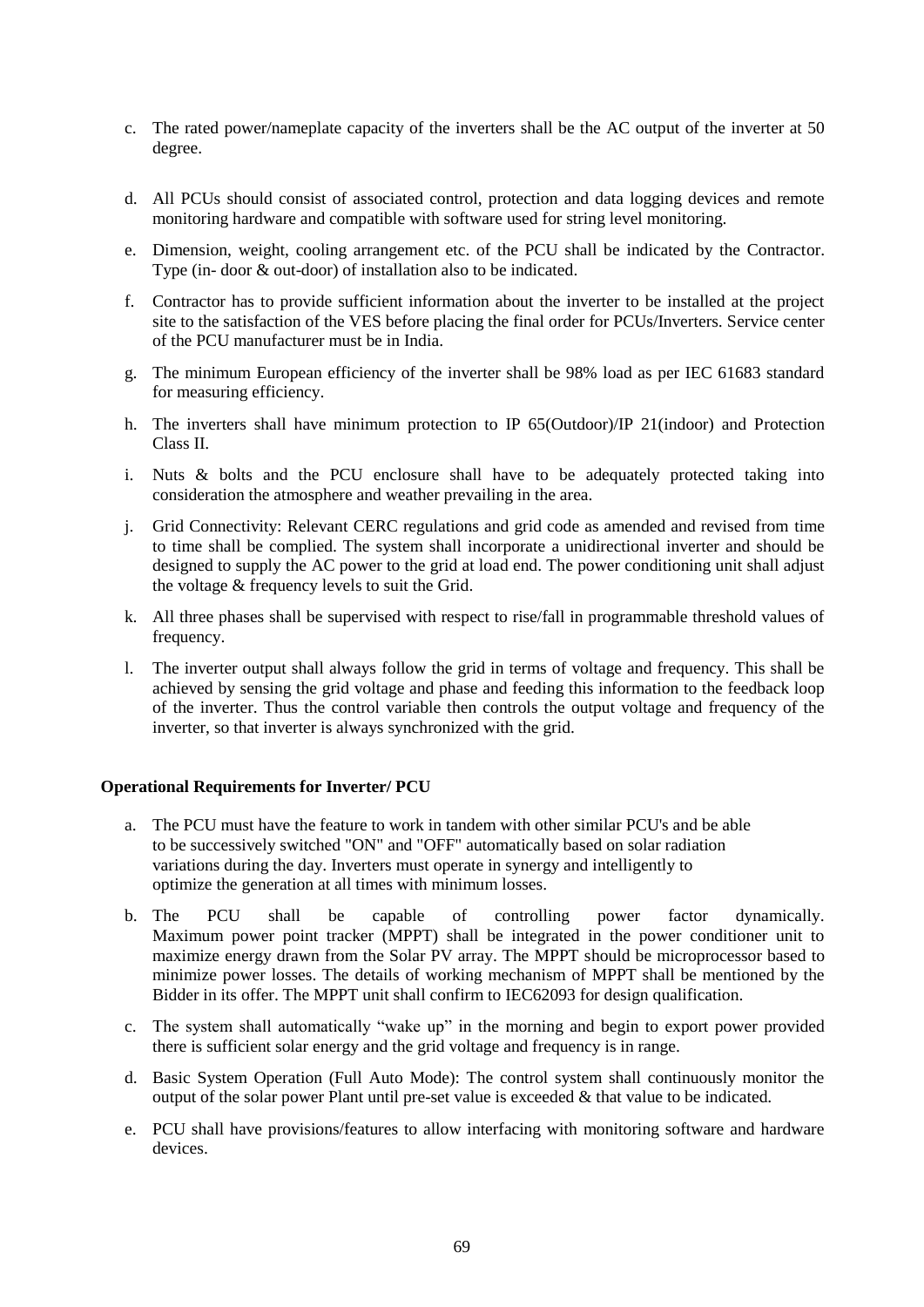c. The rated power/nameplate capacity of the inverters shall be the AC output of the inverter at 50 degree.

d. All PCUs should consist of associated control, protection and data logging devices and remote monitoring hardware and compatible with software used for string level monitoring.

e. Dimension, weight, cooling arrangement etc. of the PCU shall be indicated by the Contractor. Type (in- door & out-door) of installation also to be indicated.

f. Contractor has to provide sufficient information about the inverter to be installed at the project site to the satisfaction of the VES before placing the final order for PCUs/Inverters. Service center of the PCU manufacturer must be in India.

g. The minimum European efficiency of the inverter shall be 98% load as per IEC 61683 standard for measuring efficiency.

h. The inverters shall have minimum protection to IP 65(Outdoor)/IP 21(indoor) and Protection Class II.

i. Nuts & bolts and the PCU enclosure shall have to be adequately protected taking into consideration the atmosphere and weather prevailing in the area.

j. Grid Connectivity: Relevant CERC regulations and grid code as amended and revised from time to time shall be complied. The system shall incorporate a unidirectional inverter and should be designed to supply the AC power to the grid at load end. The power conditioning unit shall adjust the voltage & frequency levels to suit the Grid.

k. All three phases shall be supervised with respect to rise/fall in programmable threshold values of frequency.

l. The inverter output shall always follow the grid in terms of voltage and frequency. This shall be achieved by sensing the grid voltage and phase and feeding this information to the feedback loop of the inverter. Thus the control variable then controls the output voltage and frequency of the inverter, so that inverter is always synchronized with the grid.

**Operational Requirements for Inverter/ PCU**

a. The PCU must have the feature to work in tandem with other similar PCU's and be able to be successively switched "ON" and "OFF" automatically based on solar radiation variations during the day. Inverters must operate in synergy and intelligently to optimize the generation at all times with minimum losses.

b. The PCU shall be capable of controlling power factor dynamically. Maximum power point tracker (MPPT) shall be integrated in the power conditioner unit to maximize energy drawn from the Solar PV array. The MPPT should be microprocessor based to minimize power losses. The details of working mechanism of MPPT shall be mentioned by the Bidder in its offer. The MPPT unit shall confirm to IEC62093 for design qualification.

c. The system shall automatically "wake up" in the morning and begin to export power provided there is sufficient solar energy and the grid voltage and frequency is in range.

d. Basic System Operation (Full Auto Mode): The control system shall continuously monitor the output of the solar power Plant until pre-set value is exceeded & that value to be indicated.

e. PCU shall have provisions/features to allow interfacing with monitoring software and hardware devices.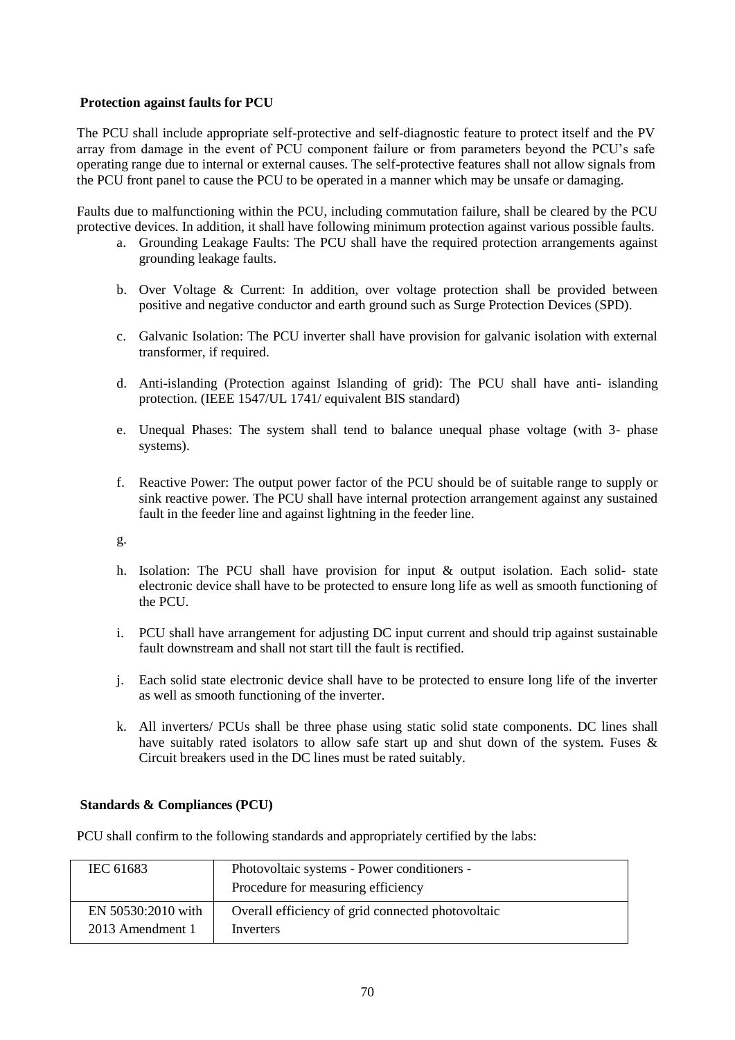**Protection against faults for PCU**

The PCU shall include appropriate self-protective and self-diagnostic feature to protect itself and the PV array from damage in the event of PCU component failure or from parameters beyond the PCU's safe operating range due to internal or external causes. The self-protective features shall not allow signals from the PCU front panel to cause the PCU to be operated in a manner which may be unsafe or damaging.

Faults due to malfunctioning within the PCU, including commutation failure, shall be cleared by the PCU protective devices. In addition, it shall have following minimum protection against various possible faults.

a. Grounding Leakage Faults: The PCU shall have the required protection arrangements against grounding leakage faults.

b. Over Voltage & Current: In addition, over voltage protection shall be provided between positive and negative conductor and earth ground such as Surge Protection Devices (SPD).

c. Galvanic Isolation: The PCU inverter shall have provision for galvanic isolation with external transformer, if required.

d. Anti-islanding (Protection against Islanding of grid): The PCU shall have anti- islanding protection. (IEEE 1547/UL 1741/ equivalent BIS standard)

e. Unequal Phases: The system shall tend to balance unequal phase voltage (with 3- phase systems).

f. Reactive Power: The output power factor of the PCU should be of suitable range to supply or sink reactive power. The PCU shall have internal protection arrangement against any sustained fault in the feeder line and against lightning in the feeder line.

g.

h. Isolation: The PCU shall have provision for input & output isolation. Each solid- state electronic device shall have to be protected to ensure long life as well as smooth functioning of the PCU.

i. PCU shall have arrangement for adjusting DC input current and should trip against sustainable fault downstream and shall not start till the fault is rectified.

j. Each solid state electronic device shall have to be protected to ensure long life of the inverter as well as smooth functioning of the inverter.

k. All inverters/ PCUs shall be three phase using static solid state components. DC lines shall have suitably rated isolators to allow safe start up and shut down of the system. Fuses & Circuit breakers used in the DC lines must be rated suitably.

**Standards & Compliances (PCU)**

PCU shall confirm to the following standards and appropriately certified by the labs:

| | |
|---|---|
| IEC 61683 | Photovoltaic systems - Power conditioners - Procedure for measuring efficiency |
| EN 50530:2010 with 2013 Amendment 1 | Overall efficiency of grid connected photovoltaic Inverters |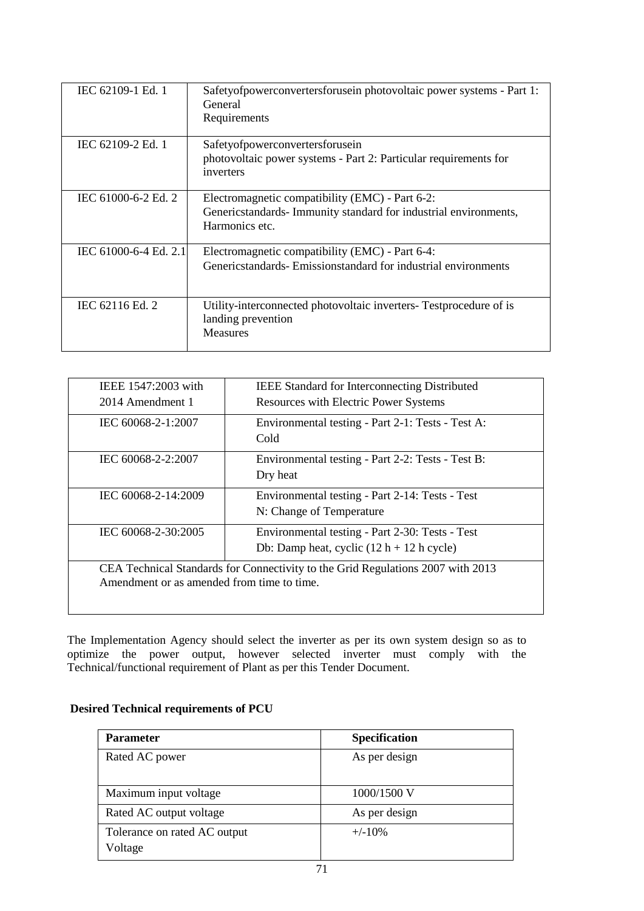| IEC 62109-1 Ed. 1 | Safetyofpowerconvertersforusein photovoltaic power systems - Part 1: General Requirements |
|---|---|
| IEC 62109-2 Ed. 1 | Safetyofpowerconvertersforusein photovoltaic power systems - Part 2: Particular requirements for inverters |
| IEC 61000-6-2 Ed. 2 | Electromagnetic compatibility (EMC) - Part 6-2: Genericstandards- Immunity standard for industrial environments, Harmonics etc. |
| IEC 61000-6-4 Ed. 2.1 | Electromagnetic compatibility (EMC) - Part 6-4: Genericstandards- Emissionstandard for industrial environments |
| IEC 62116 Ed. 2 | Utility-interconnected photovoltaic inverters- Testprocedure of is landing prevention Measures |

| IEEE 1547:2003 with 2014 Amendment 1 | IEEE Standard for Interconnecting Distributed Resources with Electric Power Systems |
|---|---|
| IEC 60068-2-1:2007 | Environmental testing - Part 2-1: Tests - Test A: Cold |
| IEC 60068-2-2:2007 | Environmental testing - Part 2-2: Tests - Test B: Dry heat |
| IEC 60068-2-14:2009 | Environmental testing - Part 2-14: Tests - Test N: Change of Temperature |
| IEC 60068-2-30:2005 | Environmental testing - Part 2-30: Tests - Test Db: Damp heat, cyclic (12 h + 12 h cycle) |
| CEA Technical Standards for Connectivity to the Grid Regulations 2007 with 2013 Amendment or as amended from time to time. | |

The Implementation Agency should select the inverter as per its own system design so as to optimize the power output, however selected inverter must comply with the Technical/functional requirement of Plant as per this Tender Document.

**Desired Technical requirements of PCU**

| Parameter | Specification |
|---|---|
| Rated AC power | As per design |
| Maximum input voltage | 1000/1500 V |
| Rated AC output voltage | As per design |
| Tolerance on rated AC output Voltage | +/-10% |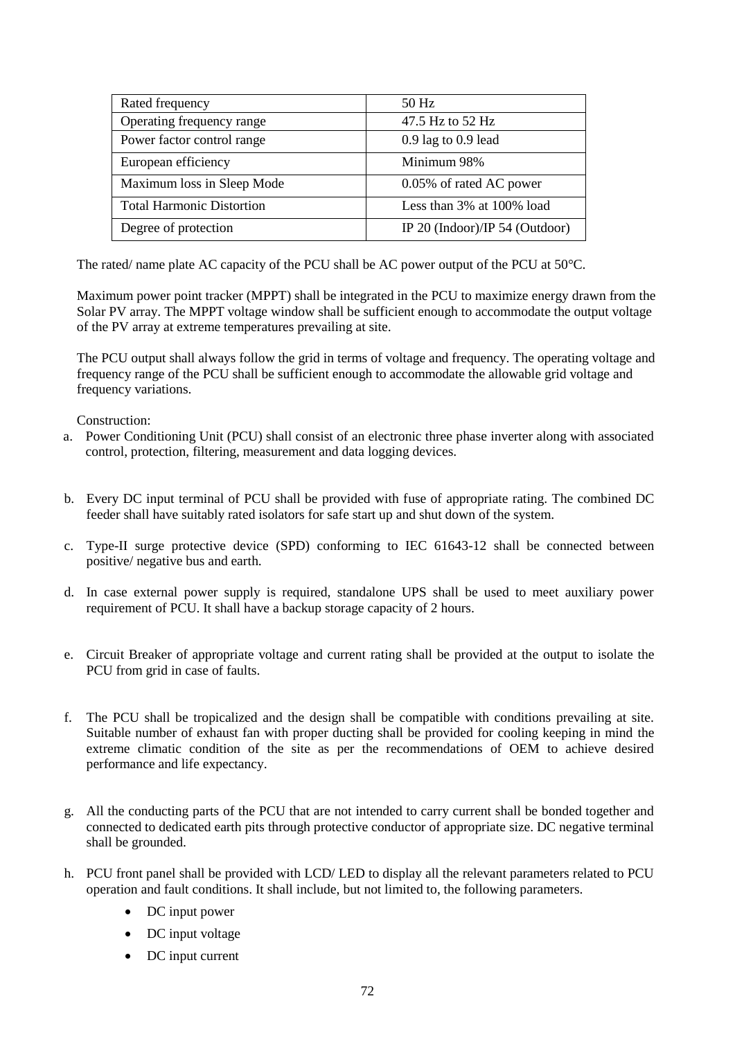| Rated frequency | 50 Hz |
|---|---|
| Operating frequency range | 47.5 Hz to 52 Hz |
| Power factor control range | 0.9 lag to 0.9 lead |
| European efficiency | Minimum 98% |
| Maximum loss in Sleep Mode | 0.05% of rated AC power |
| Total Harmonic Distortion | Less than 3% at 100% load |
| Degree of protection | IP 20 (Indoor)/IP 54 (Outdoor) |

The rated/ name plate AC capacity of the PCU shall be AC power output of the PCU at 50°C.

Maximum power point tracker (MPPT) shall be integrated in the PCU to maximize energy drawn from the Solar PV array. The MPPT voltage window shall be sufficient enough to accommodate the output voltage of the PV array at extreme temperatures prevailing at site.

The PCU output shall always follow the grid in terms of voltage and frequency. The operating voltage and frequency range of the PCU shall be sufficient enough to accommodate the allowable grid voltage and frequency variations.

Construction:

a. Power Conditioning Unit (PCU) shall consist of an electronic three phase inverter along with associated control, protection, filtering, measurement and data logging devices.

b. Every DC input terminal of PCU shall be provided with fuse of appropriate rating. The combined DC feeder shall have suitably rated isolators for safe start up and shut down of the system.

c. Type-II surge protective device (SPD) conforming to IEC 61643-12 shall be connected between positive/ negative bus and earth.

d. In case external power supply is required, standalone UPS shall be used to meet auxiliary power requirement of PCU. It shall have a backup storage capacity of 2 hours.

e. Circuit Breaker of appropriate voltage and current rating shall be provided at the output to isolate the PCU from grid in case of faults.

f. The PCU shall be tropicalized and the design shall be compatible with conditions prevailing at site. Suitable number of exhaust fan with proper ducting shall be provided for cooling keeping in mind the extreme climatic condition of the site as per the recommendations of OEM to achieve desired performance and life expectancy.

g. All the conducting parts of the PCU that are not intended to carry current shall be bonded together and connected to dedicated earth pits through protective conductor of appropriate size. DC negative terminal shall be grounded.

h. PCU front panel shall be provided with LCD/ LED to display all the relevant parameters related to PCU operation and fault conditions. It shall include, but not limited to, the following parameters.

   - DC input power
   - DC input voltage
   - DC input current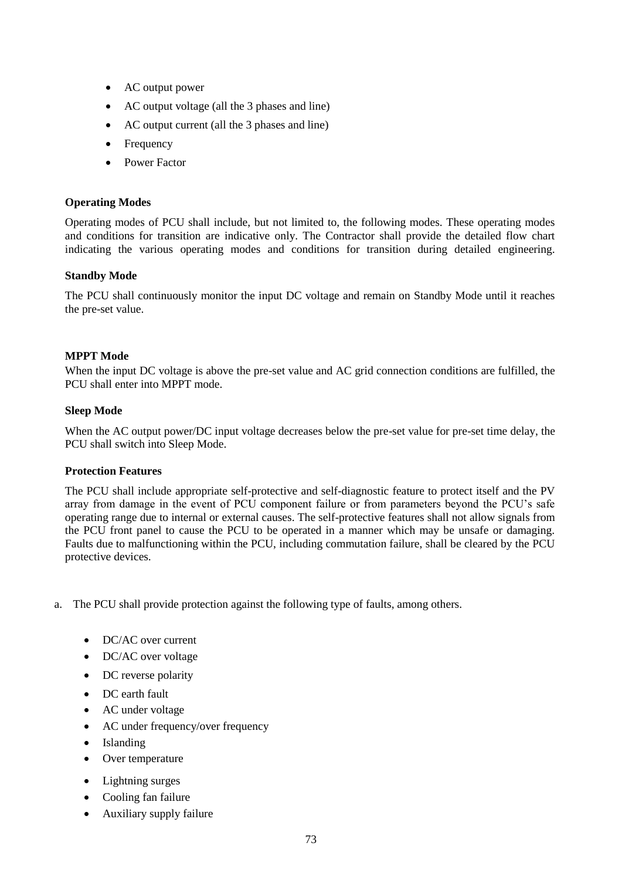- AC output power
- AC output voltage (all the 3 phases and line)
- AC output current (all the 3 phases and line)
- Frequency
- Power Factor

**Operating Modes**

Operating modes of PCU shall include, but not limited to, the following modes. These operating modes and conditions for transition are indicative only. The Contractor shall provide the detailed flow chart indicating the various operating modes and conditions for transition during detailed engineering.

**Standby Mode**

The PCU shall continuously monitor the input DC voltage and remain on Standby Mode until it reaches the pre-set value.

**MPPT Mode**

When the input DC voltage is above the pre-set value and AC grid connection conditions are fulfilled, the PCU shall enter into MPPT mode.

**Sleep Mode**

When the AC output power/DC input voltage decreases below the pre-set value for pre-set time delay, the PCU shall switch into Sleep Mode.

**Protection Features**

The PCU shall include appropriate self-protective and self-diagnostic feature to protect itself and the PV array from damage in the event of PCU component failure or from parameters beyond the PCU's safe operating range due to internal or external causes. The self-protective features shall not allow signals from the PCU front panel to cause the PCU to be operated in a manner which may be unsafe or damaging. Faults due to malfunctioning within the PCU, including commutation failure, shall be cleared by the PCU protective devices.

a. The PCU shall provide protection against the following type of faults, among others.

   - DC/AC over current
   - DC/AC over voltage
   - DC reverse polarity
   - DC earth fault
   - AC under voltage
   - AC under frequency/over frequency
   - Islanding
   - Over temperature
   - Lightning surges
   - Cooling fan failure
   - Auxiliary supply failure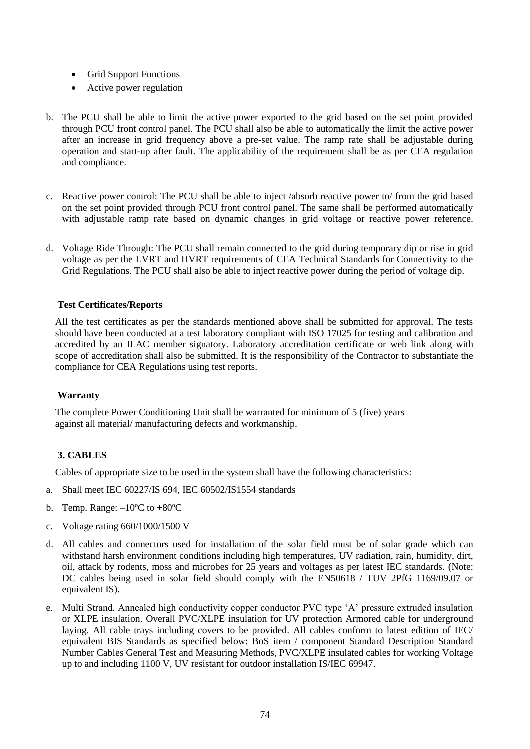- Grid Support Functions
- Active power regulation

b. The PCU shall be able to limit the active power exported to the grid based on the set point provided through PCU front control panel. The PCU shall also be able to automatically the limit the active power after an increase in grid frequency above a pre-set value. The ramp rate shall be adjustable during operation and start-up after fault. The applicability of the requirement shall be as per CEA regulation and compliance.

c. Reactive power control: The PCU shall be able to inject /absorb reactive power to/ from the grid based on the set point provided through PCU front control panel. The same shall be performed automatically with adjustable ramp rate based on dynamic changes in grid voltage or reactive power reference.

d. Voltage Ride Through: The PCU shall remain connected to the grid during temporary dip or rise in grid voltage as per the LVRT and HVRT requirements of CEA Technical Standards for Connectivity to the Grid Regulations. The PCU shall also be able to inject reactive power during the period of voltage dip.

**Test Certificates/Reports**

All the test certificates as per the standards mentioned above shall be submitted for approval. The tests should have been conducted at a test laboratory compliant with ISO 17025 for testing and calibration and accredited by an ILAC member signatory. Laboratory accreditation certificate or web link along with scope of accreditation shall also be submitted. It is the responsibility of the Contractor to substantiate the compliance for CEA Regulations using test reports.

**Warranty**

The complete Power Conditioning Unit shall be warranted for minimum of 5 (five) years against all material/ manufacturing defects and workmanship.

## 3. CABLES

Cables of appropriate size to be used in the system shall have the following characteristics:

a. Shall meet IEC 60227/IS 694, IEC 60502/IS1554 standards

b. Temp. Range: –10ºC to +80ºC

c. Voltage rating 660/1000/1500 V

d. All cables and connectors used for installation of the solar field must be of solar grade which can withstand harsh environment conditions including high temperatures, UV radiation, rain, humidity, dirt, oil, attack by rodents, moss and microbes for 25 years and voltages as per latest IEC standards. (Note: DC cables being used in solar field should comply with the EN50618 / TUV 2PfG 1169/09.07 or equivalent IS).

e. Multi Strand, Annealed high conductivity copper conductor PVC type 'A' pressure extruded insulation or XLPE insulation. Overall PVC/XLPE insulation for UV protection Armored cable for underground laying. All cable trays including covers to be provided. All cables conform to latest edition of IEC/ equivalent BIS Standards as specified below: BoS item / component Standard Description Standard Number Cables General Test and Measuring Methods, PVC/XLPE insulated cables for working Voltage up to and including 1100 V, UV resistant for outdoor installation IS/IEC 69947.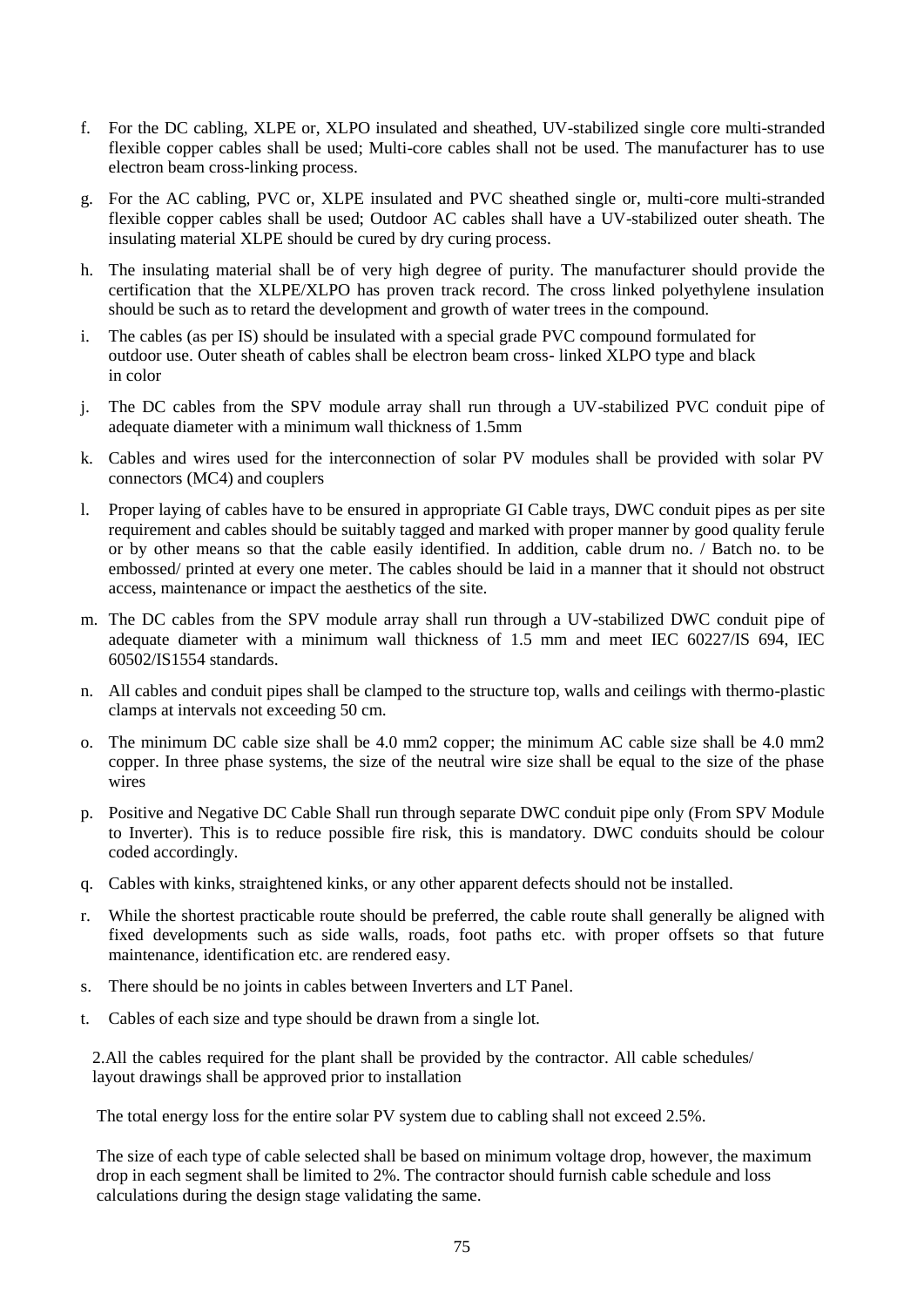f. For the DC cabling, XLPE or, XLPO insulated and sheathed, UV-stabilized single core multi-stranded flexible copper cables shall be used; Multi-core cables shall not be used. The manufacturer has to use electron beam cross-linking process.

g. For the AC cabling, PVC or, XLPE insulated and PVC sheathed single or, multi-core multi-stranded flexible copper cables shall be used; Outdoor AC cables shall have a UV-stabilized outer sheath. The insulating material XLPE should be cured by dry curing process.

h. The insulating material shall be of very high degree of purity. The manufacturer should provide the certification that the XLPE/XLPO has proven track record. The cross linked polyethylene insulation should be such as to retard the development and growth of water trees in the compound.

i. The cables (as per IS) should be insulated with a special grade PVC compound formulated for outdoor use. Outer sheath of cables shall be electron beam cross- linked XLPO type and black in color

j. The DC cables from the SPV module array shall run through a UV-stabilized PVC conduit pipe of adequate diameter with a minimum wall thickness of 1.5mm

k. Cables and wires used for the interconnection of solar PV modules shall be provided with solar PV connectors (MC4) and couplers

l. Proper laying of cables have to be ensured in appropriate GI Cable trays, DWC conduit pipes as per site requirement and cables should be suitably tagged and marked with proper manner by good quality ferule or by other means so that the cable easily identified. In addition, cable drum no. / Batch no. to be embossed/ printed at every one meter. The cables should be laid in a manner that it should not obstruct access, maintenance or impact the aesthetics of the site.

m. The DC cables from the SPV module array shall run through a UV-stabilized DWC conduit pipe of adequate diameter with a minimum wall thickness of 1.5 mm and meet IEC 60227/IS 694, IEC 60502/IS1554 standards.

n. All cables and conduit pipes shall be clamped to the structure top, walls and ceilings with thermo-plastic clamps at intervals not exceeding 50 cm.

o. The minimum DC cable size shall be 4.0 mm2 copper; the minimum AC cable size shall be 4.0 mm2 copper. In three phase systems, the size of the neutral wire size shall be equal to the size of the phase wires

p. Positive and Negative DC Cable Shall run through separate DWC conduit pipe only (From SPV Module to Inverter). This is to reduce possible fire risk, this is mandatory. DWC conduits should be colour coded accordingly.

q. Cables with kinks, straightened kinks, or any other apparent defects should not be installed.

r. While the shortest practicable route should be preferred, the cable route shall generally be aligned with fixed developments such as side walls, roads, foot paths etc. with proper offsets so that future maintenance, identification etc. are rendered easy.

s. There should be no joints in cables between Inverters and LT Panel.

t. Cables of each size and type should be drawn from a single lot.

2.All the cables required for the plant shall be provided by the contractor. All cable schedules/ layout drawings shall be approved prior to installation

The total energy loss for the entire solar PV system due to cabling shall not exceed 2.5%.

The size of each type of cable selected shall be based on minimum voltage drop, however, the maximum drop in each segment shall be limited to 2%. The contractor should furnish cable schedule and loss calculations during the design stage validating the same.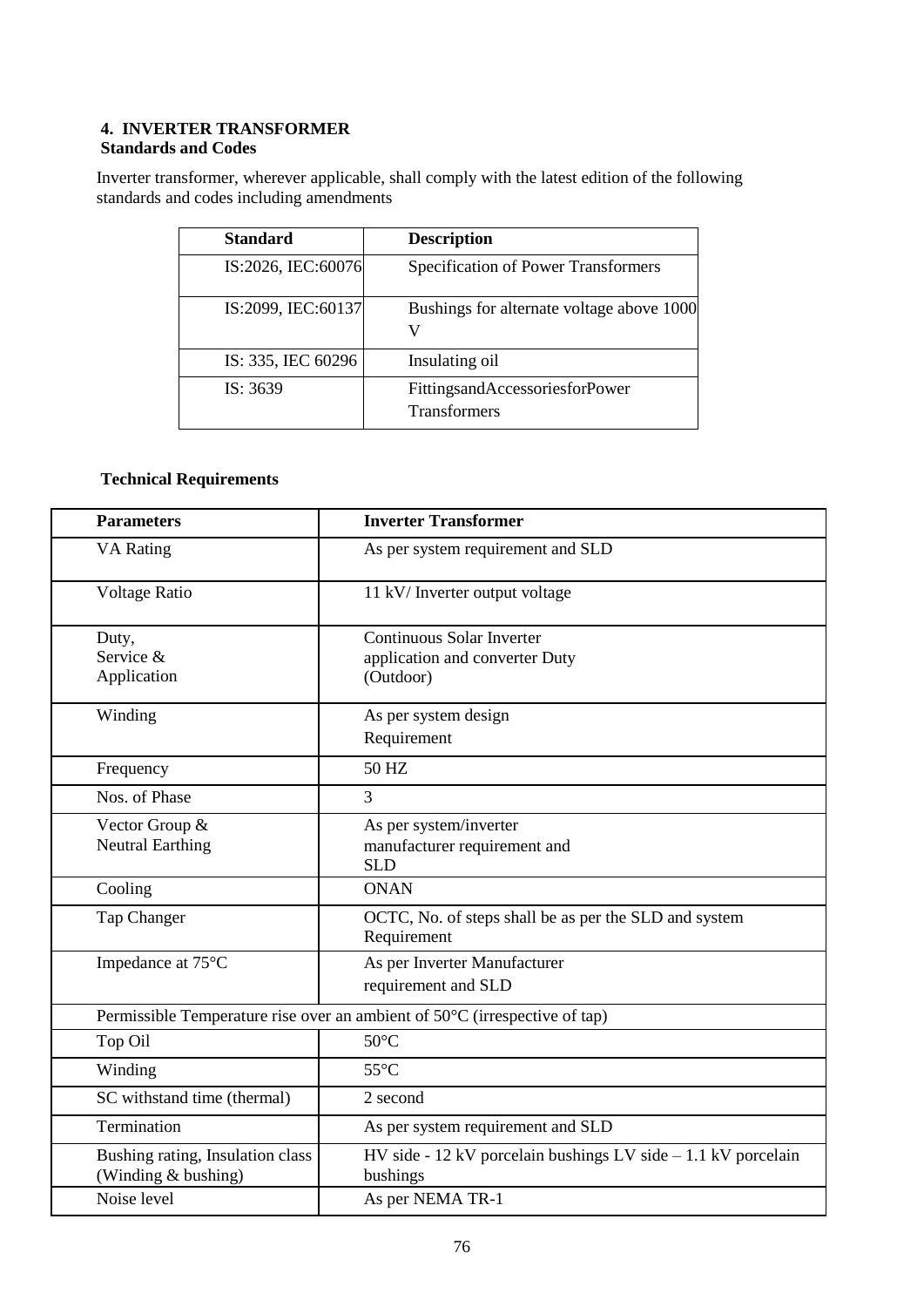## 4. INVERTER TRANSFORMER

### Standards and Codes

Inverter transformer, wherever applicable, shall comply with the latest edition of the following standards and codes including amendments

| Standard | Description |
|---|---|
| IS:2026, IEC:60076 | Specification of Power Transformers |
| IS:2099, IEC:60137 | Bushings for alternate voltage above 1000 V |
| IS: 335, IEC 60296 | Insulating oil |
| IS: 3639 | FittingsandAccessoriesforPower Transformers |

### Technical Requirements

| Parameters | Inverter Transformer |
|---|---|
| VA Rating | As per system requirement and SLD |
| Voltage Ratio | 11 kV/ Inverter output voltage |
| Duty, Service & Application | Continuous Solar Inverter application and converter Duty (Outdoor) |
| Winding | As per system design Requirement |
| Frequency | 50 HZ |
| Nos. of Phase | 3 |
| Vector Group & Neutral Earthing | As per system/inverter manufacturer requirement and SLD |
| Cooling | ONAN |
| Tap Changer | OCTC, No. of steps shall be as per the SLD and system Requirement |
| Impedance at 75°C | As per Inverter Manufacturer requirement and SLD |
| Permissible Temperature rise over an ambient of 50°C (irrespective of tap) | |
| Top Oil | 50°C |
| Winding | 55°C |
| SC withstand time (thermal) | 2 second |
| Termination | As per system requirement and SLD |
| Bushing rating, Insulation class (Winding & bushing) | HV side - 12 kV porcelain bushings LV side – 1.1 kV porcelain bushings |
| Noise level | As per NEMA TR-1 |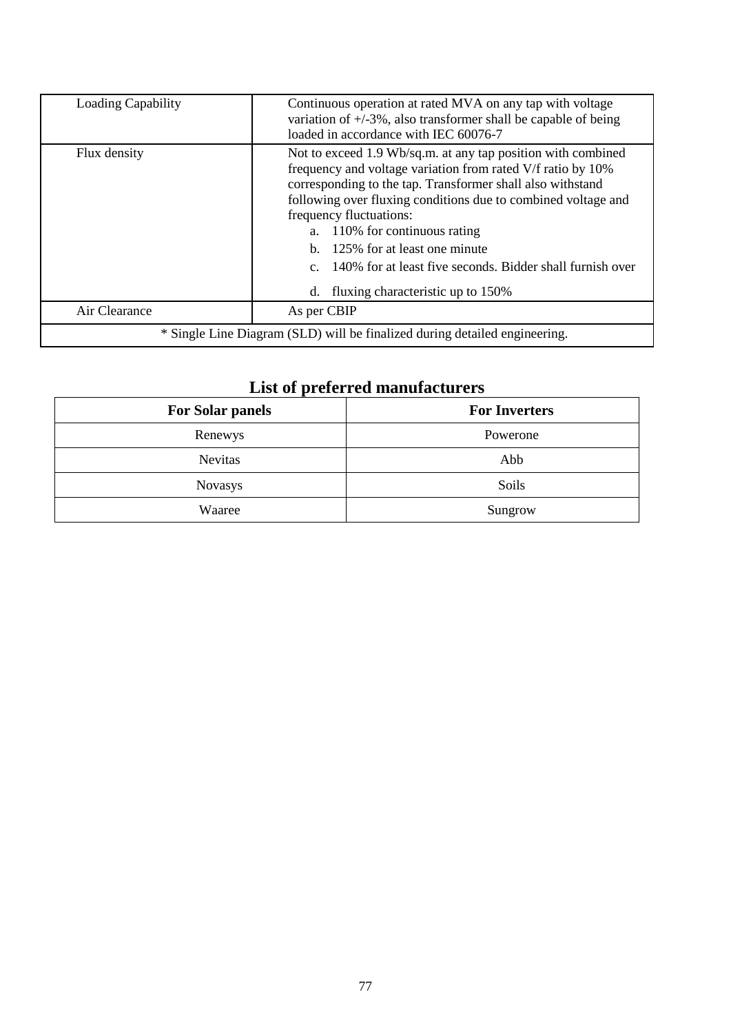| Loading Capability | Continuous operation at rated MVA on any tap with voltage variation of +/-3%, also transformer shall be capable of being loaded in accordance with IEC 60076-7 |
|---|---|
| Flux density | Not to exceed 1.9 Wb/sq.m. at any tap position with combined frequency and voltage variation from rated V/f ratio by 10% corresponding to the tap. Transformer shall also withstand following over fluxing conditions due to combined voltage and frequency fluctuations:<br>a. 110% for continuous rating<br>b. 125% for at least one minute<br>c. 140% for at least five seconds. Bidder shall furnish over<br>d. fluxing characteristic up to 150% |
| Air Clearance | As per CBIP |
| * Single Line Diagram (SLD) will be finalized during detailed engineering. | |

## List of preferred manufacturers

| For Solar panels | For Inverters |
|---|---|
| Renewys | Powerone |
| Nevitas | Abb |
| Novasys | Soils |
| Waaree | Sungrow |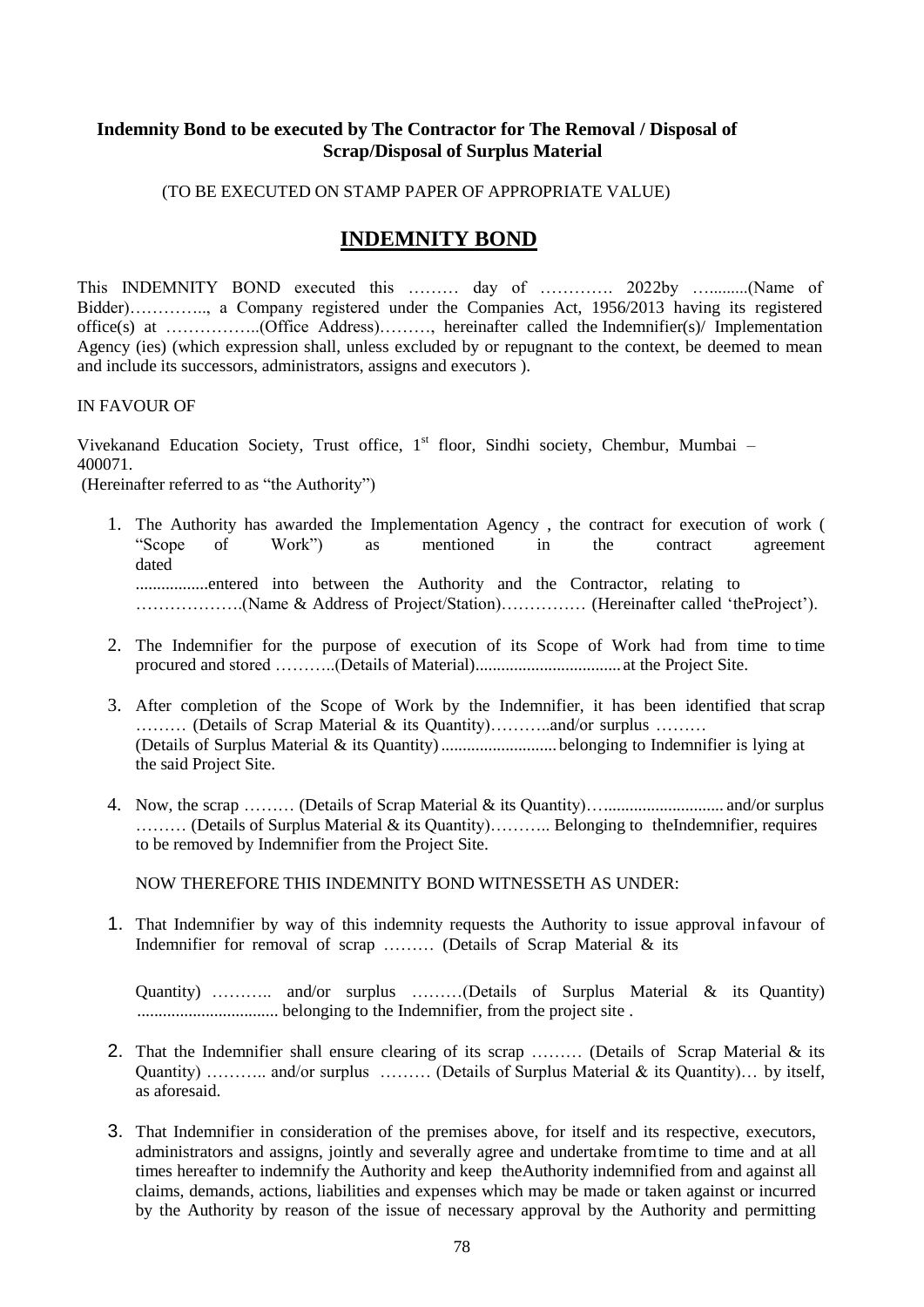**Indemnity Bond to be executed by The Contractor for The Removal / Disposal of Scrap/Disposal of Surplus Material**

(TO BE EXECUTED ON STAMP PAPER OF APPROPRIATE VALUE)

# INDEMNITY BOND

This INDEMNITY BOND executed this ……… day of …………. 2022by …........(Name of Bidder)………….., a Company registered under the Companies Act, 1956/2013 having its registered office(s) at ……………..(Office Address)………, hereinafter called the Indemnifier(s)/ Implementation Agency (ies) (which expression shall, unless excluded by or repugnant to the context, be deemed to mean and include its successors, administrators, assigns and executors ).

IN FAVOUR OF

Vivekanand Education Society, Trust office, 1st floor, Sindhi society, Chembur, Mumbai – 400071.
(Hereinafter referred to as "the Authority")

1. The Authority has awarded the Implementation Agency , the contract for execution of work ( "Scope of Work") as mentioned in the contract agreement dated .................entered into between the Authority and the Contractor, relating to ……………….(Name & Address of Project/Station)…………… (Hereinafter called 'theProject').
2. The Indemnifier for the purpose of execution of its Scope of Work had from time to time procured and stored ………..(Details of Material)................................. at the Project Site.
3. After completion of the Scope of Work by the Indemnifier, it has been identified that scrap ……… (Details of Scrap Material & its Quantity)………..and/or surplus ……… (Details of Surplus Material & its Quantity)........................... belonging to Indemnifier is lying at the said Project Site.
4. Now, the scrap ……… (Details of Scrap Material & its Quantity)…........................... and/or surplus ……… (Details of Surplus Material & its Quantity)……….. Belonging to theIndemnifier, requires to be removed by Indemnifier from the Project Site.

NOW THEREFORE THIS INDEMNITY BOND WITNESSETH AS UNDER:

1. That Indemnifier by way of this indemnity requests the Authority to issue approval infavour of Indemnifier for removal of scrap ……… (Details of Scrap Material & its Quantity) ……….. and/or surplus ………(Details of Surplus Material & its Quantity) ................................ belonging to the Indemnifier, from the project site .
2. That the Indemnifier shall ensure clearing of its scrap ……… (Details of Scrap Material & its Quantity) ……….. and/or surplus ……… (Details of Surplus Material & its Quantity)… by itself, as aforesaid.
3. That Indemnifier in consideration of the premises above, for itself and its respective, executors, administrators and assigns, jointly and severally agree and undertake fromtime to time and at all times hereafter to indemnify the Authority and keep theAuthority indemnified from and against all claims, demands, actions, liabilities and expenses which may be made or taken against or incurred by the Authority by reason of the issue of necessary approval by the Authority and permitting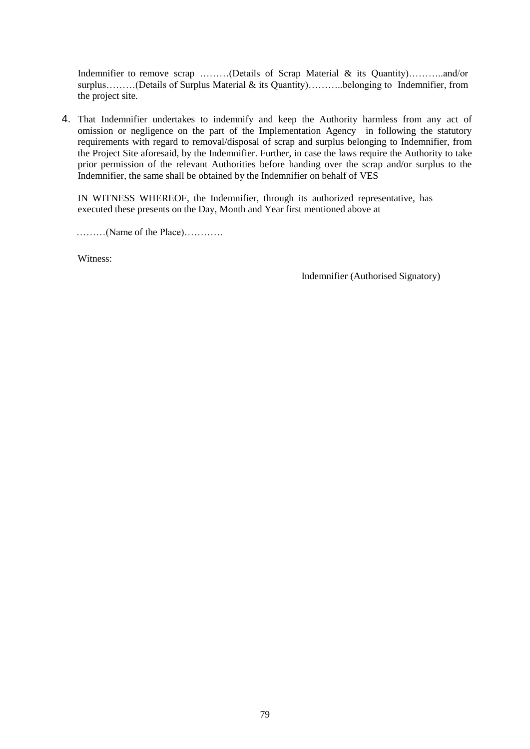Indemnifier to remove scrap ………(Details of Scrap Material & its Quantity)………..and/or surplus………(Details of Surplus Material & its Quantity)………..belonging to Indemnifier, from the project site.

4. That Indemnifier undertakes to indemnify and keep the Authority harmless from any act of omission or negligence on the part of the Implementation Agency in following the statutory requirements with regard to removal/disposal of scrap and surplus belonging to Indemnifier, from the Project Site aforesaid, by the Indemnifier. Further, in case the laws require the Authority to take prior permission of the relevant Authorities before handing over the scrap and/or surplus to the Indemnifier, the same shall be obtained by the Indemnifier on behalf of VES

IN WITNESS WHEREOF, the Indemnifier, through its authorized representative, has executed these presents on the Day, Month and Year first mentioned above at

………(Name of the Place)…………

Witness:

Indemnifier (Authorised Signatory)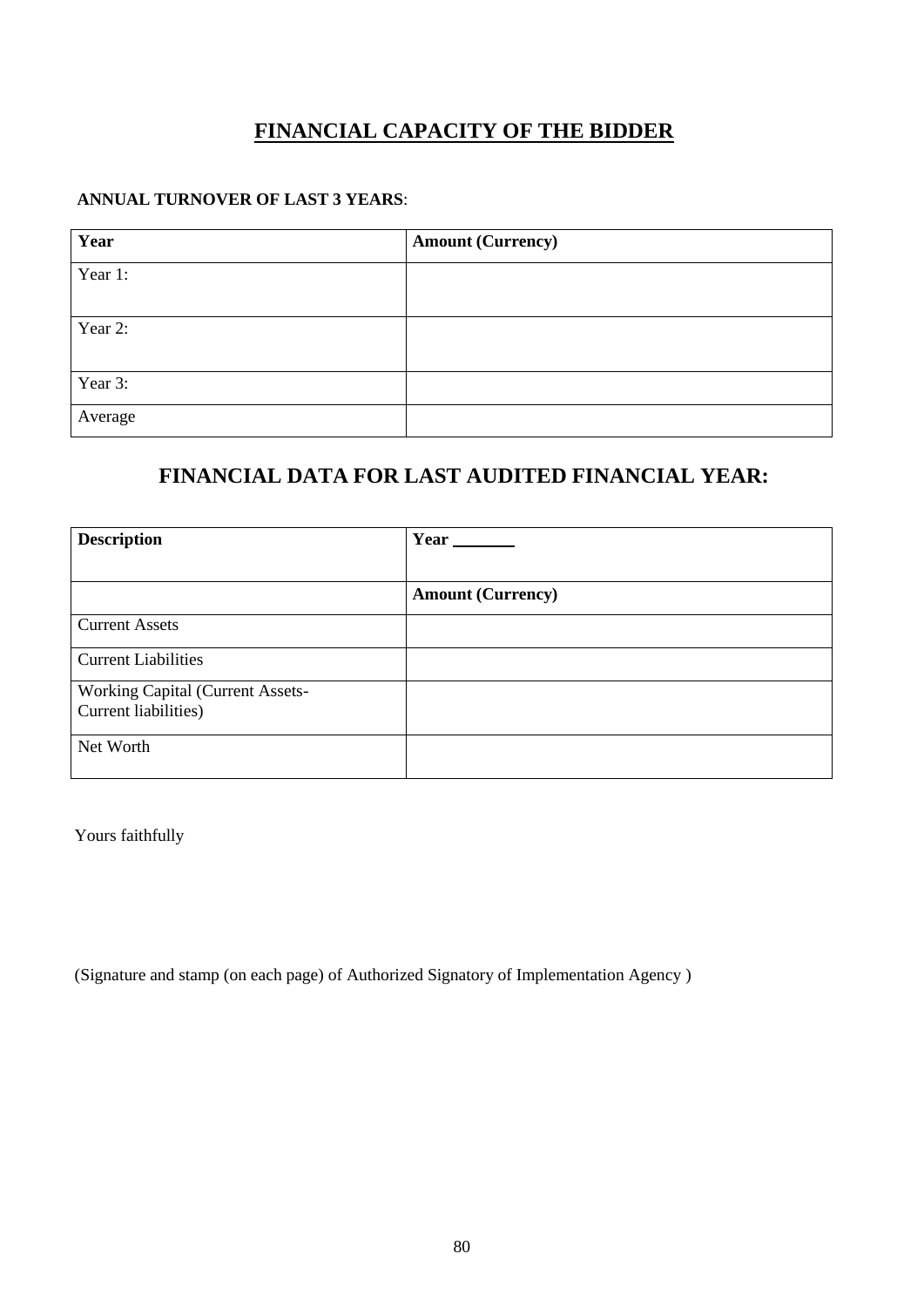## FINANCIAL CAPACITY OF THE BIDDER

**ANNUAL TURNOVER OF LAST 3 YEARS**:

| Year | Amount (Currency) |
|---|---|
| Year 1: | |
| Year 2: | |
| Year 3: | |
| Average | |

## FINANCIAL DATA FOR LAST AUDITED FINANCIAL YEAR:

| Description | Year _______ |
|---|---|
| | **Amount (Currency)** |
| Current Assets | |
| Current Liabilities | |
| Working Capital (Current Assets- Current liabilities) | |
| Net Worth | |

Yours faithfully

(Signature and stamp (on each page) of Authorized Signatory of Implementation Agency )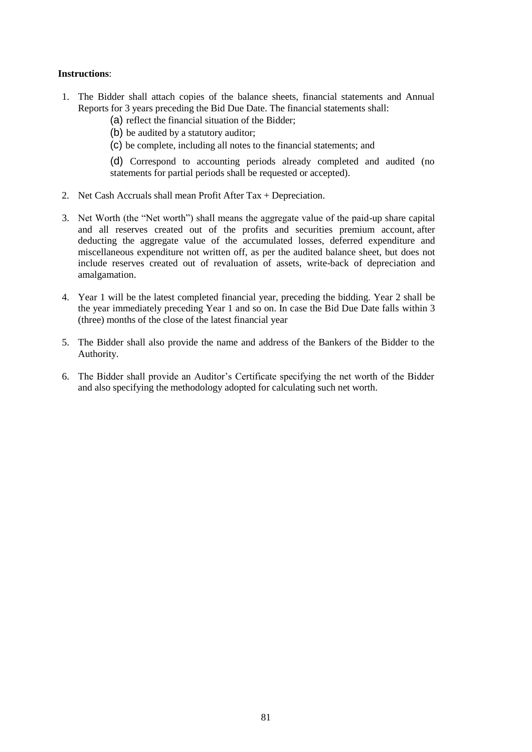**Instructions**:

1. The Bidder shall attach copies of the balance sheets, financial statements and Annual Reports for 3 years preceding the Bid Due Date. The financial statements shall:
   - (a) reflect the financial situation of the Bidder;
   - (b) be audited by a statutory auditor;
   - (c) be complete, including all notes to the financial statements; and
   - (d) Correspond to accounting periods already completed and audited (no statements for partial periods shall be requested or accepted).

2. Net Cash Accruals shall mean Profit After Tax + Depreciation.

3. Net Worth (the "Net worth") shall means the aggregate value of the paid-up share capital and all reserves created out of the profits and securities premium account, after deducting the aggregate value of the accumulated losses, deferred expenditure and miscellaneous expenditure not written off, as per the audited balance sheet, but does not include reserves created out of revaluation of assets, write-back of depreciation and amalgamation.

4. Year 1 will be the latest completed financial year, preceding the bidding. Year 2 shall be the year immediately preceding Year 1 and so on. In case the Bid Due Date falls within 3 (three) months of the close of the latest financial year

5. The Bidder shall also provide the name and address of the Bankers of the Bidder to the Authority.

6. The Bidder shall provide an Auditor's Certificate specifying the net worth of the Bidder and also specifying the methodology adopted for calculating such net worth.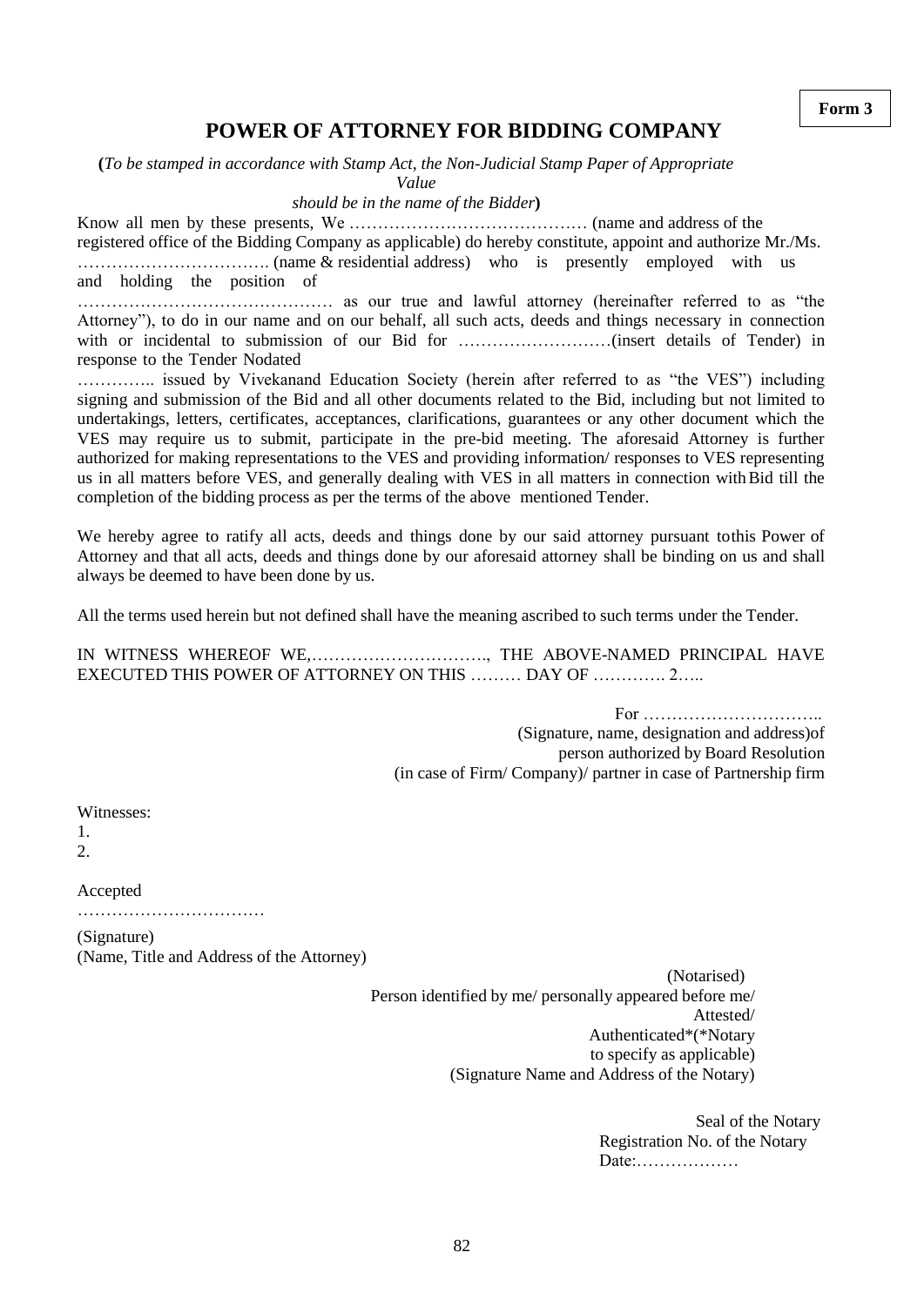**Form 3**

# POWER OF ATTORNEY FOR BIDDING COMPANY

**(***To be stamped in accordance with Stamp Act, the Non-Judicial Stamp Paper of Appropriate Value should be in the name of the Bidder***)**

Know all men by these presents, We …………………………………… (name and address of the registered office of the Bidding Company as applicable) do hereby constitute, appoint and authorize Mr./Ms. ……………………………. (name & residential address) who is presently employed with us and holding the position of ……………………………………… as our true and lawful attorney (hereinafter referred to as "the Attorney"), to do in our name and on our behalf, all such acts, deeds and things necessary in connection with or incidental to submission of our Bid for ………………………(insert details of Tender) in response to the Tender Nodated ………….. issued by Vivekanand Education Society (herein after referred to as "the VES") including signing and submission of the Bid and all other documents related to the Bid, including but not limited to undertakings, letters, certificates, acceptances, clarifications, guarantees or any other document which the VES may require us to submit, participate in the pre-bid meeting. The aforesaid Attorney is further authorized for making representations to the VES and providing information/ responses to VES representing us in all matters before VES, and generally dealing with VES in all matters in connection with Bid till the completion of the bidding process as per the terms of the above mentioned Tender.

We hereby agree to ratify all acts, deeds and things done by our said attorney pursuant to this Power of Attorney and that all acts, deeds and things done by our aforesaid attorney shall be binding on us and shall always be deemed to have been done by us.

All the terms used herein but not defined shall have the meaning ascribed to such terms under the Tender.

IN WITNESS WHEREOF WE,…………………………., THE ABOVE-NAMED PRINCIPAL HAVE EXECUTED THIS POWER OF ATTORNEY ON THIS ……… DAY OF …………. 2…..

For …………………………..
(Signature, name, designation and address)of person authorized by Board Resolution (in case of Firm/ Company)/ partner in case of Partnership firm

Witnesses:
1.
2.

Accepted
……………………………
(Signature)
(Name, Title and Address of the Attorney)

(Notarised)
Person identified by me/ personally appeared before me/ Attested/ Authenticated*(*Notary to specify as applicable)
(Signature Name and Address of the Notary)

Seal of the Notary
Registration No. of the Notary
Date:………………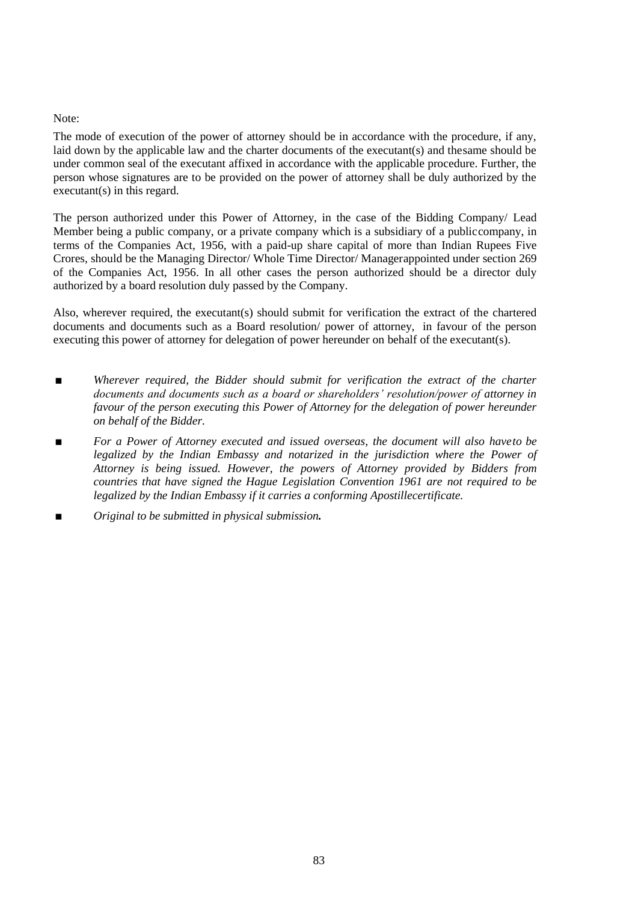Note:

The mode of execution of the power of attorney should be in accordance with the procedure, if any, laid down by the applicable law and the charter documents of the executant(s) and thesame should be under common seal of the executant affixed in accordance with the applicable procedure. Further, the person whose signatures are to be provided on the power of attorney shall be duly authorized by the executant(s) in this regard.

The person authorized under this Power of Attorney, in the case of the Bidding Company/ Lead Member being a public company, or a private company which is a subsidiary of a publiccompany, in terms of the Companies Act, 1956, with a paid-up share capital of more than Indian Rupees Five Crores, should be the Managing Director/ Whole Time Director/ Managerappointed under section 269 of the Companies Act, 1956. In all other cases the person authorized should be a director duly authorized by a board resolution duly passed by the Company.

Also, wherever required, the executant(s) should submit for verification the extract of the chartered documents and documents such as a Board resolution/ power of attorney, in favour of the person executing this power of attorney for delegation of power hereunder on behalf of the executant(s).

- *Wherever required, the Bidder should submit for verification the extract of the charter documents and documents such as a board or shareholders' resolution/power of attorney in favour of the person executing this Power of Attorney for the delegation of power hereunder on behalf of the Bidder.*
- *For a Power of Attorney executed and issued overseas, the document will also haveto be legalized by the Indian Embassy and notarized in the jurisdiction where the Power of Attorney is being issued. However, the powers of Attorney provided by Bidders from countries that have signed the Hague Legislation Convention 1961 are not required to be legalized by the Indian Embassy if it carries a conforming Apostillecertificate.*
- *Original to be submitted in physical submission.*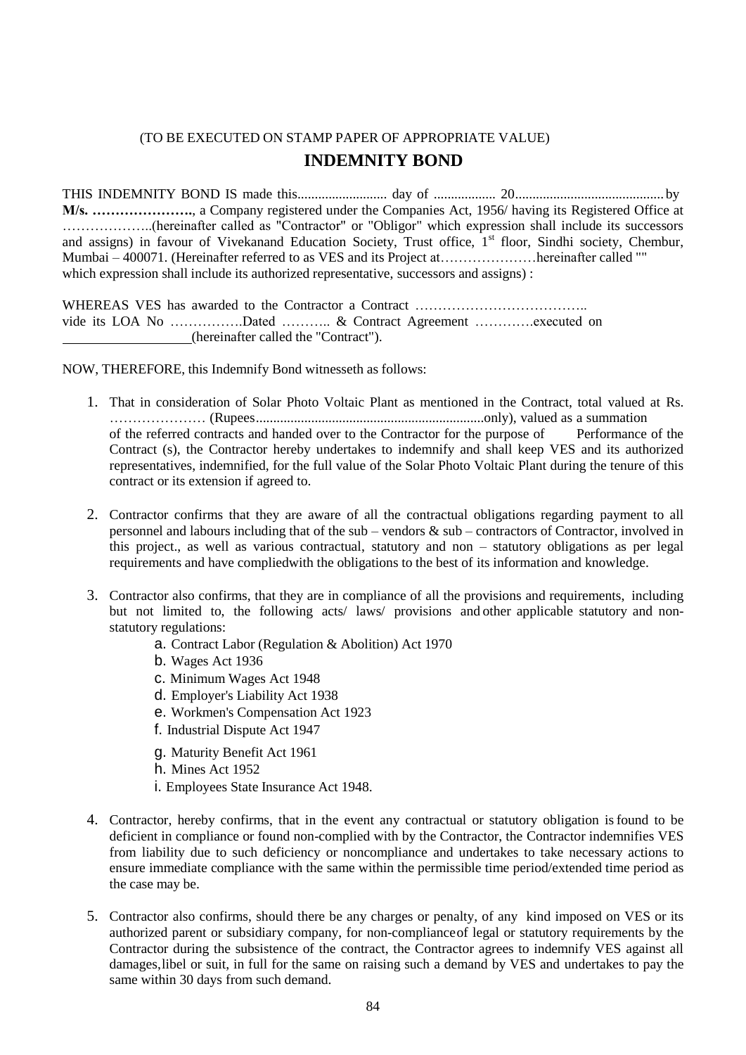(TO BE EXECUTED ON STAMP PAPER OF APPROPRIATE VALUE)

# INDEMNITY BOND

THIS INDEMNITY BOND IS made this.......................... day of .................. 20........................................... by **M/s. …………………..**, a Company registered under the Companies Act, 1956/ having its Registered Office at ………………..(hereinafter called as "Contractor" or "Obligor" which expression shall include its successors and assigns) in favour of Vivekanand Education Society, Trust office, 1st floor, Sindhi society, Chembur, Mumbai – 400071. (Hereinafter referred to as VES and its Project at…………………hereinafter called "" which expression shall include its authorized representative, successors and assigns) :

WHEREAS VES has awarded to the Contractor a Contract ……………………………….. vide its LOA No …………….Dated ……….. & Contract Agreement ………….executed on ______________(hereinafter called the "Contract").

NOW, THEREFORE, this Indemnify Bond witnesseth as follows:

1. That in consideration of Solar Photo Voltaic Plant as mentioned in the Contract, total valued at Rs. ………………… (Rupees..................................................................only), valued as a summation of the referred contracts and handed over to the Contractor for the purpose of Performance of the Contract (s), the Contractor hereby undertakes to indemnify and shall keep VES and its authorized representatives, indemnified, for the full value of the Solar Photo Voltaic Plant during the tenure of this contract or its extension if agreed to.

2. Contractor confirms that they are aware of all the contractual obligations regarding payment to all personnel and labours including that of the sub – vendors & sub – contractors of Contractor, involved in this project., as well as various contractual, statutory and non – statutory obligations as per legal requirements and have compliedwith the obligations to the best of its information and knowledge.

3. Contractor also confirms, that they are in compliance of all the provisions and requirements, including but not limited to, the following acts/ laws/ provisions and other applicable statutory and non-statutory regulations:
   a. Contract Labor (Regulation & Abolition) Act 1970
   b. Wages Act 1936
   c. Minimum Wages Act 1948
   d. Employer's Liability Act 1938
   e. Workmen's Compensation Act 1923
   f. Industrial Dispute Act 1947
   g. Maturity Benefit Act 1961
   h. Mines Act 1952
   i. Employees State Insurance Act 1948.

4. Contractor, hereby confirms, that in the event any contractual or statutory obligation is found to be deficient in compliance or found non-complied with by the Contractor, the Contractor indemnifies VES from liability due to such deficiency or noncompliance and undertakes to take necessary actions to ensure immediate compliance with the same within the permissible time period/extended time period as the case may be.

5. Contractor also confirms, should there be any charges or penalty, of any kind imposed on VES or its authorized parent or subsidiary company, for non-complianceof legal or statutory requirements by the Contractor during the subsistence of the contract, the Contractor agrees to indemnify VES against all damages,libel or suit, in full for the same on raising such a demand by VES and undertakes to pay the same within 30 days from such demand.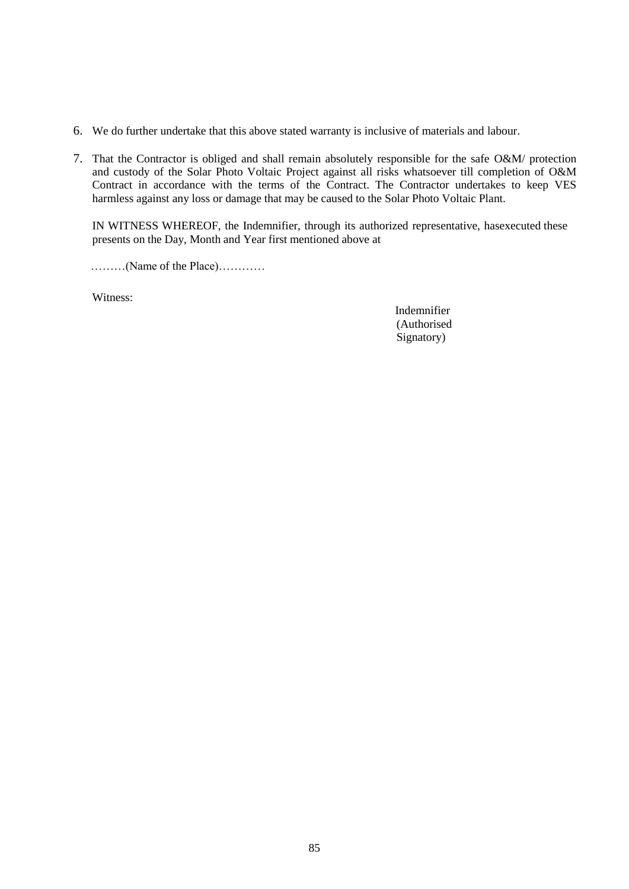6. We do further undertake that this above stated warranty is inclusive of materials and labour.

7. That the Contractor is obliged and shall remain absolutely responsible for the safe O&M/ protection and custody of the Solar Photo Voltaic Project against all risks whatsoever till completion of O&M Contract in accordance with the terms of the Contract. The Contractor undertakes to keep VES harmless against any loss or damage that may be caused to the Solar Photo Voltaic Plant.

   IN WITNESS WHEREOF, the Indemnifier, through its authorized representative, hasexecuted these presents on the Day, Month and Year first mentioned above at

   ………(Name of the Place)…………

   Witness:

   Indemnifier
   (Authorised
   Signatory)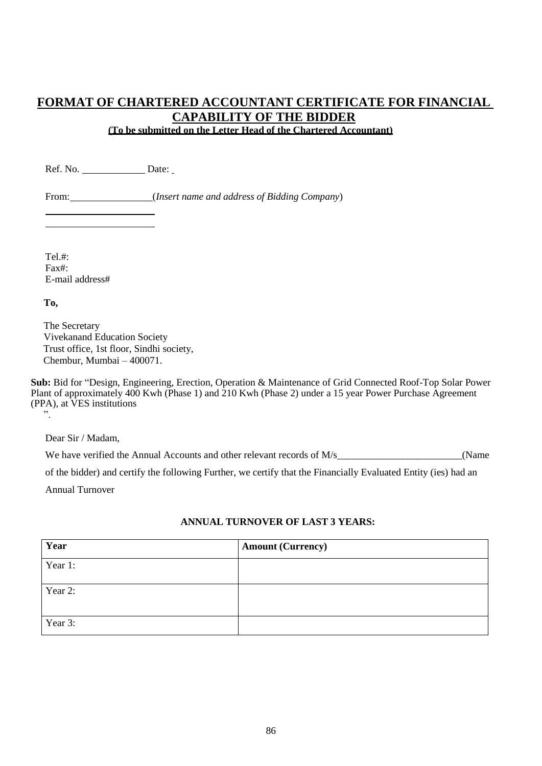# FORMAT OF CHARTERED ACCOUNTANT CERTIFICATE FOR FINANCIAL CAPABILITY OF THE BIDDER

**(To be submitted on the Letter Head of the Chartered Accountant)**

Ref. No. ____________ Date: _

From:________________(*Insert name and address of Bidding Company*)

_____________________

_____________________

Tel.#:
Fax#:
E-mail address#

**To,**

The Secretary
Vivekanand Education Society
Trust office, 1st floor, Sindhi society,
Chembur, Mumbai – 400071.

**Sub:** Bid for "Design, Engineering, Erection, Operation & Maintenance of Grid Connected Roof-Top Solar Power Plant of approximately 400 Kwh (Phase 1) and 210 Kwh (Phase 2) under a 15 year Power Purchase Agreement (PPA), at VES institutions
".

Dear Sir / Madam,

We have verified the Annual Accounts and other relevant records of M/s________________________(Name of the bidder) and certify the following Further, we certify that the Financially Evaluated Entity (ies) had an Annual Turnover

**ANNUAL TURNOVER OF LAST 3 YEARS:**

| Year | Amount (Currency) |
|---|---|
| Year 1: | |
| Year 2: | |
| Year 3: | |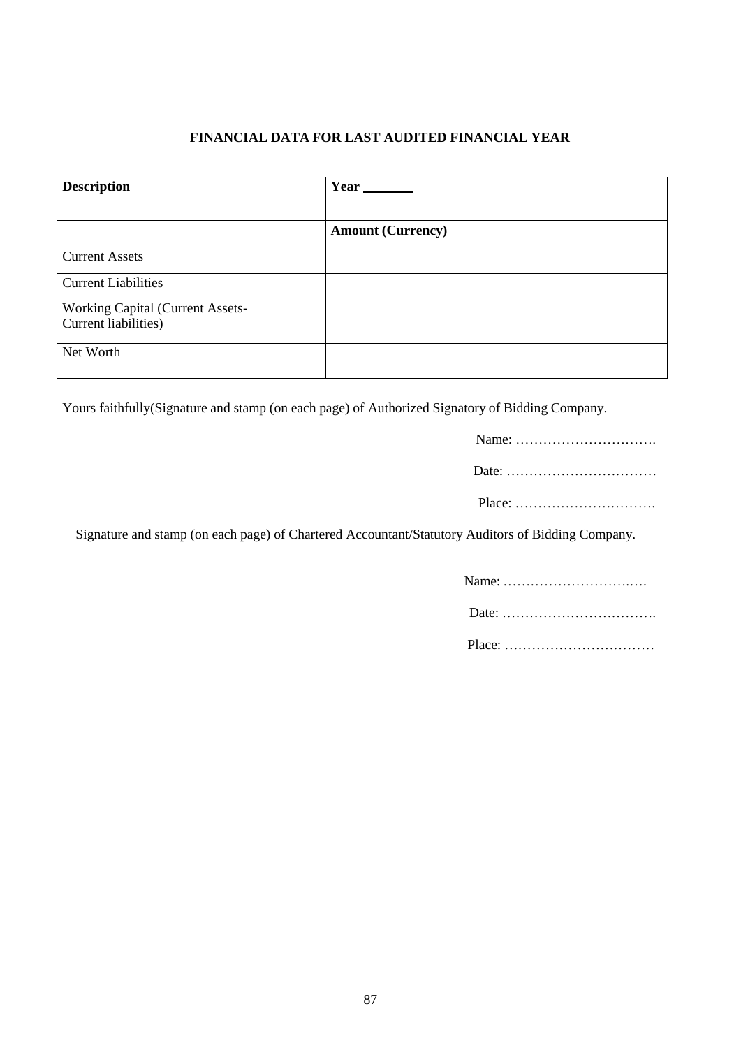**FINANCIAL DATA FOR LAST AUDITED FINANCIAL YEAR**

| **Description** | **Year \_\_\_\_\_\_\_** |
|---|---|
| | **Amount (Currency)** |
| Current Assets | |
| Current Liabilities | |
| Working Capital (Current Assets- Current liabilities) | |
| Net Worth | |

Yours faithfully(Signature and stamp (on each page) of Authorized Signatory of Bidding Company.

Name: ………………………….

Date: ……………………………

Place: ………………………….

Signature and stamp (on each page) of Chartered Accountant/Statutory Auditors of Bidding Company.

Name: …………………….….

Date: …………………………….

Place: ……………………………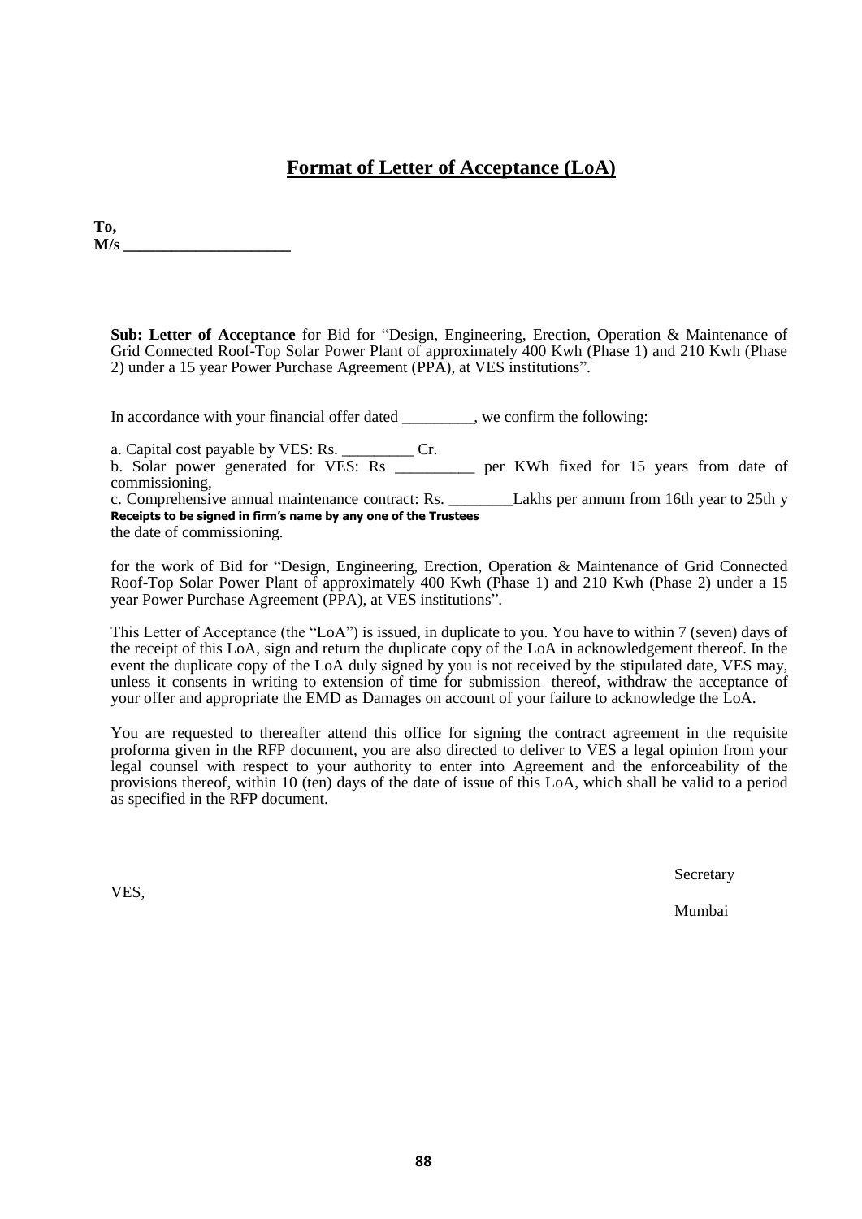## Format of Letter of Acceptance (LoA)

**To,**
**M/s \_\_\_\_\_\_\_\_\_\_\_\_\_\_\_\_\_\_\_\_**

**Sub: Letter of Acceptance** for Bid for "Design, Engineering, Erection, Operation & Maintenance of Grid Connected Roof-Top Solar Power Plant of approximately 400 Kwh (Phase 1) and 210 Kwh (Phase 2) under a 15 year Power Purchase Agreement (PPA), at VES institutions".

In accordance with your financial offer dated \_\_\_\_\_\_\_\_\_, we confirm the following:

a. Capital cost payable by VES: Rs. \_\_\_\_\_\_\_\_\_ Cr.
b. Solar power generated for VES: Rs \_\_\_\_\_\_\_\_\_\_ per KWh fixed for 15 years from date of commissioning,
c. Comprehensive annual maintenance contract: Rs. \_\_\_\_\_\_\_\_Lakhs per annum from 16th year to 25th y
**Receipts to be signed in firm's name by any one of the Trustees**
the date of commissioning.

for the work of Bid for "Design, Engineering, Erection, Operation & Maintenance of Grid Connected Roof-Top Solar Power Plant of approximately 400 Kwh (Phase 1) and 210 Kwh (Phase 2) under a 15 year Power Purchase Agreement (PPA), at VES institutions".

This Letter of Acceptance (the "LoA") is issued, in duplicate to you. You have to within 7 (seven) days of the receipt of this LoA, sign and return the duplicate copy of the LoA in acknowledgement thereof. In the event the duplicate copy of the LoA duly signed by you is not received by the stipulated date, VES may, unless it consents in writing to extension of time for submission thereof, withdraw the acceptance of your offer and appropriate the EMD as Damages on account of your failure to acknowledge the LoA.

You are requested to thereafter attend this office for signing the contract agreement in the requisite proforma given in the RFP document, you are also directed to deliver to VES a legal opinion from your legal counsel with respect to your authority to enter into Agreement and the enforceability of the provisions thereof, within 10 (ten) days of the date of issue of this LoA, which shall be valid to a period as specified in the RFP document.

Secretary

VES,

Mumbai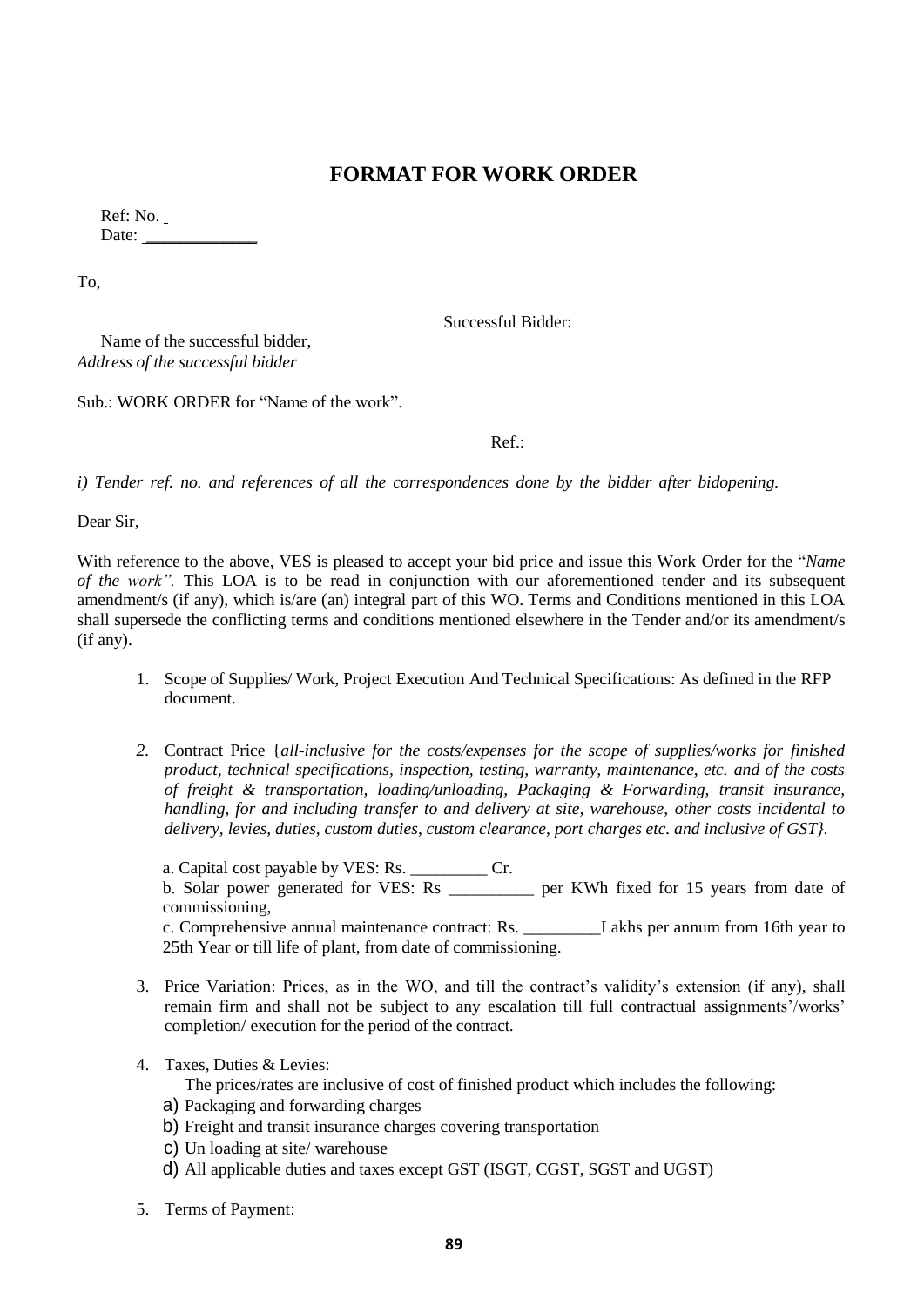# FORMAT FOR WORK ORDER

Ref: No. 
Date: _____________

To,

Successful Bidder:

Name of the successful bidder,
*Address of the successful bidder*

Sub.: WORK ORDER for "Name of the work".

Ref.:

*i) Tender ref. no. and references of all the correspondences done by the bidder after bidopening.*

Dear Sir,

With reference to the above, VES is pleased to accept your bid price and issue this Work Order for the "*Name of the work".* This LOA is to be read in conjunction with our aforementioned tender and its subsequent amendment/s (if any), which is/are (an) integral part of this WO. Terms and Conditions mentioned in this LOA shall supersede the conflicting terms and conditions mentioned elsewhere in the Tender and/or its amendment/s (if any).

1. Scope of Supplies/ Work, Project Execution And Technical Specifications: As defined in the RFP document.

2. Contract Price {*all-inclusive for the costs/expenses for the scope of supplies/works for finished product, technical specifications, inspection, testing, warranty, maintenance, etc. and of the costs of freight & transportation, loading/unloading, Packaging & Forwarding, transit insurance, handling, for and including transfer to and delivery at site, warehouse, other costs incidental to delivery, levies, duties, custom duties, custom clearance, port charges etc. and inclusive of GST}.*

   a. Capital cost payable by VES: Rs. _________ Cr.
   b. Solar power generated for VES: Rs __________ per KWh fixed for 15 years from date of commissioning,
   c. Comprehensive annual maintenance contract: Rs. _________Lakhs per annum from 16th year to 25th Year or till life of plant, from date of commissioning.

3. Price Variation: Prices, as in the WO, and till the contract's validity's extension (if any), shall remain firm and shall not be subject to any escalation till full contractual assignments'/works' completion/ execution for the period of the contract.

4. Taxes, Duties & Levies:
   The prices/rates are inclusive of cost of finished product which includes the following:
   a) Packaging and forwarding charges
   b) Freight and transit insurance charges covering transportation
   c) Un loading at site/ warehouse
   d) All applicable duties and taxes except GST (ISGT, CGST, SGST and UGST)

5. Terms of Payment: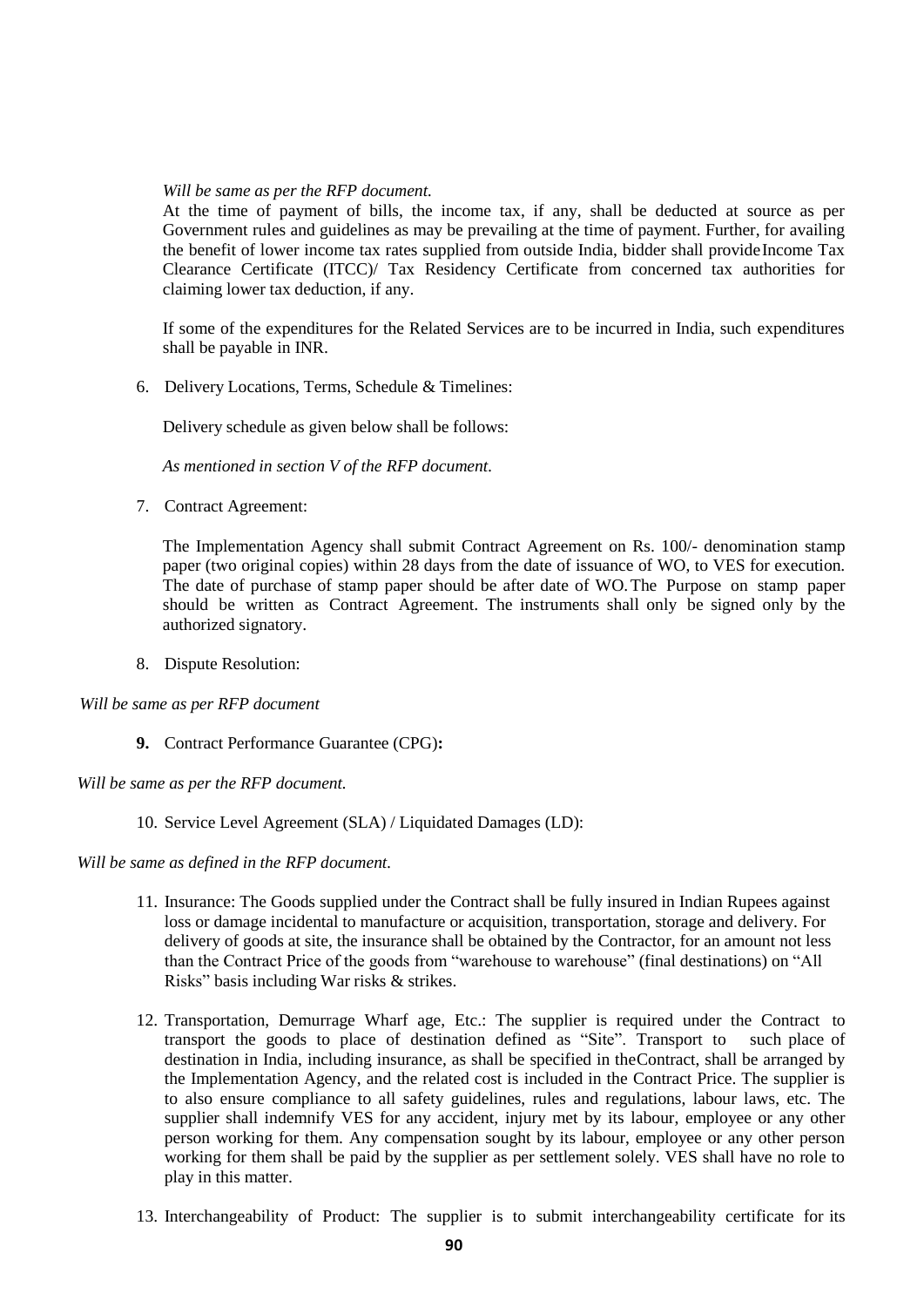*Will be same as per the RFP document.*

At the time of payment of bills, the income tax, if any, shall be deducted at source as per Government rules and guidelines as may be prevailing at the time of payment. Further, for availing the benefit of lower income tax rates supplied from outside India, bidder shall provide Income Tax Clearance Certificate (ITCC)/ Tax Residency Certificate from concerned tax authorities for claiming lower tax deduction, if any.

If some of the expenditures for the Related Services are to be incurred in India, such expenditures shall be payable in INR.

6. Delivery Locations, Terms, Schedule & Timelines:

   Delivery schedule as given below shall be follows:

   *As mentioned in section V of the RFP document.*

7. Contract Agreement:

   The Implementation Agency shall submit Contract Agreement on Rs. 100/- denomination stamp paper (two original copies) within 28 days from the date of issuance of WO, to VES for execution. The date of purchase of stamp paper should be after date of WO. The Purpose on stamp paper should be written as Contract Agreement. The instruments shall only be signed only by the authorized signatory.

8. Dispute Resolution:

*Will be same as per RFP document*

9. **Contract Performance Guarantee (CPG):**

*Will be same as per the RFP document.*

10. Service Level Agreement (SLA) / Liquidated Damages (LD):

*Will be same as defined in the RFP document.*

11. Insurance: The Goods supplied under the Contract shall be fully insured in Indian Rupees against loss or damage incidental to manufacture or acquisition, transportation, storage and delivery. For delivery of goods at site, the insurance shall be obtained by the Contractor, for an amount not less than the Contract Price of the goods from "warehouse to warehouse" (final destinations) on "All Risks" basis including War risks & strikes.

12. Transportation, Demurrage Wharf age, Etc.: The supplier is required under the Contract to transport the goods to place of destination defined as "Site". Transport to such place of destination in India, including insurance, as shall be specified in the Contract, shall be arranged by the Implementation Agency, and the related cost is included in the Contract Price. The supplier is to also ensure compliance to all safety guidelines, rules and regulations, labour laws, etc. The supplier shall indemnify VES for any accident, injury met by its labour, employee or any other person working for them. Any compensation sought by its labour, employee or any other person working for them shall be paid by the supplier as per settlement solely. VES shall have no role to play in this matter.

13. Interchangeability of Product: The supplier is to submit interchangeability certificate for its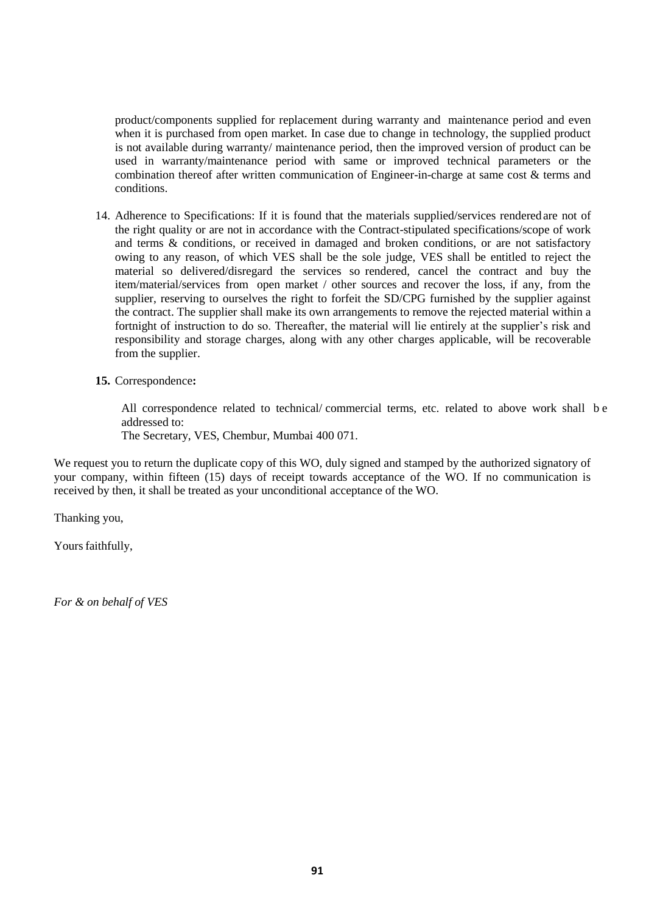product/components supplied for replacement during warranty and maintenance period and even when it is purchased from open market. In case due to change in technology, the supplied product is not available during warranty/ maintenance period, then the improved version of product can be used in warranty/maintenance period with same or improved technical parameters or the combination thereof after written communication of Engineer-in-charge at same cost & terms and conditions.

14. Adherence to Specifications: If it is found that the materials supplied/services rendered are not of the right quality or are not in accordance with the Contract-stipulated specifications/scope of work and terms & conditions, or received in damaged and broken conditions, or are not satisfactory owing to any reason, of which VES shall be the sole judge, VES shall be entitled to reject the material so delivered/disregard the services so rendered, cancel the contract and buy the item/material/services from open market / other sources and recover the loss, if any, from the supplier, reserving to ourselves the right to forfeit the SD/CPG furnished by the supplier against the contract. The supplier shall make its own arrangements to remove the rejected material within a fortnight of instruction to do so. Thereafter, the material will lie entirely at the supplier's risk and responsibility and storage charges, along with any other charges applicable, will be recoverable from the supplier.

**15.** Correspondence**:**

All correspondence related to technical/ commercial terms, etc. related to above work shall be addressed to:
The Secretary, VES, Chembur, Mumbai 400 071.

We request you to return the duplicate copy of this WO, duly signed and stamped by the authorized signatory of your company, within fifteen (15) days of receipt towards acceptance of the WO. If no communication is received by then, it shall be treated as your unconditional acceptance of the WO.

Thanking you,

Yours faithfully,

*For & on behalf of VES*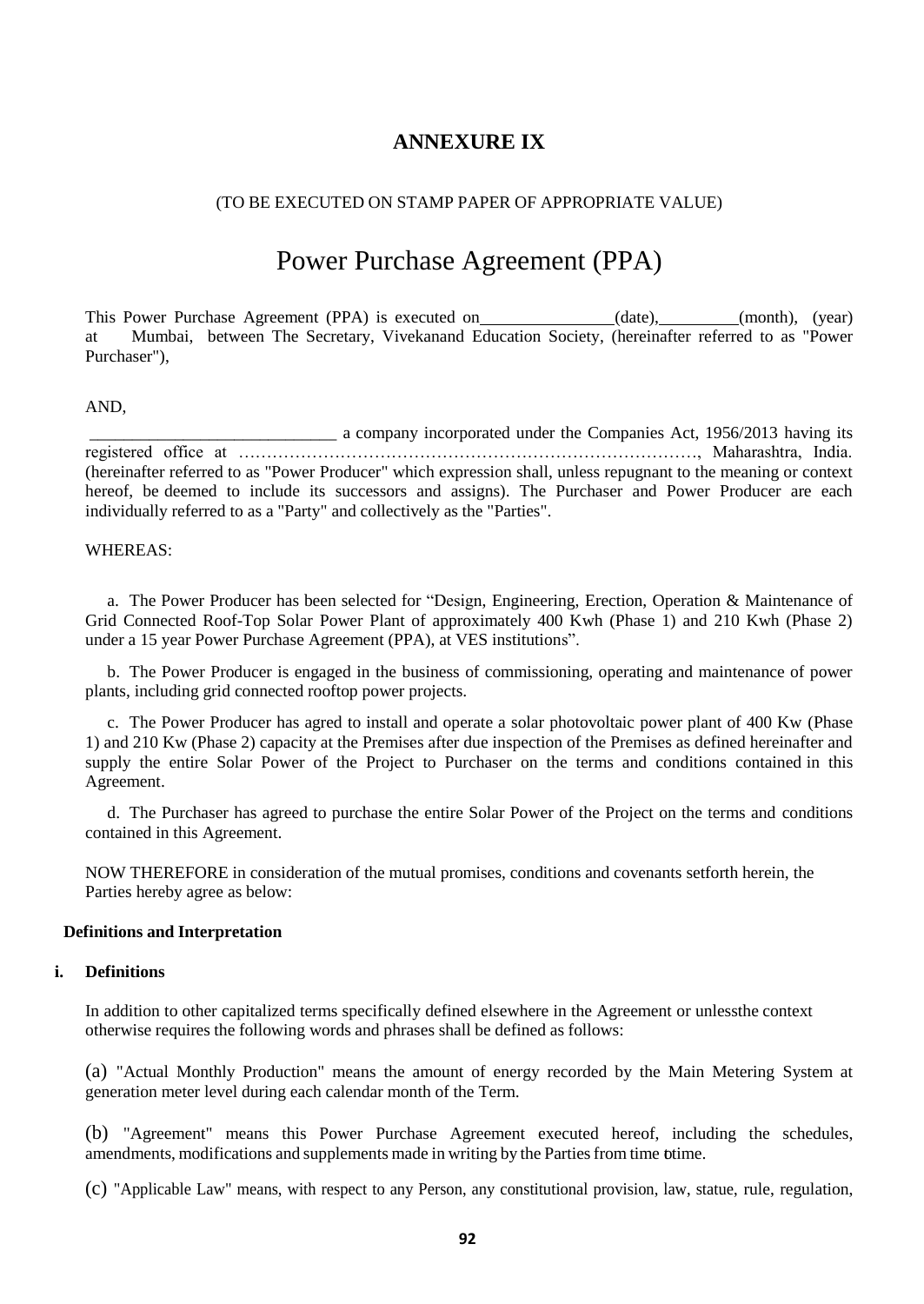# ANNEXURE IX

(TO BE EXECUTED ON STAMP PAPER OF APPROPRIATE VALUE)

## Power Purchase Agreement (PPA)

This Power Purchase Agreement (PPA) is executed on_______________(date),_________(month), (year) at Mumbai, between The Secretary, Vivekanand Education Society, (hereinafter referred to as "Power Purchaser"),

AND,

____________________________ a company incorporated under the Companies Act, 1956/2013 having its registered office at ………………………………………………………………………, Maharashtra, India. (hereinafter referred to as "Power Producer" which expression shall, unless repugnant to the meaning or context hereof, be deemed to include its successors and assigns). The Purchaser and Power Producer are each individually referred to as a "Party" and collectively as the "Parties".

WHEREAS:

a. The Power Producer has been selected for "Design, Engineering, Erection, Operation & Maintenance of Grid Connected Roof-Top Solar Power Plant of approximately 400 Kwh (Phase 1) and 210 Kwh (Phase 2) under a 15 year Power Purchase Agreement (PPA), at VES institutions".

b. The Power Producer is engaged in the business of commissioning, operating and maintenance of power plants, including grid connected rooftop power projects.

c. The Power Producer has agred to install and operate a solar photovoltaic power plant of 400 Kw (Phase 1) and 210 Kw (Phase 2) capacity at the Premises after due inspection of the Premises as defined hereinafter and supply the entire Solar Power of the Project to Purchaser on the terms and conditions contained in this Agreement.

d. The Purchaser has agreed to purchase the entire Solar Power of the Project on the terms and conditions contained in this Agreement.

NOW THEREFORE in consideration of the mutual promises, conditions and covenants setforth herein, the Parties hereby agree as below:

**Definitions and Interpretation**

**i. Definitions**

In addition to other capitalized terms specifically defined elsewhere in the Agreement or unlessthe context otherwise requires the following words and phrases shall be defined as follows:

(a) "Actual Monthly Production" means the amount of energy recorded by the Main Metering System at generation meter level during each calendar month of the Term.

(b) "Agreement" means this Power Purchase Agreement executed hereof, including the schedules, amendments, modifications and supplements made in writing by the Parties from time totime.

(c) "Applicable Law" means, with respect to any Person, any constitutional provision, law, statue, rule, regulation,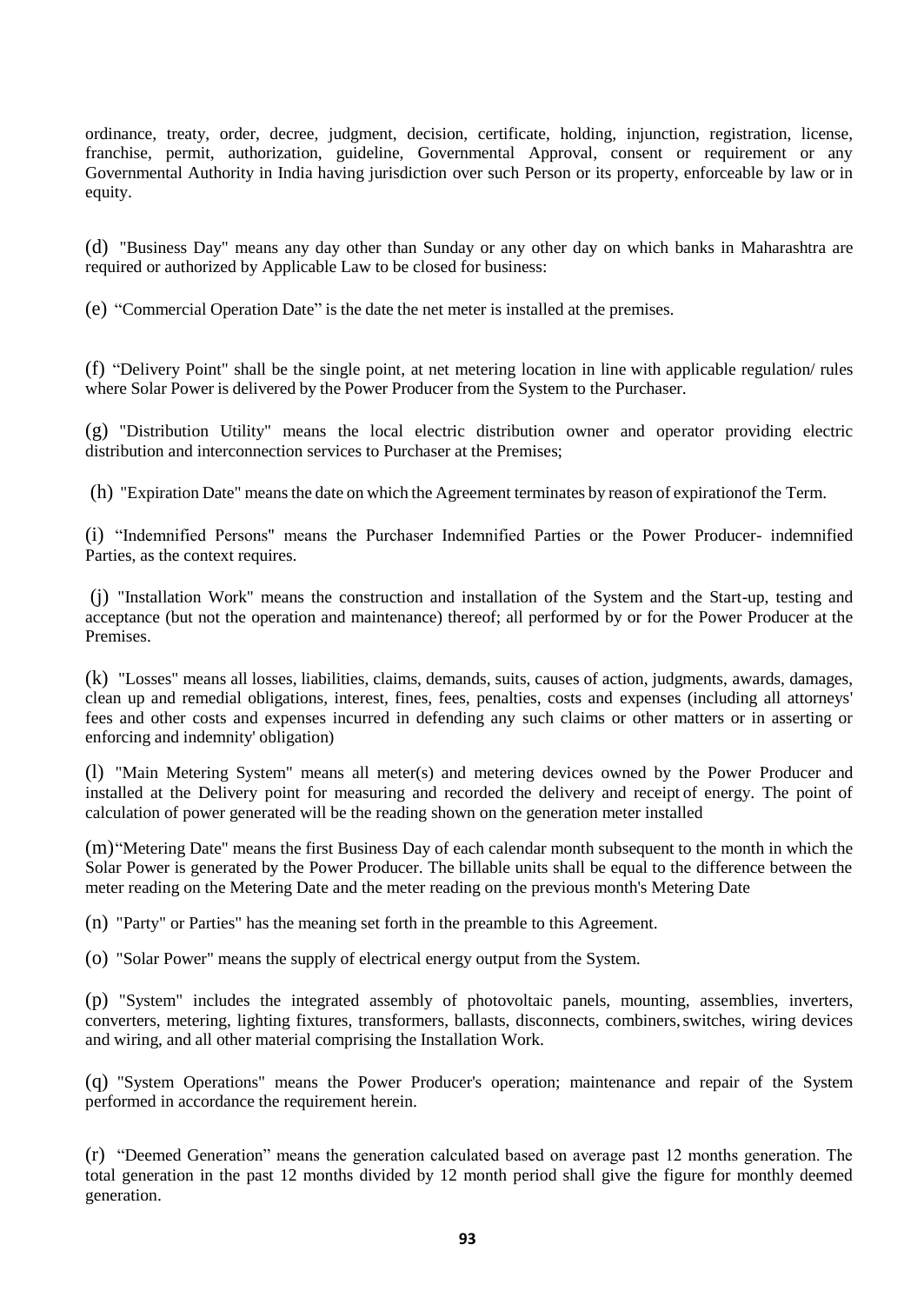ordinance, treaty, order, decree, judgment, decision, certificate, holding, injunction, registration, license, franchise, permit, authorization, guideline, Governmental Approval, consent or requirement or any Governmental Authority in India having jurisdiction over such Person or its property, enforceable by law or in equity.

(d) "Business Day" means any day other than Sunday or any other day on which banks in Maharashtra are required or authorized by Applicable Law to be closed for business:

(e) "Commercial Operation Date" is the date the net meter is installed at the premises.

(f) "Delivery Point" shall be the single point, at net metering location in line with applicable regulation/ rules where Solar Power is delivered by the Power Producer from the System to the Purchaser.

(g) "Distribution Utility" means the local electric distribution owner and operator providing electric distribution and interconnection services to Purchaser at the Premises;

(h) "Expiration Date" means the date on which the Agreement terminates by reason of expirationof the Term.

(i) "Indemnified Persons" means the Purchaser Indemnified Parties or the Power Producer- indemnified Parties, as the context requires.

(j) "Installation Work" means the construction and installation of the System and the Start-up, testing and acceptance (but not the operation and maintenance) thereof; all performed by or for the Power Producer at the Premises.

(k) "Losses" means all losses, liabilities, claims, demands, suits, causes of action, judgments, awards, damages, clean up and remedial obligations, interest, fines, fees, penalties, costs and expenses (including all attorneys' fees and other costs and expenses incurred in defending any such claims or other matters or in asserting or enforcing and indemnity' obligation)

(l) "Main Metering System" means all meter(s) and metering devices owned by the Power Producer and installed at the Delivery point for measuring and recorded the delivery and receipt of energy. The point of calculation of power generated will be the reading shown on the generation meter installed

(m) "Metering Date" means the first Business Day of each calendar month subsequent to the month in which the Solar Power is generated by the Power Producer. The billable units shall be equal to the difference between the meter reading on the Metering Date and the meter reading on the previous month's Metering Date

(n) "Party" or Parties" has the meaning set forth in the preamble to this Agreement.

(o) "Solar Power" means the supply of electrical energy output from the System.

(p) "System" includes the integrated assembly of photovoltaic panels, mounting, assemblies, inverters, converters, metering, lighting fixtures, transformers, ballasts, disconnects, combiners, switches, wiring devices and wiring, and all other material comprising the Installation Work.

(q) "System Operations" means the Power Producer's operation; maintenance and repair of the System performed in accordance the requirement herein.

(r) "Deemed Generation" means the generation calculated based on average past 12 months generation. The total generation in the past 12 months divided by 12 month period shall give the figure for monthly deemed generation.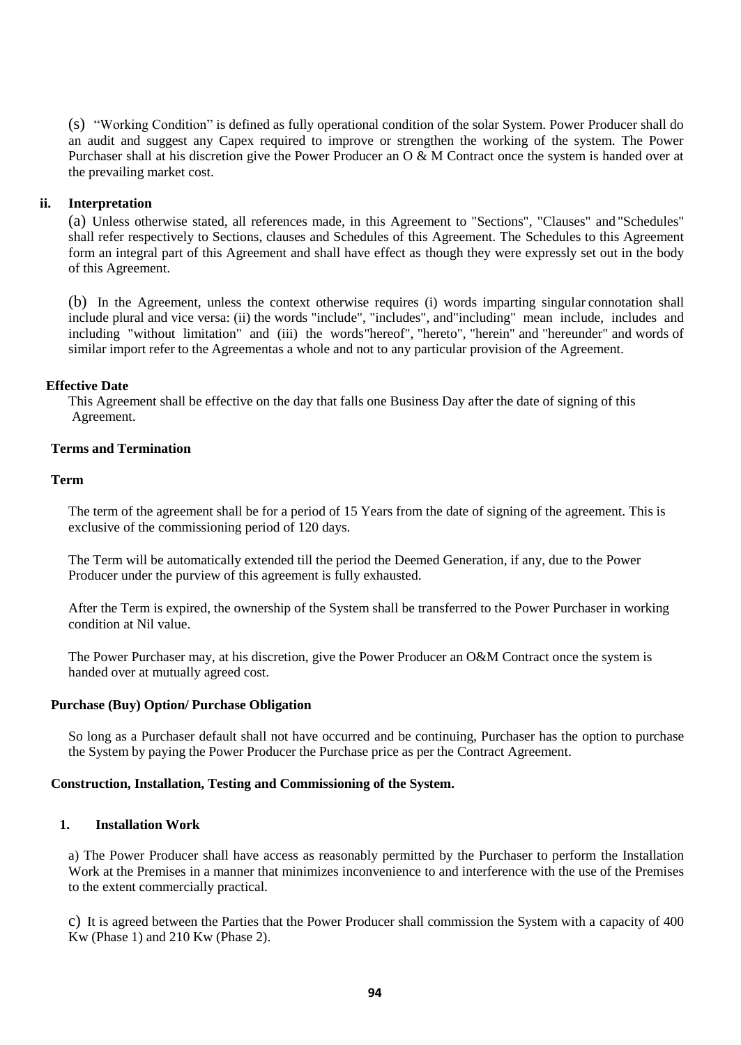(s) "Working Condition" is defined as fully operational condition of the solar System. Power Producer shall do an audit and suggest any Capex required to improve or strengthen the working of the system. The Power Purchaser shall at his discretion give the Power Producer an O & M Contract once the system is handed over at the prevailing market cost.

**ii. Interpretation**

(a) Unless otherwise stated, all references made, in this Agreement to "Sections", "Clauses" and "Schedules" shall refer respectively to Sections, clauses and Schedules of this Agreement. The Schedules to this Agreement form an integral part of this Agreement and shall have effect as though they were expressly set out in the body of this Agreement.

(b) In the Agreement, unless the context otherwise requires (i) words imparting singular connotation shall include plural and vice versa: (ii) the words "include", "includes", and"including" mean include, includes and including "without limitation" and (iii) the words"hereof", "hereto", "herein" and "hereunder" and words of similar import refer to the Agreementas a whole and not to any particular provision of the Agreement.

**Effective Date**

This Agreement shall be effective on the day that falls one Business Day after the date of signing of this Agreement.

**Terms and Termination**

**Term**

The term of the agreement shall be for a period of 15 Years from the date of signing of the agreement. This is exclusive of the commissioning period of 120 days.

The Term will be automatically extended till the period the Deemed Generation, if any, due to the Power Producer under the purview of this agreement is fully exhausted.

After the Term is expired, the ownership of the System shall be transferred to the Power Purchaser in working condition at Nil value.

The Power Purchaser may, at his discretion, give the Power Producer an O&M Contract once the system is handed over at mutually agreed cost.

**Purchase (Buy) Option/ Purchase Obligation**

So long as a Purchaser default shall not have occurred and be continuing, Purchaser has the option to purchase the System by paying the Power Producer the Purchase price as per the Contract Agreement.

**Construction, Installation, Testing and Commissioning of the System.**

**1. Installation Work**

a) The Power Producer shall have access as reasonably permitted by the Purchaser to perform the Installation Work at the Premises in a manner that minimizes inconvenience to and interference with the use of the Premises to the extent commercially practical.

c) It is agreed between the Parties that the Power Producer shall commission the System with a capacity of 400 Kw (Phase 1) and 210 Kw (Phase 2).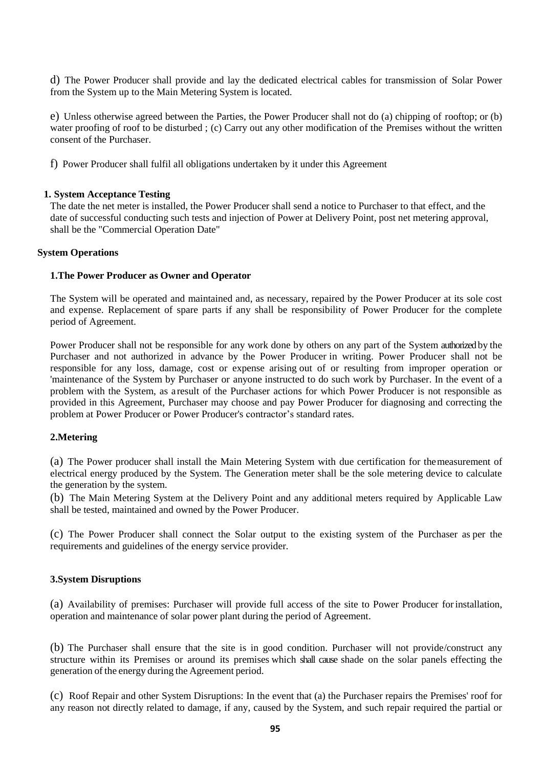d) The Power Producer shall provide and lay the dedicated electrical cables for transmission of Solar Power from the System up to the Main Metering System is located.

e) Unless otherwise agreed between the Parties, the Power Producer shall not do (a) chipping of rooftop; or (b) water proofing of roof to be disturbed ; (c) Carry out any other modification of the Premises without the written consent of the Purchaser.

f) Power Producer shall fulfil all obligations undertaken by it under this Agreement

**1. System Acceptance Testing**

The date the net meter is installed, the Power Producer shall send a notice to Purchaser to that effect, and the date of successful conducting such tests and injection of Power at Delivery Point, post net metering approval, shall be the "Commercial Operation Date"

**System Operations**

**1.The Power Producer as Owner and Operator**

The System will be operated and maintained and, as necessary, repaired by the Power Producer at its sole cost and expense. Replacement of spare parts if any shall be responsibility of Power Producer for the complete period of Agreement.

Power Producer shall not be responsible for any work done by others on any part of the System authorized by the Purchaser and not authorized in advance by the Power Producer in writing. Power Producer shall not be responsible for any loss, damage, cost or expense arising out of or resulting from improper operation or 'maintenance of the System by Purchaser or anyone instructed to do such work by Purchaser. In the event of a problem with the System, as a result of the Purchaser actions for which Power Producer is not responsible as provided in this Agreement, Purchaser may choose and pay Power Producer for diagnosing and correcting the problem at Power Producer or Power Producer's contractor's standard rates.

**2.Metering**

(a) The Power producer shall install the Main Metering System with due certification for the measurement of electrical energy produced by the System. The Generation meter shall be the sole metering device to calculate the generation by the system.

(b) The Main Metering System at the Delivery Point and any additional meters required by Applicable Law shall be tested, maintained and owned by the Power Producer.

(c) The Power Producer shall connect the Solar output to the existing system of the Purchaser as per the requirements and guidelines of the energy service provider.

**3.System Disruptions**

(a) Availability of premises: Purchaser will provide full access of the site to Power Producer for installation, operation and maintenance of solar power plant during the period of Agreement.

(b) The Purchaser shall ensure that the site is in good condition. Purchaser will not provide/construct any structure within its Premises or around its premises which shall cause shade on the solar panels effecting the generation of the energy during the Agreement period.

(c) Roof Repair and other System Disruptions: In the event that (a) the Purchaser repairs the Premises' roof for any reason not directly related to damage, if any, caused by the System, and such repair required the partial or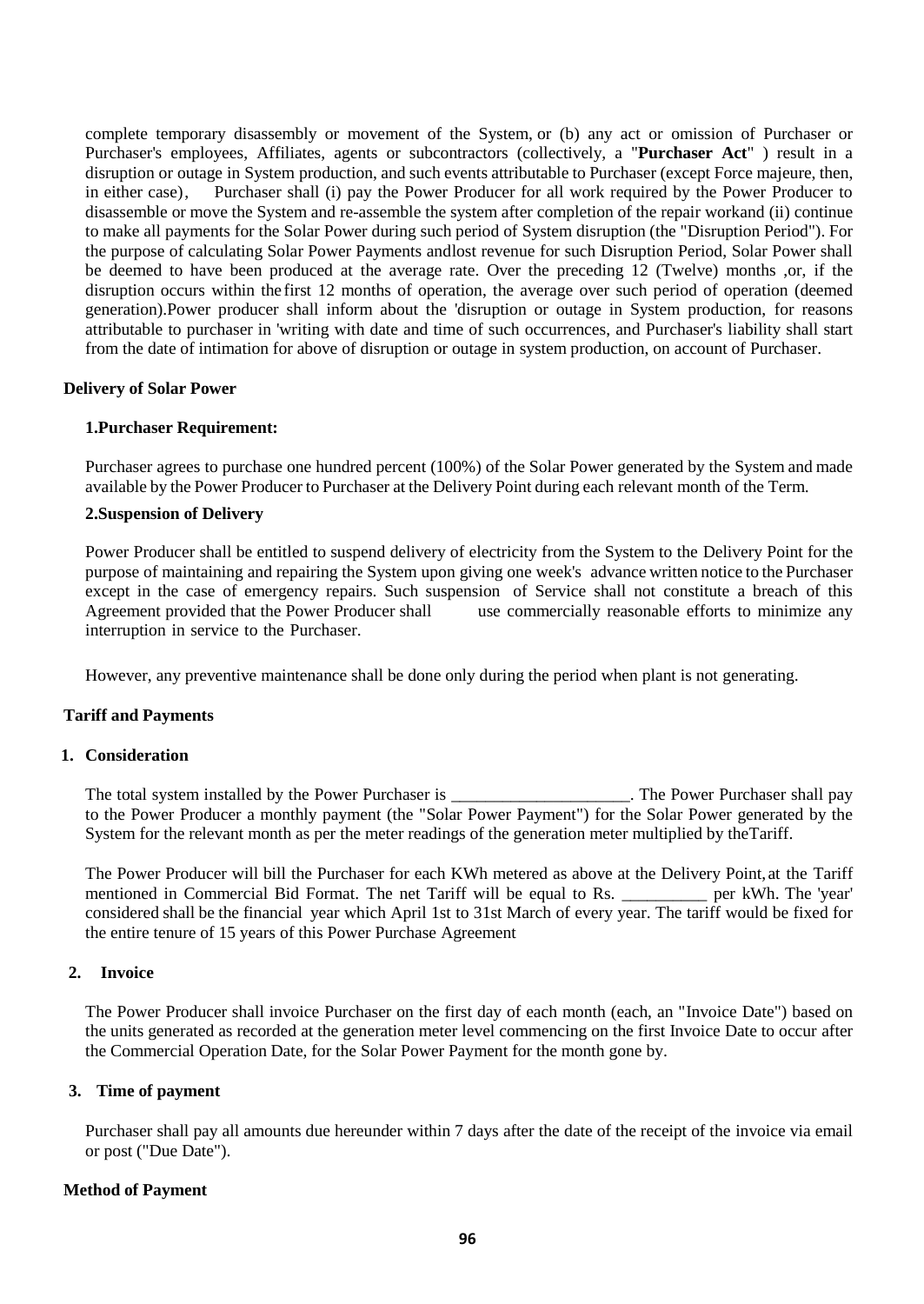complete temporary disassembly or movement of the System, or (b) any act or omission of Purchaser or Purchaser's employees, Affiliates, agents or subcontractors (collectively, a "**Purchaser Act**" ) result in a disruption or outage in System production, and such events attributable to Purchaser (except Force majeure, then, in either case), Purchaser shall (i) pay the Power Producer for all work required by the Power Producer to disassemble or move the System and re-assemble the system after completion of the repair workand (ii) continue to make all payments for the Solar Power during such period of System disruption (the "Disruption Period"). For the purpose of calculating Solar Power Payments andlost revenue for such Disruption Period, Solar Power shall be deemed to have been produced at the average rate. Over the preceding 12 (Twelve) months ,or, if the disruption occurs within thefirst 12 months of operation, the average over such period of operation (deemed generation).Power producer shall inform about the 'disruption or outage in System production, for reasons attributable to purchaser in 'writing with date and time of such occurrences, and Purchaser's liability shall start from the date of intimation for above of disruption or outage in system production, on account of Purchaser.

**Delivery of Solar Power**

**1.Purchaser Requirement:**

Purchaser agrees to purchase one hundred percent (100%) of the Solar Power generated by the System and made available by the Power Producer to Purchaser at the Delivery Point during each relevant month of the Term.

**2.Suspension of Delivery**

Power Producer shall be entitled to suspend delivery of electricity from the System to the Delivery Point for the purpose of maintaining and repairing the System upon giving one week's advance written notice to the Purchaser except in the case of emergency repairs. Such suspension of Service shall not constitute a breach of this Agreement provided that the Power Producer shall use commercially reasonable efforts to minimize any interruption in service to the Purchaser.

However, any preventive maintenance shall be done only during the period when plant is not generating.

**Tariff and Payments**

**1. Consideration**

The total system installed by the Power Purchaser is _____________________. The Power Purchaser shall pay to the Power Producer a monthly payment (the "Solar Power Payment") for the Solar Power generated by the System for the relevant month as per the meter readings of the generation meter multiplied by theTariff.

The Power Producer will bill the Purchaser for each KWh metered as above at the Delivery Point, at the Tariff mentioned in Commercial Bid Format. The net Tariff will be equal to Rs. __________ per kWh. The 'year' considered shall be the financial year which April 1st to 31st March of every year. The tariff would be fixed for the entire tenure of 15 years of this Power Purchase Agreement

**2. Invoice**

The Power Producer shall invoice Purchaser on the first day of each month (each, an "Invoice Date") based on the units generated as recorded at the generation meter level commencing on the first Invoice Date to occur after the Commercial Operation Date, for the Solar Power Payment for the month gone by.

**3. Time of payment**

Purchaser shall pay all amounts due hereunder within 7 days after the date of the receipt of the invoice via email or post ("Due Date").

**Method of Payment**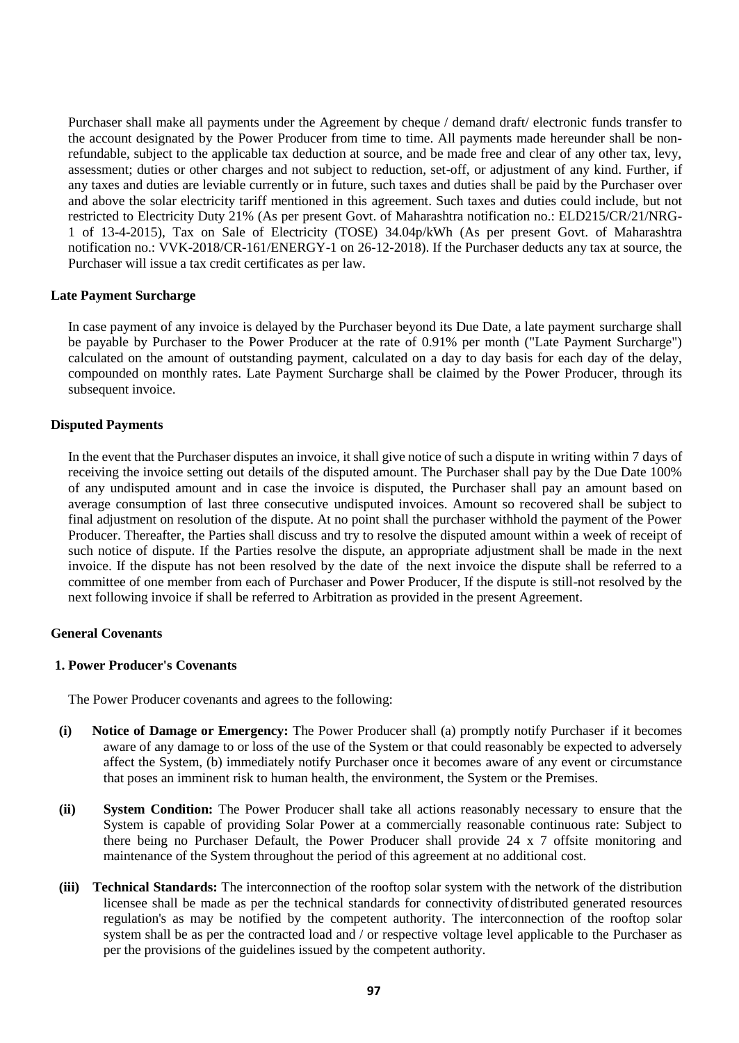Purchaser shall make all payments under the Agreement by cheque / demand draft/ electronic funds transfer to the account designated by the Power Producer from time to time. All payments made hereunder shall be non-refundable, subject to the applicable tax deduction at source, and be made free and clear of any other tax, levy, assessment; duties or other charges and not subject to reduction, set-off, or adjustment of any kind. Further, if any taxes and duties are leviable currently or in future, such taxes and duties shall be paid by the Purchaser over and above the solar electricity tariff mentioned in this agreement. Such taxes and duties could include, but not restricted to Electricity Duty 21% (As per present Govt. of Maharashtra notification no.: ELD215/CR/21/NRG-1 of 13-4-2015), Tax on Sale of Electricity (TOSE) 34.04p/kWh (As per present Govt. of Maharashtra notification no.: VVK-2018/CR-161/ENERGY-1 on 26-12-2018). If the Purchaser deducts any tax at source, the Purchaser will issue a tax credit certificates as per law.

**Late Payment Surcharge**

In case payment of any invoice is delayed by the Purchaser beyond its Due Date, a late payment surcharge shall be payable by Purchaser to the Power Producer at the rate of 0.91% per month ("Late Payment Surcharge") calculated on the amount of outstanding payment, calculated on a day to day basis for each day of the delay, compounded on monthly rates. Late Payment Surcharge shall be claimed by the Power Producer, through its subsequent invoice.

**Disputed Payments**

In the event that the Purchaser disputes an invoice, it shall give notice of such a dispute in writing within 7 days of receiving the invoice setting out details of the disputed amount. The Purchaser shall pay by the Due Date 100% of any undisputed amount and in case the invoice is disputed, the Purchaser shall pay an amount based on average consumption of last three consecutive undisputed invoices. Amount so recovered shall be subject to final adjustment on resolution of the dispute. At no point shall the purchaser withhold the payment of the Power Producer. Thereafter, the Parties shall discuss and try to resolve the disputed amount within a week of receipt of such notice of dispute. If the Parties resolve the dispute, an appropriate adjustment shall be made in the next invoice. If the dispute has not been resolved by the date of the next invoice the dispute shall be referred to a committee of one member from each of Purchaser and Power Producer, If the dispute is still-not resolved by the next following invoice if shall be referred to Arbitration as provided in the present Agreement.

**General Covenants**

**1. Power Producer's Covenants**

The Power Producer covenants and agrees to the following:

**(i) Notice of Damage or Emergency:** The Power Producer shall (a) promptly notify Purchaser if it becomes aware of any damage to or loss of the use of the System or that could reasonably be expected to adversely affect the System, (b) immediately notify Purchaser once it becomes aware of any event or circumstance that poses an imminent risk to human health, the environment, the System or the Premises.

**(ii) System Condition:** The Power Producer shall take all actions reasonably necessary to ensure that the System is capable of providing Solar Power at a commercially reasonable continuous rate: Subject to there being no Purchaser Default, the Power Producer shall provide 24 x 7 offsite monitoring and maintenance of the System throughout the period of this agreement at no additional cost.

**(iii) Technical Standards:** The interconnection of the rooftop solar system with the network of the distribution licensee shall be made as per the technical standards for connectivity ofdistributed generated resources regulation's as may be notified by the competent authority. The interconnection of the rooftop solar system shall be as per the contracted load and / or respective voltage level applicable to the Purchaser as per the provisions of the guidelines issued by the competent authority.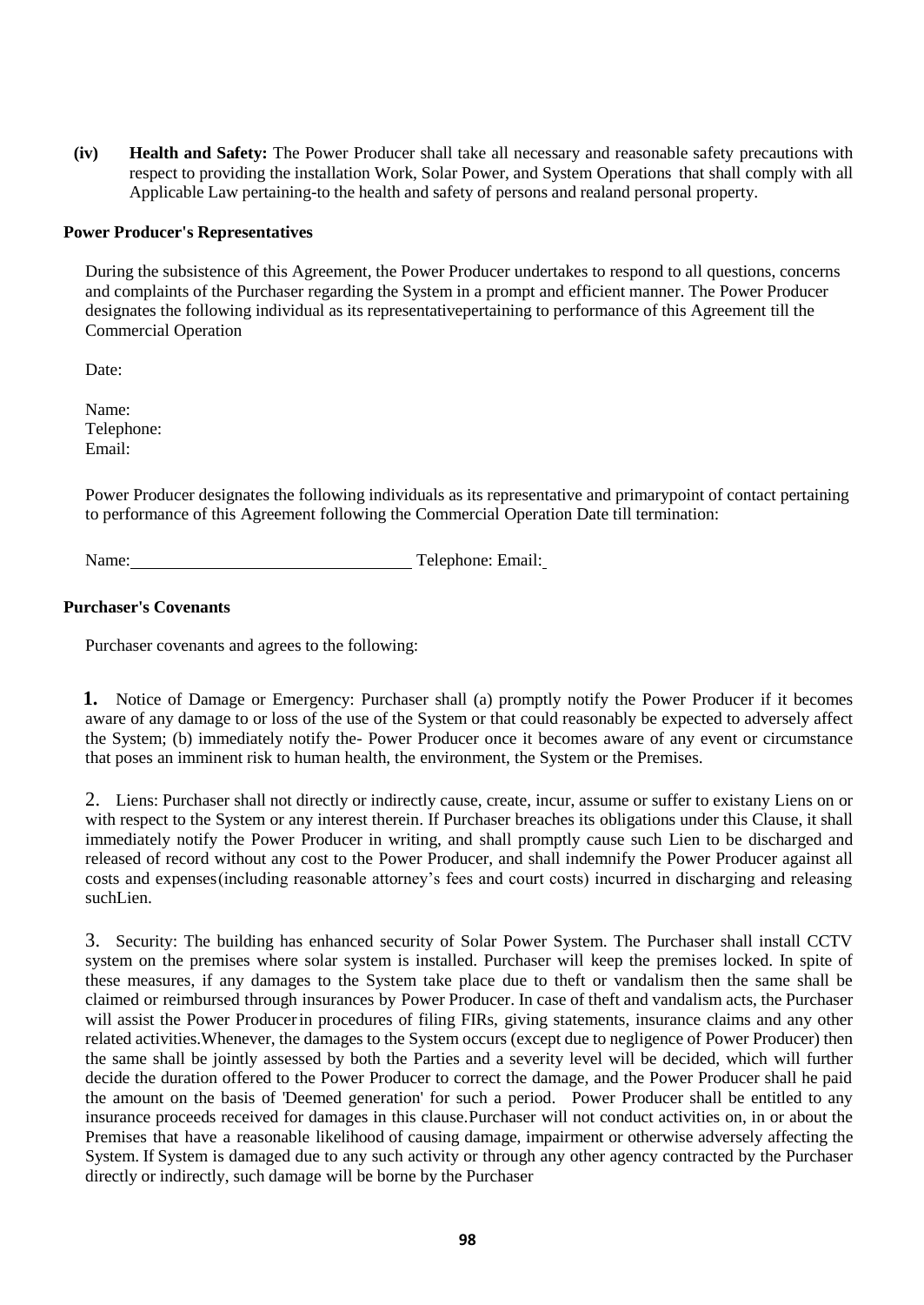**(iv) Health and Safety:** The Power Producer shall take all necessary and reasonable safety precautions with respect to providing the installation Work, Solar Power, and System Operations that shall comply with all Applicable Law pertaining-to the health and safety of persons and realand personal property.

**Power Producer's Representatives**

During the subsistence of this Agreement, the Power Producer undertakes to respond to all questions, concerns and complaints of the Purchaser regarding the System in a prompt and efficient manner. The Power Producer designates the following individual as its representativepertaining to performance of this Agreement till the Commercial Operation

Date:

Name:
Telephone:
Email:

Power Producer designates the following individuals as its representative and primarypoint of contact pertaining to performance of this Agreement following the Commercial Operation Date till termination:

Name:_______________________________ Telephone: Email:

**Purchaser's Covenants**

Purchaser covenants and agrees to the following:

1. Notice of Damage or Emergency: Purchaser shall (a) promptly notify the Power Producer if it becomes aware of any damage to or loss of the use of the System or that could reasonably be expected to adversely affect the System; (b) immediately notify the- Power Producer once it becomes aware of any event or circumstance that poses an imminent risk to human health, the environment, the System or the Premises.

2. Liens: Purchaser shall not directly or indirectly cause, create, incur, assume or suffer to existany Liens on or with respect to the System or any interest therein. If Purchaser breaches its obligations under this Clause, it shall immediately notify the Power Producer in writing, and shall promptly cause such Lien to be discharged and released of record without any cost to the Power Producer, and shall indemnify the Power Producer against all costs and expenses(including reasonable attorney's fees and court costs) incurred in discharging and releasing suchLien.

3. Security: The building has enhanced security of Solar Power System. The Purchaser shall install CCTV system on the premises where solar system is installed. Purchaser will keep the premises locked. In spite of these measures, if any damages to the System take place due to theft or vandalism then the same shall be claimed or reimbursed through insurances by Power Producer. In case of theft and vandalism acts, the Purchaser will assist the Power Producerin procedures of filing FIRs, giving statements, insurance claims and any other related activities.Whenever, the damages to the System occurs (except due to negligence of Power Producer) then the same shall be jointly assessed by both the Parties and a severity level will be decided, which will further decide the duration offered to the Power Producer to correct the damage, and the Power Producer shall he paid the amount on the basis of 'Deemed generation' for such a period. Power Producer shall be entitled to any insurance proceeds received for damages in this clause.Purchaser will not conduct activities on, in or about the Premises that have a reasonable likelihood of causing damage, impairment or otherwise adversely affecting the System. If System is damaged due to any such activity or through any other agency contracted by the Purchaser directly or indirectly, such damage will be borne by the Purchaser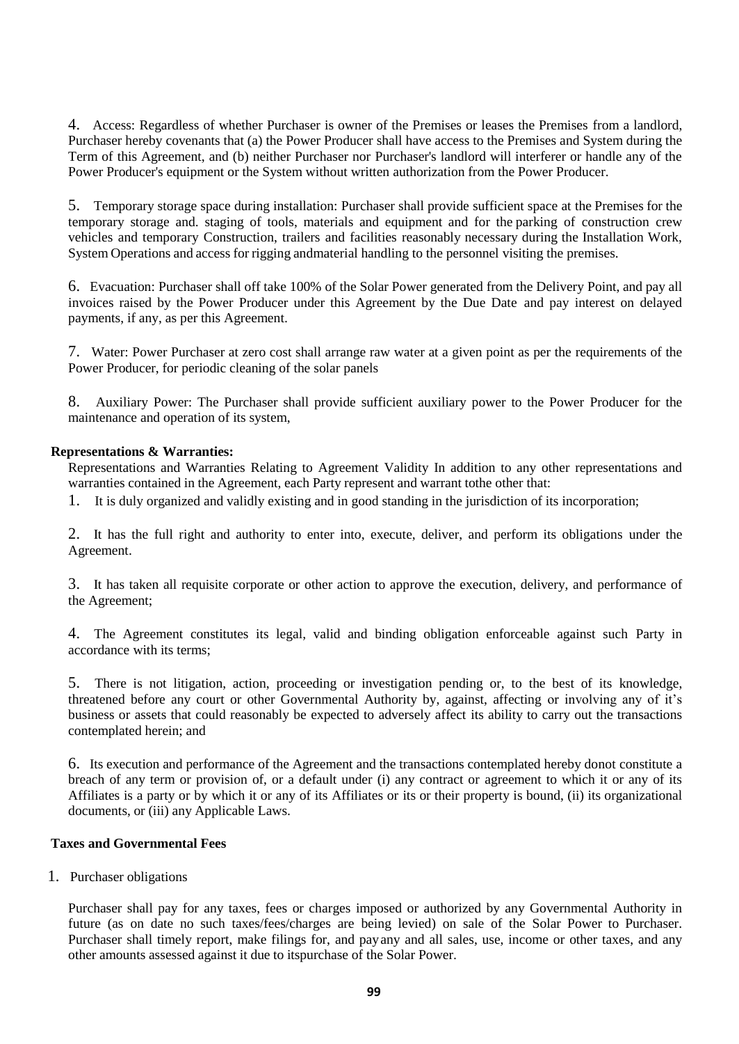4. Access: Regardless of whether Purchaser is owner of the Premises or leases the Premises from a landlord, Purchaser hereby covenants that (a) the Power Producer shall have access to the Premises and System during the Term of this Agreement, and (b) neither Purchaser nor Purchaser's landlord will interferer or handle any of the Power Producer's equipment or the System without written authorization from the Power Producer.

5. Temporary storage space during installation: Purchaser shall provide sufficient space at the Premises for the temporary storage and. staging of tools, materials and equipment and for the parking of construction crew vehicles and temporary Construction, trailers and facilities reasonably necessary during the Installation Work, System Operations and access for rigging andmaterial handling to the personnel visiting the premises.

6. Evacuation: Purchaser shall off take 100% of the Solar Power generated from the Delivery Point, and pay all invoices raised by the Power Producer under this Agreement by the Due Date and pay interest on delayed payments, if any, as per this Agreement.

7. Water: Power Purchaser at zero cost shall arrange raw water at a given point as per the requirements of the Power Producer, for periodic cleaning of the solar panels

8. Auxiliary Power: The Purchaser shall provide sufficient auxiliary power to the Power Producer for the maintenance and operation of its system,

**Representations & Warranties:**

Representations and Warranties Relating to Agreement Validity In addition to any other representations and warranties contained in the Agreement, each Party represent and warrant tothe other that:

1. It is duly organized and validly existing and in good standing in the jurisdiction of its incorporation;

2. It has the full right and authority to enter into, execute, deliver, and perform its obligations under the Agreement.

3. It has taken all requisite corporate or other action to approve the execution, delivery, and performance of the Agreement;

4. The Agreement constitutes its legal, valid and binding obligation enforceable against such Party in accordance with its terms;

5. There is not litigation, action, proceeding or investigation pending or, to the best of its knowledge, threatened before any court or other Governmental Authority by, against, affecting or involving any of it's business or assets that could reasonably be expected to adversely affect its ability to carry out the transactions contemplated herein; and

6. Its execution and performance of the Agreement and the transactions contemplated hereby donot constitute a breach of any term or provision of, or a default under (i) any contract or agreement to which it or any of its Affiliates is a party or by which it or any of its Affiliates or its or their property is bound, (ii) its organizational documents, or (iii) any Applicable Laws.

**Taxes and Governmental Fees**

1. Purchaser obligations

Purchaser shall pay for any taxes, fees or charges imposed or authorized by any Governmental Authority in future (as on date no such taxes/fees/charges are being levied) on sale of the Solar Power to Purchaser. Purchaser shall timely report, make filings for, and payany and all sales, use, income or other taxes, and any other amounts assessed against it due to itspurchase of the Solar Power.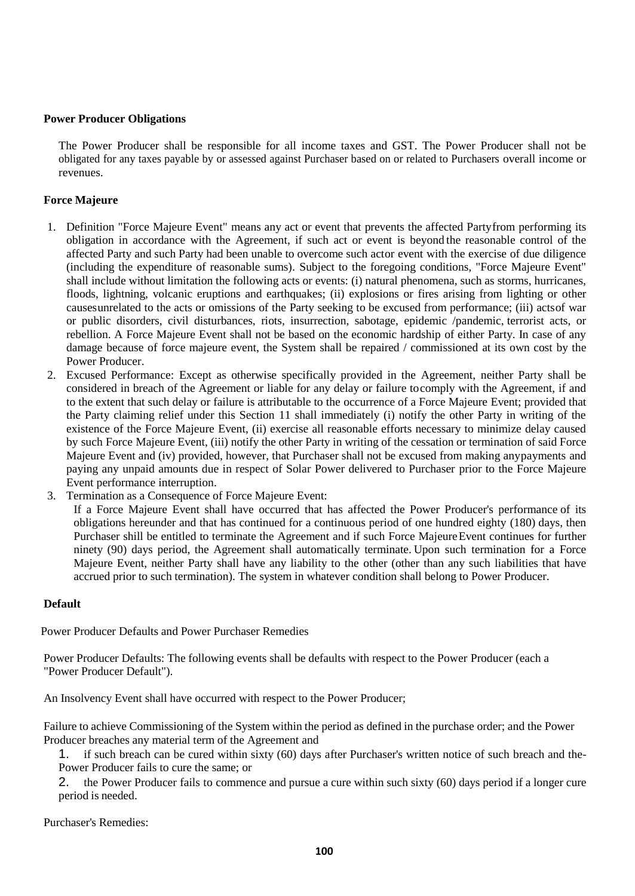**Power Producer Obligations**

The Power Producer shall be responsible for all income taxes and GST. The Power Producer shall not be obligated for any taxes payable by or assessed against Purchaser based on or related to Purchasers overall income or revenues.

**Force Majeure**

1. Definition "Force Majeure Event" means any act or event that prevents the affected Partyfrom performing its obligation in accordance with the Agreement, if such act or event is beyond the reasonable control of the affected Party and such Party had been unable to overcome such actor event with the exercise of due diligence (including the expenditure of reasonable sums). Subject to the foregoing conditions, "Force Majeure Event" shall include without limitation the following acts or events: (i) natural phenomena, such as storms, hurricanes, floods, lightning, volcanic eruptions and earthquakes; (ii) explosions or fires arising from lighting or other causesunrelated to the acts or omissions of the Party seeking to be excused from performance; (iii) actsof war or public disorders, civil disturbances, riots, insurrection, sabotage, epidemic /pandemic, terrorist acts, or rebellion. A Force Majeure Event shall not be based on the economic hardship of either Party. In case of any damage because of force majeure event, the System shall be repaired / commissioned at its own cost by the Power Producer.
2. Excused Performance: Except as otherwise specifically provided in the Agreement, neither Party shall be considered in breach of the Agreement or liable for any delay or failure tocomply with the Agreement, if and to the extent that such delay or failure is attributable to the occurrence of a Force Majeure Event; provided that the Party claiming relief under this Section 11 shall immediately (i) notify the other Party in writing of the existence of the Force Majeure Event, (ii) exercise all reasonable efforts necessary to minimize delay caused by such Force Majeure Event, (iii) notify the other Party in writing of the cessation or termination of said Force Majeure Event and (iv) provided, however, that Purchaser shall not be excused from making anypayments and paying any unpaid amounts due in respect of Solar Power delivered to Purchaser prior to the Force Majeure Event performance interruption.
3. Termination as a Consequence of Force Majeure Event:
   If a Force Majeure Event shall have occurred that has affected the Power Producer's performance of its obligations hereunder and that has continued for a continuous period of one hundred eighty (180) days, then Purchaser shill be entitled to terminate the Agreement and if such Force MajeureEvent continues for further ninety (90) days period, the Agreement shall automatically terminate. Upon such termination for a Force Majeure Event, neither Party shall have any liability to the other (other than any such liabilities that have accrued prior to such termination). The system in whatever condition shall belong to Power Producer.

**Default**

Power Producer Defaults and Power Purchaser Remedies

Power Producer Defaults: The following events shall be defaults with respect to the Power Producer (each a "Power Producer Default").

An Insolvency Event shall have occurred with respect to the Power Producer;

Failure to achieve Commissioning of the System within the period as defined in the purchase order; and the Power Producer breaches any material term of the Agreement and

1. if such breach can be cured within sixty (60) days after Purchaser's written notice of such breach and the-Power Producer fails to cure the same; or
2. the Power Producer fails to commence and pursue a cure within such sixty (60) days period if a longer cure period is needed.

Purchaser's Remedies: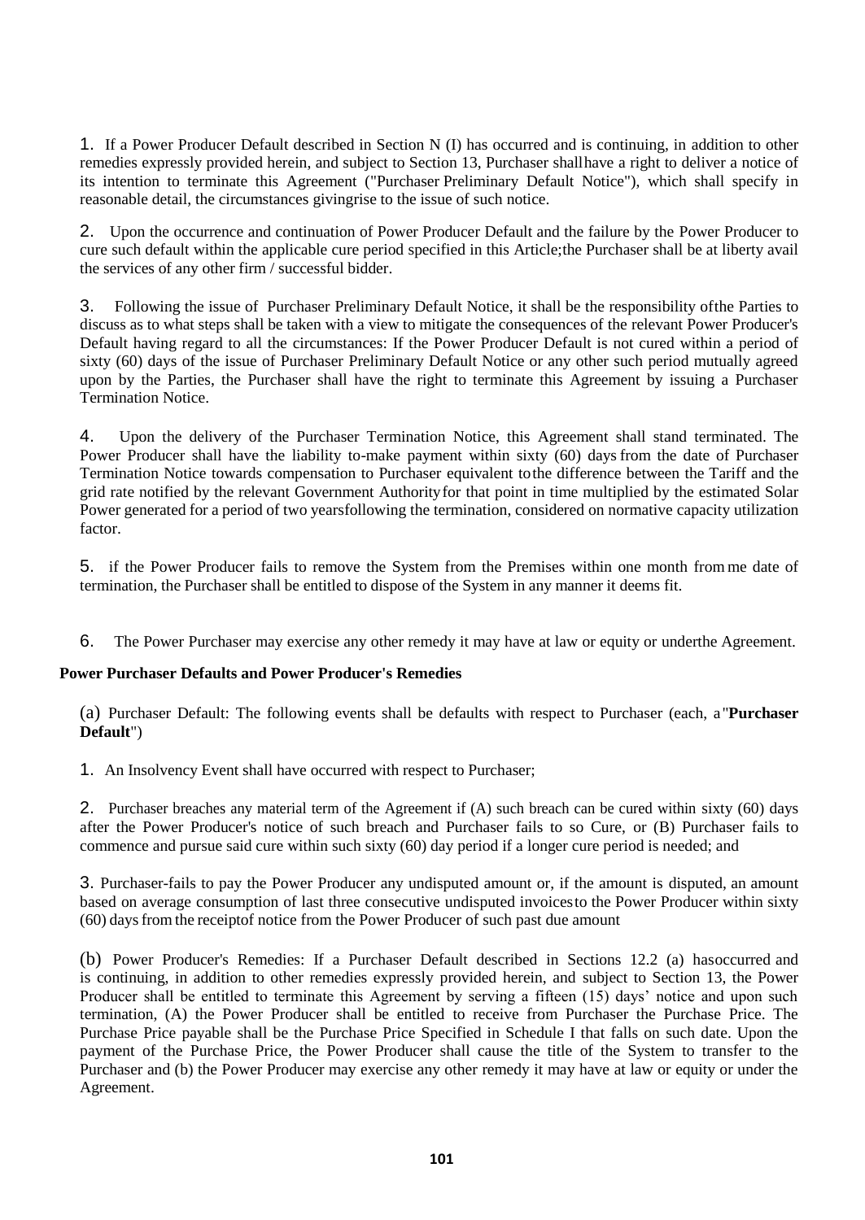1. If a Power Producer Default described in Section N (I) has occurred and is continuing, in addition to other remedies expressly provided herein, and subject to Section 13, Purchaser shallhave a right to deliver a notice of its intention to terminate this Agreement ("Purchaser Preliminary Default Notice"), which shall specify in reasonable detail, the circumstances givingrise to the issue of such notice.

2. Upon the occurrence and continuation of Power Producer Default and the failure by the Power Producer to cure such default within the applicable cure period specified in this Article;the Purchaser shall be at liberty avail the services of any other firm / successful bidder.

3. Following the issue of Purchaser Preliminary Default Notice, it shall be the responsibility ofthe Parties to discuss as to what steps shall be taken with a view to mitigate the consequences of the relevant Power Producer's Default having regard to all the circumstances: If the Power Producer Default is not cured within a period of sixty (60) days of the issue of Purchaser Preliminary Default Notice or any other such period mutually agreed upon by the Parties, the Purchaser shall have the right to terminate this Agreement by issuing a Purchaser Termination Notice.

4. Upon the delivery of the Purchaser Termination Notice, this Agreement shall stand terminated. The Power Producer shall have the liability to-make payment within sixty (60) days from the date of Purchaser Termination Notice towards compensation to Purchaser equivalent tothe difference between the Tariff and the grid rate notified by the relevant Government Authorityfor that point in time multiplied by the estimated Solar Power generated for a period of two yearsfollowing the termination, considered on normative capacity utilization factor.

5. if the Power Producer fails to remove the System from the Premises within one month from me date of termination, the Purchaser shall be entitled to dispose of the System in any manner it deems fit.

6. The Power Purchaser may exercise any other remedy it may have at law or equity or underthe Agreement.

**Power Purchaser Defaults and Power Producer's Remedies**

(a) Purchaser Default: The following events shall be defaults with respect to Purchaser (each, a"**Purchaser Default**")

1. An Insolvency Event shall have occurred with respect to Purchaser;

2. Purchaser breaches any material term of the Agreement if (A) such breach can be cured within sixty (60) days after the Power Producer's notice of such breach and Purchaser fails to so Cure, or (B) Purchaser fails to commence and pursue said cure within such sixty (60) day period if a longer cure period is needed; and

3. Purchaser-fails to pay the Power Producer any undisputed amount or, if the amount is disputed, an amount based on average consumption of last three consecutive undisputed invoicesto the Power Producer within sixty (60) days from the receiptof notice from the Power Producer of such past due amount

(b) Power Producer's Remedies: If a Purchaser Default described in Sections 12.2 (a) hasoccurred and is continuing, in addition to other remedies expressly provided herein, and subject to Section 13, the Power Producer shall be entitled to terminate this Agreement by serving a fifteen (15) days' notice and upon such termination, (A) the Power Producer shall be entitled to receive from Purchaser the Purchase Price. The Purchase Price payable shall be the Purchase Price Specified in Schedule I that falls on such date. Upon the payment of the Purchase Price, the Power Producer shall cause the title of the System to transfer to the Purchaser and (b) the Power Producer may exercise any other remedy it may have at law or equity or under the Agreement.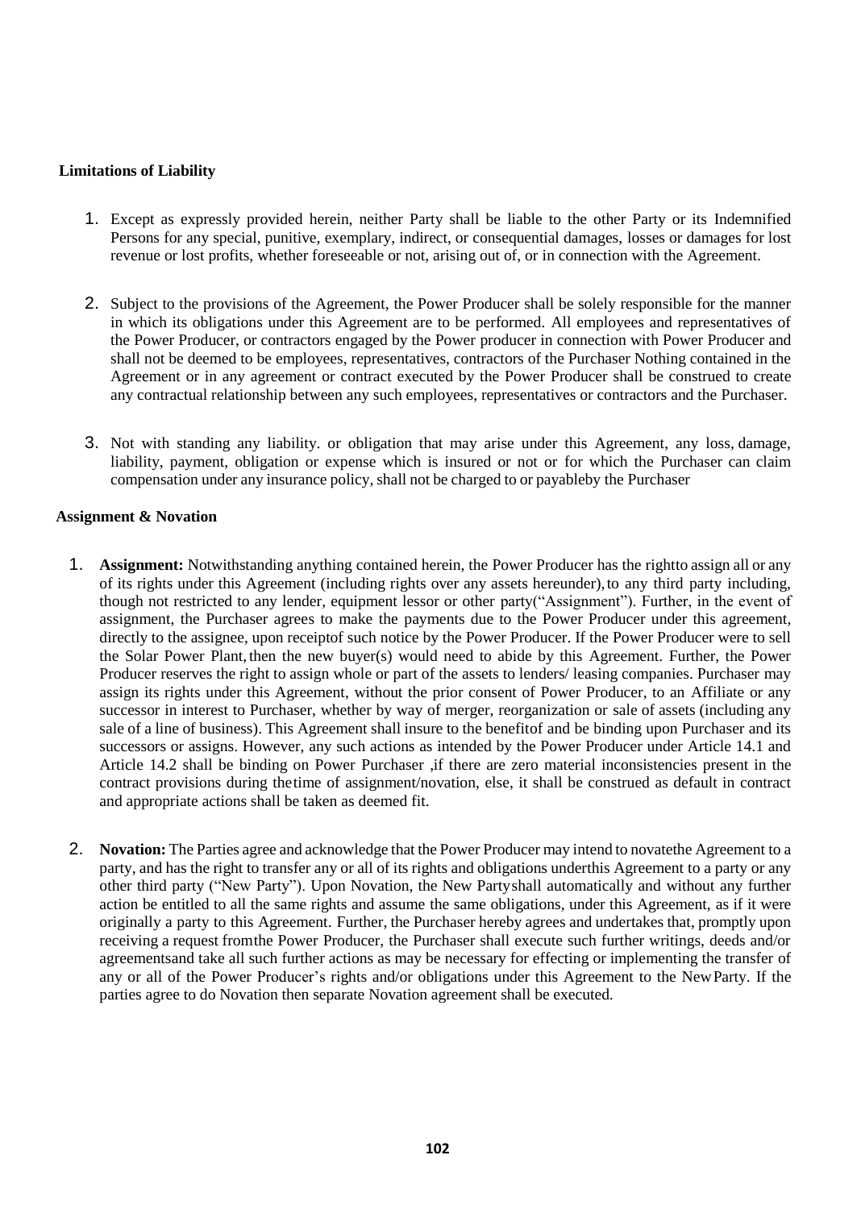**Limitations of Liability**

1. Except as expressly provided herein, neither Party shall be liable to the other Party or its Indemnified Persons for any special, punitive, exemplary, indirect, or consequential damages, losses or damages for lost revenue or lost profits, whether foreseeable or not, arising out of, or in connection with the Agreement.

2. Subject to the provisions of the Agreement, the Power Producer shall be solely responsible for the manner in which its obligations under this Agreement are to be performed. All employees and representatives of the Power Producer, or contractors engaged by the Power producer in connection with Power Producer and shall not be deemed to be employees, representatives, contractors of the Purchaser Nothing contained in the Agreement or in any agreement or contract executed by the Power Producer shall be construed to create any contractual relationship between any such employees, representatives or contractors and the Purchaser.

3. Not with standing any liability. or obligation that may arise under this Agreement, any loss, damage, liability, payment, obligation or expense which is insured or not or for which the Purchaser can claim compensation under any insurance policy, shall not be charged to or payableby the Purchaser

**Assignment & Novation**

1. **Assignment:** Notwithstanding anything contained herein, the Power Producer has the rightto assign all or any of its rights under this Agreement (including rights over any assets hereunder), to any third party including, though not restricted to any lender, equipment lessor or other party("Assignment"). Further, in the event of assignment, the Purchaser agrees to make the payments due to the Power Producer under this agreement, directly to the assignee, upon receiptof such notice by the Power Producer. If the Power Producer were to sell the Solar Power Plant, then the new buyer(s) would need to abide by this Agreement. Further, the Power Producer reserves the right to assign whole or part of the assets to lenders/ leasing companies. Purchaser may assign its rights under this Agreement, without the prior consent of Power Producer, to an Affiliate or any successor in interest to Purchaser, whether by way of merger, reorganization or sale of assets (including any sale of a line of business). This Agreement shall insure to the benefitof and be binding upon Purchaser and its successors or assigns. However, any such actions as intended by the Power Producer under Article 14.1 and Article 14.2 shall be binding on Power Purchaser ,if there are zero material inconsistencies present in the contract provisions during thetime of assignment/novation, else, it shall be construed as default in contract and appropriate actions shall be taken as deemed fit.

2. **Novation:** The Parties agree and acknowledge that the Power Producer may intend to novatethe Agreement to a party, and has the right to transfer any or all of its rights and obligations underthis Agreement to a party or any other third party ("New Party"). Upon Novation, the New Partyshall automatically and without any further action be entitled to all the same rights and assume the same obligations, under this Agreement, as if it were originally a party to this Agreement. Further, the Purchaser hereby agrees and undertakes that, promptly upon receiving a request fromthe Power Producer, the Purchaser shall execute such further writings, deeds and/or agreementsand take all such further actions as may be necessary for effecting or implementing the transfer of any or all of the Power Producer's rights and/or obligations under this Agreement to the New Party. If the parties agree to do Novation then separate Novation agreement shall be executed.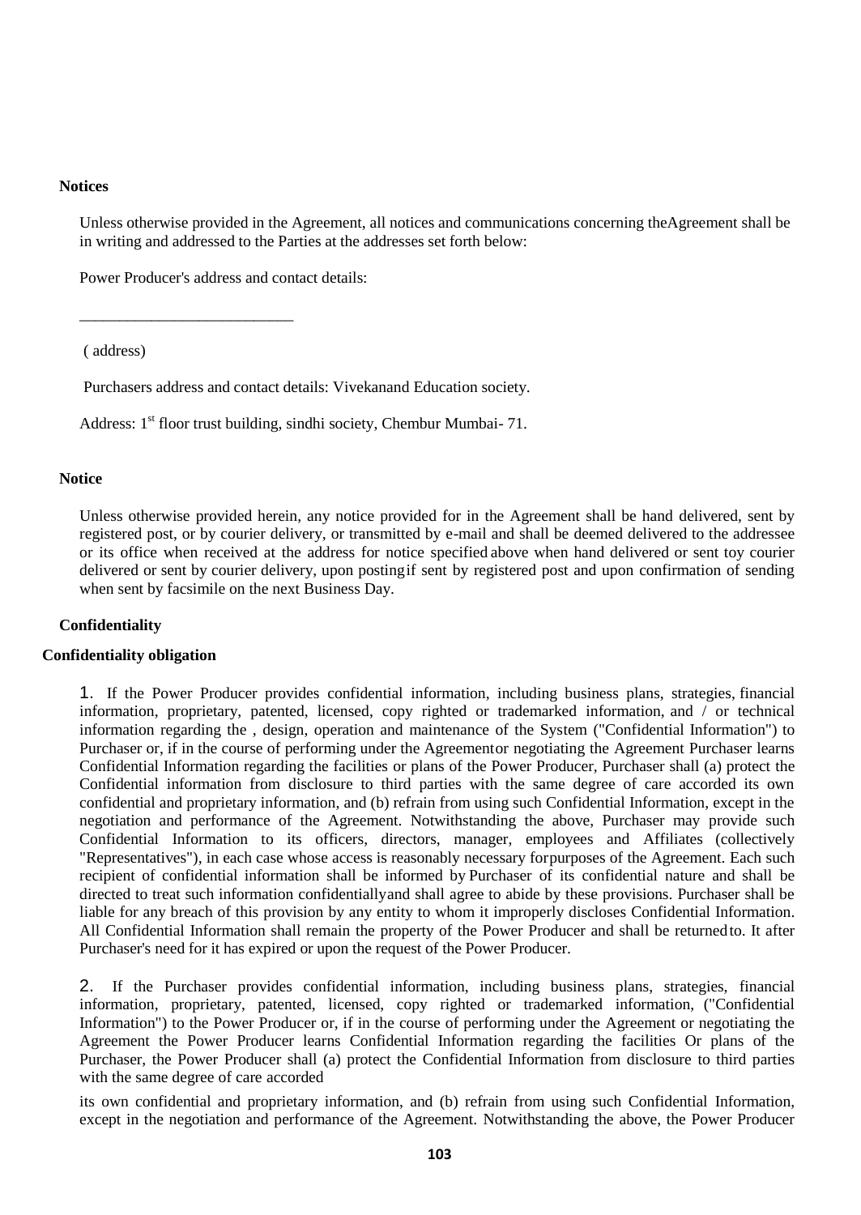**Notices**

Unless otherwise provided in the Agreement, all notices and communications concerning theAgreement shall be in writing and addressed to the Parties at the addresses set forth below:

Power Producer's address and contact details:

___________________________

( address)

Purchasers address and contact details: Vivekanand Education society.

Address: 1st floor trust building, sindhi society, Chembur Mumbai- 71.

**Notice**

Unless otherwise provided herein, any notice provided for in the Agreement shall be hand delivered, sent by registered post, or by courier delivery, or transmitted by e-mail and shall be deemed delivered to the addressee or its office when received at the address for notice specified above when hand delivered or sent toy courier delivered or sent by courier delivery, upon postingif sent by registered post and upon confirmation of sending when sent by facsimile on the next Business Day.

**Confidentiality**

**Confidentiality obligation**

1. If the Power Producer provides confidential information, including business plans, strategies, financial information, proprietary, patented, licensed, copy righted or trademarked information, and / or technical information regarding the , design, operation and maintenance of the System ("Confidential Information") to Purchaser or, if in the course of performing under the Agreementor negotiating the Agreement Purchaser learns Confidential Information regarding the facilities or plans of the Power Producer, Purchaser shall (a) protect the Confidential information from disclosure to third parties with the same degree of care accorded its own confidential and proprietary information, and (b) refrain from using such Confidential Information, except in the negotiation and performance of the Agreement. Notwithstanding the above, Purchaser may provide such Confidential Information to its officers, directors, manager, employees and Affiliates (collectively "Representatives"), in each case whose access is reasonably necessary forpurposes of the Agreement. Each such recipient of confidential information shall be informed by Purchaser of its confidential nature and shall be directed to treat such information confidentiallyand shall agree to abide by these provisions. Purchaser shall be liable for any breach of this provision by any entity to whom it improperly discloses Confidential Information. All Confidential Information shall remain the property of the Power Producer and shall be returnedto. It after Purchaser's need for it has expired or upon the request of the Power Producer.

2. If the Purchaser provides confidential information, including business plans, strategies, financial information, proprietary, patented, licensed, copy righted or trademarked information, ("Confidential Information") to the Power Producer or, if in the course of performing under the Agreement or negotiating the Agreement the Power Producer learns Confidential Information regarding the facilities Or plans of the Purchaser, the Power Producer shall (a) protect the Confidential Information from disclosure to third parties with the same degree of care accorded

its own confidential and proprietary information, and (b) refrain from using such Confidential Information, except in the negotiation and performance of the Agreement. Notwithstanding the above, the Power Producer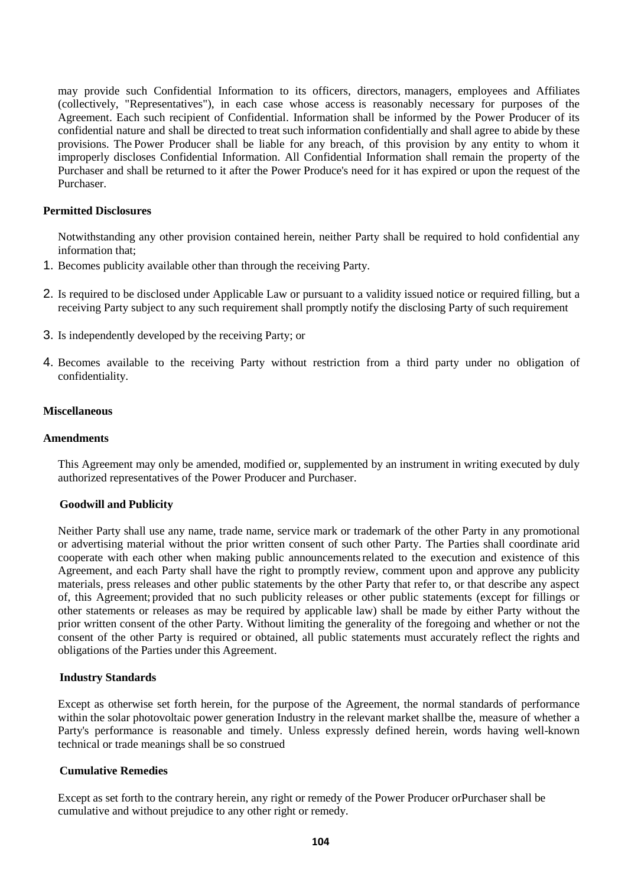may provide such Confidential Information to its officers, directors, managers, employees and Affiliates (collectively, "Representatives"), in each case whose access is reasonably necessary for purposes of the Agreement. Each such recipient of Confidential. Information shall be informed by the Power Producer of its confidential nature and shall be directed to treat such information confidentially and shall agree to abide by these provisions. The Power Producer shall be liable for any breach, of this provision by any entity to whom it improperly discloses Confidential Information. All Confidential Information shall remain the property of the Purchaser and shall be returned to it after the Power Produce's need for it has expired or upon the request of the Purchaser.

**Permitted Disclosures**

Notwithstanding any other provision contained herein, neither Party shall be required to hold confidential any information that;

1. Becomes publicity available other than through the receiving Party.
2. Is required to be disclosed under Applicable Law or pursuant to a validity issued notice or required filling, but a receiving Party subject to any such requirement shall promptly notify the disclosing Party of such requirement
3. Is independently developed by the receiving Party; or
4. Becomes available to the receiving Party without restriction from a third party under no obligation of confidentiality.

**Miscellaneous**

**Amendments**

This Agreement may only be amended, modified or, supplemented by an instrument in writing executed by duly authorized representatives of the Power Producer and Purchaser.

**Goodwill and Publicity**

Neither Party shall use any name, trade name, service mark or trademark of the other Party in any promotional or advertising material without the prior written consent of such other Party. The Parties shall coordinate arid cooperate with each other when making public announcements related to the execution and existence of this Agreement, and each Party shall have the right to promptly review, comment upon and approve any publicity materials, press releases and other public statements by the other Party that refer to, or that describe any aspect of, this Agreement; provided that no such publicity releases or other public statements (except for fillings or other statements or releases as may be required by applicable law) shall be made by either Party without the prior written consent of the other Party. Without limiting the generality of the foregoing and whether or not the consent of the other Party is required or obtained, all public statements must accurately reflect the rights and obligations of the Parties under this Agreement.

**Industry Standards**

Except as otherwise set forth herein, for the purpose of the Agreement, the normal standards of performance within the solar photovoltaic power generation Industry in the relevant market shallbe the, measure of whether a Party's performance is reasonable and timely. Unless expressly defined herein, words having well-known technical or trade meanings shall be so construed

**Cumulative Remedies**

Except as set forth to the contrary herein, any right or remedy of the Power Producer orPurchaser shall be cumulative and without prejudice to any other right or remedy.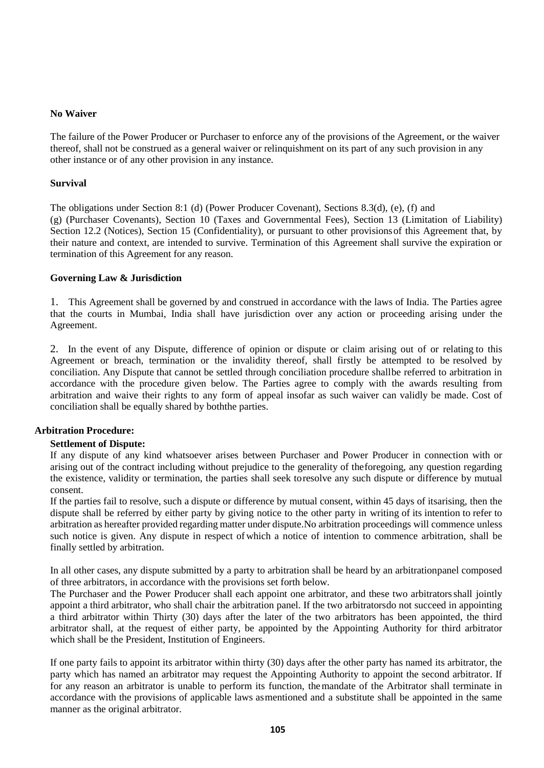**No Waiver**

The failure of the Power Producer or Purchaser to enforce any of the provisions of the Agreement, or the waiver thereof, shall not be construed as a general waiver or relinquishment on its part of any such provision in any other instance or of any other provision in any instance.

**Survival**

The obligations under Section 8:1 (d) (Power Producer Covenant), Sections 8.3(d), (e), (f) and (g) (Purchaser Covenants), Section 10 (Taxes and Governmental Fees), Section 13 (Limitation of Liability) Section 12.2 (Notices), Section 15 (Confidentiality), or pursuant to other provisions of this Agreement that, by their nature and context, are intended to survive. Termination of this Agreement shall survive the expiration or termination of this Agreement for any reason.

**Governing Law & Jurisdiction**

1. This Agreement shall be governed by and construed in accordance with the laws of India. The Parties agree that the courts in Mumbai, India shall have jurisdiction over any action or proceeding arising under the Agreement.

2. In the event of any Dispute, difference of opinion or dispute or claim arising out of or relating to this Agreement or breach, termination or the invalidity thereof, shall firstly be attempted to be resolved by conciliation. Any Dispute that cannot be settled through conciliation procedure shallbe referred to arbitration in accordance with the procedure given below. The Parties agree to comply with the awards resulting from arbitration and waive their rights to any form of appeal insofar as such waiver can validly be made. Cost of conciliation shall be equally shared by boththe parties.

**Arbitration Procedure:**

**Settlement of Dispute:**

If any dispute of any kind whatsoever arises between Purchaser and Power Producer in connection with or arising out of the contract including without prejudice to the generality of theforegoing, any question regarding the existence, validity or termination, the parties shall seek toresolve any such dispute or difference by mutual consent.

If the parties fail to resolve, such a dispute or difference by mutual consent, within 45 days of itsarising, then the dispute shall be referred by either party by giving notice to the other party in writing of its intention to refer to arbitration as hereafter provided regarding matter under dispute.No arbitration proceedings will commence unless such notice is given. Any dispute in respect ofwhich a notice of intention to commence arbitration, shall be finally settled by arbitration.

In all other cases, any dispute submitted by a party to arbitration shall be heard by an arbitrationpanel composed of three arbitrators, in accordance with the provisions set forth below.

The Purchaser and the Power Producer shall each appoint one arbitrator, and these two arbitratorsshall jointly appoint a third arbitrator, who shall chair the arbitration panel. If the two arbitratorsdo not succeed in appointing a third arbitrator within Thirty (30) days after the later of the two arbitrators has been appointed, the third arbitrator shall, at the request of either party, be appointed by the Appointing Authority for third arbitrator which shall be the President, Institution of Engineers.

If one party fails to appoint its arbitrator within thirty (30) days after the other party has named its arbitrator, the party which has named an arbitrator may request the Appointing Authority to appoint the second arbitrator. If for any reason an arbitrator is unable to perform its function, themandate of the Arbitrator shall terminate in accordance with the provisions of applicable laws asmentioned and a substitute shall be appointed in the same manner as the original arbitrator.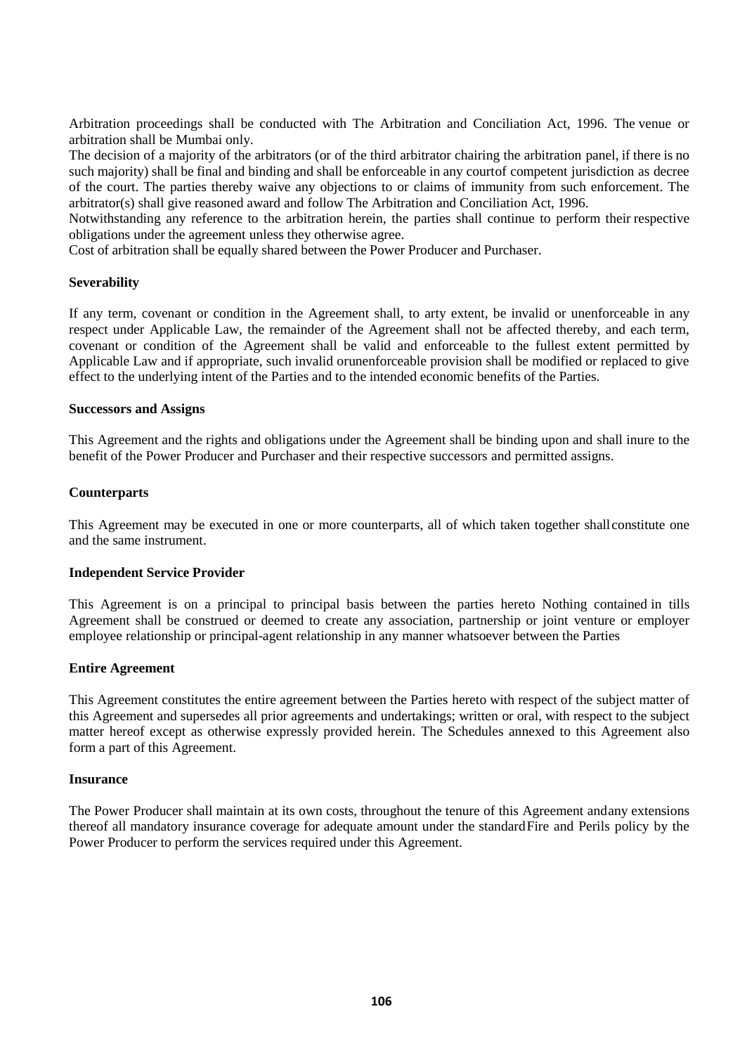Arbitration proceedings shall be conducted with The Arbitration and Conciliation Act, 1996. The venue or arbitration shall be Mumbai only.

The decision of a majority of the arbitrators (or of the third arbitrator chairing the arbitration panel, if there is no such majority) shall be final and binding and shall be enforceable in any courtof competent jurisdiction as decree of the court. The parties thereby waive any objections to or claims of immunity from such enforcement. The arbitrator(s) shall give reasoned award and follow The Arbitration and Conciliation Act, 1996.

Notwithstanding any reference to the arbitration herein, the parties shall continue to perform their respective obligations under the agreement unless they otherwise agree.

Cost of arbitration shall be equally shared between the Power Producer and Purchaser.

**Severability**

If any term, covenant or condition in the Agreement shall, to arty extent, be invalid or unenforceable in any respect under Applicable Law, the remainder of the Agreement shall not be affected thereby, and each term, covenant or condition of the Agreement shall be valid and enforceable to the fullest extent permitted by Applicable Law and if appropriate, such invalid orunenforceable provision shall be modified or replaced to give effect to the underlying intent of the Parties and to the intended economic benefits of the Parties.

**Successors and Assigns**

This Agreement and the rights and obligations under the Agreement shall be binding upon and shall inure to the benefit of the Power Producer and Purchaser and their respective successors and permitted assigns.

**Counterparts**

This Agreement may be executed in one or more counterparts, all of which taken together shallconstitute one and the same instrument.

**Independent Service Provider**

This Agreement is on a principal to principal basis between the parties hereto Nothing contained in tills Agreement shall be construed or deemed to create any association, partnership or joint venture or employer employee relationship or principal-agent relationship in any manner whatsoever between the Parties

**Entire Agreement**

This Agreement constitutes the entire agreement between the Parties hereto with respect of the subject matter of this Agreement and supersedes all prior agreements and undertakings; written or oral, with respect to the subject matter hereof except as otherwise expressly provided herein. The Schedules annexed to this Agreement also form a part of this Agreement.

**Insurance**

The Power Producer shall maintain at its own costs, throughout the tenure of this Agreement andany extensions thereof all mandatory insurance coverage for adequate amount under the standardFire and Perils policy by the Power Producer to perform the services required under this Agreement.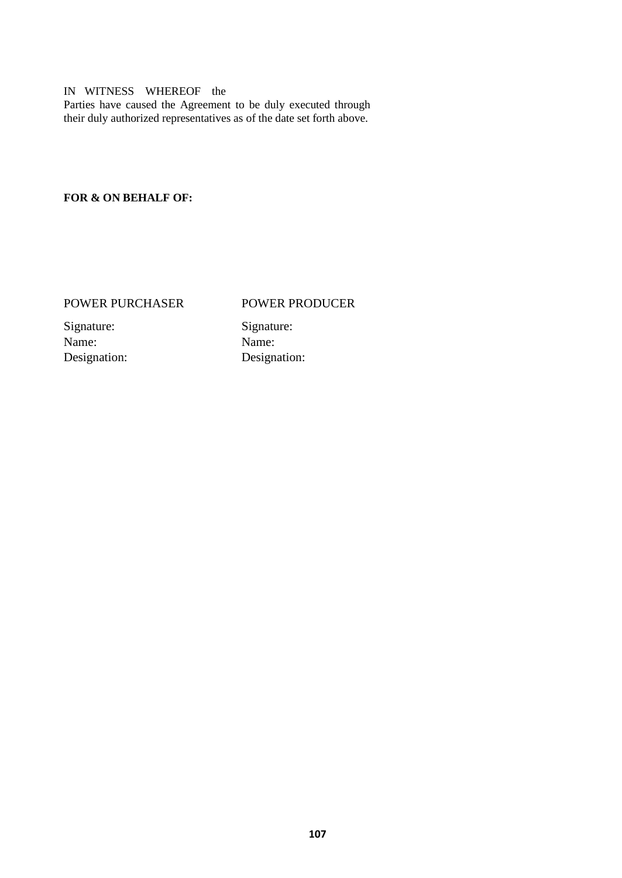IN WITNESS WHEREOF the Parties have caused the Agreement to be duly executed through their duly authorized representatives as of the date set forth above.

**FOR & ON BEHALF OF:**

| POWER PURCHASER | POWER PRODUCER |
|---|---|
| Signature: | Signature: |
| Name: | Name: |
| Designation: | Designation: |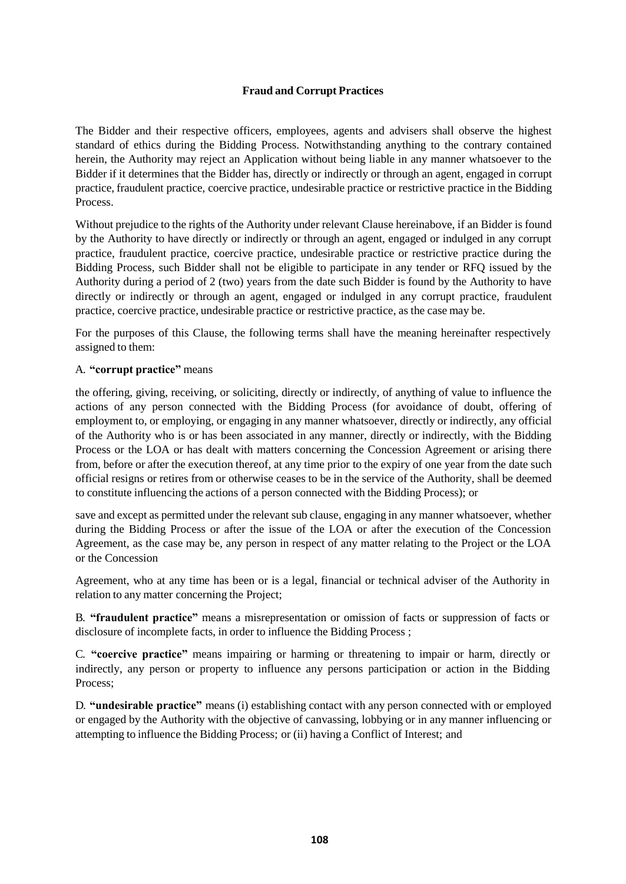**Fraud and Corrupt Practices**

The Bidder and their respective officers, employees, agents and advisers shall observe the highest standard of ethics during the Bidding Process. Notwithstanding anything to the contrary contained herein, the Authority may reject an Application without being liable in any manner whatsoever to the Bidder if it determines that the Bidder has, directly or indirectly or through an agent, engaged in corrupt practice, fraudulent practice, coercive practice, undesirable practice or restrictive practice in the Bidding Process.

Without prejudice to the rights of the Authority under relevant Clause hereinabove, if an Bidder is found by the Authority to have directly or indirectly or through an agent, engaged or indulged in any corrupt practice, fraudulent practice, coercive practice, undesirable practice or restrictive practice during the Bidding Process, such Bidder shall not be eligible to participate in any tender or RFQ issued by the Authority during a period of 2 (two) years from the date such Bidder is found by the Authority to have directly or indirectly or through an agent, engaged or indulged in any corrupt practice, fraudulent practice, coercive practice, undesirable practice or restrictive practice, as the case may be.

For the purposes of this Clause, the following terms shall have the meaning hereinafter respectively assigned to them:

A. **"corrupt practice"** means

the offering, giving, receiving, or soliciting, directly or indirectly, of anything of value to influence the actions of any person connected with the Bidding Process (for avoidance of doubt, offering of employment to, or employing, or engaging in any manner whatsoever, directly or indirectly, any official of the Authority who is or has been associated in any manner, directly or indirectly, with the Bidding Process or the LOA or has dealt with matters concerning the Concession Agreement or arising there from, before or after the execution thereof, at any time prior to the expiry of one year from the date such official resigns or retires from or otherwise ceases to be in the service of the Authority, shall be deemed to constitute influencing the actions of a person connected with the Bidding Process); or

save and except as permitted under the relevant sub clause, engaging in any manner whatsoever, whether during the Bidding Process or after the issue of the LOA or after the execution of the Concession Agreement, as the case may be, any person in respect of any matter relating to the Project or the LOA or the Concession

Agreement, who at any time has been or is a legal, financial or technical adviser of the Authority in relation to any matter concerning the Project;

B. **"fraudulent practice"** means a misrepresentation or omission of facts or suppression of facts or disclosure of incomplete facts, in order to influence the Bidding Process ;

C. **"coercive practice"** means impairing or harming or threatening to impair or harm, directly or indirectly, any person or property to influence any persons participation or action in the Bidding Process;

D. **"undesirable practice"** means (i) establishing contact with any person connected with or employed or engaged by the Authority with the objective of canvassing, lobbying or in any manner influencing or attempting to influence the Bidding Process; or (ii) having a Conflict of Interest; and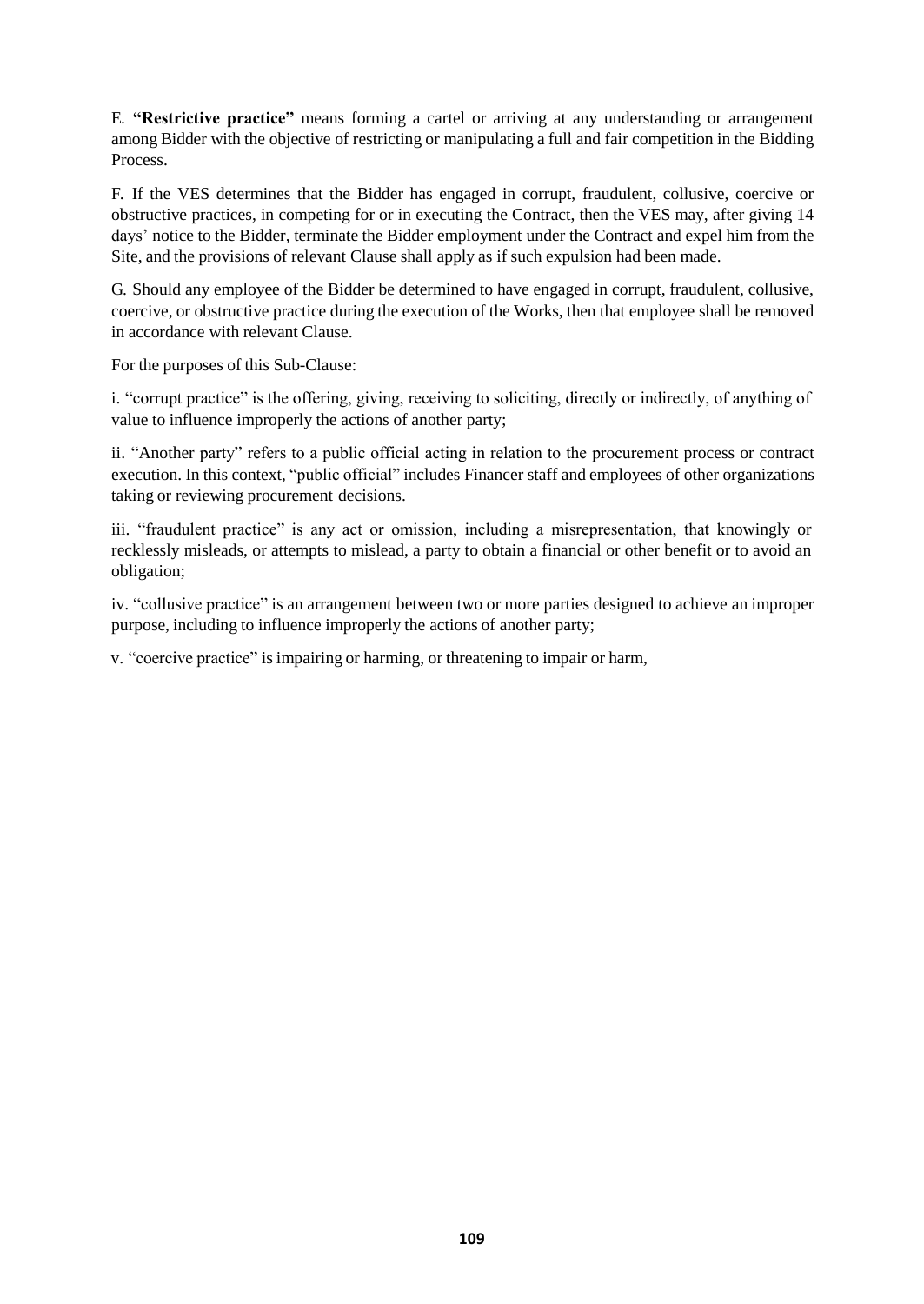E. **"Restrictive practice"** means forming a cartel or arriving at any understanding or arrangement among Bidder with the objective of restricting or manipulating a full and fair competition in the Bidding Process.

F. If the VES determines that the Bidder has engaged in corrupt, fraudulent, collusive, coercive or obstructive practices, in competing for or in executing the Contract, then the VES may, after giving 14 days' notice to the Bidder, terminate the Bidder employment under the Contract and expel him from the Site, and the provisions of relevant Clause shall apply as if such expulsion had been made.

G. Should any employee of the Bidder be determined to have engaged in corrupt, fraudulent, collusive, coercive, or obstructive practice during the execution of the Works, then that employee shall be removed in accordance with relevant Clause.

For the purposes of this Sub-Clause:

i. "corrupt practice" is the offering, giving, receiving to soliciting, directly or indirectly, of anything of value to influence improperly the actions of another party;

ii. "Another party" refers to a public official acting in relation to the procurement process or contract execution. In this context, "public official" includes Financer staff and employees of other organizations taking or reviewing procurement decisions.

iii. "fraudulent practice" is any act or omission, including a misrepresentation, that knowingly or recklessly misleads, or attempts to mislead, a party to obtain a financial or other benefit or to avoid an obligation;

iv. "collusive practice" is an arrangement between two or more parties designed to achieve an improper purpose, including to influence improperly the actions of another party;

v. "coercive practice" is impairing or harming, or threatening to impair or harm,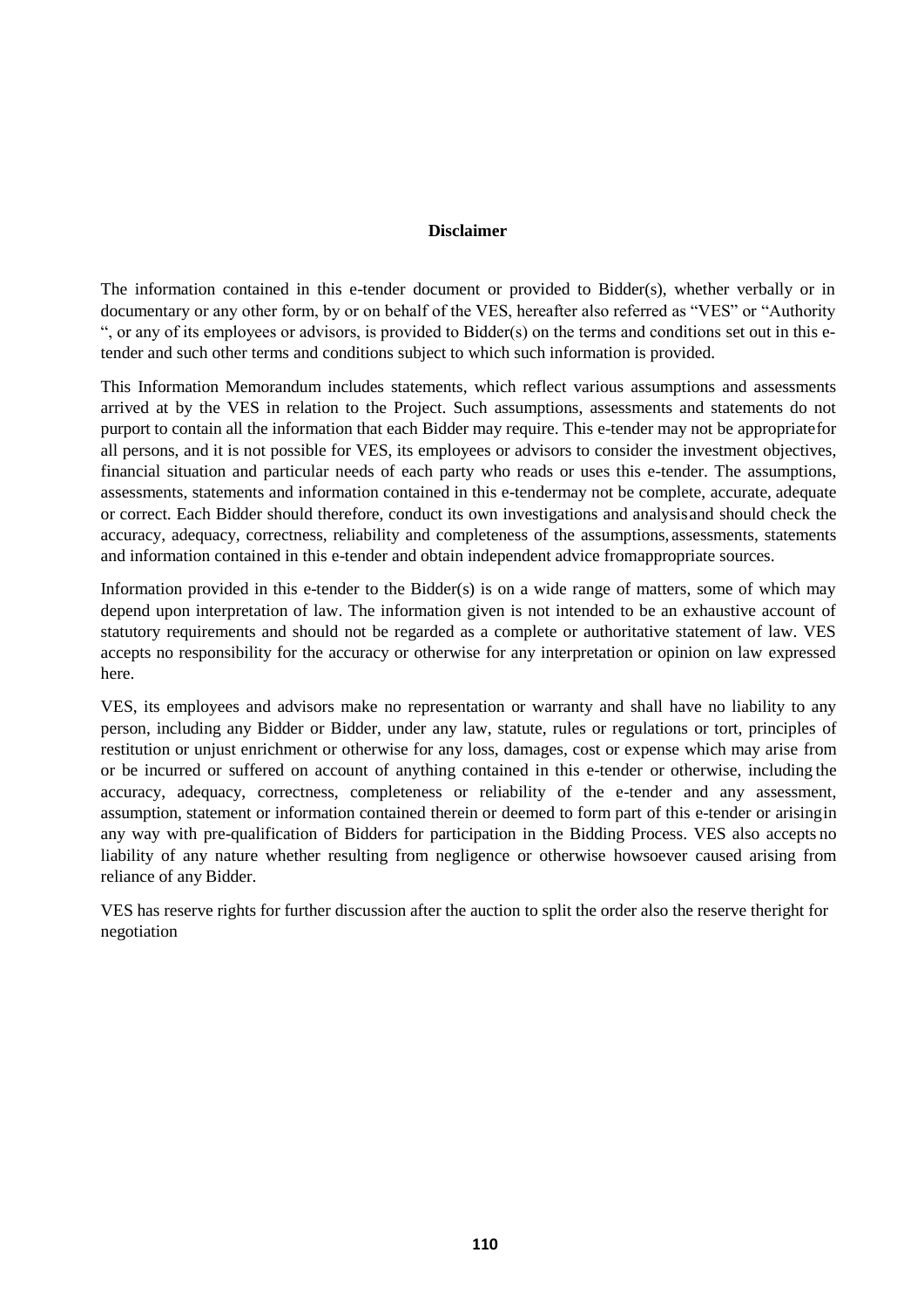**Disclaimer**

The information contained in this e-tender document or provided to Bidder(s), whether verbally or in documentary or any other form, by or on behalf of the VES, hereafter also referred as "VES" or "Authority ", or any of its employees or advisors, is provided to Bidder(s) on the terms and conditions set out in this e-tender and such other terms and conditions subject to which such information is provided.

This Information Memorandum includes statements, which reflect various assumptions and assessments arrived at by the VES in relation to the Project. Such assumptions, assessments and statements do not purport to contain all the information that each Bidder may require. This e-tender may not be appropriatefor all persons, and it is not possible for VES, its employees or advisors to consider the investment objectives, financial situation and particular needs of each party who reads or uses this e-tender. The assumptions, assessments, statements and information contained in this e-tendermay not be complete, accurate, adequate or correct. Each Bidder should therefore, conduct its own investigations and analysisand should check the accuracy, adequacy, correctness, reliability and completeness of the assumptions, assessments, statements and information contained in this e-tender and obtain independent advice fromappropriate sources.

Information provided in this e-tender to the Bidder(s) is on a wide range of matters, some of which may depend upon interpretation of law. The information given is not intended to be an exhaustive account of statutory requirements and should not be regarded as a complete or authoritative statement of law. VES accepts no responsibility for the accuracy or otherwise for any interpretation or opinion on law expressed here.

VES, its employees and advisors make no representation or warranty and shall have no liability to any person, including any Bidder or Bidder, under any law, statute, rules or regulations or tort, principles of restitution or unjust enrichment or otherwise for any loss, damages, cost or expense which may arise from or be incurred or suffered on account of anything contained in this e-tender or otherwise, including the accuracy, adequacy, correctness, completeness or reliability of the e-tender and any assessment, assumption, statement or information contained therein or deemed to form part of this e-tender or arisingin any way with pre-qualification of Bidders for participation in the Bidding Process. VES also accepts no liability of any nature whether resulting from negligence or otherwise howsoever caused arising from reliance of any Bidder.

VES has reserve rights for further discussion after the auction to split the order also the reserve theright for negotiation